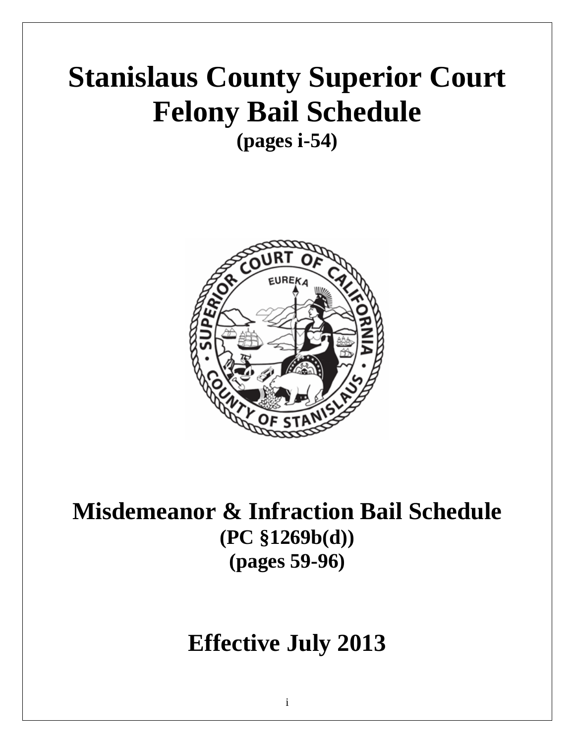# Stanislaus County Superior Court Felony Bail Schedule

**(pages i-54)**

# Misdemeanor & Infraction Bail Schedule

**(PC §1269b(d))**

**(pages 59-96)**

# Effective July 2013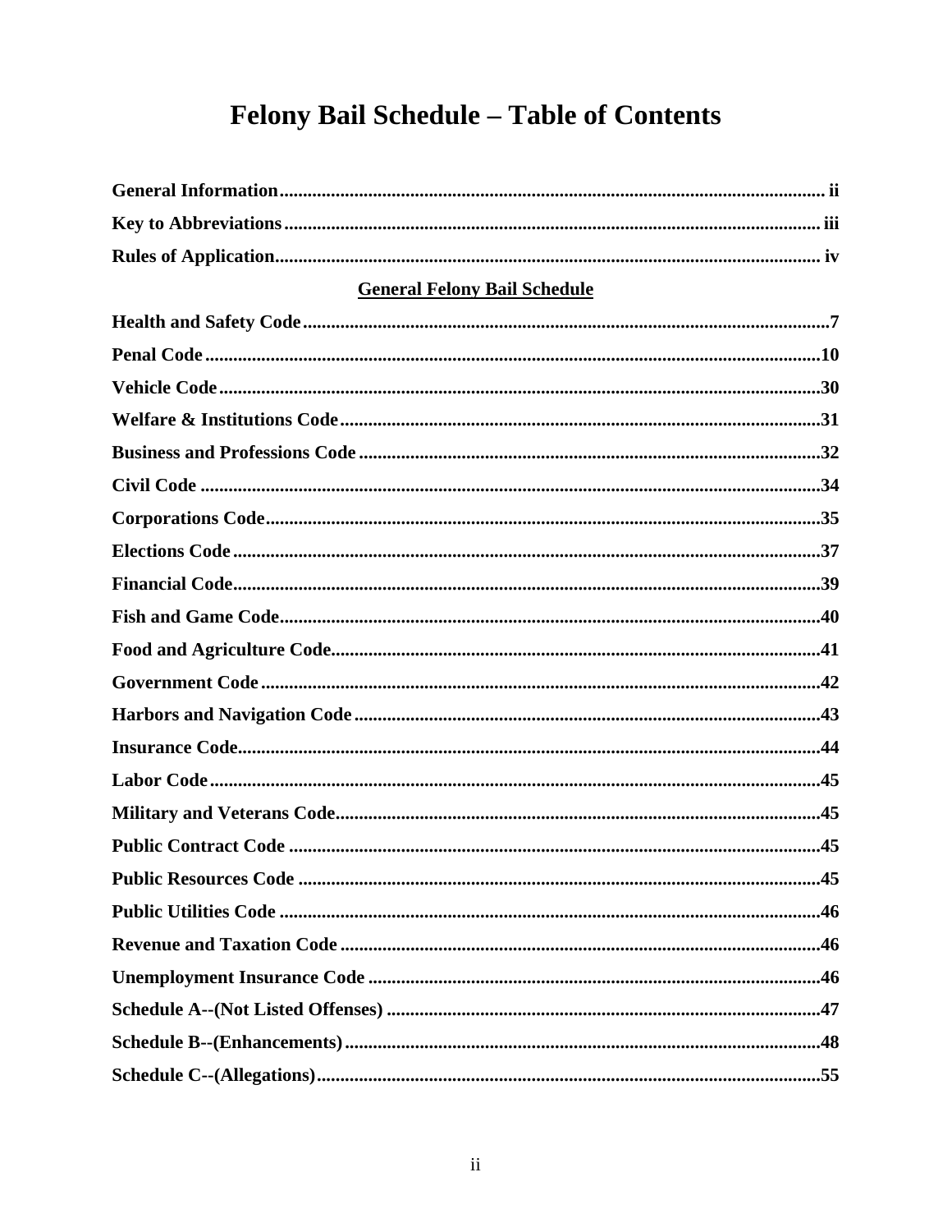# Felony Bail Schedule – Table of Contents

**General Information** .................................................................... ii
**Key to Abbreviations** .................................................................... iii
**Rules of Application** .................................................................... iv

**General Felony Bail Schedule**

**Health and Safety Code** .................................................................... 7
**Penal Code** .................................................................... 10
**Vehicle Code** .................................................................... 30
**Welfare & Institutions Code** .................................................................... 31
**Business and Professions Code** .................................................................... 32
**Civil Code** .................................................................... 34
**Corporations Code** .................................................................... 35
**Elections Code** .................................................................... 37
**Financial Code** .................................................................... 39
**Fish and Game Code** .................................................................... 40
**Food and Agriculture Code** .................................................................... 41
**Government Code** .................................................................... 42
**Harbors and Navigation Code** .................................................................... 43
**Insurance Code** .................................................................... 44
**Labor Code** .................................................................... 45
**Military and Veterans Code** .................................................................... 45
**Public Contract Code** .................................................................... 45
**Public Resources Code** .................................................................... 45
**Public Utilities Code** .................................................................... 46
**Revenue and Taxation Code** .................................................................... 46
**Unemployment Insurance Code** .................................................................... 46
**Schedule A--(Not Listed Offenses)** .................................................................... 47
**Schedule B--(Enhancements)** .................................................................... 48
**Schedule C--(Allegations)** .................................................................... 55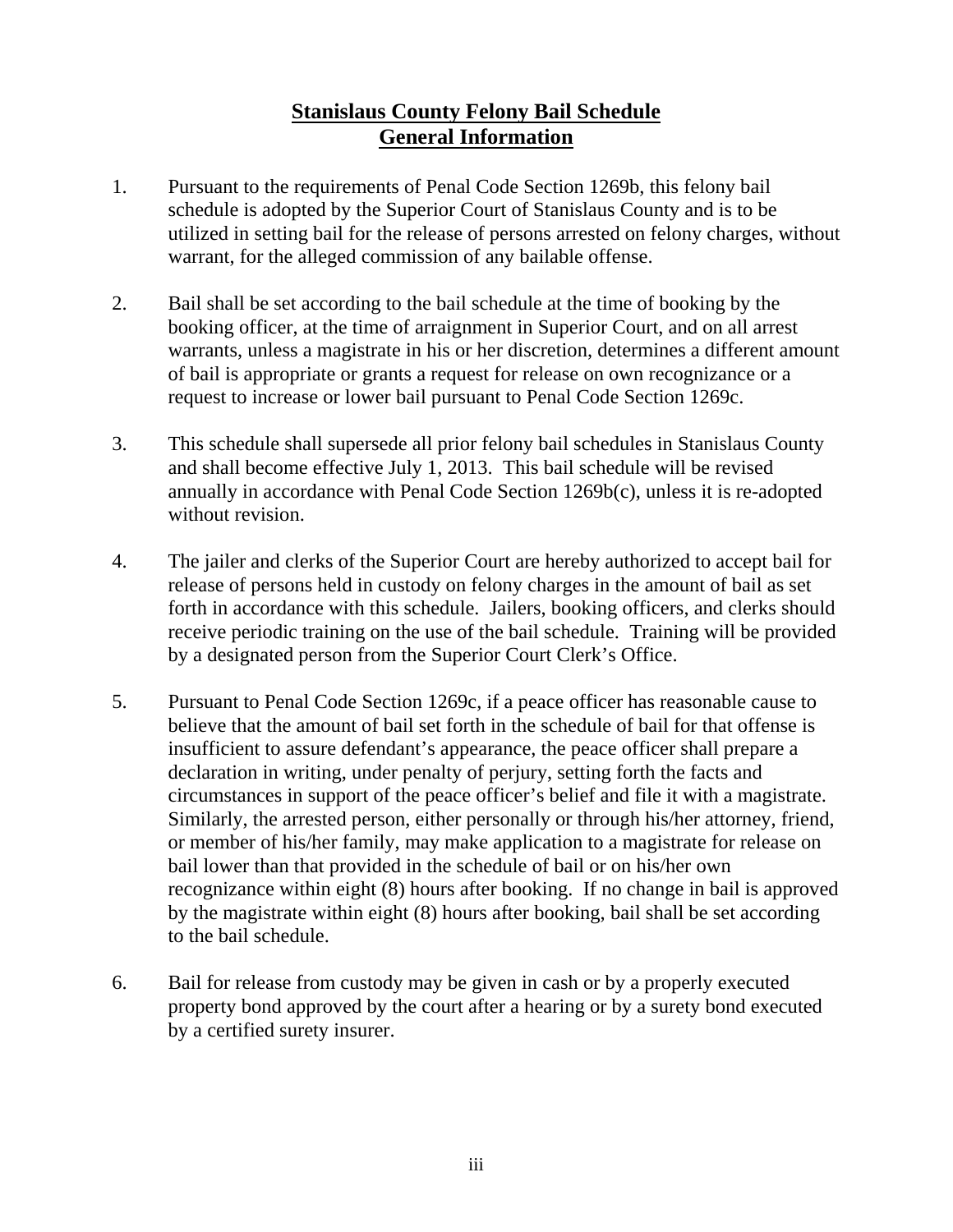# Stanislaus County Felony Bail Schedule
## General Information

1. Pursuant to the requirements of Penal Code Section 1269b, this felony bail schedule is adopted by the Superior Court of Stanislaus County and is to be utilized in setting bail for the release of persons arrested on felony charges, without warrant, for the alleged commission of any bailable offense.

2. Bail shall be set according to the bail schedule at the time of booking by the booking officer, at the time of arraignment in Superior Court, and on all arrest warrants, unless a magistrate in his or her discretion, determines a different amount of bail is appropriate or grants a request for release on own recognizance or a request to increase or lower bail pursuant to Penal Code Section 1269c.

3. This schedule shall supersede all prior felony bail schedules in Stanislaus County and shall become effective July 1, 2013. This bail schedule will be revised annually in accordance with Penal Code Section 1269b(c), unless it is re-adopted without revision.

4. The jailer and clerks of the Superior Court are hereby authorized to accept bail for release of persons held in custody on felony charges in the amount of bail as set forth in accordance with this schedule. Jailers, booking officers, and clerks should receive periodic training on the use of the bail schedule. Training will be provided by a designated person from the Superior Court Clerk's Office.

5. Pursuant to Penal Code Section 1269c, if a peace officer has reasonable cause to believe that the amount of bail set forth in the schedule of bail for that offense is insufficient to assure defendant's appearance, the peace officer shall prepare a declaration in writing, under penalty of perjury, setting forth the facts and circumstances in support of the peace officer's belief and file it with a magistrate. Similarly, the arrested person, either personally or through his/her attorney, friend, or member of his/her family, may make application to a magistrate for release on bail lower than that provided in the schedule of bail or on his/her own recognizance within eight (8) hours after booking. If no change in bail is approved by the magistrate within eight (8) hours after booking, bail shall be set according to the bail schedule.

6. Bail for release from custody may be given in cash or by a properly executed property bond approved by the court after a hearing or by a surety bond executed by a certified surety insurer.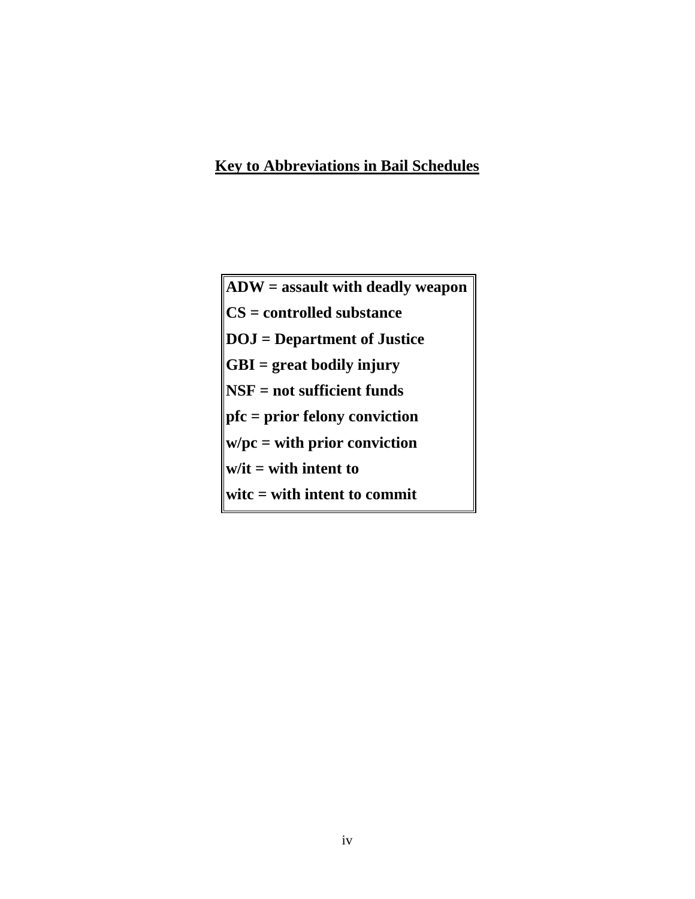## Key to Abbreviations in Bail Schedules

**ADW = assault with deadly weapon**
**CS = controlled substance**
**DOJ = Department of Justice**
**GBI = great bodily injury**
**NSF = not sufficient funds**
**pfc = prior felony conviction**
**w/pc = with prior conviction**
**w/it = with intent to**
**witc = with intent to commit**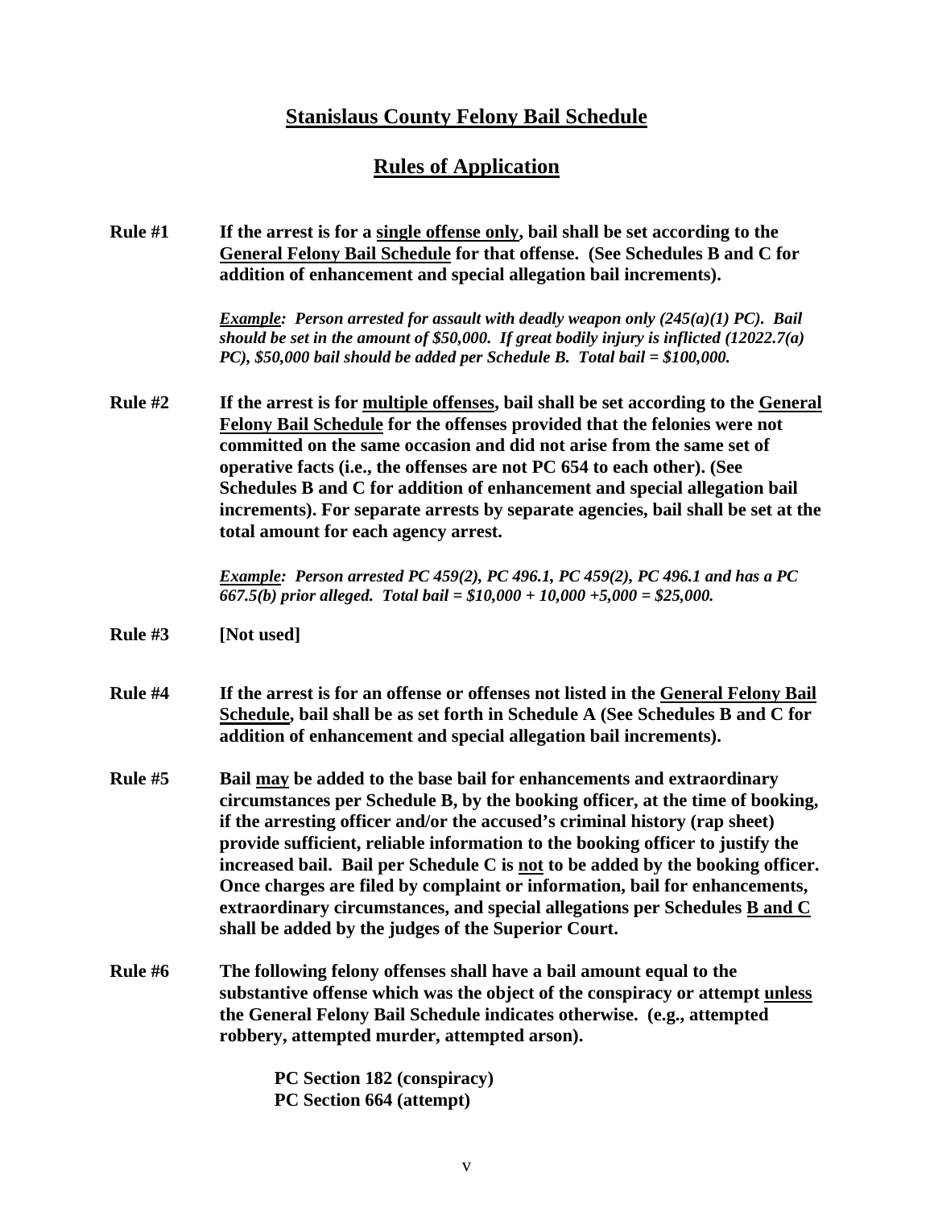# Stanislaus County Felony Bail Schedule

## Rules of Application

**Rule #1** **If the arrest is for a single offense only, bail shall be set according to the General Felony Bail Schedule for that offense. (See Schedules B and C for addition of enhancement and special allegation bail increments).**

***Example:* Person arrested for assault with deadly weapon only (245(a)(1) PC). Bail should be set in the amount of $50,000. If great bodily injury is inflicted (12022.7(a) PC), $50,000 bail should be added per Schedule B. Total bail = $100,000.**

**Rule #2** **If the arrest is for multiple offenses, bail shall be set according to the General Felony Bail Schedule for the offenses provided that the felonies were not committed on the same occasion and did not arise from the same set of operative facts (i.e., the offenses are not PC 654 to each other). (See Schedules B and C for addition of enhancement and special allegation bail increments). For separate arrests by separate agencies, bail shall be set at the total amount for each agency arrest.**

***Example:* Person arrested PC 459(2), PC 496.1, PC 459(2), PC 496.1 and has a PC 667.5(b) prior alleged. Total bail = $10,000 + 10,000 +5,000 = $25,000.**

**Rule #3** **[Not used]**

**Rule #4** **If the arrest is for an offense or offenses not listed in the General Felony Bail Schedule, bail shall be as set forth in Schedule A (See Schedules B and C for addition of enhancement and special allegation bail increments).**

**Rule #5** **Bail may be added to the base bail for enhancements and extraordinary circumstances per Schedule B, by the booking officer, at the time of booking, if the arresting officer and/or the accused's criminal history (rap sheet) provide sufficient, reliable information to the booking officer to justify the increased bail. Bail per Schedule C is not to be added by the booking officer. Once charges are filed by complaint or information, bail for enhancements, extraordinary circumstances, and special allegations per Schedules B and C shall be added by the judges of the Superior Court.**

**Rule #6** **The following felony offenses shall have a bail amount equal to the substantive offense which was the object of the conspiracy or attempt unless the General Felony Bail Schedule indicates otherwise. (e.g., attempted robbery, attempted murder, attempted arson).**

**PC Section 182 (conspiracy)**
**PC Section 664 (attempt)**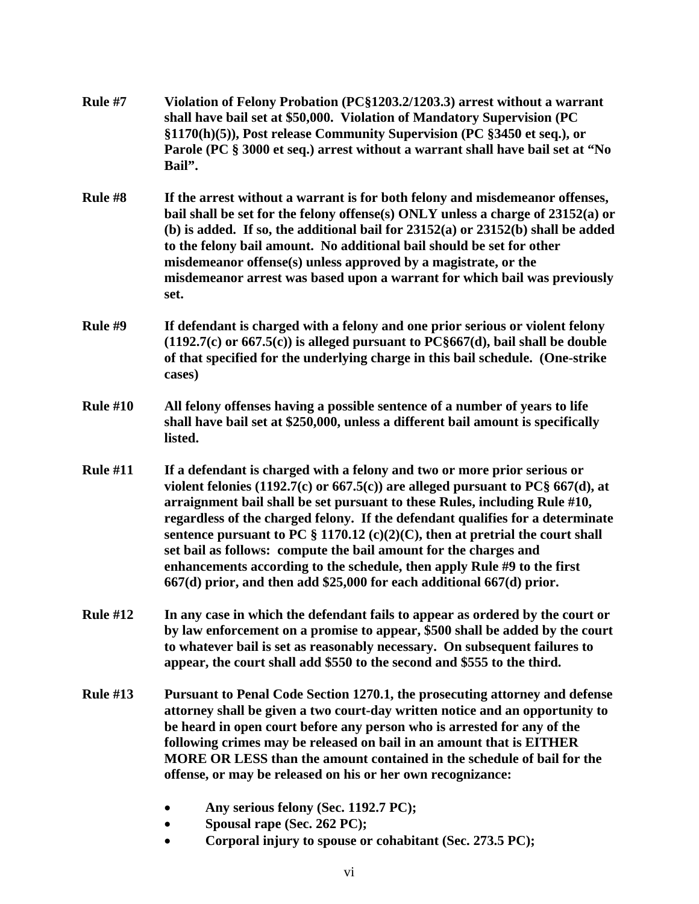**Rule #7** **Violation of Felony Probation (PC§1203.2/1203.3) arrest without a warrant shall have bail set at $50,000. Violation of Mandatory Supervision (PC §1170(h)(5)), Post release Community Supervision (PC §3450 et seq.), or Parole (PC § 3000 et seq.) arrest without a warrant shall have bail set at "No Bail".**

**Rule #8** **If the arrest without a warrant is for both felony and misdemeanor offenses, bail shall be set for the felony offense(s) ONLY unless a charge of 23152(a) or (b) is added. If so, the additional bail for 23152(a) or 23152(b) shall be added to the felony bail amount. No additional bail should be set for other misdemeanor offense(s) unless approved by a magistrate, or the misdemeanor arrest was based upon a warrant for which bail was previously set.**

**Rule #9** **If defendant is charged with a felony and one prior serious or violent felony (1192.7(c) or 667.5(c)) is alleged pursuant to PC§667(d), bail shall be double of that specified for the underlying charge in this bail schedule. (One-strike cases)**

**Rule #10** **All felony offenses having a possible sentence of a number of years to life shall have bail set at $250,000, unless a different bail amount is specifically listed.**

**Rule #11** **If a defendant is charged with a felony and two or more prior serious or violent felonies (1192.7(c) or 667.5(c)) are alleged pursuant to PC§ 667(d), at arraignment bail shall be set pursuant to these Rules, including Rule #10, regardless of the charged felony. If the defendant qualifies for a determinate sentence pursuant to PC § 1170.12 (c)(2)(C), then at pretrial the court shall set bail as follows: compute the bail amount for the charges and enhancements according to the schedule, then apply Rule #9 to the first 667(d) prior, and then add $25,000 for each additional 667(d) prior.**

**Rule #12** **In any case in which the defendant fails to appear as ordered by the court or by law enforcement on a promise to appear, $500 shall be added by the court to whatever bail is set as reasonably necessary. On subsequent failures to appear, the court shall add $550 to the second and $555 to the third.**

**Rule #13** **Pursuant to Penal Code Section 1270.1, the prosecuting attorney and defense attorney shall be given a two court-day written notice and an opportunity to be heard in open court before any person who is arrested for any of the following crimes may be released on bail in an amount that is EITHER MORE OR LESS than the amount contained in the schedule of bail for the offense, or may be released on his or her own recognizance:**

- **Any serious felony (Sec. 1192.7 PC);**
- **Spousal rape (Sec. 262 PC);**
- **Corporal injury to spouse or cohabitant (Sec. 273.5 PC);**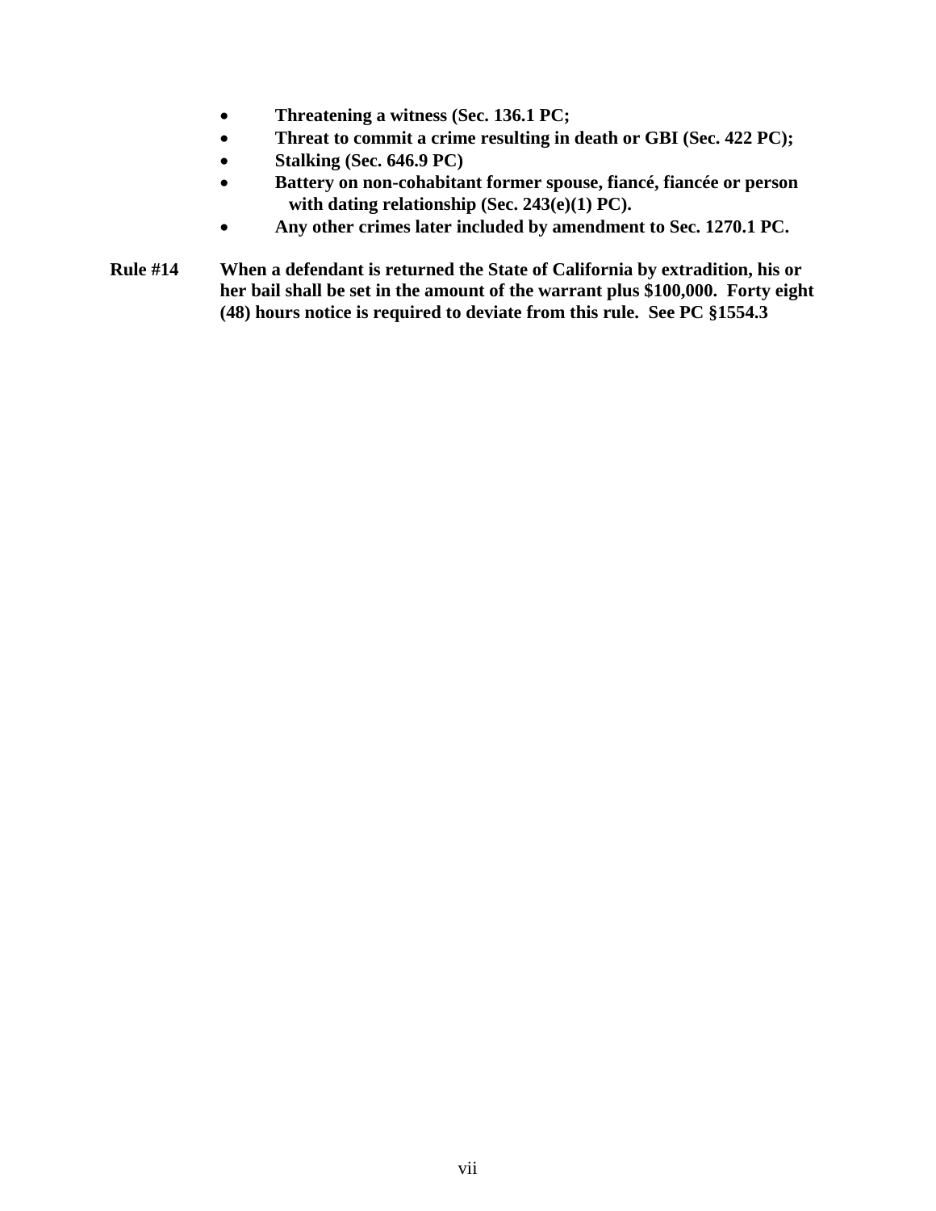- **Threatening a witness (Sec. 136.1 PC;**
- **Threat to commit a crime resulting in death or GBI (Sec. 422 PC);**
- **Stalking (Sec. 646.9 PC)**
- **Battery on non-cohabitant former spouse, fiancé, fiancée or person with dating relationship (Sec. 243(e)(1) PC).**
- **Any other crimes later included by amendment to Sec. 1270.1 PC.**

**Rule #14** **When a defendant is returned the State of California by extradition, his or her bail shall be set in the amount of the warrant plus $100,000. Forty eight (48) hours notice is required to deviate from this rule. See PC §1554.3**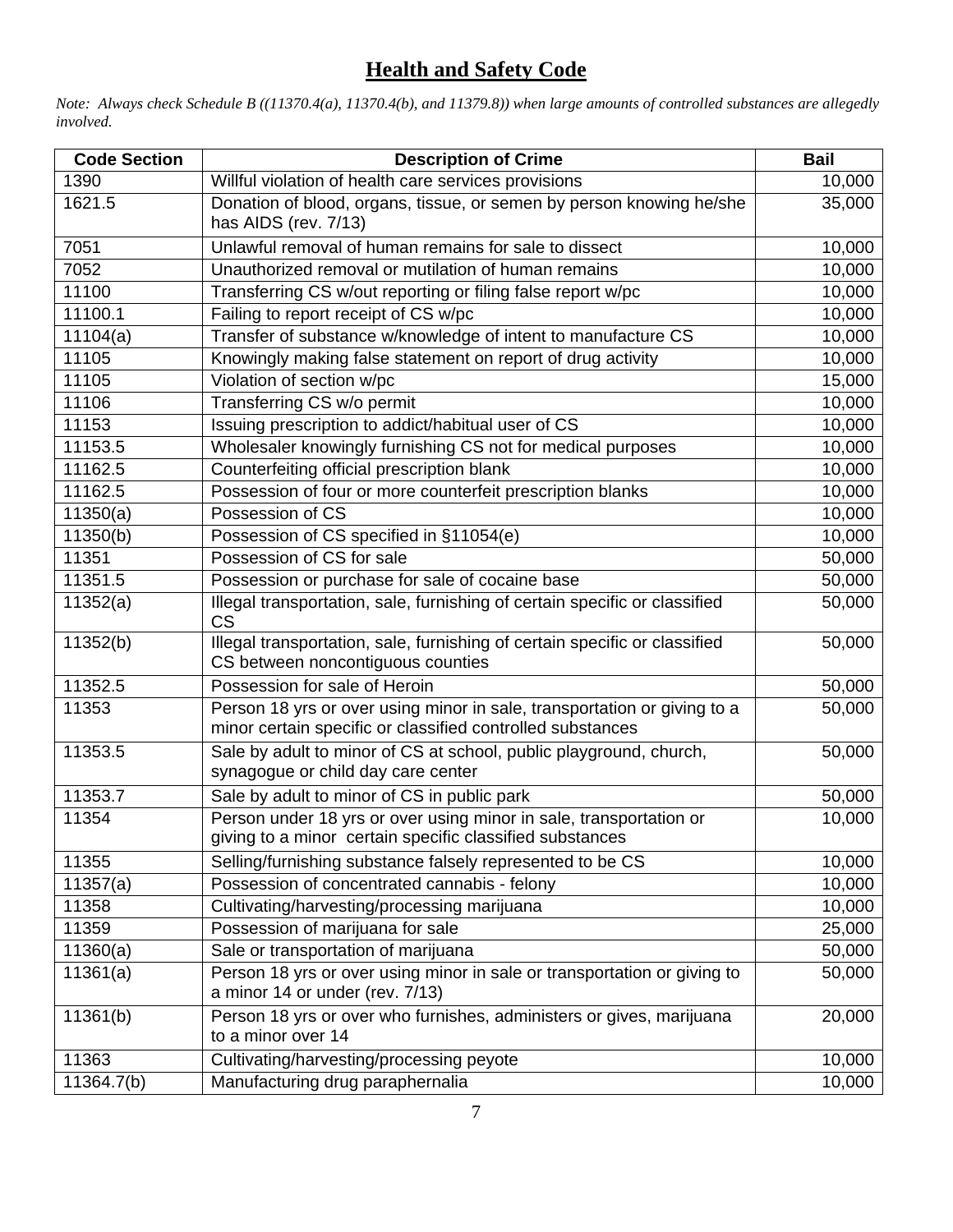# Health and Safety Code

*Note: Always check Schedule B ((11370.4(a), 11370.4(b), and 11379.8)) when large amounts of controlled substances are allegedly involved.*

| Code Section | Description of Crime | Bail |
|---|---|---|
| 1390 | Willful violation of health care services provisions | 10,000 |
| 1621.5 | Donation of blood, organs, tissue, or semen by person knowing he/she has AIDS (rev. 7/13) | 35,000 |
| 7051 | Unlawful removal of human remains for sale to dissect | 10,000 |
| 7052 | Unauthorized removal or mutilation of human remains | 10,000 |
| 11100 | Transferring CS w/out reporting or filing false report w/pc | 10,000 |
| 11100.1 | Failing to report receipt of CS w/pc | 10,000 |
| 11104(a) | Transfer of substance w/knowledge of intent to manufacture CS | 10,000 |
| 11105 | Knowingly making false statement on report of drug activity | 10,000 |
| 11105 | Violation of section w/pc | 15,000 |
| 11106 | Transferring CS w/o permit | 10,000 |
| 11153 | Issuing prescription to addict/habitual user of CS | 10,000 |
| 11153.5 | Wholesaler knowingly furnishing CS not for medical purposes | 10,000 |
| 11162.5 | Counterfeiting official prescription blank | 10,000 |
| 11162.5 | Possession of four or more counterfeit prescription blanks | 10,000 |
| 11350(a) | Possession of CS | 10,000 |
| 11350(b) | Possession of CS specified in §11054(e) | 10,000 |
| 11351 | Possession of CS for sale | 50,000 |
| 11351.5 | Possession or purchase for sale of cocaine base | 50,000 |
| 11352(a) | Illegal transportation, sale, furnishing of certain specific or classified CS | 50,000 |
| 11352(b) | Illegal transportation, sale, furnishing of certain specific or classified CS between noncontiguous counties | 50,000 |
| 11352.5 | Possession for sale of Heroin | 50,000 |
| 11353 | Person 18 yrs or over using minor in sale, transportation or giving to a minor certain specific or classified controlled substances | 50,000 |
| 11353.5 | Sale by adult to minor of CS at school, public playground, church, synagogue or child day care center | 50,000 |
| 11353.7 | Sale by adult to minor of CS in public park | 50,000 |
| 11354 | Person under 18 yrs or over using minor in sale, transportation or giving to a minor certain specific classified substances | 10,000 |
| 11355 | Selling/furnishing substance falsely represented to be CS | 10,000 |
| 11357(a) | Possession of concentrated cannabis - felony | 10,000 |
| 11358 | Cultivating/harvesting/processing marijuana | 10,000 |
| 11359 | Possession of marijuana for sale | 25,000 |
| 11360(a) | Sale or transportation of marijuana | 50,000 |
| 11361(a) | Person 18 yrs or over using minor in sale or transportation or giving to a minor 14 or under (rev. 7/13) | 50,000 |
| 11361(b) | Person 18 yrs or over who furnishes, administers or gives, marijuana to a minor over 14 | 20,000 |
| 11363 | Cultivating/harvesting/processing peyote | 10,000 |
| 11364.7(b) | Manufacturing drug paraphernalia | 10,000 |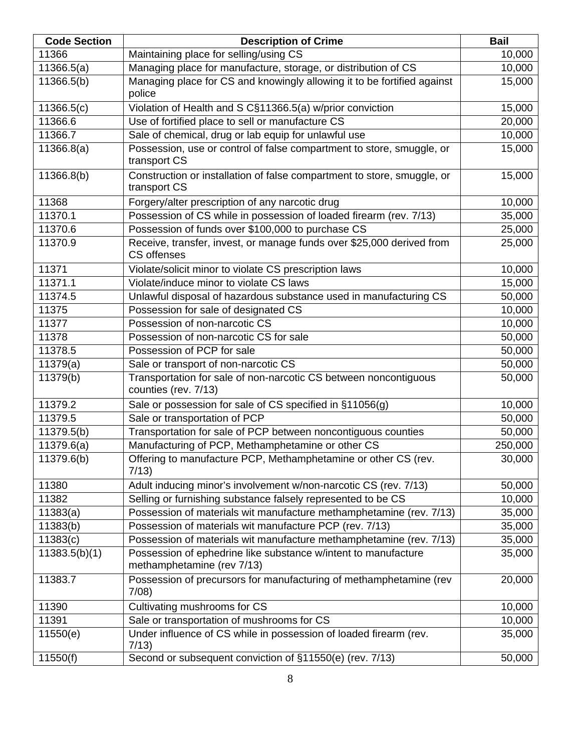| Code Section | Description of Crime | Bail |
| --- | --- | --- |
| 11366 | Maintaining place for selling/using CS | 10,000 |
| 11366.5(a) | Managing place for manufacture, storage, or distribution of CS | 10,000 |
| 11366.5(b) | Managing place for CS and knowingly allowing it to be fortified against police | 15,000 |
| 11366.5(c) | Violation of Health and S C§11366.5(a) w/prior conviction | 15,000 |
| 11366.6 | Use of fortified place to sell or manufacture CS | 20,000 |
| 11366.7 | Sale of chemical, drug or lab equip for unlawful use | 10,000 |
| 11366.8(a) | Possession, use or control of false compartment to store, smuggle, or transport CS | 15,000 |
| 11366.8(b) | Construction or installation of false compartment to store, smuggle, or transport CS | 15,000 |
| 11368 | Forgery/alter prescription of any narcotic drug | 10,000 |
| 11370.1 | Possession of CS while in possession of loaded firearm (rev. 7/13) | 35,000 |
| 11370.6 | Possession of funds over $100,000 to purchase CS | 25,000 |
| 11370.9 | Receive, transfer, invest, or manage funds over $25,000 derived from CS offenses | 25,000 |
| 11371 | Violate/solicit minor to violate CS prescription laws | 10,000 |
| 11371.1 | Violate/induce minor to violate CS laws | 15,000 |
| 11374.5 | Unlawful disposal of hazardous substance used in manufacturing CS | 50,000 |
| 11375 | Possession for sale of designated CS | 10,000 |
| 11377 | Possession of non-narcotic CS | 10,000 |
| 11378 | Possession of non-narcotic CS for sale | 50,000 |
| 11378.5 | Possession of PCP for sale | 50,000 |
| 11379(a) | Sale or transport of non-narcotic CS | 50,000 |
| 11379(b) | Transportation for sale of non-narcotic CS between noncontiguous counties (rev. 7/13) | 50,000 |
| 11379.2 | Sale or possession for sale of CS specified in §11056(g) | 10,000 |
| 11379.5 | Sale or transportation of PCP | 50,000 |
| 11379.5(b) | Transportation for sale of PCP between noncontiguous counties | 50,000 |
| 11379.6(a) | Manufacturing of PCP, Methamphetamine or other CS | 250,000 |
| 11379.6(b) | Offering to manufacture PCP, Methamphetamine or other CS (rev. 7/13) | 30,000 |
| 11380 | Adult inducing minor's involvement w/non-narcotic CS (rev. 7/13) | 50,000 |
| 11382 | Selling or furnishing substance falsely represented to be CS | 10,000 |
| 11383(a) | Possession of materials wit manufacture methamphetamine (rev. 7/13) | 35,000 |
| 11383(b) | Possession of materials wit manufacture PCP (rev. 7/13) | 35,000 |
| 11383(c) | Possession of materials wit manufacture methamphetamine (rev. 7/13) | 35,000 |
| 11383.5(b)(1) | Possession of ephedrine like substance w/intent to manufacture methamphetamine (rev 7/13) | 35,000 |
| 11383.7 | Possession of precursors for manufacturing of methamphetamine (rev 7/08) | 20,000 |
| 11390 | Cultivating mushrooms for CS | 10,000 |
| 11391 | Sale or transportation of mushrooms for CS | 10,000 |
| 11550(e) | Under influence of CS while in possession of loaded firearm (rev. 7/13) | 35,000 |
| 11550(f) | Second or subsequent conviction of §11550(e) (rev. 7/13) | 50,000 |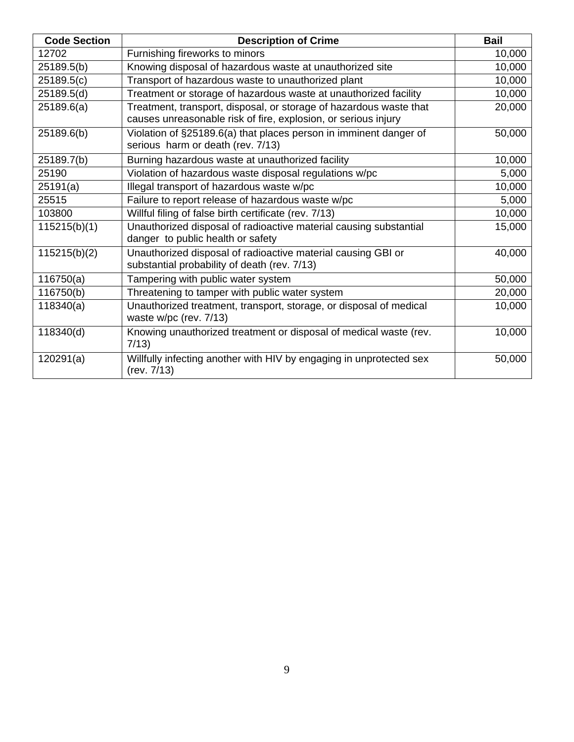| Code Section | Description of Crime | Bail |
|---|---|---|
| 12702 | Furnishing fireworks to minors | 10,000 |
| 25189.5(b) | Knowing disposal of hazardous waste at unauthorized site | 10,000 |
| 25189.5(c) | Transport of hazardous waste to unauthorized plant | 10,000 |
| 25189.5(d) | Treatment or storage of hazardous waste at unauthorized facility | 10,000 |
| 25189.6(a) | Treatment, transport, disposal, or storage of hazardous waste that causes unreasonable risk of fire, explosion, or serious injury | 20,000 |
| 25189.6(b) | Violation of §25189.6(a) that places person in imminent danger of serious harm or death (rev. 7/13) | 50,000 |
| 25189.7(b) | Burning hazardous waste at unauthorized facility | 10,000 |
| 25190 | Violation of hazardous waste disposal regulations w/pc | 5,000 |
| 25191(a) | Illegal transport of hazardous waste w/pc | 10,000 |
| 25515 | Failure to report release of hazardous waste w/pc | 5,000 |
| 103800 | Willful filing of false birth certificate (rev. 7/13) | 10,000 |
| 115215(b)(1) | Unauthorized disposal of radioactive material causing substantial danger to public health or safety | 15,000 |
| 115215(b)(2) | Unauthorized disposal of radioactive material causing GBI or substantial probability of death (rev. 7/13) | 40,000 |
| 116750(a) | Tampering with public water system | 50,000 |
| 116750(b) | Threatening to tamper with public water system | 20,000 |
| 118340(a) | Unauthorized treatment, transport, storage, or disposal of medical waste w/pc (rev. 7/13) | 10,000 |
| 118340(d) | Knowing unauthorized treatment or disposal of medical waste (rev. 7/13) | 10,000 |
| 120291(a) | Willfully infecting another with HIV by engaging in unprotected sex (rev. 7/13) | 50,000 |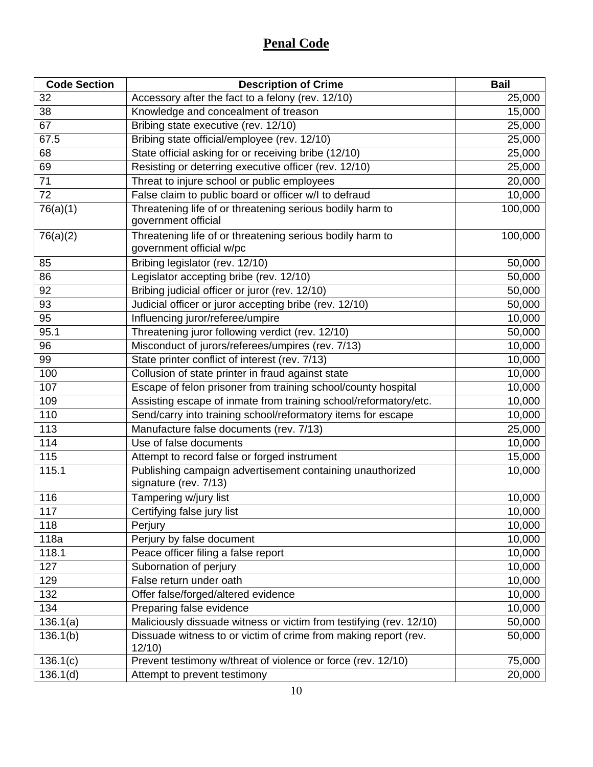# Penal Code

| Code Section | Description of Crime | Bail |
|---|---|---|
| 32 | Accessory after the fact to a felony (rev. 12/10) | 25,000 |
| 38 | Knowledge and concealment of treason | 15,000 |
| 67 | Bribing state executive (rev. 12/10) | 25,000 |
| 67.5 | Bribing state official/employee (rev. 12/10) | 25,000 |
| 68 | State official asking for or receiving bribe (12/10) | 25,000 |
| 69 | Resisting or deterring executive officer (rev. 12/10) | 25,000 |
| 71 | Threat to injure school or public employees | 20,000 |
| 72 | False claim to public board or officer w/I to defraud | 10,000 |
| 76(a)(1) | Threatening life of or threatening serious bodily harm to government official | 100,000 |
| 76(a)(2) | Threatening life of or threatening serious bodily harm to government official w/pc | 100,000 |
| 85 | Bribing legislator (rev. 12/10) | 50,000 |
| 86 | Legislator accepting bribe (rev. 12/10) | 50,000 |
| 92 | Bribing judicial officer or juror (rev. 12/10) | 50,000 |
| 93 | Judicial officer or juror accepting bribe (rev. 12/10) | 50,000 |
| 95 | Influencing juror/referee/umpire | 10,000 |
| 95.1 | Threatening juror following verdict (rev. 12/10) | 50,000 |
| 96 | Misconduct of jurors/referees/umpires (rev. 7/13) | 10,000 |
| 99 | State printer conflict of interest (rev. 7/13) | 10,000 |
| 100 | Collusion of state printer in fraud against state | 10,000 |
| 107 | Escape of felon prisoner from training school/county hospital | 10,000 |
| 109 | Assisting escape of inmate from training school/reformatory/etc. | 10,000 |
| 110 | Send/carry into training school/reformatory items for escape | 10,000 |
| 113 | Manufacture false documents (rev. 7/13) | 25,000 |
| 114 | Use of false documents | 10,000 |
| 115 | Attempt to record false or forged instrument | 15,000 |
| 115.1 | Publishing campaign advertisement containing unauthorized signature (rev. 7/13) | 10,000 |
| 116 | Tampering w/jury list | 10,000 |
| 117 | Certifying false jury list | 10,000 |
| 118 | Perjury | 10,000 |
| 118a | Perjury by false document | 10,000 |
| 118.1 | Peace officer filing a false report | 10,000 |
| 127 | Subornation of perjury | 10,000 |
| 129 | False return under oath | 10,000 |
| 132 | Offer false/forged/altered evidence | 10,000 |
| 134 | Preparing false evidence | 10,000 |
| 136.1(a) | Maliciously dissuade witness or victim from testifying (rev. 12/10) | 50,000 |
| 136.1(b) | Dissuade witness to or victim of crime from making report (rev. 12/10) | 50,000 |
| 136.1(c) | Prevent testimony w/threat of violence or force (rev. 12/10) | 75,000 |
| 136.1(d) | Attempt to prevent testimony | 20,000 |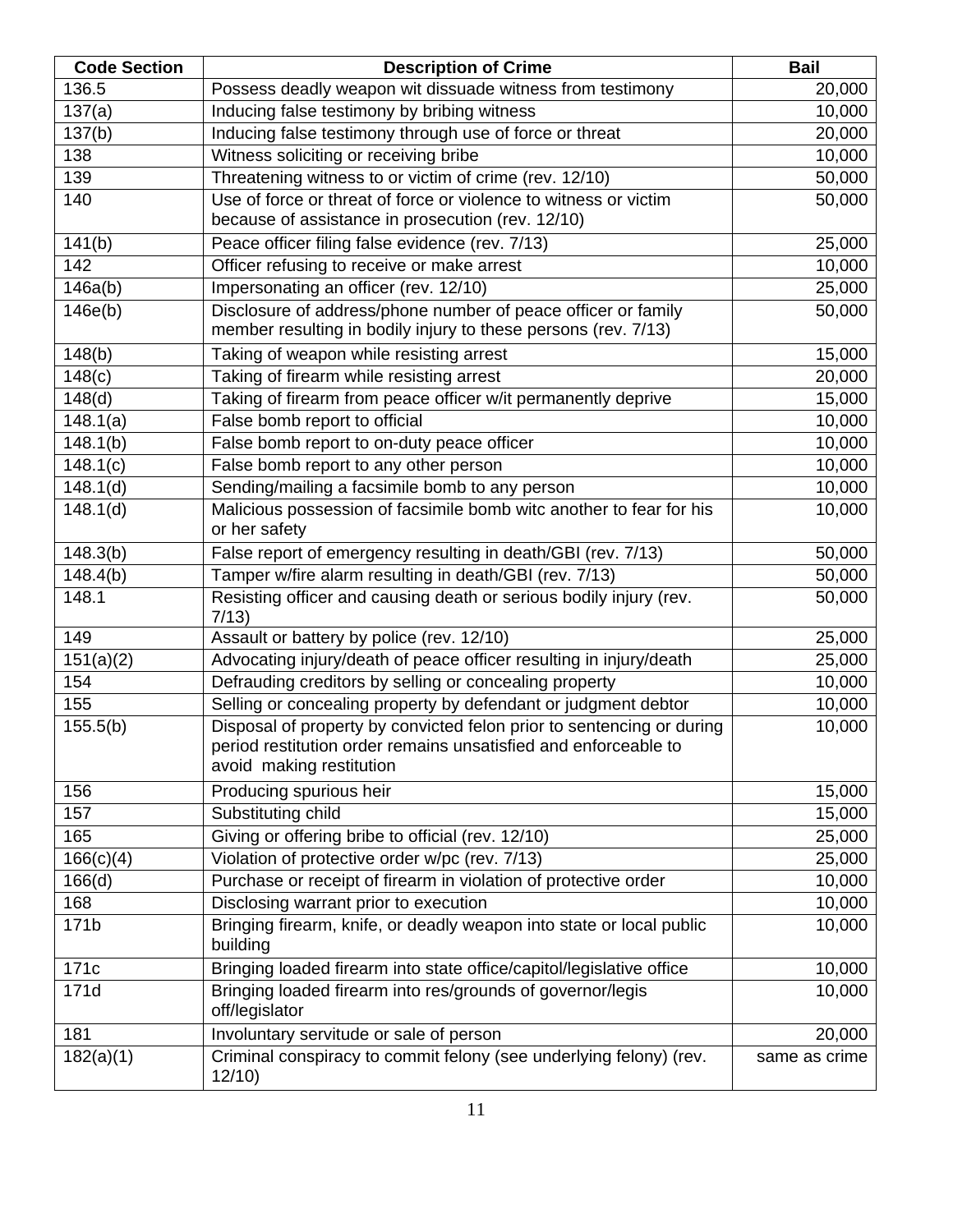| Code Section | Description of Crime | Bail |
|---|---|---|
| 136.5 | Possess deadly weapon wit dissuade witness from testimony | 20,000 |
| 137(a) | Inducing false testimony by bribing witness | 10,000 |
| 137(b) | Inducing false testimony through use of force or threat | 20,000 |
| 138 | Witness soliciting or receiving bribe | 10,000 |
| 139 | Threatening witness to or victim of crime (rev. 12/10) | 50,000 |
| 140 | Use of force or threat of force or violence to witness or victim because of assistance in prosecution (rev. 12/10) | 50,000 |
| 141(b) | Peace officer filing false evidence (rev. 7/13) | 25,000 |
| 142 | Officer refusing to receive or make arrest | 10,000 |
| 146a(b) | Impersonating an officer (rev. 12/10) | 25,000 |
| 146e(b) | Disclosure of address/phone number of peace officer or family member resulting in bodily injury to these persons (rev. 7/13) | 50,000 |
| 148(b) | Taking of weapon while resisting arrest | 15,000 |
| 148(c) | Taking of firearm while resisting arrest | 20,000 |
| 148(d) | Taking of firearm from peace officer w/it permanently deprive | 15,000 |
| 148.1(a) | False bomb report to official | 10,000 |
| 148.1(b) | False bomb report to on-duty peace officer | 10,000 |
| 148.1(c) | False bomb report to any other person | 10,000 |
| 148.1(d) | Sending/mailing a facsimile bomb to any person | 10,000 |
| 148.1(d) | Malicious possession of facsimile bomb witc another to fear for his or her safety | 10,000 |
| 148.3(b) | False report of emergency resulting in death/GBI (rev. 7/13) | 50,000 |
| 148.4(b) | Tamper w/fire alarm resulting in death/GBI (rev. 7/13) | 50,000 |
| 148.1 | Resisting officer and causing death or serious bodily injury (rev. 7/13) | 50,000 |
| 149 | Assault or battery by police (rev. 12/10) | 25,000 |
| 151(a)(2) | Advocating injury/death of peace officer resulting in injury/death | 25,000 |
| 154 | Defrauding creditors by selling or concealing property | 10,000 |
| 155 | Selling or concealing property by defendant or judgment debtor | 10,000 |
| 155.5(b) | Disposal of property by convicted felon prior to sentencing or during period restitution order remains unsatisfied and enforceable to avoid making restitution | 10,000 |
| 156 | Producing spurious heir | 15,000 |
| 157 | Substituting child | 15,000 |
| 165 | Giving or offering bribe to official (rev. 12/10) | 25,000 |
| 166(c)(4) | Violation of protective order w/pc (rev. 7/13) | 25,000 |
| 166(d) | Purchase or receipt of firearm in violation of protective order | 10,000 |
| 168 | Disclosing warrant prior to execution | 10,000 |
| 171b | Bringing firearm, knife, or deadly weapon into state or local public building | 10,000 |
| 171c | Bringing loaded firearm into state office/capitol/legislative office | 10,000 |
| 171d | Bringing loaded firearm into res/grounds of governor/legis off/legislator | 10,000 |
| 181 | Involuntary servitude or sale of person | 20,000 |
| 182(a)(1) | Criminal conspiracy to commit felony (see underlying felony) (rev. 12/10) | same as crime |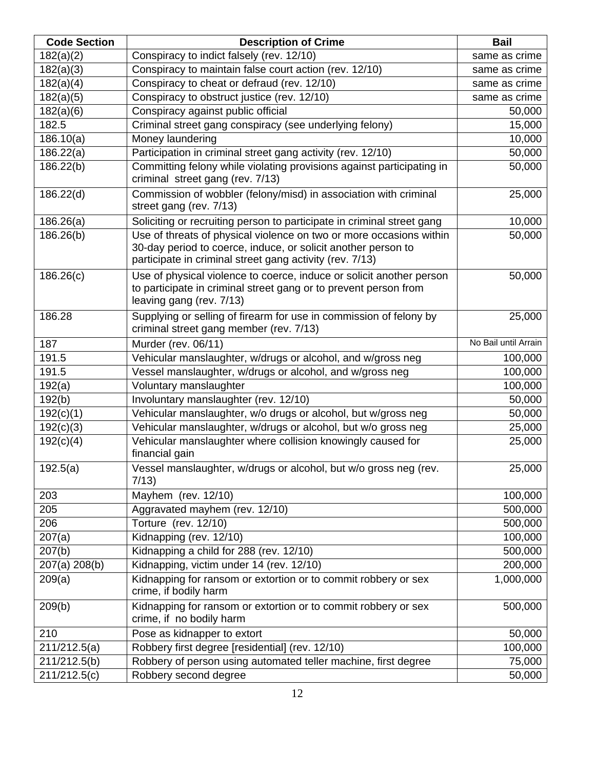| Code Section | Description of Crime | Bail |
|---|---|---|
| 182(a)(2) | Conspiracy to indict falsely (rev. 12/10) | same as crime |
| 182(a)(3) | Conspiracy to maintain false court action (rev. 12/10) | same as crime |
| 182(a)(4) | Conspiracy to cheat or defraud (rev. 12/10) | same as crime |
| 182(a)(5) | Conspiracy to obstruct justice (rev. 12/10) | same as crime |
| 182(a)(6) | Conspiracy against public official | 50,000 |
| 182.5 | Criminal street gang conspiracy (see underlying felony) | 15,000 |
| 186.10(a) | Money laundering | 10,000 |
| 186.22(a) | Participation in criminal street gang activity (rev. 12/10) | 50,000 |
| 186.22(b) | Committing felony while violating provisions against participating in criminal street gang (rev. 7/13) | 50,000 |
| 186.22(d) | Commission of wobbler (felony/misd) in association with criminal street gang (rev. 7/13) | 25,000 |
| 186.26(a) | Soliciting or recruiting person to participate in criminal street gang | 10,000 |
| 186.26(b) | Use of threats of physical violence on two or more occasions within 30-day period to coerce, induce, or solicit another person to participate in criminal street gang activity (rev. 7/13) | 50,000 |
| 186.26(c) | Use of physical violence to coerce, induce or solicit another person to participate in criminal street gang or to prevent person from leaving gang (rev. 7/13) | 50,000 |
| 186.28 | Supplying or selling of firearm for use in commission of felony by criminal street gang member (rev. 7/13) | 25,000 |
| 187 | Murder (rev. 06/11) | No Bail until Arrain |
| 191.5 | Vehicular manslaughter, w/drugs or alcohol, and w/gross neg | 100,000 |
| 191.5 | Vessel manslaughter, w/drugs or alcohol, and w/gross neg | 100,000 |
| 192(a) | Voluntary manslaughter | 100,000 |
| 192(b) | Involuntary manslaughter (rev. 12/10) | 50,000 |
| 192(c)(1) | Vehicular manslaughter, w/o drugs or alcohol, but w/gross neg | 50,000 |
| 192(c)(3) | Vehicular manslaughter, w/drugs or alcohol, but w/o gross neg | 25,000 |
| 192(c)(4) | Vehicular manslaughter where collision knowingly caused for financial gain | 25,000 |
| 192.5(a) | Vessel manslaughter, w/drugs or alcohol, but w/o gross neg (rev. 7/13) | 25,000 |
| 203 | Mayhem (rev. 12/10) | 100,000 |
| 205 | Aggravated mayhem (rev. 12/10) | 500,000 |
| 206 | Torture (rev. 12/10) | 500,000 |
| 207(a) | Kidnapping (rev. 12/10) | 100,000 |
| 207(b) | Kidnapping a child for 288 (rev. 12/10) | 500,000 |
| 207(a) 208(b) | Kidnapping, victim under 14 (rev. 12/10) | 200,000 |
| 209(a) | Kidnapping for ransom or extortion or to commit robbery or sex crime, if bodily harm | 1,000,000 |
| 209(b) | Kidnapping for ransom or extortion or to commit robbery or sex crime, if no bodily harm | 500,000 |
| 210 | Pose as kidnapper to extort | 50,000 |
| 211/212.5(a) | Robbery first degree [residential] (rev. 12/10) | 100,000 |
| 211/212.5(b) | Robbery of person using automated teller machine, first degree | 75,000 |
| 211/212.5(c) | Robbery second degree | 50,000 |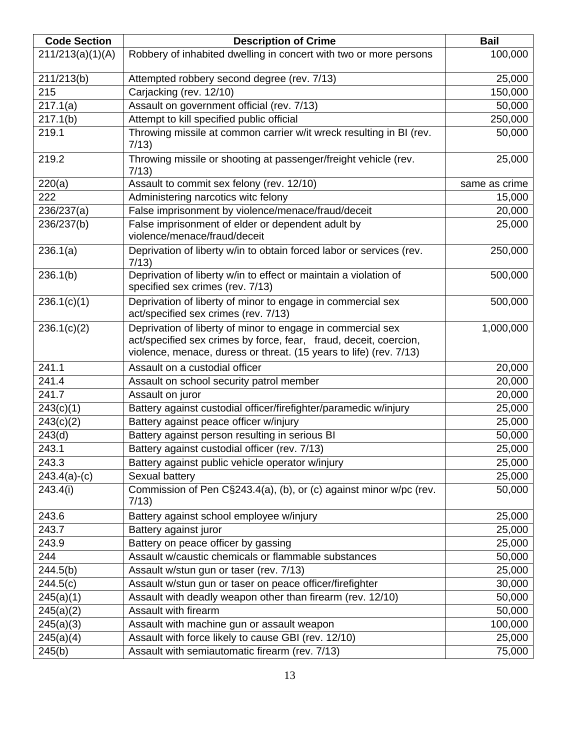| Code Section | Description of Crime | Bail |
|---|---|---|
| 211/213(a)(1)(A) | Robbery of inhabited dwelling in concert with two or more persons | 100,000 |
| 211/213(b) | Attempted robbery second degree (rev. 7/13) | 25,000 |
| 215 | Carjacking (rev. 12/10) | 150,000 |
| 217.1(a) | Assault on government official (rev. 7/13) | 50,000 |
| 217.1(b) | Attempt to kill specified public official | 250,000 |
| 219.1 | Throwing missile at common carrier w/it wreck resulting in BI (rev. 7/13) | 50,000 |
| 219.2 | Throwing missile or shooting at passenger/freight vehicle (rev. 7/13) | 25,000 |
| 220(a) | Assault to commit sex felony (rev. 12/10) | same as crime |
| 222 | Administering narcotics witc felony | 15,000 |
| 236/237(a) | False imprisonment by violence/menace/fraud/deceit | 20,000 |
| 236/237(b) | False imprisonment of elder or dependent adult by violence/menace/fraud/deceit | 25,000 |
| 236.1(a) | Deprivation of liberty w/in to obtain forced labor or services (rev. 7/13) | 250,000 |
| 236.1(b) | Deprivation of liberty w/in to effect or maintain a violation of specified sex crimes (rev. 7/13) | 500,000 |
| 236.1(c)(1) | Deprivation of liberty of minor to engage in commercial sex act/specified sex crimes (rev. 7/13) | 500,000 |
| 236.1(c)(2) | Deprivation of liberty of minor to engage in commercial sex act/specified sex crimes by force, fear, fraud, deceit, coercion, violence, menace, duress or threat. (15 years to life) (rev. 7/13) | 1,000,000 |
| 241.1 | Assault on a custodial officer | 20,000 |
| 241.4 | Assault on school security patrol member | 20,000 |
| 241.7 | Assault on juror | 20,000 |
| 243(c)(1) | Battery against custodial officer/firefighter/paramedic w/injury | 25,000 |
| 243(c)(2) | Battery against peace officer w/injury | 25,000 |
| 243(d) | Battery against person resulting in serious BI | 50,000 |
| 243.1 | Battery against custodial officer (rev. 7/13) | 25,000 |
| 243.3 | Battery against public vehicle operator w/injury | 25,000 |
| 243.4(a)-(c) | Sexual battery | 25,000 |
| 243.4(i) | Commission of Pen C§243.4(a), (b), or (c) against minor w/pc (rev. 7/13) | 50,000 |
| 243.6 | Battery against school employee w/injury | 25,000 |
| 243.7 | Battery against juror | 25,000 |
| 243.9 | Battery on peace officer by gassing | 25,000 |
| 244 | Assault w/caustic chemicals or flammable substances | 50,000 |
| 244.5(b) | Assault w/stun gun or taser (rev. 7/13) | 25,000 |
| 244.5(c) | Assault w/stun gun or taser on peace officer/firefighter | 30,000 |
| 245(a)(1) | Assault with deadly weapon other than firearm (rev. 12/10) | 50,000 |
| 245(a)(2) | Assault with firearm | 50,000 |
| 245(a)(3) | Assault with machine gun or assault weapon | 100,000 |
| 245(a)(4) | Assault with force likely to cause GBI (rev. 12/10) | 25,000 |
| 245(b) | Assault with semiautomatic firearm (rev. 7/13) | 75,000 |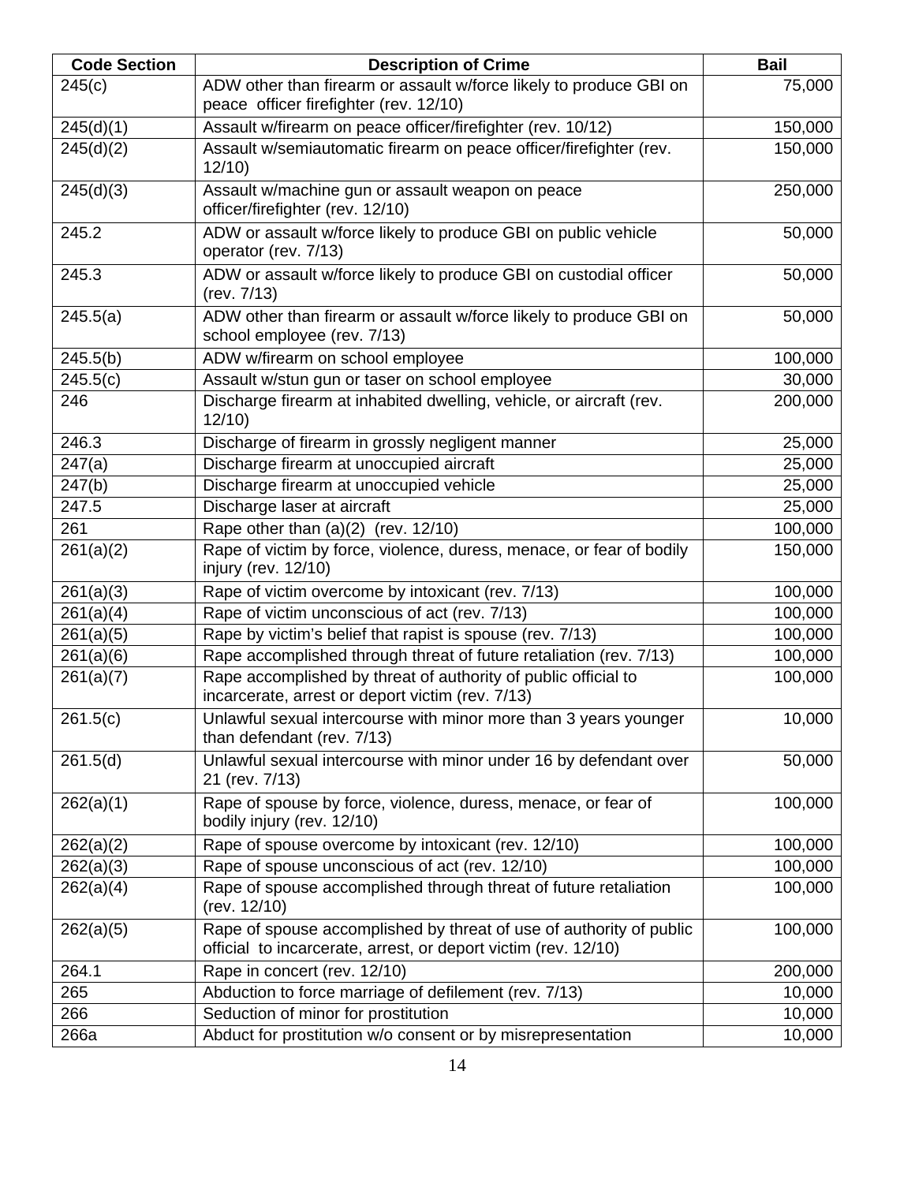| Code Section | Description of Crime | Bail |
|---|---|---|
| 245(c) | ADW other than firearm or assault w/force likely to produce GBI on peace officer firefighter (rev. 12/10) | 75,000 |
| 245(d)(1) | Assault w/firearm on peace officer/firefighter (rev. 10/12) | 150,000 |
| 245(d)(2) | Assault w/semiautomatic firearm on peace officer/firefighter (rev. 12/10) | 150,000 |
| 245(d)(3) | Assault w/machine gun or assault weapon on peace officer/firefighter (rev. 12/10) | 250,000 |
| 245.2 | ADW or assault w/force likely to produce GBI on public vehicle operator (rev. 7/13) | 50,000 |
| 245.3 | ADW or assault w/force likely to produce GBI on custodial officer (rev. 7/13) | 50,000 |
| 245.5(a) | ADW other than firearm or assault w/force likely to produce GBI on school employee (rev. 7/13) | 50,000 |
| 245.5(b) | ADW w/firearm on school employee | 100,000 |
| 245.5(c) | Assault w/stun gun or taser on school employee | 30,000 |
| 246 | Discharge firearm at inhabited dwelling, vehicle, or aircraft (rev. 12/10) | 200,000 |
| 246.3 | Discharge of firearm in grossly negligent manner | 25,000 |
| 247(a) | Discharge firearm at unoccupied aircraft | 25,000 |
| 247(b) | Discharge firearm at unoccupied vehicle | 25,000 |
| 247.5 | Discharge laser at aircraft | 25,000 |
| 261 | Rape other than (a)(2) (rev. 12/10) | 100,000 |
| 261(a)(2) | Rape of victim by force, violence, duress, menace, or fear of bodily injury (rev. 12/10) | 150,000 |
| 261(a)(3) | Rape of victim overcome by intoxicant (rev. 7/13) | 100,000 |
| 261(a)(4) | Rape of victim unconscious of act (rev. 7/13) | 100,000 |
| 261(a)(5) | Rape by victim's belief that rapist is spouse (rev. 7/13) | 100,000 |
| 261(a)(6) | Rape accomplished through threat of future retaliation (rev. 7/13) | 100,000 |
| 261(a)(7) | Rape accomplished by threat of authority of public official to incarcerate, arrest or deport victim (rev. 7/13) | 100,000 |
| 261.5(c) | Unlawful sexual intercourse with minor more than 3 years younger than defendant (rev. 7/13) | 10,000 |
| 261.5(d) | Unlawful sexual intercourse with minor under 16 by defendant over 21 (rev. 7/13) | 50,000 |
| 262(a)(1) | Rape of spouse by force, violence, duress, menace, or fear of bodily injury (rev. 12/10) | 100,000 |
| 262(a)(2) | Rape of spouse overcome by intoxicant (rev. 12/10) | 100,000 |
| 262(a)(3) | Rape of spouse unconscious of act (rev. 12/10) | 100,000 |
| 262(a)(4) | Rape of spouse accomplished through threat of future retaliation (rev. 12/10) | 100,000 |
| 262(a)(5) | Rape of spouse accomplished by threat of use of authority of public official to incarcerate, arrest, or deport victim (rev. 12/10) | 100,000 |
| 264.1 | Rape in concert (rev. 12/10) | 200,000 |
| 265 | Abduction to force marriage of defilement (rev. 7/13) | 10,000 |
| 266 | Seduction of minor for prostitution | 10,000 |
| 266a | Abduct for prostitution w/o consent or by misrepresentation | 10,000 |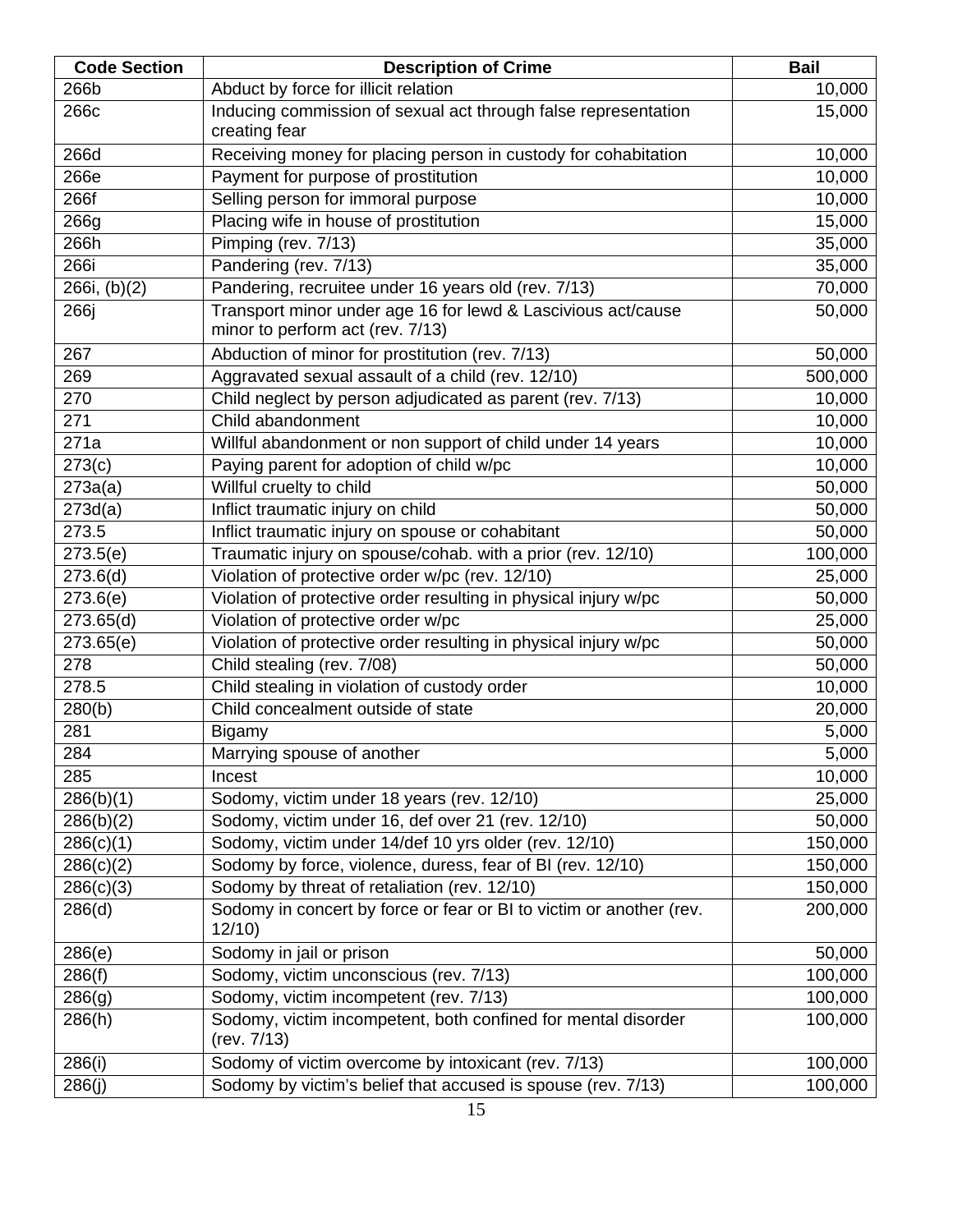| Code Section | Description of Crime | Bail |
| --- | --- | --- |
| 266b | Abduct by force for illicit relation | 10,000 |
| 266c | Inducing commission of sexual act through false representation creating fear | 15,000 |
| 266d | Receiving money for placing person in custody for cohabitation | 10,000 |
| 266e | Payment for purpose of prostitution | 10,000 |
| 266f | Selling person for immoral purpose | 10,000 |
| 266g | Placing wife in house of prostitution | 15,000 |
| 266h | Pimping (rev. 7/13) | 35,000 |
| 266i | Pandering (rev. 7/13) | 35,000 |
| 266i, (b)(2) | Pandering, recruitee under 16 years old (rev. 7/13) | 70,000 |
| 266j | Transport minor under age 16 for lewd & Lascivious act/cause minor to perform act (rev. 7/13) | 50,000 |
| 267 | Abduction of minor for prostitution (rev. 7/13) | 50,000 |
| 269 | Aggravated sexual assault of a child (rev. 12/10) | 500,000 |
| 270 | Child neglect by person adjudicated as parent (rev. 7/13) | 10,000 |
| 271 | Child abandonment | 10,000 |
| 271a | Willful abandonment or non support of child under 14 years | 10,000 |
| 273(c) | Paying parent for adoption of child w/pc | 10,000 |
| 273a(a) | Willful cruelty to child | 50,000 |
| 273d(a) | Inflict traumatic injury on child | 50,000 |
| 273.5 | Inflict traumatic injury on spouse or cohabitant | 50,000 |
| 273.5(e) | Traumatic injury on spouse/cohab. with a prior (rev. 12/10) | 100,000 |
| 273.6(d) | Violation of protective order w/pc (rev. 12/10) | 25,000 |
| 273.6(e) | Violation of protective order resulting in physical injury w/pc | 50,000 |
| 273.65(d) | Violation of protective order w/pc | 25,000 |
| 273.65(e) | Violation of protective order resulting in physical injury w/pc | 50,000 |
| 278 | Child stealing (rev. 7/08) | 50,000 |
| 278.5 | Child stealing in violation of custody order | 10,000 |
| 280(b) | Child concealment outside of state | 20,000 |
| 281 | Bigamy | 5,000 |
| 284 | Marrying spouse of another | 5,000 |
| 285 | Incest | 10,000 |
| 286(b)(1) | Sodomy, victim under 18 years (rev. 12/10) | 25,000 |
| 286(b)(2) | Sodomy, victim under 16, def over 21 (rev. 12/10) | 50,000 |
| 286(c)(1) | Sodomy, victim under 14/def 10 yrs older (rev. 12/10) | 150,000 |
| 286(c)(2) | Sodomy by force, violence, duress, fear of BI (rev. 12/10) | 150,000 |
| 286(c)(3) | Sodomy by threat of retaliation (rev. 12/10) | 150,000 |
| 286(d) | Sodomy in concert by force or fear or BI to victim or another (rev. 12/10) | 200,000 |
| 286(e) | Sodomy in jail or prison | 50,000 |
| 286(f) | Sodomy, victim unconscious (rev. 7/13) | 100,000 |
| 286(g) | Sodomy, victim incompetent (rev. 7/13) | 100,000 |
| 286(h) | Sodomy, victim incompetent, both confined for mental disorder (rev. 7/13) | 100,000 |
| 286(i) | Sodomy of victim overcome by intoxicant (rev. 7/13) | 100,000 |
| 286(j) | Sodomy by victim's belief that accused is spouse (rev. 7/13) | 100,000 |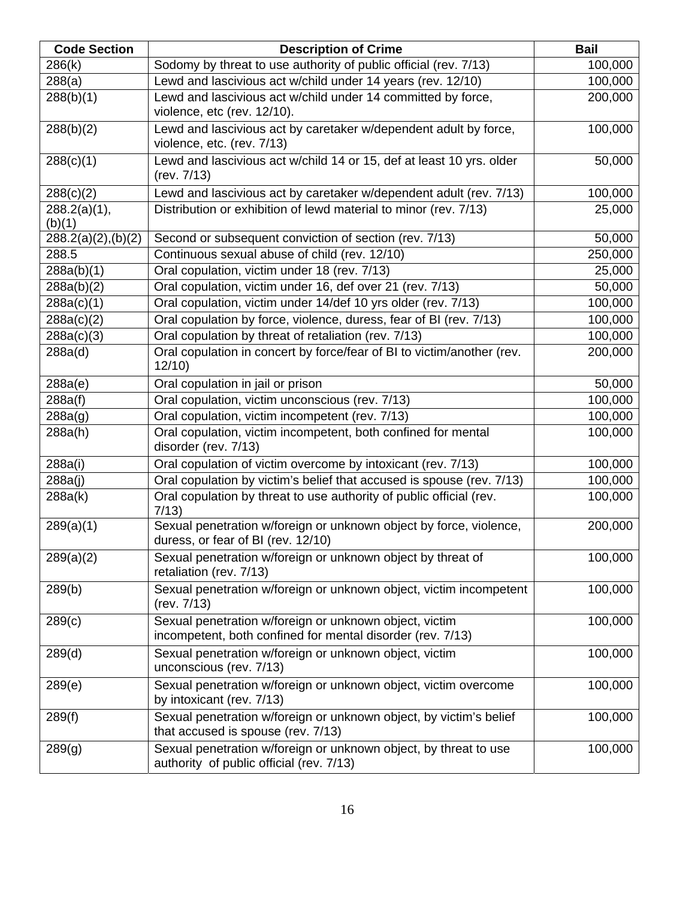| Code Section | Description of Crime | Bail |
|---|---|---|
| 286(k) | Sodomy by threat to use authority of public official (rev. 7/13) | 100,000 |
| 288(a) | Lewd and lascivious act w/child under 14 years (rev. 12/10) | 100,000 |
| 288(b)(1) | Lewd and lascivious act w/child under 14 committed by force, violence, etc (rev. 12/10). | 200,000 |
| 288(b)(2) | Lewd and lascivious act by caretaker w/dependent adult by force, violence, etc. (rev. 7/13) | 100,000 |
| 288(c)(1) | Lewd and lascivious act w/child 14 or 15, def at least 10 yrs. older (rev. 7/13) | 50,000 |
| 288(c)(2) | Lewd and lascivious act by caretaker w/dependent adult (rev. 7/13) | 100,000 |
| 288.2(a)(1), (b)(1) | Distribution or exhibition of lewd material to minor (rev. 7/13) | 25,000 |
| 288.2(a)(2),(b)(2) | Second or subsequent conviction of section (rev. 7/13) | 50,000 |
| 288.5 | Continuous sexual abuse of child (rev. 12/10) | 250,000 |
| 288a(b)(1) | Oral copulation, victim under 18 (rev. 7/13) | 25,000 |
| 288a(b)(2) | Oral copulation, victim under 16, def over 21 (rev. 7/13) | 50,000 |
| 288a(c)(1) | Oral copulation, victim under 14/def 10 yrs older (rev. 7/13) | 100,000 |
| 288a(c)(2) | Oral copulation by force, violence, duress, fear of BI (rev. 7/13) | 100,000 |
| 288a(c)(3) | Oral copulation by threat of retaliation (rev. 7/13) | 100,000 |
| 288a(d) | Oral copulation in concert by force/fear of BI to victim/another (rev. 12/10) | 200,000 |
| 288a(e) | Oral copulation in jail or prison | 50,000 |
| 288a(f) | Oral copulation, victim unconscious (rev. 7/13) | 100,000 |
| 288a(g) | Oral copulation, victim incompetent (rev. 7/13) | 100,000 |
| 288a(h) | Oral copulation, victim incompetent, both confined for mental disorder (rev. 7/13) | 100,000 |
| 288a(i) | Oral copulation of victim overcome by intoxicant (rev. 7/13) | 100,000 |
| 288a(j) | Oral copulation by victim's belief that accused is spouse (rev. 7/13) | 100,000 |
| 288a(k) | Oral copulation by threat to use authority of public official (rev. 7/13) | 100,000 |
| 289(a)(1) | Sexual penetration w/foreign or unknown object by force, violence, duress, or fear of BI (rev. 12/10) | 200,000 |
| 289(a)(2) | Sexual penetration w/foreign or unknown object by threat of retaliation (rev. 7/13) | 100,000 |
| 289(b) | Sexual penetration w/foreign or unknown object, victim incompetent (rev. 7/13) | 100,000 |
| 289(c) | Sexual penetration w/foreign or unknown object, victim incompetent, both confined for mental disorder (rev. 7/13) | 100,000 |
| 289(d) | Sexual penetration w/foreign or unknown object, victim unconscious (rev. 7/13) | 100,000 |
| 289(e) | Sexual penetration w/foreign or unknown object, victim overcome by intoxicant (rev. 7/13) | 100,000 |
| 289(f) | Sexual penetration w/foreign or unknown object, by victim's belief that accused is spouse (rev. 7/13) | 100,000 |
| 289(g) | Sexual penetration w/foreign or unknown object, by threat to use authority of public official (rev. 7/13) | 100,000 |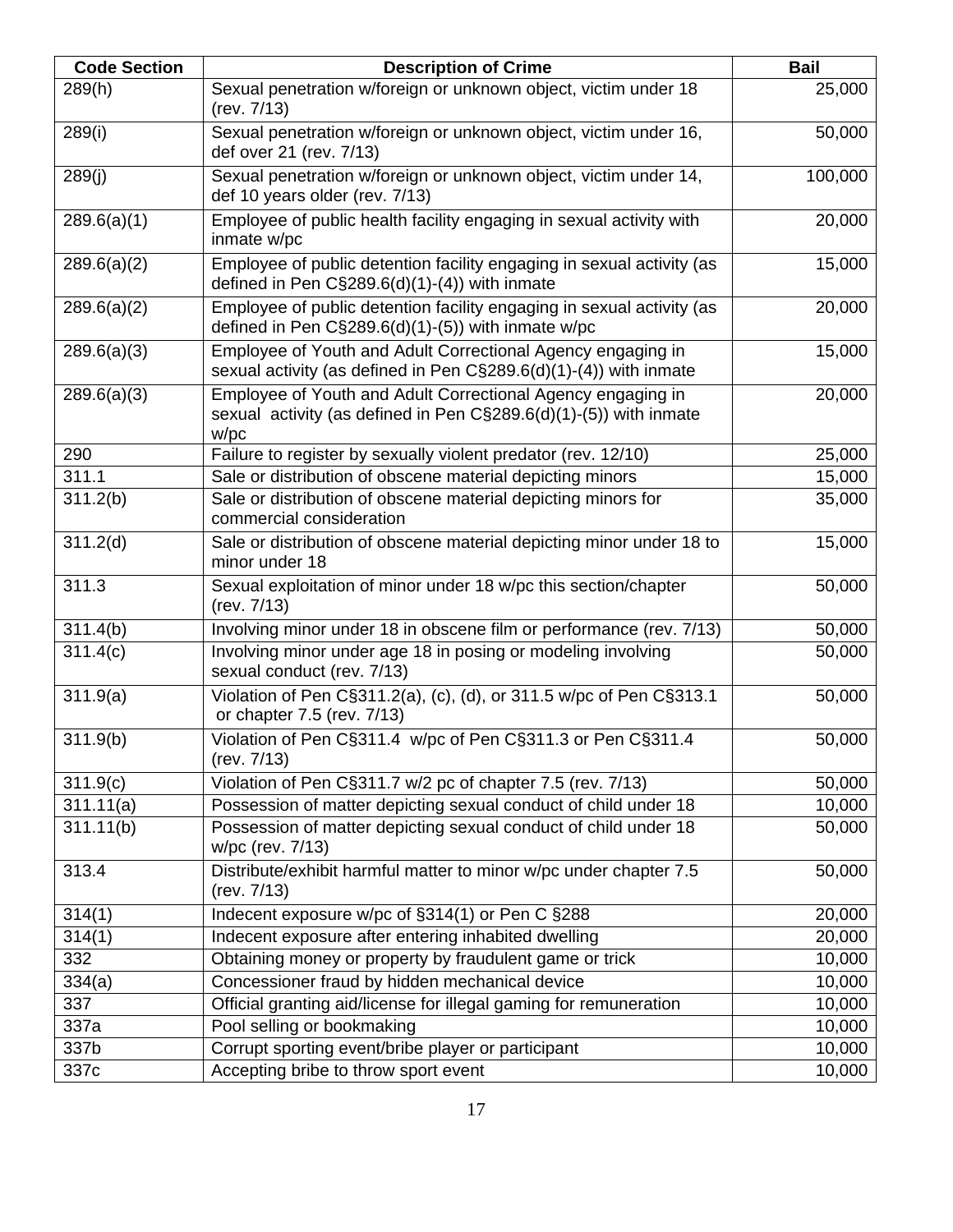| Code Section | Description of Crime | Bail |
|---|---|---|
| 289(h) | Sexual penetration w/foreign or unknown object, victim under 18 (rev. 7/13) | 25,000 |
| 289(i) | Sexual penetration w/foreign or unknown object, victim under 16, def over 21 (rev. 7/13) | 50,000 |
| 289(j) | Sexual penetration w/foreign or unknown object, victim under 14, def 10 years older (rev. 7/13) | 100,000 |
| 289.6(a)(1) | Employee of public health facility engaging in sexual activity with inmate w/pc | 20,000 |
| 289.6(a)(2) | Employee of public detention facility engaging in sexual activity (as defined in Pen C§289.6(d)(1)-(4)) with inmate | 15,000 |
| 289.6(a)(2) | Employee of public detention facility engaging in sexual activity (as defined in Pen C§289.6(d)(1)-(5)) with inmate w/pc | 20,000 |
| 289.6(a)(3) | Employee of Youth and Adult Correctional Agency engaging in sexual activity (as defined in Pen C§289.6(d)(1)-(4)) with inmate | 15,000 |
| 289.6(a)(3) | Employee of Youth and Adult Correctional Agency engaging in sexual activity (as defined in Pen C§289.6(d)(1)-(5)) with inmate w/pc | 20,000 |
| 290 | Failure to register by sexually violent predator (rev. 12/10) | 25,000 |
| 311.1 | Sale or distribution of obscene material depicting minors | 15,000 |
| 311.2(b) | Sale or distribution of obscene material depicting minors for commercial consideration | 35,000 |
| 311.2(d) | Sale or distribution of obscene material depicting minor under 18 to minor under 18 | 15,000 |
| 311.3 | Sexual exploitation of minor under 18 w/pc this section/chapter (rev. 7/13) | 50,000 |
| 311.4(b) | Involving minor under 18 in obscene film or performance (rev. 7/13) | 50,000 |
| 311.4(c) | Involving minor under age 18 in posing or modeling involving sexual conduct (rev. 7/13) | 50,000 |
| 311.9(a) | Violation of Pen C§311.2(a), (c), (d), or 311.5 w/pc of Pen C§313.1 or chapter 7.5 (rev. 7/13) | 50,000 |
| 311.9(b) | Violation of Pen C§311.4 w/pc of Pen C§311.3 or Pen C§311.4 (rev. 7/13) | 50,000 |
| 311.9(c) | Violation of Pen C§311.7 w/2 pc of chapter 7.5 (rev. 7/13) | 50,000 |
| 311.11(a) | Possession of matter depicting sexual conduct of child under 18 | 10,000 |
| 311.11(b) | Possession of matter depicting sexual conduct of child under 18 w/pc (rev. 7/13) | 50,000 |
| 313.4 | Distribute/exhibit harmful matter to minor w/pc under chapter 7.5 (rev. 7/13) | 50,000 |
| 314(1) | Indecent exposure w/pc of §314(1) or Pen C §288 | 20,000 |
| 314(1) | Indecent exposure after entering inhabited dwelling | 20,000 |
| 332 | Obtaining money or property by fraudulent game or trick | 10,000 |
| 334(a) | Concessioner fraud by hidden mechanical device | 10,000 |
| 337 | Official granting aid/license for illegal gaming for remuneration | 10,000 |
| 337a | Pool selling or bookmaking | 10,000 |
| 337b | Corrupt sporting event/bribe player or participant | 10,000 |
| 337c | Accepting bribe to throw sport event | 10,000 |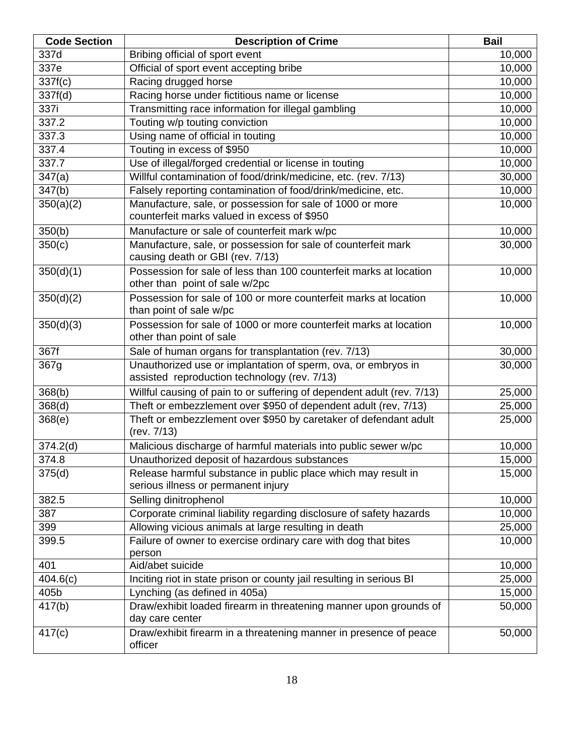| Code Section | Description of Crime | Bail |
|---|---|---|
| 337d | Bribing official of sport event | 10,000 |
| 337e | Official of sport event accepting bribe | 10,000 |
| 337f(c) | Racing drugged horse | 10,000 |
| 337f(d) | Racing horse under fictitious name or license | 10,000 |
| 337i | Transmitting race information for illegal gambling | 10,000 |
| 337.2 | Touting w/p touting conviction | 10,000 |
| 337.3 | Using name of official in touting | 10,000 |
| 337.4 | Touting in excess of $950 | 10,000 |
| 337.7 | Use of illegal/forged credential or license in touting | 10,000 |
| 347(a) | Willful contamination of food/drink/medicine, etc. (rev. 7/13) | 30,000 |
| 347(b) | Falsely reporting contamination of food/drink/medicine, etc. | 10,000 |
| 350(a)(2) | Manufacture, sale, or possession for sale of 1000 or more counterfeit marks valued in excess of $950 | 10,000 |
| 350(b) | Manufacture or sale of counterfeit mark w/pc | 10,000 |
| 350(c) | Manufacture, sale, or possession for sale of counterfeit mark causing death or GBI (rev. 7/13) | 30,000 |
| 350(d)(1) | Possession for sale of less than 100 counterfeit marks at location other than point of sale w/2pc | 10,000 |
| 350(d)(2) | Possession for sale of 100 or more counterfeit marks at location than point of sale w/pc | 10,000 |
| 350(d)(3) | Possession for sale of 1000 or more counterfeit marks at location other than point of sale | 10,000 |
| 367f | Sale of human organs for transplantation (rev. 7/13) | 30,000 |
| 367g | Unauthorized use or implantation of sperm, ova, or embryos in assisted reproduction technology (rev. 7/13) | 30,000 |
| 368(b) | Willful causing of pain to or suffering of dependent adult (rev. 7/13) | 25,000 |
| 368(d) | Theft or embezzlement over $950 of dependent adult (rev, 7/13) | 25,000 |
| 368(e) | Theft or embezzlement over $950 by caretaker of defendant adult (rev. 7/13) | 25,000 |
| 374.2(d) | Malicious discharge of harmful materials into public sewer w/pc | 10,000 |
| 374.8 | Unauthorized deposit of hazardous substances | 15,000 |
| 375(d) | Release harmful substance in public place which may result in serious illness or permanent injury | 15,000 |
| 382.5 | Selling dinitrophenol | 10,000 |
| 387 | Corporate criminal liability regarding disclosure of safety hazards | 10,000 |
| 399 | Allowing vicious animals at large resulting in death | 25,000 |
| 399.5 | Failure of owner to exercise ordinary care with dog that bites person | 10,000 |
| 401 | Aid/abet suicide | 10,000 |
| 404.6(c) | Inciting riot in state prison or county jail resulting in serious BI | 25,000 |
| 405b | Lynching (as defined in 405a) | 15,000 |
| 417(b) | Draw/exhibit loaded firearm in threatening manner upon grounds of day care center | 50,000 |
| 417(c) | Draw/exhibit firearm in a threatening manner in presence of peace officer | 50,000 |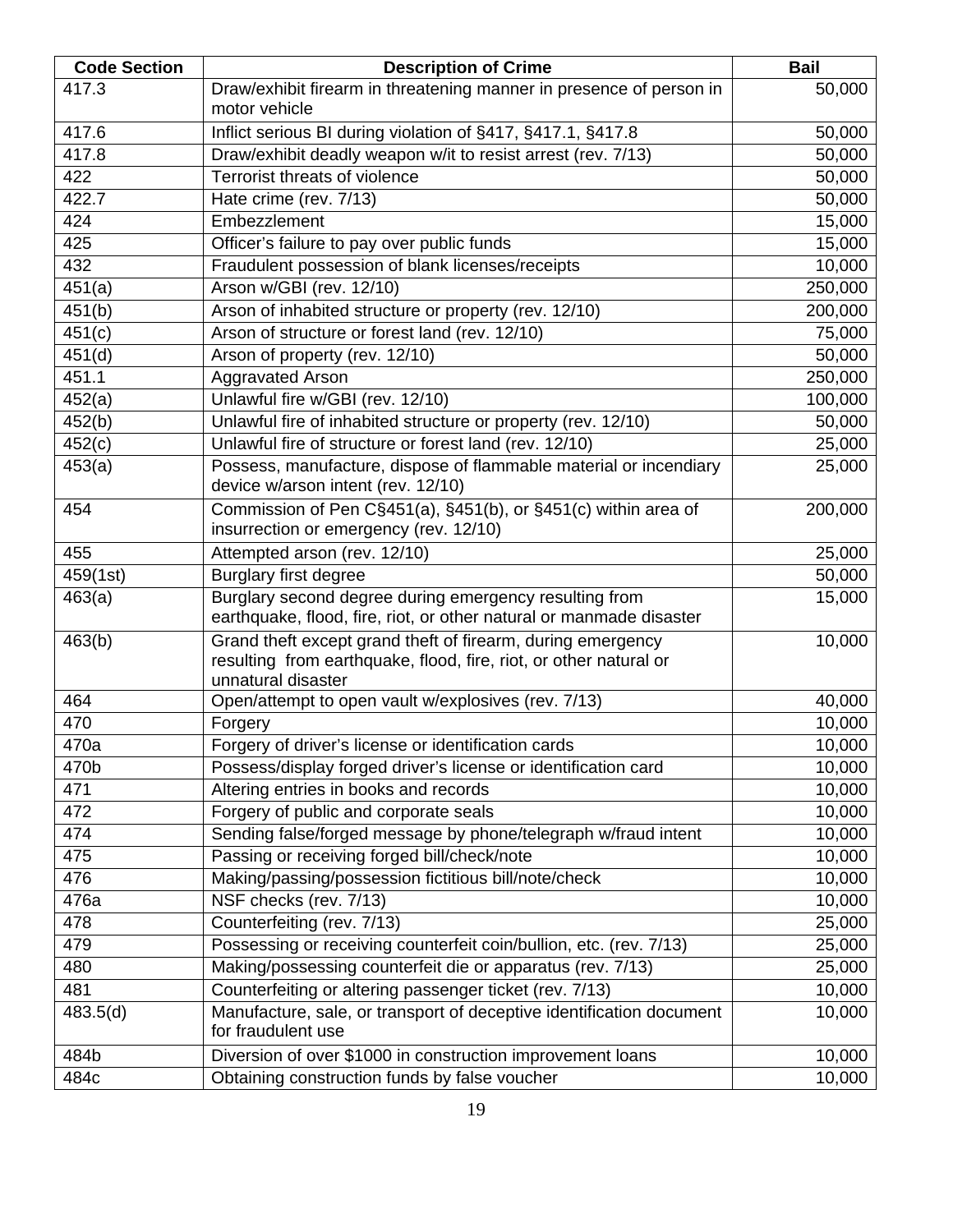| Code Section | Description of Crime | Bail |
|---|---|---|
| 417.3 | Draw/exhibit firearm in threatening manner in presence of person in motor vehicle | 50,000 |
| 417.6 | Inflict serious BI during violation of §417, §417.1, §417.8 | 50,000 |
| 417.8 | Draw/exhibit deadly weapon w/it to resist arrest (rev. 7/13) | 50,000 |
| 422 | Terrorist threats of violence | 50,000 |
| 422.7 | Hate crime (rev. 7/13) | 50,000 |
| 424 | Embezzlement | 15,000 |
| 425 | Officer's failure to pay over public funds | 15,000 |
| 432 | Fraudulent possession of blank licenses/receipts | 10,000 |
| 451(a) | Arson w/GBI (rev. 12/10) | 250,000 |
| 451(b) | Arson of inhabited structure or property (rev. 12/10) | 200,000 |
| 451(c) | Arson of structure or forest land (rev. 12/10) | 75,000 |
| 451(d) | Arson of property (rev. 12/10) | 50,000 |
| 451.1 | Aggravated Arson | 250,000 |
| 452(a) | Unlawful fire w/GBI (rev. 12/10) | 100,000 |
| 452(b) | Unlawful fire of inhabited structure or property (rev. 12/10) | 50,000 |
| 452(c) | Unlawful fire of structure or forest land (rev. 12/10) | 25,000 |
| 453(a) | Possess, manufacture, dispose of flammable material or incendiary device w/arson intent (rev. 12/10) | 25,000 |
| 454 | Commission of Pen C§451(a), §451(b), or §451(c) within area of insurrection or emergency (rev. 12/10) | 200,000 |
| 455 | Attempted arson (rev. 12/10) | 25,000 |
| 459(1st) | Burglary first degree | 50,000 |
| 463(a) | Burglary second degree during emergency resulting from earthquake, flood, fire, riot, or other natural or manmade disaster | 15,000 |
| 463(b) | Grand theft except grand theft of firearm, during emergency resulting from earthquake, flood, fire, riot, or other natural or unnatural disaster | 10,000 |
| 464 | Open/attempt to open vault w/explosives (rev. 7/13) | 40,000 |
| 470 | Forgery | 10,000 |
| 470a | Forgery of driver's license or identification cards | 10,000 |
| 470b | Possess/display forged driver's license or identification card | 10,000 |
| 471 | Altering entries in books and records | 10,000 |
| 472 | Forgery of public and corporate seals | 10,000 |
| 474 | Sending false/forged message by phone/telegraph w/fraud intent | 10,000 |
| 475 | Passing or receiving forged bill/check/note | 10,000 |
| 476 | Making/passing/possession fictitious bill/note/check | 10,000 |
| 476a | NSF checks (rev. 7/13) | 10,000 |
| 478 | Counterfeiting (rev. 7/13) | 25,000 |
| 479 | Possessing or receiving counterfeit coin/bullion, etc. (rev. 7/13) | 25,000 |
| 480 | Making/possessing counterfeit die or apparatus (rev. 7/13) | 25,000 |
| 481 | Counterfeiting or altering passenger ticket (rev. 7/13) | 10,000 |
| 483.5(d) | Manufacture, sale, or transport of deceptive identification document for fraudulent use | 10,000 |
| 484b | Diversion of over $1000 in construction improvement loans | 10,000 |
| 484c | Obtaining construction funds by false voucher | 10,000 |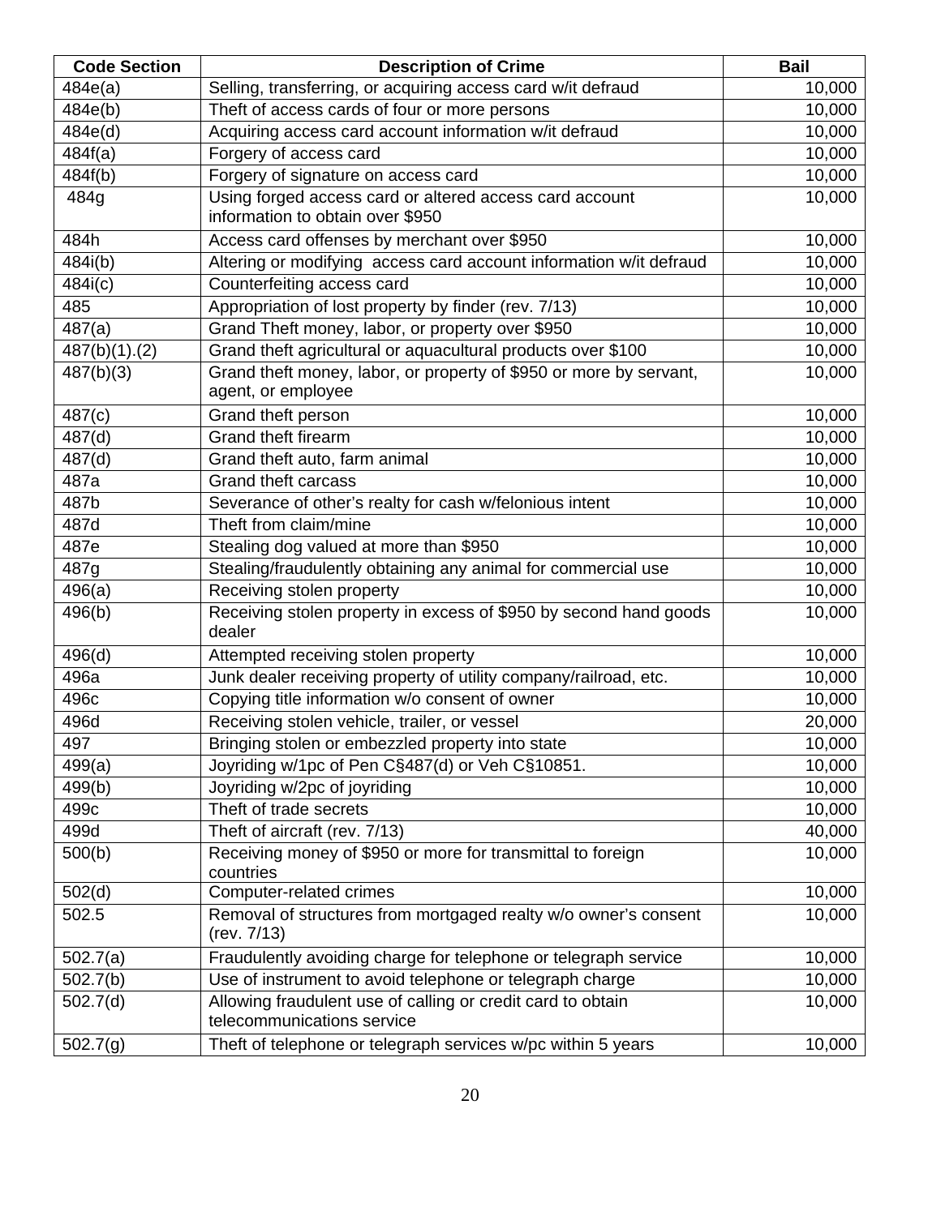| Code Section | Description of Crime | Bail |
|---|---|---|
| 484e(a) | Selling, transferring, or acquiring access card w/it defraud | 10,000 |
| 484e(b) | Theft of access cards of four or more persons | 10,000 |
| 484e(d) | Acquiring access card account information w/it defraud | 10,000 |
| 484f(a) | Forgery of access card | 10,000 |
| 484f(b) | Forgery of signature on access card | 10,000 |
| 484g | Using forged access card or altered access card account information to obtain over $950 | 10,000 |
| 484h | Access card offenses by merchant over $950 | 10,000 |
| 484i(b) | Altering or modifying access card account information w/it defraud | 10,000 |
| 484i(c) | Counterfeiting access card | 10,000 |
| 485 | Appropriation of lost property by finder (rev. 7/13) | 10,000 |
| 487(a) | Grand Theft money, labor, or property over $950 | 10,000 |
| 487(b)(1).(2) | Grand theft agricultural or aquacultural products over $100 | 10,000 |
| 487(b)(3) | Grand theft money, labor, or property of $950 or more by servant, agent, or employee | 10,000 |
| 487(c) | Grand theft person | 10,000 |
| 487(d) | Grand theft firearm | 10,000 |
| 487(d) | Grand theft auto, farm animal | 10,000 |
| 487a | Grand theft carcass | 10,000 |
| 487b | Severance of other's realty for cash w/felonious intent | 10,000 |
| 487d | Theft from claim/mine | 10,000 |
| 487e | Stealing dog valued at more than $950 | 10,000 |
| 487g | Stealing/fraudulently obtaining any animal for commercial use | 10,000 |
| 496(a) | Receiving stolen property | 10,000 |
| 496(b) | Receiving stolen property in excess of $950 by second hand goods dealer | 10,000 |
| 496(d) | Attempted receiving stolen property | 10,000 |
| 496a | Junk dealer receiving property of utility company/railroad, etc. | 10,000 |
| 496c | Copying title information w/o consent of owner | 10,000 |
| 496d | Receiving stolen vehicle, trailer, or vessel | 20,000 |
| 497 | Bringing stolen or embezzled property into state | 10,000 |
| 499(a) | Joyriding w/1pc of Pen C§487(d) or Veh C§10851. | 10,000 |
| 499(b) | Joyriding w/2pc of joyriding | 10,000 |
| 499c | Theft of trade secrets | 10,000 |
| 499d | Theft of aircraft (rev. 7/13) | 40,000 |
| 500(b) | Receiving money of $950 or more for transmittal to foreign countries | 10,000 |
| 502(d) | Computer-related crimes | 10,000 |
| 502.5 | Removal of structures from mortgaged realty w/o owner's consent (rev. 7/13) | 10,000 |
| 502.7(a) | Fraudulently avoiding charge for telephone or telegraph service | 10,000 |
| 502.7(b) | Use of instrument to avoid telephone or telegraph charge | 10,000 |
| 502.7(d) | Allowing fraudulent use of calling or credit card to obtain telecommunications service | 10,000 |
| 502.7(g) | Theft of telephone or telegraph services w/pc within 5 years | 10,000 |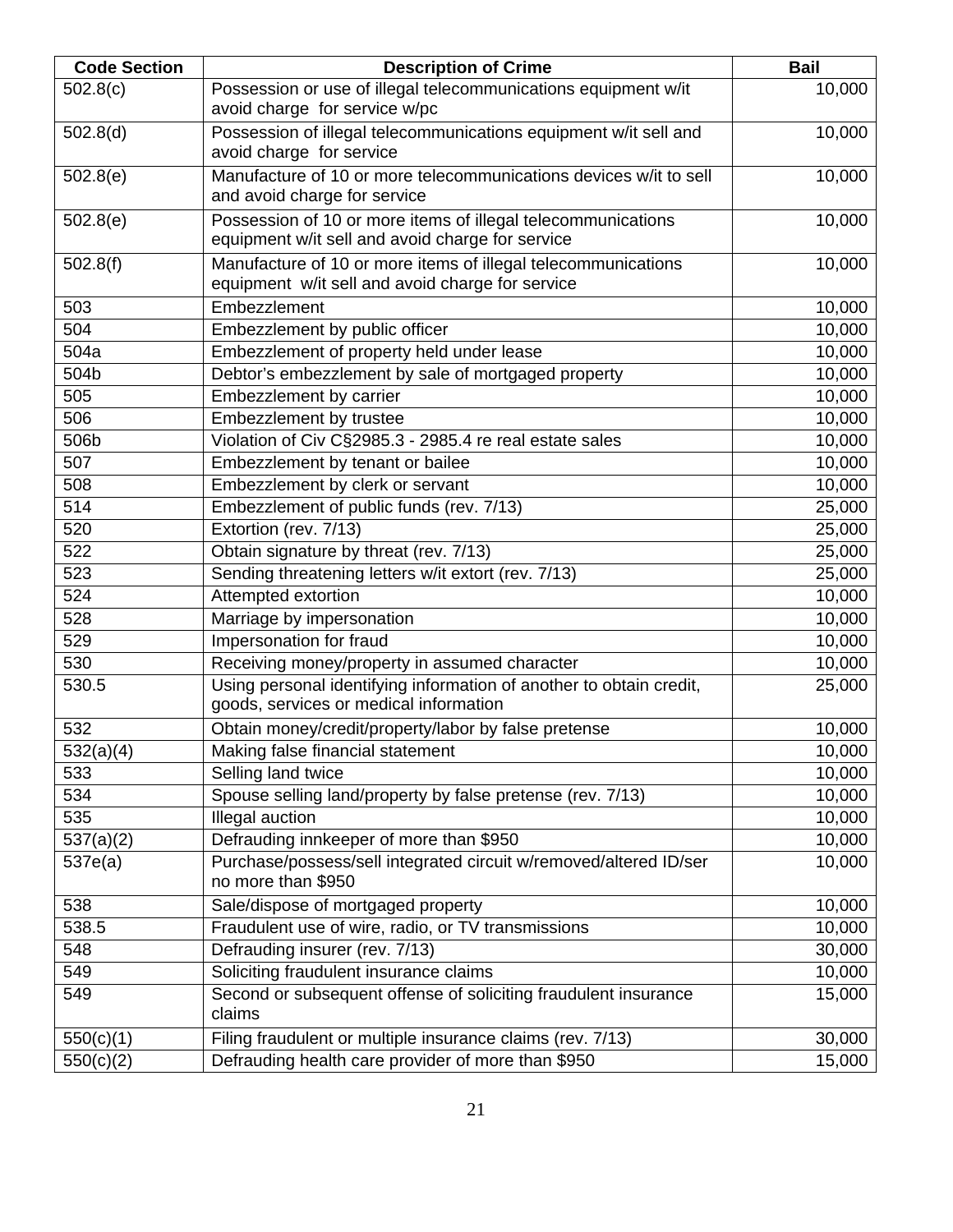| Code Section | Description of Crime | Bail |
| --- | --- | --- |
| 502.8(c) | Possession or use of illegal telecommunications equipment w/it avoid charge for service w/pc | 10,000 |
| 502.8(d) | Possession of illegal telecommunications equipment w/it sell and avoid charge for service | 10,000 |
| 502.8(e) | Manufacture of 10 or more telecommunications devices w/it to sell and avoid charge for service | 10,000 |
| 502.8(e) | Possession of 10 or more items of illegal telecommunications equipment w/it sell and avoid charge for service | 10,000 |
| 502.8(f) | Manufacture of 10 or more items of illegal telecommunications equipment w/it sell and avoid charge for service | 10,000 |
| 503 | Embezzlement | 10,000 |
| 504 | Embezzlement by public officer | 10,000 |
| 504a | Embezzlement of property held under lease | 10,000 |
| 504b | Debtor's embezzlement by sale of mortgaged property | 10,000 |
| 505 | Embezzlement by carrier | 10,000 |
| 506 | Embezzlement by trustee | 10,000 |
| 506b | Violation of Civ C§2985.3 - 2985.4 re real estate sales | 10,000 |
| 507 | Embezzlement by tenant or bailee | 10,000 |
| 508 | Embezzlement by clerk or servant | 10,000 |
| 514 | Embezzlement of public funds (rev. 7/13) | 25,000 |
| 520 | Extortion (rev. 7/13) | 25,000 |
| 522 | Obtain signature by threat (rev. 7/13) | 25,000 |
| 523 | Sending threatening letters w/it extort (rev. 7/13) | 25,000 |
| 524 | Attempted extortion | 10,000 |
| 528 | Marriage by impersonation | 10,000 |
| 529 | Impersonation for fraud | 10,000 |
| 530 | Receiving money/property in assumed character | 10,000 |
| 530.5 | Using personal identifying information of another to obtain credit, goods, services or medical information | 25,000 |
| 532 | Obtain money/credit/property/labor by false pretense | 10,000 |
| 532(a)(4) | Making false financial statement | 10,000 |
| 533 | Selling land twice | 10,000 |
| 534 | Spouse selling land/property by false pretense (rev. 7/13) | 10,000 |
| 535 | Illegal auction | 10,000 |
| 537(a)(2) | Defrauding innkeeper of more than $950 | 10,000 |
| 537e(a) | Purchase/possess/sell integrated circuit w/removed/altered ID/ser no more than $950 | 10,000 |
| 538 | Sale/dispose of mortgaged property | 10,000 |
| 538.5 | Fraudulent use of wire, radio, or TV transmissions | 10,000 |
| 548 | Defrauding insurer (rev. 7/13) | 30,000 |
| 549 | Soliciting fraudulent insurance claims | 10,000 |
| 549 | Second or subsequent offense of soliciting fraudulent insurance claims | 15,000 |
| 550(c)(1) | Filing fraudulent or multiple insurance claims (rev. 7/13) | 30,000 |
| 550(c)(2) | Defrauding health care provider of more than $950 | 15,000 |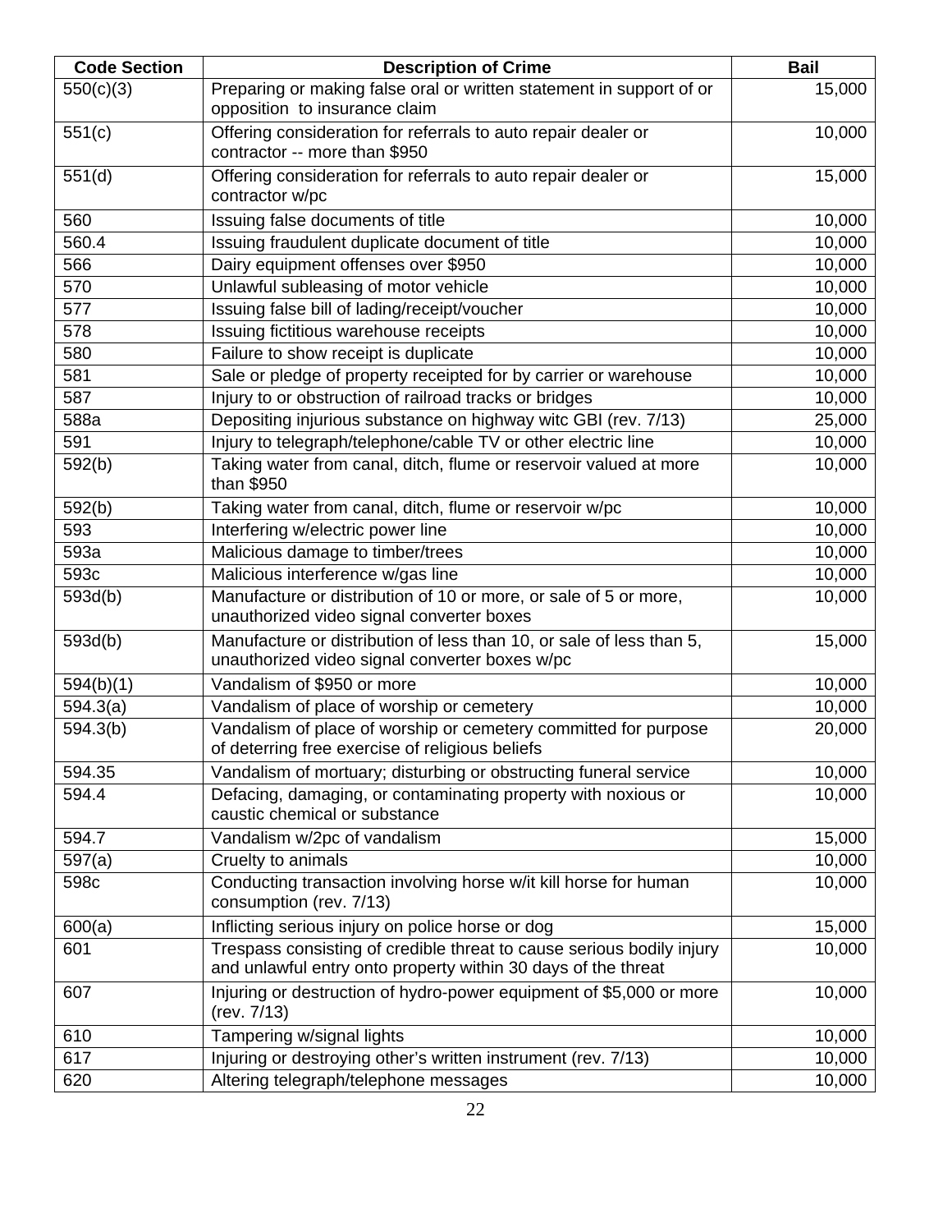| Code Section | Description of Crime | Bail |
|---|---|---|
| 550(c)(3) | Preparing or making false oral or written statement in support of or opposition to insurance claim | 15,000 |
| 551(c) | Offering consideration for referrals to auto repair dealer or contractor -- more than $950 | 10,000 |
| 551(d) | Offering consideration for referrals to auto repair dealer or contractor w/pc | 15,000 |
| 560 | Issuing false documents of title | 10,000 |
| 560.4 | Issuing fraudulent duplicate document of title | 10,000 |
| 566 | Dairy equipment offenses over $950 | 10,000 |
| 570 | Unlawful subleasing of motor vehicle | 10,000 |
| 577 | Issuing false bill of lading/receipt/voucher | 10,000 |
| 578 | Issuing fictitious warehouse receipts | 10,000 |
| 580 | Failure to show receipt is duplicate | 10,000 |
| 581 | Sale or pledge of property receipted for by carrier or warehouse | 10,000 |
| 587 | Injury to or obstruction of railroad tracks or bridges | 10,000 |
| 588a | Depositing injurious substance on highway witc GBI (rev. 7/13) | 25,000 |
| 591 | Injury to telegraph/telephone/cable TV or other electric line | 10,000 |
| 592(b) | Taking water from canal, ditch, flume or reservoir valued at more than $950 | 10,000 |
| 592(b) | Taking water from canal, ditch, flume or reservoir w/pc | 10,000 |
| 593 | Interfering w/electric power line | 10,000 |
| 593a | Malicious damage to timber/trees | 10,000 |
| 593c | Malicious interference w/gas line | 10,000 |
| 593d(b) | Manufacture or distribution of 10 or more, or sale of 5 or more, unauthorized video signal converter boxes | 10,000 |
| 593d(b) | Manufacture or distribution of less than 10, or sale of less than 5, unauthorized video signal converter boxes w/pc | 15,000 |
| 594(b)(1) | Vandalism of $950 or more | 10,000 |
| 594.3(a) | Vandalism of place of worship or cemetery | 10,000 |
| 594.3(b) | Vandalism of place of worship or cemetery committed for purpose of deterring free exercise of religious beliefs | 20,000 |
| 594.35 | Vandalism of mortuary; disturbing or obstructing funeral service | 10,000 |
| 594.4 | Defacing, damaging, or contaminating property with noxious or caustic chemical or substance | 10,000 |
| 594.7 | Vandalism w/2pc of vandalism | 15,000 |
| 597(a) | Cruelty to animals | 10,000 |
| 598c | Conducting transaction involving horse w/it kill horse for human consumption (rev. 7/13) | 10,000 |
| 600(a) | Inflicting serious injury on police horse or dog | 15,000 |
| 601 | Trespass consisting of credible threat to cause serious bodily injury and unlawful entry onto property within 30 days of the threat | 10,000 |
| 607 | Injuring or destruction of hydro-power equipment of $5,000 or more (rev. 7/13) | 10,000 |
| 610 | Tampering w/signal lights | 10,000 |
| 617 | Injuring or destroying other's written instrument (rev. 7/13) | 10,000 |
| 620 | Altering telegraph/telephone messages | 10,000 |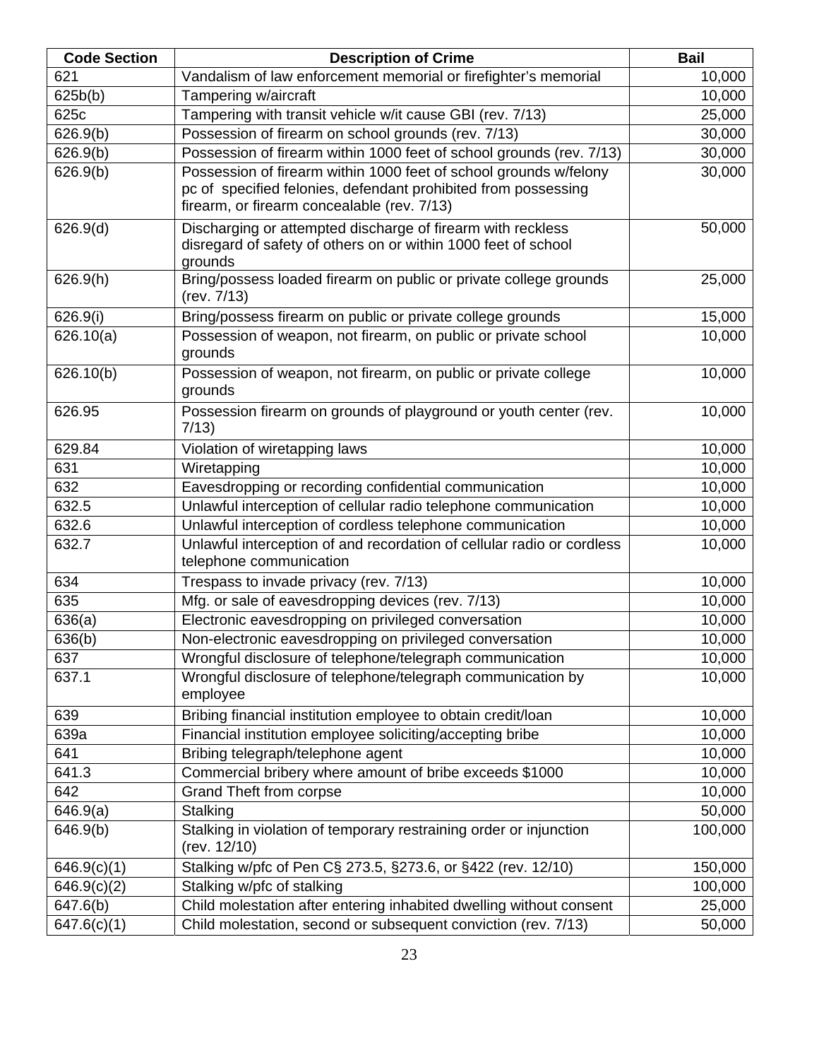| Code Section | Description of Crime | Bail |
|---|---|---|
| 621 | Vandalism of law enforcement memorial or firefighter's memorial | 10,000 |
| 625b(b) | Tampering w/aircraft | 10,000 |
| 625c | Tampering with transit vehicle w/it cause GBI (rev. 7/13) | 25,000 |
| 626.9(b) | Possession of firearm on school grounds (rev. 7/13) | 30,000 |
| 626.9(b) | Possession of firearm within 1000 feet of school grounds (rev. 7/13) | 30,000 |
| 626.9(b) | Possession of firearm within 1000 feet of school grounds w/felony pc of specified felonies, defendant prohibited from possessing firearm, or firearm concealable (rev. 7/13) | 30,000 |
| 626.9(d) | Discharging or attempted discharge of firearm with reckless disregard of safety of others on or within 1000 feet of school grounds | 50,000 |
| 626.9(h) | Bring/possess loaded firearm on public or private college grounds (rev. 7/13) | 25,000 |
| 626.9(i) | Bring/possess firearm on public or private college grounds | 15,000 |
| 626.10(a) | Possession of weapon, not firearm, on public or private school grounds | 10,000 |
| 626.10(b) | Possession of weapon, not firearm, on public or private college grounds | 10,000 |
| 626.95 | Possession firearm on grounds of playground or youth center (rev. 7/13) | 10,000 |
| 629.84 | Violation of wiretapping laws | 10,000 |
| 631 | Wiretapping | 10,000 |
| 632 | Eavesdropping or recording confidential communication | 10,000 |
| 632.5 | Unlawful interception of cellular radio telephone communication | 10,000 |
| 632.6 | Unlawful interception of cordless telephone communication | 10,000 |
| 632.7 | Unlawful interception of and recordation of cellular radio or cordless telephone communication | 10,000 |
| 634 | Trespass to invade privacy (rev. 7/13) | 10,000 |
| 635 | Mfg. or sale of eavesdropping devices (rev. 7/13) | 10,000 |
| 636(a) | Electronic eavesdropping on privileged conversation | 10,000 |
| 636(b) | Non-electronic eavesdropping on privileged conversation | 10,000 |
| 637 | Wrongful disclosure of telephone/telegraph communication | 10,000 |
| 637.1 | Wrongful disclosure of telephone/telegraph communication by employee | 10,000 |
| 639 | Bribing financial institution employee to obtain credit/loan | 10,000 |
| 639a | Financial institution employee soliciting/accepting bribe | 10,000 |
| 641 | Bribing telegraph/telephone agent | 10,000 |
| 641.3 | Commercial bribery where amount of bribe exceeds $1000 | 10,000 |
| 642 | Grand Theft from corpse | 10,000 |
| 646.9(a) | Stalking | 50,000 |
| 646.9(b) | Stalking in violation of temporary restraining order or injunction (rev. 12/10) | 100,000 |
| 646.9(c)(1) | Stalking w/pfc of Pen C§ 273.5, §273.6, or §422 (rev. 12/10) | 150,000 |
| 646.9(c)(2) | Stalking w/pfc of stalking | 100,000 |
| 647.6(b) | Child molestation after entering inhabited dwelling without consent | 25,000 |
| 647.6(c)(1) | Child molestation, second or subsequent conviction (rev. 7/13) | 50,000 |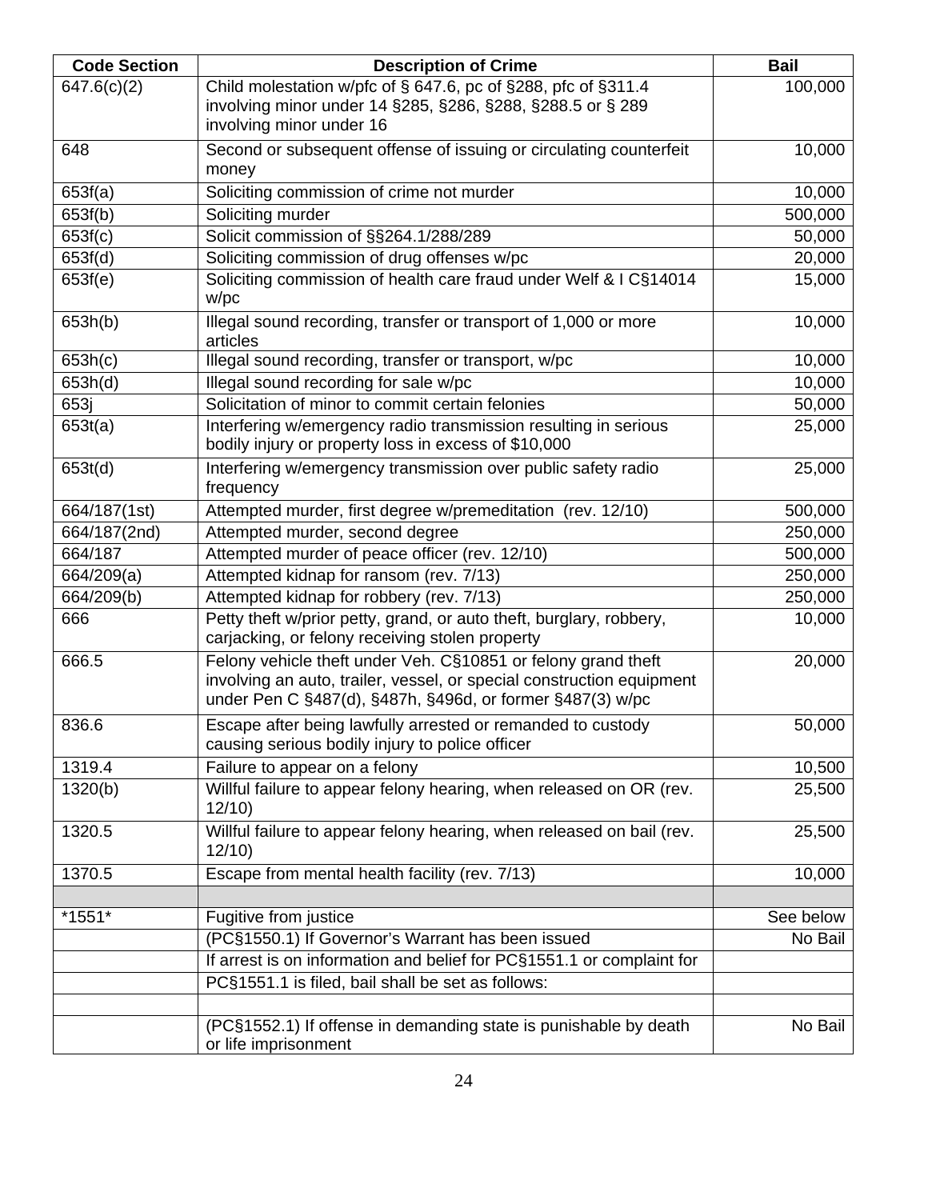| Code Section | Description of Crime | Bail |
|---|---|---|
| 647.6(c)(2) | Child molestation w/pfc of § 647.6, pc of §288, pfc of §311.4 involving minor under 14 §285, §286, §288, §288.5 or § 289 involving minor under 16 | 100,000 |
| 648 | Second or subsequent offense of issuing or circulating counterfeit money | 10,000 |
| 653f(a) | Soliciting commission of crime not murder | 10,000 |
| 653f(b) | Soliciting murder | 500,000 |
| 653f(c) | Solicit commission of §§264.1/288/289 | 50,000 |
| 653f(d) | Soliciting commission of drug offenses w/pc | 20,000 |
| 653f(e) | Soliciting commission of health care fraud under Welf & I C§14014 w/pc | 15,000 |
| 653h(b) | Illegal sound recording, transfer or transport of 1,000 or more articles | 10,000 |
| 653h(c) | Illegal sound recording, transfer or transport, w/pc | 10,000 |
| 653h(d) | Illegal sound recording for sale w/pc | 10,000 |
| 653j | Solicitation of minor to commit certain felonies | 50,000 |
| 653t(a) | Interfering w/emergency radio transmission resulting in serious bodily injury or property loss in excess of $10,000 | 25,000 |
| 653t(d) | Interfering w/emergency transmission over public safety radio frequency | 25,000 |
| 664/187(1st) | Attempted murder, first degree w/premeditation (rev. 12/10) | 500,000 |
| 664/187(2nd) | Attempted murder, second degree | 250,000 |
| 664/187 | Attempted murder of peace officer (rev. 12/10) | 500,000 |
| 664/209(a) | Attempted kidnap for ransom (rev. 7/13) | 250,000 |
| 664/209(b) | Attempted kidnap for robbery (rev. 7/13) | 250,000 |
| 666 | Petty theft w/prior petty, grand, or auto theft, burglary, robbery, carjacking, or felony receiving stolen property | 10,000 |
| 666.5 | Felony vehicle theft under Veh. C§10851 or felony grand theft involving an auto, trailer, vessel, or special construction equipment under Pen C §487(d), §487h, §496d, or former §487(3) w/pc | 20,000 |
| 836.6 | Escape after being lawfully arrested or remanded to custody causing serious bodily injury to police officer | 50,000 |
| 1319.4 | Failure to appear on a felony | 10,500 |
| 1320(b) | Willful failure to appear felony hearing, when released on OR (rev. 12/10) | 25,500 |
| 1320.5 | Willful failure to appear felony hearing, when released on bail (rev. 12/10) | 25,500 |
| 1370.5 | Escape from mental health facility (rev. 7/13) | 10,000 |
| | | |
| *1551* | Fugitive from justice | See below |
| | (PC§1550.1) If Governor's Warrant has been issued | No Bail |
| | If arrest is on information and belief for PC§1551.1 or complaint for | |
| | PC§1551.1 is filed, bail shall be set as follows: | |
| | | |
| | (PC§1552.1) If offense in demanding state is punishable by death or life imprisonment | No Bail |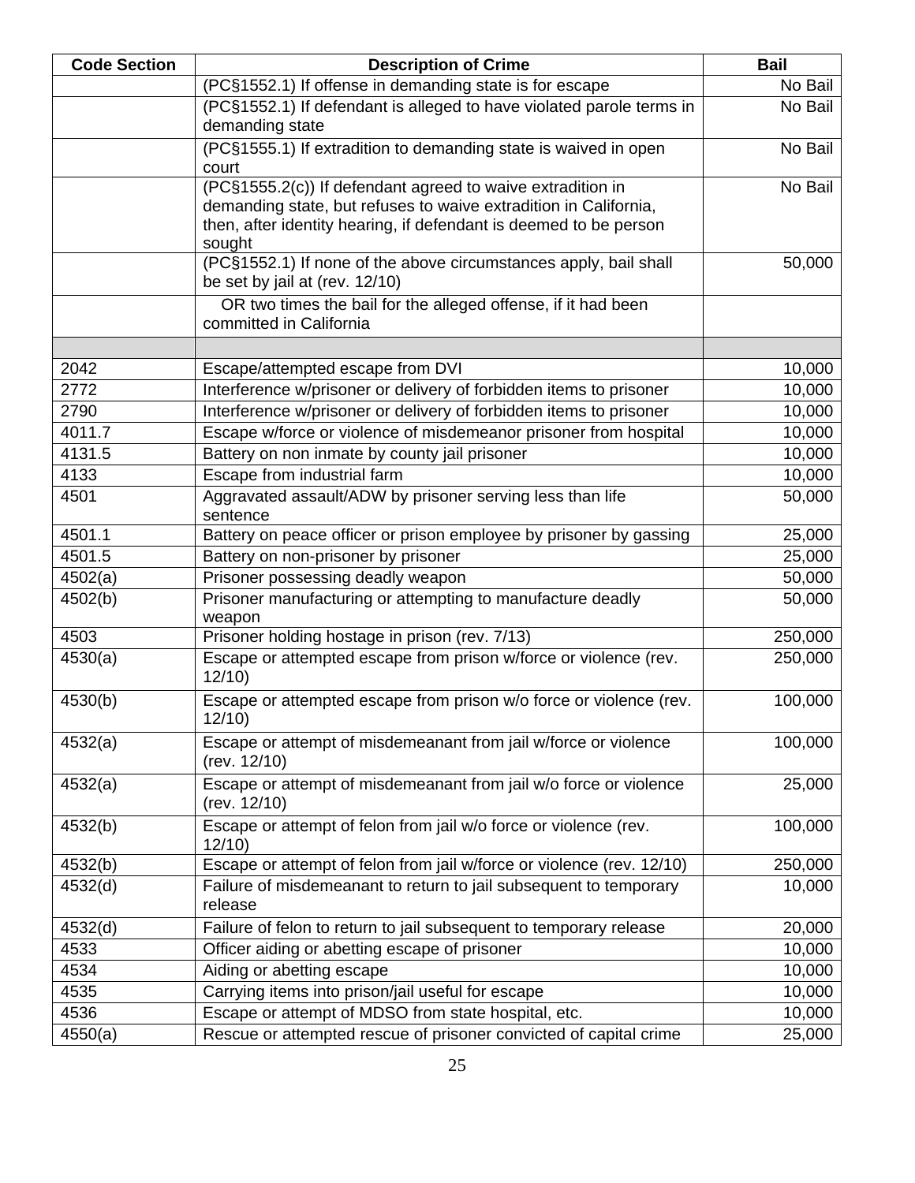| Code Section | Description of Crime | Bail |
|---|---|---|
| | (PC§1552.1) If offense in demanding state is for escape | No Bail |
| | (PC§1552.1) If defendant is alleged to have violated parole terms in demanding state | No Bail |
| | (PC§1555.1) If extradition to demanding state is waived in open court | No Bail |
| | (PC§1555.2(c)) If defendant agreed to waive extradition in demanding state, but refuses to waive extradition in California, then, after identity hearing, if defendant is deemed to be person sought | No Bail |
| | (PC§1552.1) If none of the above circumstances apply, bail shall be set by jail at (rev. 12/10) | 50,000 |
| | OR two times the bail for the alleged offense, if it had been committed in California | |
| | | |
| 2042 | Escape/attempted escape from DVI | 10,000 |
| 2772 | Interference w/prisoner or delivery of forbidden items to prisoner | 10,000 |
| 2790 | Interference w/prisoner or delivery of forbidden items to prisoner | 10,000 |
| 4011.7 | Escape w/force or violence of misdemeanor prisoner from hospital | 10,000 |
| 4131.5 | Battery on non inmate by county jail prisoner | 10,000 |
| 4133 | Escape from industrial farm | 10,000 |
| 4501 | Aggravated assault/ADW by prisoner serving less than life sentence | 50,000 |
| 4501.1 | Battery on peace officer or prison employee by prisoner by gassing | 25,000 |
| 4501.5 | Battery on non-prisoner by prisoner | 25,000 |
| 4502(a) | Prisoner possessing deadly weapon | 50,000 |
| 4502(b) | Prisoner manufacturing or attempting to manufacture deadly weapon | 50,000 |
| 4503 | Prisoner holding hostage in prison (rev. 7/13) | 250,000 |
| 4530(a) | Escape or attempted escape from prison w/force or violence (rev. 12/10) | 250,000 |
| 4530(b) | Escape or attempted escape from prison w/o force or violence (rev. 12/10) | 100,000 |
| 4532(a) | Escape or attempt of misdemeanant from jail w/force or violence (rev. 12/10) | 100,000 |
| 4532(a) | Escape or attempt of misdemeanant from jail w/o force or violence (rev. 12/10) | 25,000 |
| 4532(b) | Escape or attempt of felon from jail w/o force or violence (rev. 12/10) | 100,000 |
| 4532(b) | Escape or attempt of felon from jail w/force or violence (rev. 12/10) | 250,000 |
| 4532(d) | Failure of misdemeanant to return to jail subsequent to temporary release | 10,000 |
| 4532(d) | Failure of felon to return to jail subsequent to temporary release | 20,000 |
| 4533 | Officer aiding or abetting escape of prisoner | 10,000 |
| 4534 | Aiding or abetting escape | 10,000 |
| 4535 | Carrying items into prison/jail useful for escape | 10,000 |
| 4536 | Escape or attempt of MDSO from state hospital, etc. | 10,000 |
| 4550(a) | Rescue or attempted rescue of prisoner convicted of capital crime | 25,000 |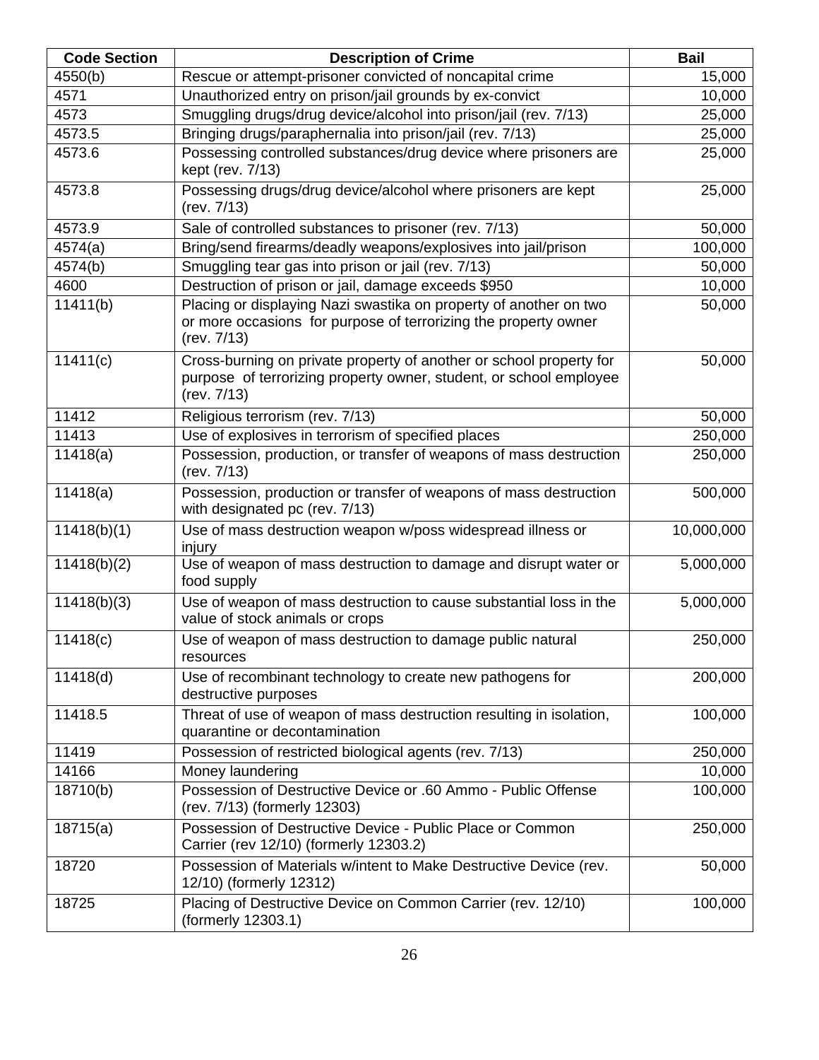| Code Section | Description of Crime | Bail |
|---|---|---|
| 4550(b) | Rescue or attempt-prisoner convicted of noncapital crime | 15,000 |
| 4571 | Unauthorized entry on prison/jail grounds by ex-convict | 10,000 |
| 4573 | Smuggling drugs/drug device/alcohol into prison/jail (rev. 7/13) | 25,000 |
| 4573.5 | Bringing drugs/paraphernalia into prison/jail (rev. 7/13) | 25,000 |
| 4573.6 | Possessing controlled substances/drug device where prisoners are kept (rev. 7/13) | 25,000 |
| 4573.8 | Possessing drugs/drug device/alcohol where prisoners are kept (rev. 7/13) | 25,000 |
| 4573.9 | Sale of controlled substances to prisoner (rev. 7/13) | 50,000 |
| 4574(a) | Bring/send firearms/deadly weapons/explosives into jail/prison | 100,000 |
| 4574(b) | Smuggling tear gas into prison or jail (rev. 7/13) | 50,000 |
| 4600 | Destruction of prison or jail, damage exceeds $950 | 10,000 |
| 11411(b) | Placing or displaying Nazi swastika on property of another on two or more occasions for purpose of terrorizing the property owner (rev. 7/13) | 50,000 |
| 11411(c) | Cross-burning on private property of another or school property for purpose of terrorizing property owner, student, or school employee (rev. 7/13) | 50,000 |
| 11412 | Religious terrorism (rev. 7/13) | 50,000 |
| 11413 | Use of explosives in terrorism of specified places | 250,000 |
| 11418(a) | Possession, production, or transfer of weapons of mass destruction (rev. 7/13) | 250,000 |
| 11418(a) | Possession, production or transfer of weapons of mass destruction with designated pc (rev. 7/13) | 500,000 |
| 11418(b)(1) | Use of mass destruction weapon w/poss widespread illness or injury | 10,000,000 |
| 11418(b)(2) | Use of weapon of mass destruction to damage and disrupt water or food supply | 5,000,000 |
| 11418(b)(3) | Use of weapon of mass destruction to cause substantial loss in the value of stock animals or crops | 5,000,000 |
| 11418(c) | Use of weapon of mass destruction to damage public natural resources | 250,000 |
| 11418(d) | Use of recombinant technology to create new pathogens for destructive purposes | 200,000 |
| 11418.5 | Threat of use of weapon of mass destruction resulting in isolation, quarantine or decontamination | 100,000 |
| 11419 | Possession of restricted biological agents (rev. 7/13) | 250,000 |
| 14166 | Money laundering | 10,000 |
| 18710(b) | Possession of Destructive Device or .60 Ammo - Public Offense (rev. 7/13) (formerly 12303) | 100,000 |
| 18715(a) | Possession of Destructive Device - Public Place or Common Carrier (rev 12/10) (formerly 12303.2) | 250,000 |
| 18720 | Possession of Materials w/intent to Make Destructive Device (rev. 12/10) (formerly 12312) | 50,000 |
| 18725 | Placing of Destructive Device on Common Carrier (rev. 12/10) (formerly 12303.1) | 100,000 |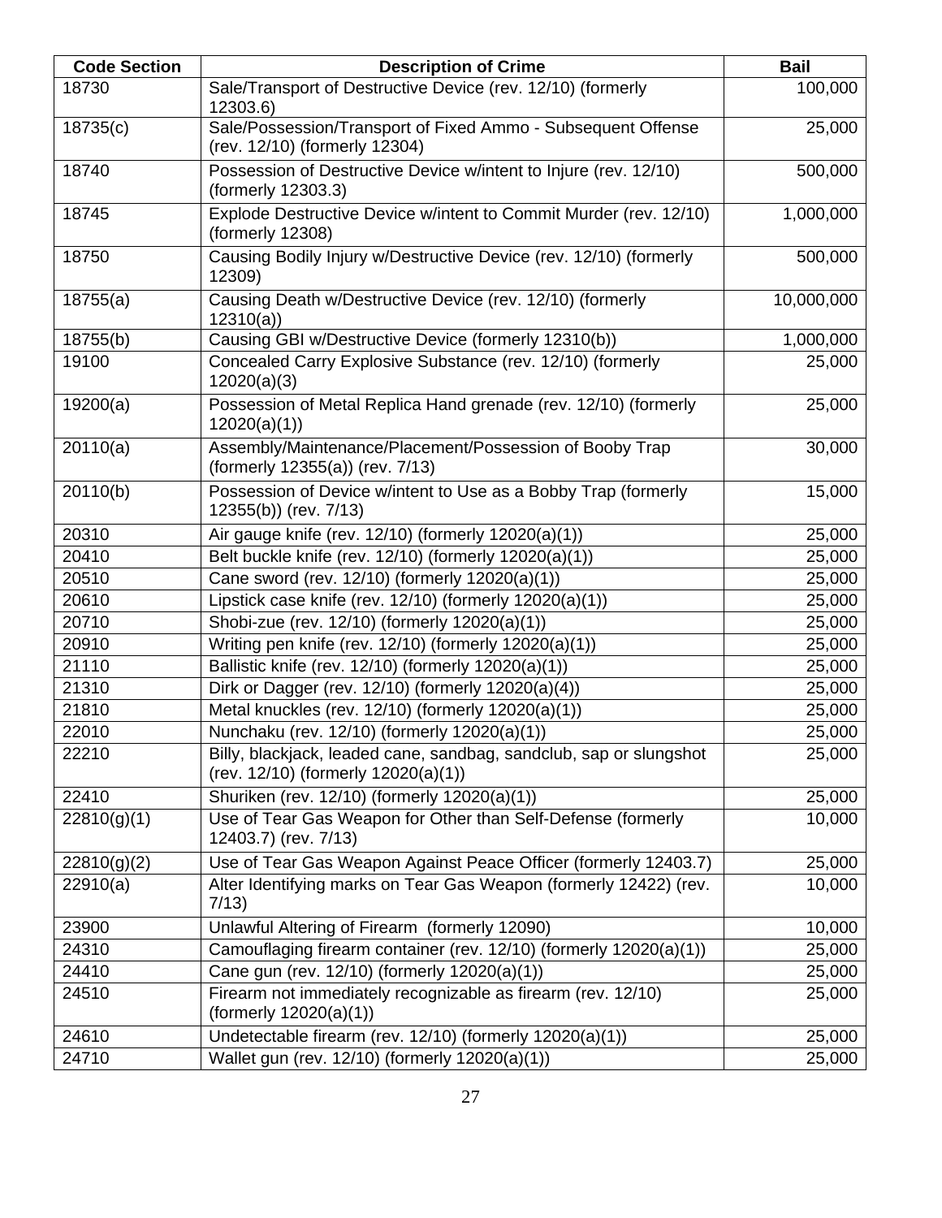| Code Section | Description of Crime | Bail |
|---|---|---|
| 18730 | Sale/Transport of Destructive Device (rev. 12/10) (formerly 12303.6) | 100,000 |
| 18735(c) | Sale/Possession/Transport of Fixed Ammo - Subsequent Offense (rev. 12/10) (formerly 12304) | 25,000 |
| 18740 | Possession of Destructive Device w/intent to Injure (rev. 12/10) (formerly 12303.3) | 500,000 |
| 18745 | Explode Destructive Device w/intent to Commit Murder (rev. 12/10) (formerly 12308) | 1,000,000 |
| 18750 | Causing Bodily Injury w/Destructive Device (rev. 12/10) (formerly 12309) | 500,000 |
| 18755(a) | Causing Death w/Destructive Device (rev. 12/10) (formerly 12310(a)) | 10,000,000 |
| 18755(b) | Causing GBI w/Destructive Device (formerly 12310(b)) | 1,000,000 |
| 19100 | Concealed Carry Explosive Substance (rev. 12/10) (formerly 12020(a)(3) | 25,000 |
| 19200(a) | Possession of Metal Replica Hand grenade (rev. 12/10) (formerly 12020(a)(1)) | 25,000 |
| 20110(a) | Assembly/Maintenance/Placement/Possession of Booby Trap (formerly 12355(a)) (rev. 7/13) | 30,000 |
| 20110(b) | Possession of Device w/intent to Use as a Bobby Trap (formerly 12355(b)) (rev. 7/13) | 15,000 |
| 20310 | Air gauge knife (rev. 12/10) (formerly 12020(a)(1)) | 25,000 |
| 20410 | Belt buckle knife (rev. 12/10) (formerly 12020(a)(1)) | 25,000 |
| 20510 | Cane sword (rev. 12/10) (formerly 12020(a)(1)) | 25,000 |
| 20610 | Lipstick case knife (rev. 12/10) (formerly 12020(a)(1)) | 25,000 |
| 20710 | Shobi-zue (rev. 12/10) (formerly 12020(a)(1)) | 25,000 |
| 20910 | Writing pen knife (rev. 12/10) (formerly 12020(a)(1)) | 25,000 |
| 21110 | Ballistic knife (rev. 12/10) (formerly 12020(a)(1)) | 25,000 |
| 21310 | Dirk or Dagger (rev. 12/10) (formerly 12020(a)(4)) | 25,000 |
| 21810 | Metal knuckles (rev. 12/10) (formerly 12020(a)(1)) | 25,000 |
| 22010 | Nunchaku (rev. 12/10) (formerly 12020(a)(1)) | 25,000 |
| 22210 | Billy, blackjack, leaded cane, sandbag, sandclub, sap or slungshot (rev. 12/10) (formerly 12020(a)(1)) | 25,000 |
| 22410 | Shuriken (rev. 12/10) (formerly 12020(a)(1)) | 25,000 |
| 22810(g)(1) | Use of Tear Gas Weapon for Other than Self-Defense (formerly 12403.7) (rev. 7/13) | 10,000 |
| 22810(g)(2) | Use of Tear Gas Weapon Against Peace Officer (formerly 12403.7) | 25,000 |
| 22910(a) | Alter Identifying marks on Tear Gas Weapon (formerly 12422) (rev. 7/13) | 10,000 |
| 23900 | Unlawful Altering of Firearm (formerly 12090) | 10,000 |
| 24310 | Camouflaging firearm container (rev. 12/10) (formerly 12020(a)(1)) | 25,000 |
| 24410 | Cane gun (rev. 12/10) (formerly 12020(a)(1)) | 25,000 |
| 24510 | Firearm not immediately recognizable as firearm (rev. 12/10) (formerly 12020(a)(1)) | 25,000 |
| 24610 | Undetectable firearm (rev. 12/10) (formerly 12020(a)(1)) | 25,000 |
| 24710 | Wallet gun (rev. 12/10) (formerly 12020(a)(1)) | 25,000 |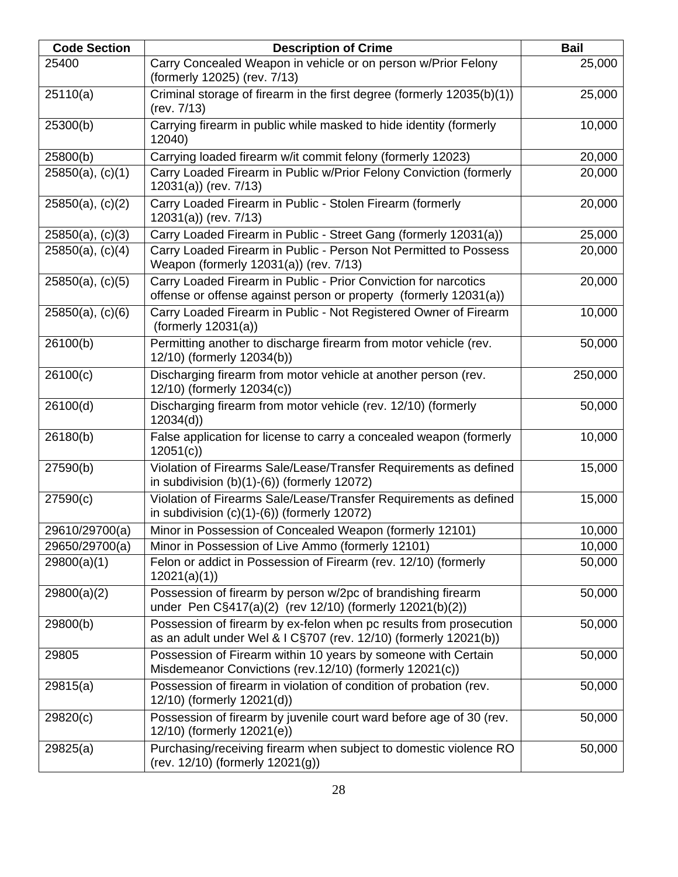| Code Section | Description of Crime | Bail |
| --- | --- | --- |
| 25400 | Carry Concealed Weapon in vehicle or on person w/Prior Felony (formerly 12025) (rev. 7/13) | 25,000 |
| 25110(a) | Criminal storage of firearm in the first degree (formerly 12035(b)(1)) (rev. 7/13) | 25,000 |
| 25300(b) | Carrying firearm in public while masked to hide identity (formerly 12040) | 10,000 |
| 25800(b) | Carrying loaded firearm w/it commit felony (formerly 12023) | 20,000 |
| 25850(a), (c)(1) | Carry Loaded Firearm in Public w/Prior Felony Conviction (formerly 12031(a)) (rev. 7/13) | 20,000 |
| 25850(a), (c)(2) | Carry Loaded Firearm in Public - Stolen Firearm (formerly 12031(a)) (rev. 7/13) | 20,000 |
| 25850(a), (c)(3) | Carry Loaded Firearm in Public - Street Gang (formerly 12031(a)) | 25,000 |
| 25850(a), (c)(4) | Carry Loaded Firearm in Public - Person Not Permitted to Possess Weapon (formerly 12031(a)) (rev. 7/13) | 20,000 |
| 25850(a), (c)(5) | Carry Loaded Firearm in Public - Prior Conviction for narcotics offense or offense against person or property (formerly 12031(a)) | 20,000 |
| 25850(a), (c)(6) | Carry Loaded Firearm in Public - Not Registered Owner of Firearm (formerly 12031(a)) | 10,000 |
| 26100(b) | Permitting another to discharge firearm from motor vehicle (rev. 12/10) (formerly 12034(b)) | 50,000 |
| 26100(c) | Discharging firearm from motor vehicle at another person (rev. 12/10) (formerly 12034(c)) | 250,000 |
| 26100(d) | Discharging firearm from motor vehicle (rev. 12/10) (formerly 12034(d)) | 50,000 |
| 26180(b) | False application for license to carry a concealed weapon (formerly 12051(c)) | 10,000 |
| 27590(b) | Violation of Firearms Sale/Lease/Transfer Requirements as defined in subdivision (b)(1)-(6)) (formerly 12072) | 15,000 |
| 27590(c) | Violation of Firearms Sale/Lease/Transfer Requirements as defined in subdivision (c)(1)-(6)) (formerly 12072) | 15,000 |
| 29610/29700(a) | Minor in Possession of Concealed Weapon (formerly 12101) | 10,000 |
| 29650/29700(a) | Minor in Possession of Live Ammo (formerly 12101) | 10,000 |
| 29800(a)(1) | Felon or addict in Possession of Firearm (rev. 12/10) (formerly 12021(a)(1)) | 50,000 |
| 29800(a)(2) | Possession of firearm by person w/2pc of brandishing firearm under Pen C§417(a)(2) (rev 12/10) (formerly 12021(b)(2)) | 50,000 |
| 29800(b) | Possession of firearm by ex-felon when pc results from prosecution as an adult under Wel & I C§707 (rev. 12/10) (formerly 12021(b)) | 50,000 |
| 29805 | Possession of Firearm within 10 years by someone with Certain Misdemeanor Convictions (rev.12/10) (formerly 12021(c)) | 50,000 |
| 29815(a) | Possession of firearm in violation of condition of probation (rev. 12/10) (formerly 12021(d)) | 50,000 |
| 29820(c) | Possession of firearm by juvenile court ward before age of 30 (rev. 12/10) (formerly 12021(e)) | 50,000 |
| 29825(a) | Purchasing/receiving firearm when subject to domestic violence RO (rev. 12/10) (formerly 12021(g)) | 50,000 |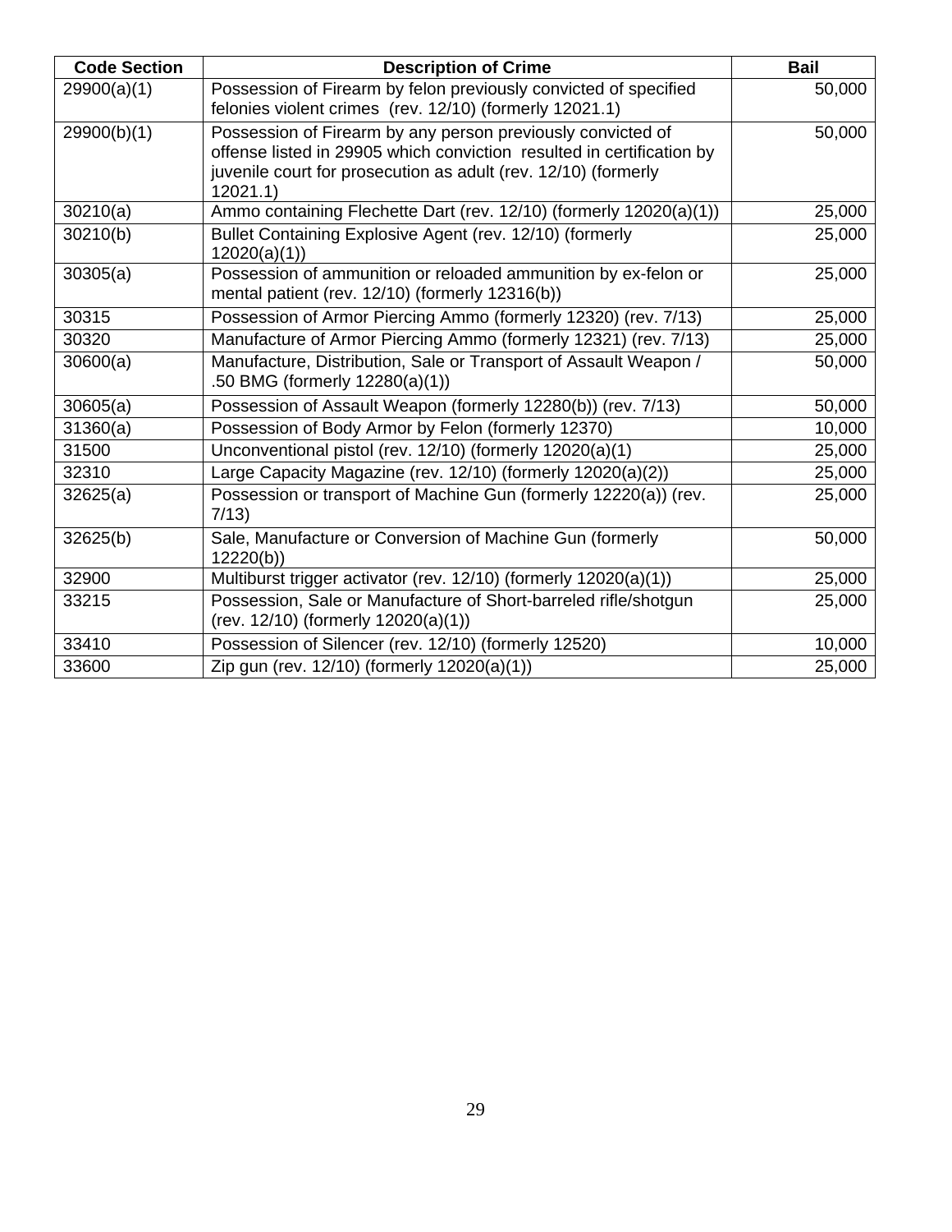| Code Section | Description of Crime | Bail |
|---|---|---|
| 29900(a)(1) | Possession of Firearm by felon previously convicted of specified felonies violent crimes (rev. 12/10) (formerly 12021.1) | 50,000 |
| 29900(b)(1) | Possession of Firearm by any person previously convicted of offense listed in 29905 which conviction resulted in certification by juvenile court for prosecution as adult (rev. 12/10) (formerly 12021.1) | 50,000 |
| 30210(a) | Ammo containing Flechette Dart (rev. 12/10) (formerly 12020(a)(1)) | 25,000 |
| 30210(b) | Bullet Containing Explosive Agent (rev. 12/10) (formerly 12020(a)(1)) | 25,000 |
| 30305(a) | Possession of ammunition or reloaded ammunition by ex-felon or mental patient (rev. 12/10) (formerly 12316(b)) | 25,000 |
| 30315 | Possession of Armor Piercing Ammo (formerly 12320) (rev. 7/13) | 25,000 |
| 30320 | Manufacture of Armor Piercing Ammo (formerly 12321) (rev. 7/13) | 25,000 |
| 30600(a) | Manufacture, Distribution, Sale or Transport of Assault Weapon / .50 BMG (formerly 12280(a)(1)) | 50,000 |
| 30605(a) | Possession of Assault Weapon (formerly 12280(b)) (rev. 7/13) | 50,000 |
| 31360(a) | Possession of Body Armor by Felon (formerly 12370) | 10,000 |
| 31500 | Unconventional pistol (rev. 12/10) (formerly 12020(a)(1) | 25,000 |
| 32310 | Large Capacity Magazine (rev. 12/10) (formerly 12020(a)(2)) | 25,000 |
| 32625(a) | Possession or transport of Machine Gun (formerly 12220(a)) (rev. 7/13) | 25,000 |
| 32625(b) | Sale, Manufacture or Conversion of Machine Gun (formerly 12220(b)) | 50,000 |
| 32900 | Multiburst trigger activator (rev. 12/10) (formerly 12020(a)(1)) | 25,000 |
| 33215 | Possession, Sale or Manufacture of Short-barreled rifle/shotgun (rev. 12/10) (formerly 12020(a)(1)) | 25,000 |
| 33410 | Possession of Silencer (rev. 12/10) (formerly 12520) | 10,000 |
| 33600 | Zip gun (rev. 12/10) (formerly 12020(a)(1)) | 25,000 |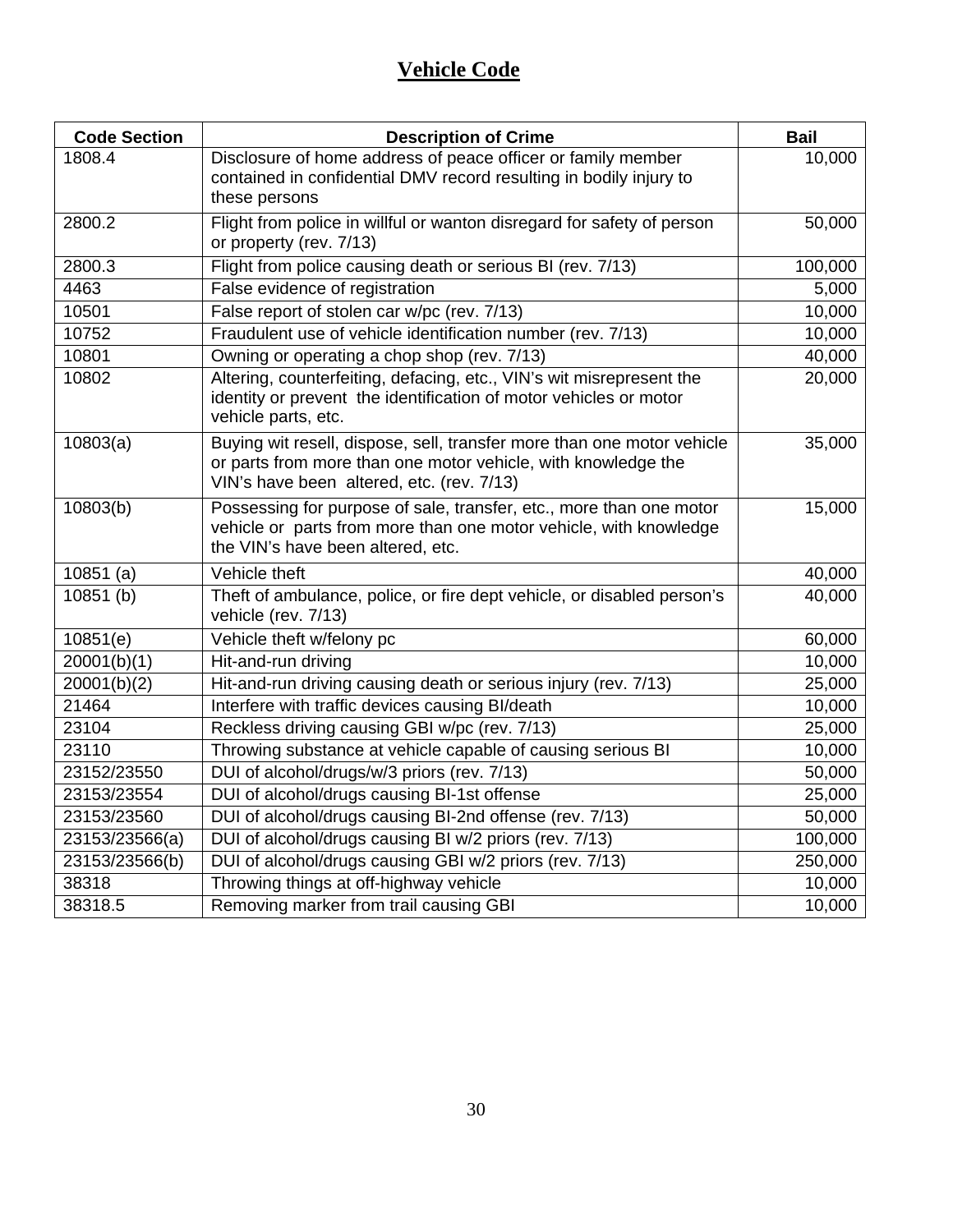# Vehicle Code

| Code Section | Description of Crime | Bail |
|---|---|---|
| 1808.4 | Disclosure of home address of peace officer or family member contained in confidential DMV record resulting in bodily injury to these persons | 10,000 |
| 2800.2 | Flight from police in willful or wanton disregard for safety of person or property (rev. 7/13) | 50,000 |
| 2800.3 | Flight from police causing death or serious BI (rev. 7/13) | 100,000 |
| 4463 | False evidence of registration | 5,000 |
| 10501 | False report of stolen car w/pc (rev. 7/13) | 10,000 |
| 10752 | Fraudulent use of vehicle identification number (rev. 7/13) | 10,000 |
| 10801 | Owning or operating a chop shop (rev. 7/13) | 40,000 |
| 10802 | Altering, counterfeiting, defacing, etc., VIN's wit misrepresent the identity or prevent the identification of motor vehicles or motor vehicle parts, etc. | 20,000 |
| 10803(a) | Buying wit resell, dispose, sell, transfer more than one motor vehicle or parts from more than one motor vehicle, with knowledge the VIN's have been altered, etc. (rev. 7/13) | 35,000 |
| 10803(b) | Possessing for purpose of sale, transfer, etc., more than one motor vehicle or parts from more than one motor vehicle, with knowledge the VIN's have been altered, etc. | 15,000 |
| 10851 (a) | Vehicle theft | 40,000 |
| 10851 (b) | Theft of ambulance, police, or fire dept vehicle, or disabled person's vehicle (rev. 7/13) | 40,000 |
| 10851(e) | Vehicle theft w/felony pc | 60,000 |
| 20001(b)(1) | Hit-and-run driving | 10,000 |
| 20001(b)(2) | Hit-and-run driving causing death or serious injury (rev. 7/13) | 25,000 |
| 21464 | Interfere with traffic devices causing BI/death | 10,000 |
| 23104 | Reckless driving causing GBI w/pc (rev. 7/13) | 25,000 |
| 23110 | Throwing substance at vehicle capable of causing serious BI | 10,000 |
| 23152/23550 | DUI of alcohol/drugs/w/3 priors (rev. 7/13) | 50,000 |
| 23153/23554 | DUI of alcohol/drugs causing BI-1st offense | 25,000 |
| 23153/23560 | DUI of alcohol/drugs causing BI-2nd offense (rev. 7/13) | 50,000 |
| 23153/23566(a) | DUI of alcohol/drugs causing BI w/2 priors (rev. 7/13) | 100,000 |
| 23153/23566(b) | DUI of alcohol/drugs causing GBI w/2 priors (rev. 7/13) | 250,000 |
| 38318 | Throwing things at off-highway vehicle | 10,000 |
| 38318.5 | Removing marker from trail causing GBI | 10,000 |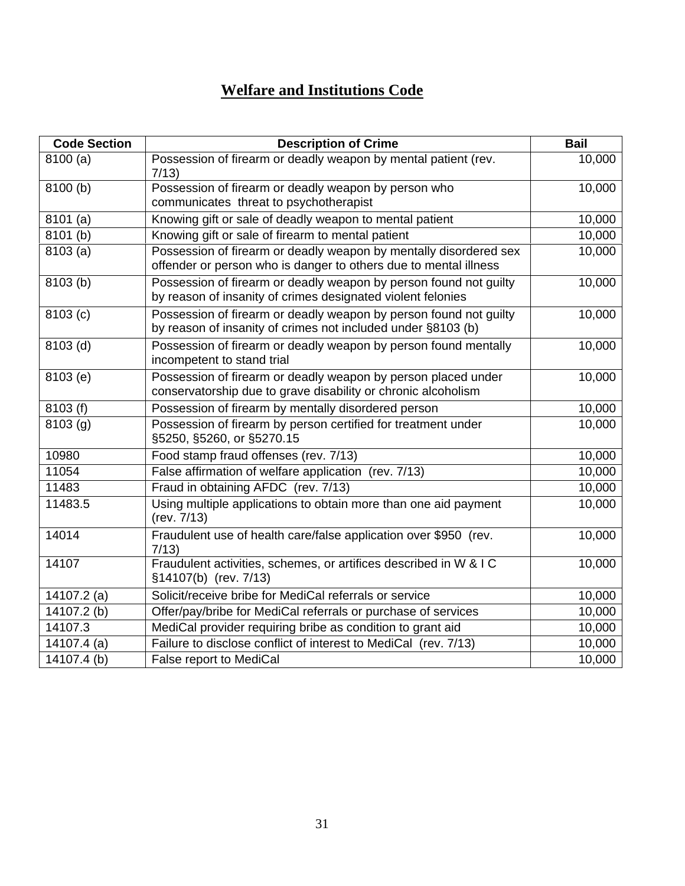# Welfare and Institutions Code

| Code Section | Description of Crime | Bail |
|---|---|---|
| 8100 (a) | Possession of firearm or deadly weapon by mental patient (rev. 7/13) | 10,000 |
| 8100 (b) | Possession of firearm or deadly weapon by person who communicates threat to psychotherapist | 10,000 |
| 8101 (a) | Knowing gift or sale of deadly weapon to mental patient | 10,000 |
| 8101 (b) | Knowing gift or sale of firearm to mental patient | 10,000 |
| 8103 (a) | Possession of firearm or deadly weapon by mentally disordered sex offender or person who is danger to others due to mental illness | 10,000 |
| 8103 (b) | Possession of firearm or deadly weapon by person found not guilty by reason of insanity of crimes designated violent felonies | 10,000 |
| 8103 (c) | Possession of firearm or deadly weapon by person found not guilty by reason of insanity of crimes not included under §8103 (b) | 10,000 |
| 8103 (d) | Possession of firearm or deadly weapon by person found mentally incompetent to stand trial | 10,000 |
| 8103 (e) | Possession of firearm or deadly weapon by person placed under conservatorship due to grave disability or chronic alcoholism | 10,000 |
| 8103 (f) | Possession of firearm by mentally disordered person | 10,000 |
| 8103 (g) | Possession of firearm by person certified for treatment under §5250, §5260, or §5270.15 | 10,000 |
| 10980 | Food stamp fraud offenses (rev. 7/13) | 10,000 |
| 11054 | False affirmation of welfare application (rev. 7/13) | 10,000 |
| 11483 | Fraud in obtaining AFDC (rev. 7/13) | 10,000 |
| 11483.5 | Using multiple applications to obtain more than one aid payment (rev. 7/13) | 10,000 |
| 14014 | Fraudulent use of health care/false application over $950 (rev. 7/13) | 10,000 |
| 14107 | Fraudulent activities, schemes, or artifices described in W & I C §14107(b) (rev. 7/13) | 10,000 |
| 14107.2 (a) | Solicit/receive bribe for MediCal referrals or service | 10,000 |
| 14107.2 (b) | Offer/pay/bribe for MediCal referrals or purchase of services | 10,000 |
| 14107.3 | MediCal provider requiring bribe as condition to grant aid | 10,000 |
| 14107.4 (a) | Failure to disclose conflict of interest to MediCal (rev. 7/13) | 10,000 |
| 14107.4 (b) | False report to MediCal | 10,000 |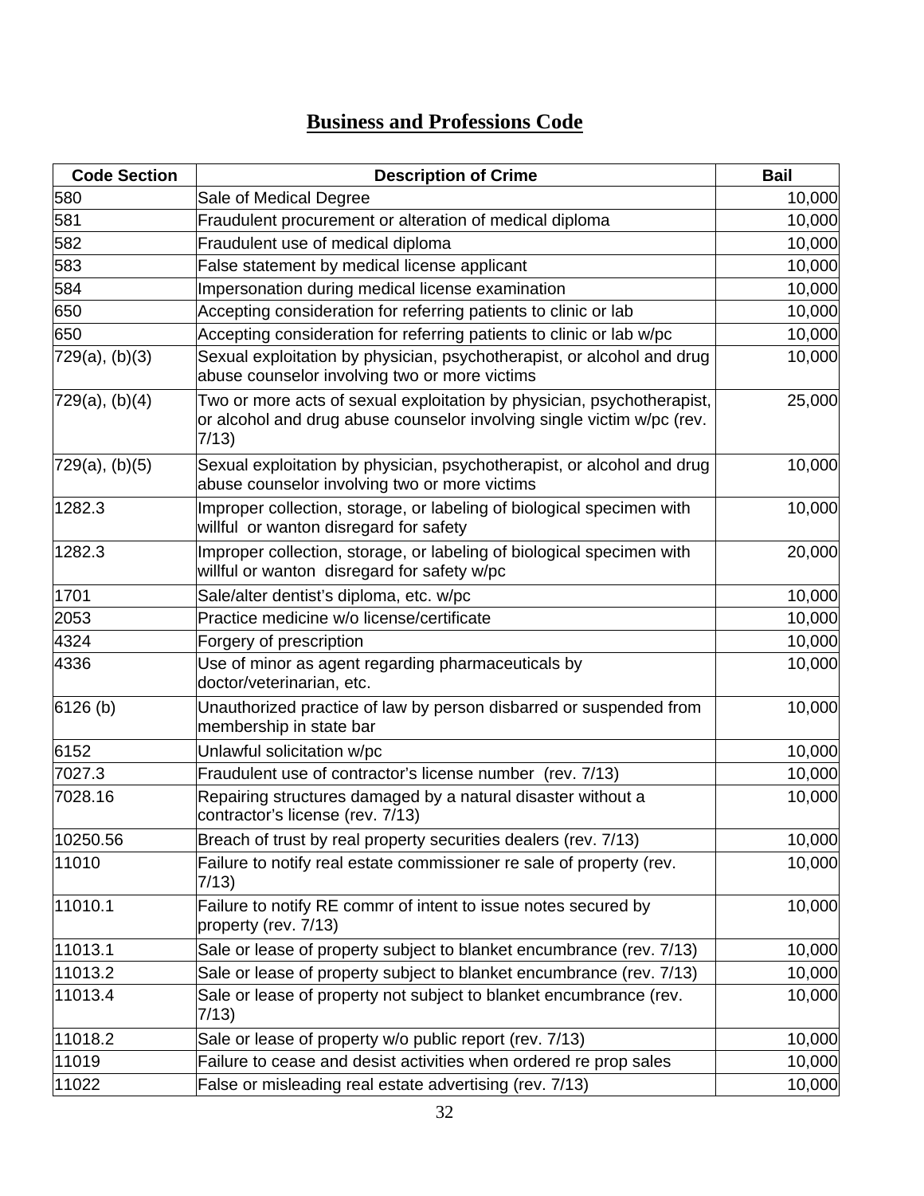# Business and Professions Code

| Code Section | Description of Crime | Bail |
|---|---|---|
| 580 | Sale of Medical Degree | 10,000 |
| 581 | Fraudulent procurement or alteration of medical diploma | 10,000 |
| 582 | Fraudulent use of medical diploma | 10,000 |
| 583 | False statement by medical license applicant | 10,000 |
| 584 | Impersonation during medical license examination | 10,000 |
| 650 | Accepting consideration for referring patients to clinic or lab | 10,000 |
| 650 | Accepting consideration for referring patients to clinic or lab w/pc | 10,000 |
| 729(a), (b)(3) | Sexual exploitation by physician, psychotherapist, or alcohol and drug abuse counselor involving two or more victims | 10,000 |
| 729(a), (b)(4) | Two or more acts of sexual exploitation by physician, psychotherapist, or alcohol and drug abuse counselor involving single victim w/pc (rev. 7/13) | 25,000 |
| 729(a), (b)(5) | Sexual exploitation by physician, psychotherapist, or alcohol and drug abuse counselor involving two or more victims | 10,000 |
| 1282.3 | Improper collection, storage, or labeling of biological specimen with willful or wanton disregard for safety | 10,000 |
| 1282.3 | Improper collection, storage, or labeling of biological specimen with willful or wanton disregard for safety w/pc | 20,000 |
| 1701 | Sale/alter dentist's diploma, etc. w/pc | 10,000 |
| 2053 | Practice medicine w/o license/certificate | 10,000 |
| 4324 | Forgery of prescription | 10,000 |
| 4336 | Use of minor as agent regarding pharmaceuticals by doctor/veterinarian, etc. | 10,000 |
| 6126 (b) | Unauthorized practice of law by person disbarred or suspended from membership in state bar | 10,000 |
| 6152 | Unlawful solicitation w/pc | 10,000 |
| 7027.3 | Fraudulent use of contractor's license number (rev. 7/13) | 10,000 |
| 7028.16 | Repairing structures damaged by a natural disaster without a contractor's license (rev. 7/13) | 10,000 |
| 10250.56 | Breach of trust by real property securities dealers (rev. 7/13) | 10,000 |
| 11010 | Failure to notify real estate commissioner re sale of property (rev. 7/13) | 10,000 |
| 11010.1 | Failure to notify RE commr of intent to issue notes secured by property (rev. 7/13) | 10,000 |
| 11013.1 | Sale or lease of property subject to blanket encumbrance (rev. 7/13) | 10,000 |
| 11013.2 | Sale or lease of property subject to blanket encumbrance (rev. 7/13) | 10,000 |
| 11013.4 | Sale or lease of property not subject to blanket encumbrance (rev. 7/13) | 10,000 |
| 11018.2 | Sale or lease of property w/o public report (rev. 7/13) | 10,000 |
| 11019 | Failure to cease and desist activities when ordered re prop sales | 10,000 |
| 11022 | False or misleading real estate advertising (rev. 7/13) | 10,000 |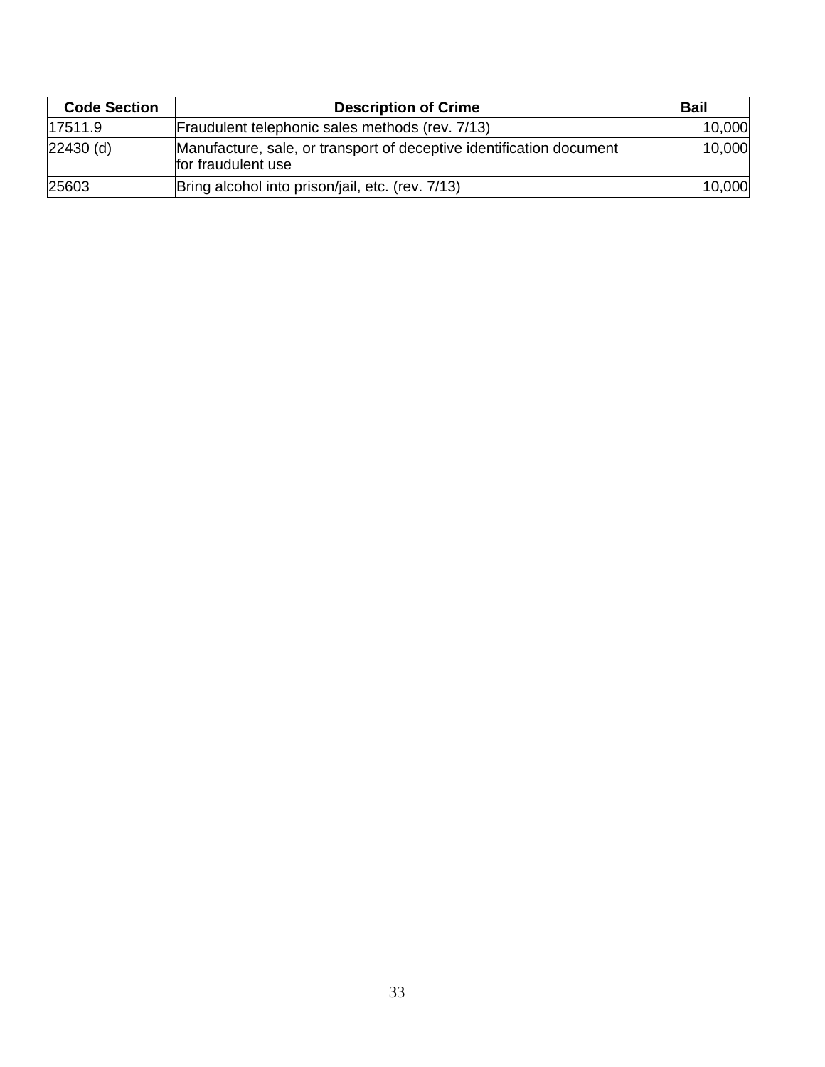| Code Section | Description of Crime | Bail |
| --- | --- | --- |
| 17511.9 | Fraudulent telephonic sales methods (rev. 7/13) | 10,000 |
| 22430 (d) | Manufacture, sale, or transport of deceptive identification document for fraudulent use | 10,000 |
| 25603 | Bring alcohol into prison/jail, etc. (rev. 7/13) | 10,000 |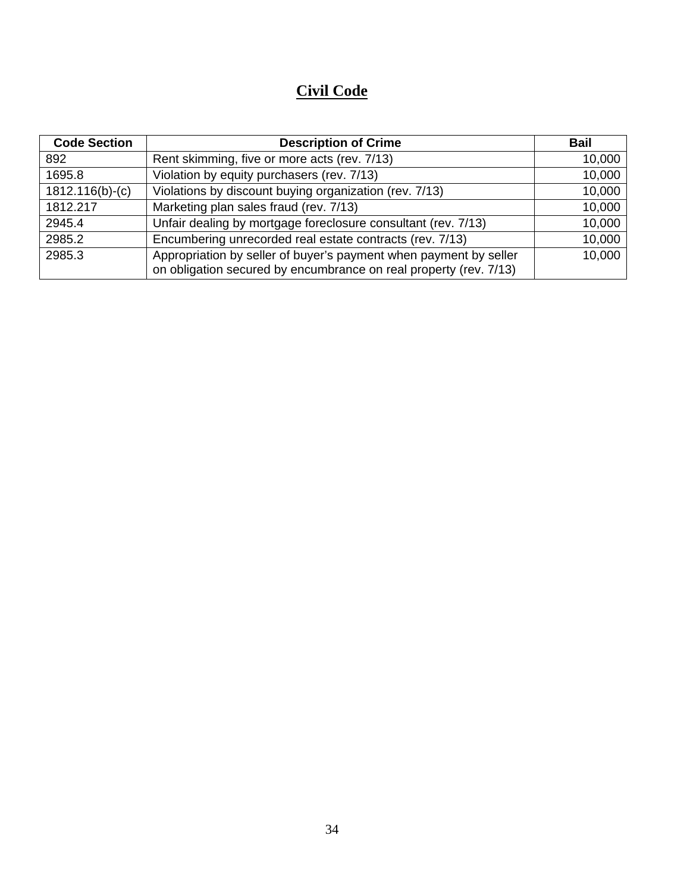# Civil Code

| Code Section | Description of Crime | Bail |
|---|---|---|
| 892 | Rent skimming, five or more acts (rev. 7/13) | 10,000 |
| 1695.8 | Violation by equity purchasers (rev. 7/13) | 10,000 |
| 1812.116(b)-(c) | Violations by discount buying organization (rev. 7/13) | 10,000 |
| 1812.217 | Marketing plan sales fraud (rev. 7/13) | 10,000 |
| 2945.4 | Unfair dealing by mortgage foreclosure consultant (rev. 7/13) | 10,000 |
| 2985.2 | Encumbering unrecorded real estate contracts (rev. 7/13) | 10,000 |
| 2985.3 | Appropriation by seller of buyer’s payment when payment by seller on obligation secured by encumbrance on real property (rev. 7/13) | 10,000 |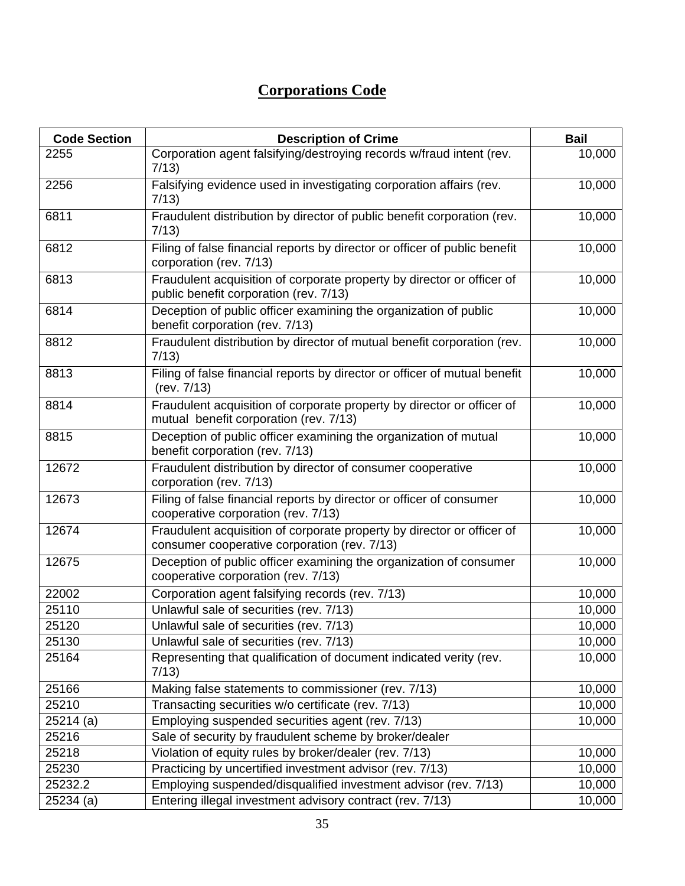# Corporations Code

| Code Section | Description of Crime | Bail |
|---|---|---|
| 2255 | Corporation agent falsifying/destroying records w/fraud intent (rev. 7/13) | 10,000 |
| 2256 | Falsifying evidence used in investigating corporation affairs (rev. 7/13) | 10,000 |
| 6811 | Fraudulent distribution by director of public benefit corporation (rev. 7/13) | 10,000 |
| 6812 | Filing of false financial reports by director or officer of public benefit corporation (rev. 7/13) | 10,000 |
| 6813 | Fraudulent acquisition of corporate property by director or officer of public benefit corporation (rev. 7/13) | 10,000 |
| 6814 | Deception of public officer examining the organization of public benefit corporation (rev. 7/13) | 10,000 |
| 8812 | Fraudulent distribution by director of mutual benefit corporation (rev. 7/13) | 10,000 |
| 8813 | Filing of false financial reports by director or officer of mutual benefit (rev. 7/13) | 10,000 |
| 8814 | Fraudulent acquisition of corporate property by director or officer of mutual benefit corporation (rev. 7/13) | 10,000 |
| 8815 | Deception of public officer examining the organization of mutual benefit corporation (rev. 7/13) | 10,000 |
| 12672 | Fraudulent distribution by director of consumer cooperative corporation (rev. 7/13) | 10,000 |
| 12673 | Filing of false financial reports by director or officer of consumer cooperative corporation (rev. 7/13) | 10,000 |
| 12674 | Fraudulent acquisition of corporate property by director or officer of consumer cooperative corporation (rev. 7/13) | 10,000 |
| 12675 | Deception of public officer examining the organization of consumer cooperative corporation (rev. 7/13) | 10,000 |
| 22002 | Corporation agent falsifying records (rev. 7/13) | 10,000 |
| 25110 | Unlawful sale of securities (rev. 7/13) | 10,000 |
| 25120 | Unlawful sale of securities (rev. 7/13) | 10,000 |
| 25130 | Unlawful sale of securities (rev. 7/13) | 10,000 |
| 25164 | Representing that qualification of document indicated verity (rev. 7/13) | 10,000 |
| 25166 | Making false statements to commissioner (rev. 7/13) | 10,000 |
| 25210 | Transacting securities w/o certificate (rev. 7/13) | 10,000 |
| 25214 (a) | Employing suspended securities agent (rev. 7/13) | 10,000 |
| 25216 | Sale of security by fraudulent scheme by broker/dealer | |
| 25218 | Violation of equity rules by broker/dealer (rev. 7/13) | 10,000 |
| 25230 | Practicing by uncertified investment advisor (rev. 7/13) | 10,000 |
| 25232.2 | Employing suspended/disqualified investment advisor (rev. 7/13) | 10,000 |
| 25234 (a) | Entering illegal investment advisory contract (rev. 7/13) | 10,000 |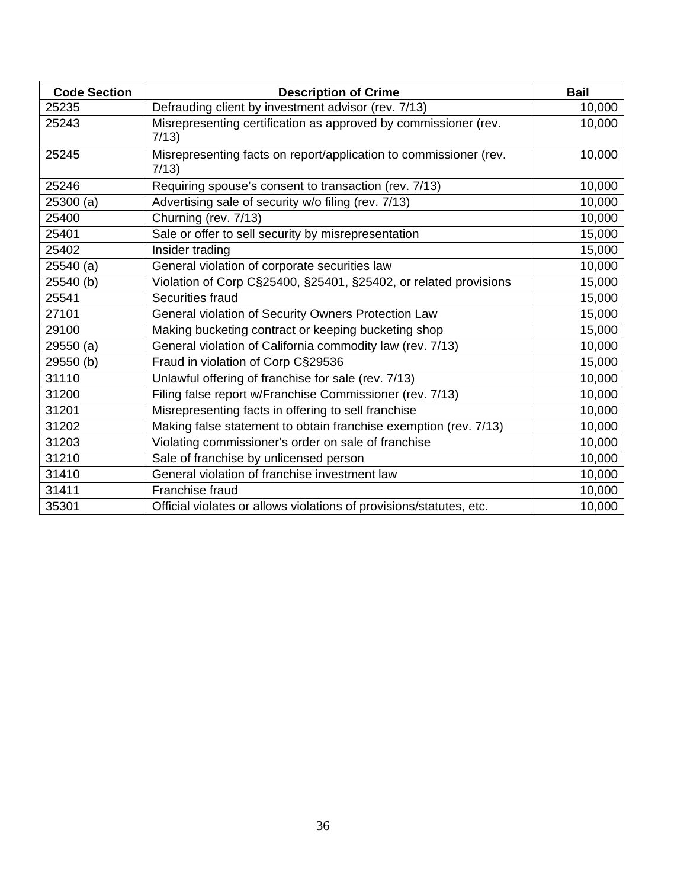| Code Section | Description of Crime | Bail |
| --- | --- | --- |
| 25235 | Defrauding client by investment advisor (rev. 7/13) | 10,000 |
| 25243 | Misrepresenting certification as approved by commissioner (rev. 7/13) | 10,000 |
| 25245 | Misrepresenting facts on report/application to commissioner (rev. 7/13) | 10,000 |
| 25246 | Requiring spouse's consent to transaction (rev. 7/13) | 10,000 |
| 25300 (a) | Advertising sale of security w/o filing (rev. 7/13) | 10,000 |
| 25400 | Churning (rev. 7/13) | 10,000 |
| 25401 | Sale or offer to sell security by misrepresentation | 15,000 |
| 25402 | Insider trading | 15,000 |
| 25540 (a) | General violation of corporate securities law | 10,000 |
| 25540 (b) | Violation of Corp C§25400, §25401, §25402, or related provisions | 15,000 |
| 25541 | Securities fraud | 15,000 |
| 27101 | General violation of Security Owners Protection Law | 15,000 |
| 29100 | Making bucketing contract or keeping bucketing shop | 15,000 |
| 29550 (a) | General violation of California commodity law (rev. 7/13) | 10,000 |
| 29550 (b) | Fraud in violation of Corp C§29536 | 15,000 |
| 31110 | Unlawful offering of franchise for sale (rev. 7/13) | 10,000 |
| 31200 | Filing false report w/Franchise Commissioner (rev. 7/13) | 10,000 |
| 31201 | Misrepresenting facts in offering to sell franchise | 10,000 |
| 31202 | Making false statement to obtain franchise exemption (rev. 7/13) | 10,000 |
| 31203 | Violating commissioner's order on sale of franchise | 10,000 |
| 31210 | Sale of franchise by unlicensed person | 10,000 |
| 31410 | General violation of franchise investment law | 10,000 |
| 31411 | Franchise fraud | 10,000 |
| 35301 | Official violates or allows violations of provisions/statutes, etc. | 10,000 |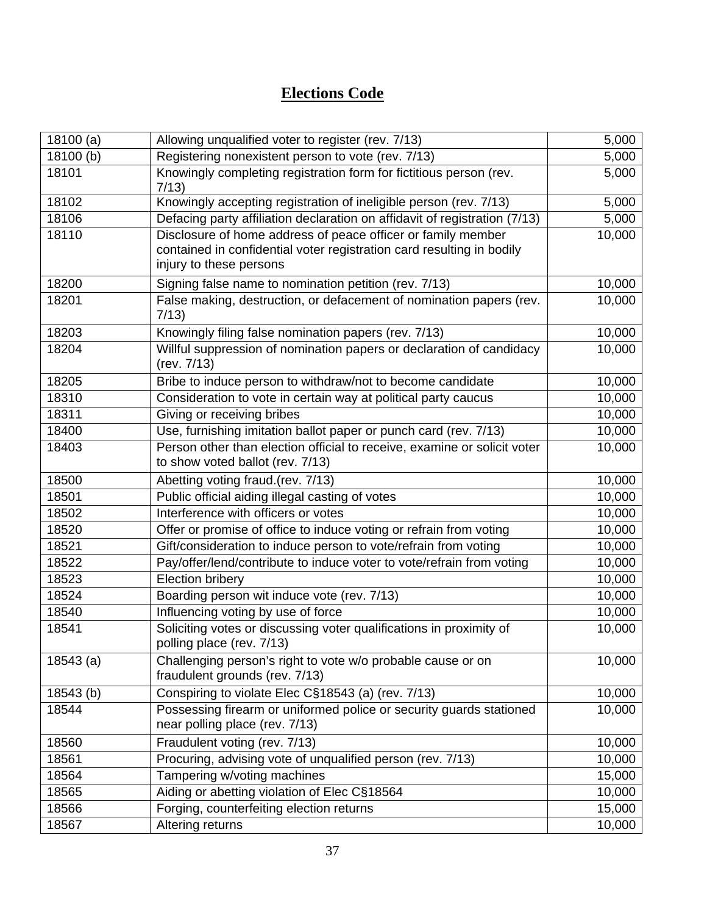# Elections Code

| | | |
|---|---|---|
| 18100 (a) | Allowing unqualified voter to register (rev. 7/13) | 5,000 |
| 18100 (b) | Registering nonexistent person to vote (rev. 7/13) | 5,000 |
| 18101 | Knowingly completing registration form for fictitious person (rev. 7/13) | 5,000 |
| 18102 | Knowingly accepting registration of ineligible person (rev. 7/13) | 5,000 |
| 18106 | Defacing party affiliation declaration on affidavit of registration (7/13) | 5,000 |
| 18110 | Disclosure of home address of peace officer or family member contained in confidential voter registration card resulting in bodily injury to these persons | 10,000 |
| 18200 | Signing false name to nomination petition (rev. 7/13) | 10,000 |
| 18201 | False making, destruction, or defacement of nomination papers (rev. 7/13) | 10,000 |
| 18203 | Knowingly filing false nomination papers (rev. 7/13) | 10,000 |
| 18204 | Willful suppression of nomination papers or declaration of candidacy (rev. 7/13) | 10,000 |
| 18205 | Bribe to induce person to withdraw/not to become candidate | 10,000 |
| 18310 | Consideration to vote in certain way at political party caucus | 10,000 |
| 18311 | Giving or receiving bribes | 10,000 |
| 18400 | Use, furnishing imitation ballot paper or punch card (rev. 7/13) | 10,000 |
| 18403 | Person other than election official to receive, examine or solicit voter to show voted ballot (rev. 7/13) | 10,000 |
| 18500 | Abetting voting fraud.(rev. 7/13) | 10,000 |
| 18501 | Public official aiding illegal casting of votes | 10,000 |
| 18502 | Interference with officers or votes | 10,000 |
| 18520 | Offer or promise of office to induce voting or refrain from voting | 10,000 |
| 18521 | Gift/consideration to induce person to vote/refrain from voting | 10,000 |
| 18522 | Pay/offer/lend/contribute to induce voter to vote/refrain from voting | 10,000 |
| 18523 | Election bribery | 10,000 |
| 18524 | Boarding person wit induce vote (rev. 7/13) | 10,000 |
| 18540 | Influencing voting by use of force | 10,000 |
| 18541 | Soliciting votes or discussing voter qualifications in proximity of polling place (rev. 7/13) | 10,000 |
| 18543 (a) | Challenging person's right to vote w/o probable cause or on fraudulent grounds (rev. 7/13) | 10,000 |
| 18543 (b) | Conspiring to violate Elec C§18543 (a) (rev. 7/13) | 10,000 |
| 18544 | Possessing firearm or uniformed police or security guards stationed near polling place (rev. 7/13) | 10,000 |
| 18560 | Fraudulent voting (rev. 7/13) | 10,000 |
| 18561 | Procuring, advising vote of unqualified person (rev. 7/13) | 10,000 |
| 18564 | Tampering w/voting machines | 15,000 |
| 18565 | Aiding or abetting violation of Elec C§18564 | 10,000 |
| 18566 | Forging, counterfeiting election returns | 15,000 |
| 18567 | Altering returns | 10,000 |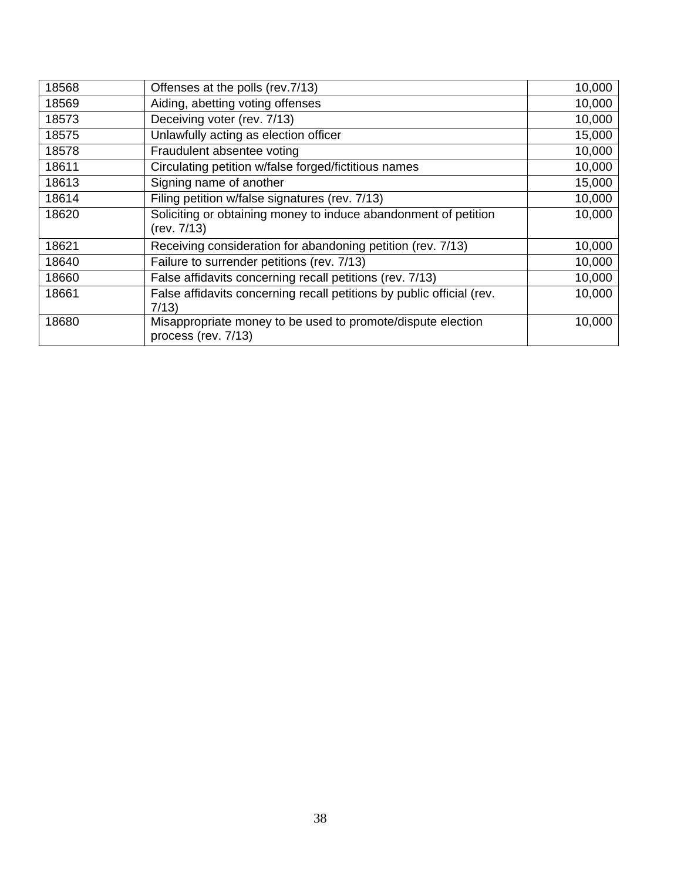| 18568 | Offenses at the polls (rev.7/13) | 10,000 |
|---|---|---|
| 18569 | Aiding, abetting voting offenses | 10,000 |
| 18573 | Deceiving voter (rev. 7/13) | 10,000 |
| 18575 | Unlawfully acting as election officer | 15,000 |
| 18578 | Fraudulent absentee voting | 10,000 |
| 18611 | Circulating petition w/false forged/fictitious names | 10,000 |
| 18613 | Signing name of another | 15,000 |
| 18614 | Filing petition w/false signatures (rev. 7/13) | 10,000 |
| 18620 | Soliciting or obtaining money to induce abandonment of petition (rev. 7/13) | 10,000 |
| 18621 | Receiving consideration for abandoning petition (rev. 7/13) | 10,000 |
| 18640 | Failure to surrender petitions (rev. 7/13) | 10,000 |
| 18660 | False affidavits concerning recall petitions (rev. 7/13) | 10,000 |
| 18661 | False affidavits concerning recall petitions by public official (rev. 7/13) | 10,000 |
| 18680 | Misappropriate money to be used to promote/dispute election process (rev. 7/13) | 10,000 |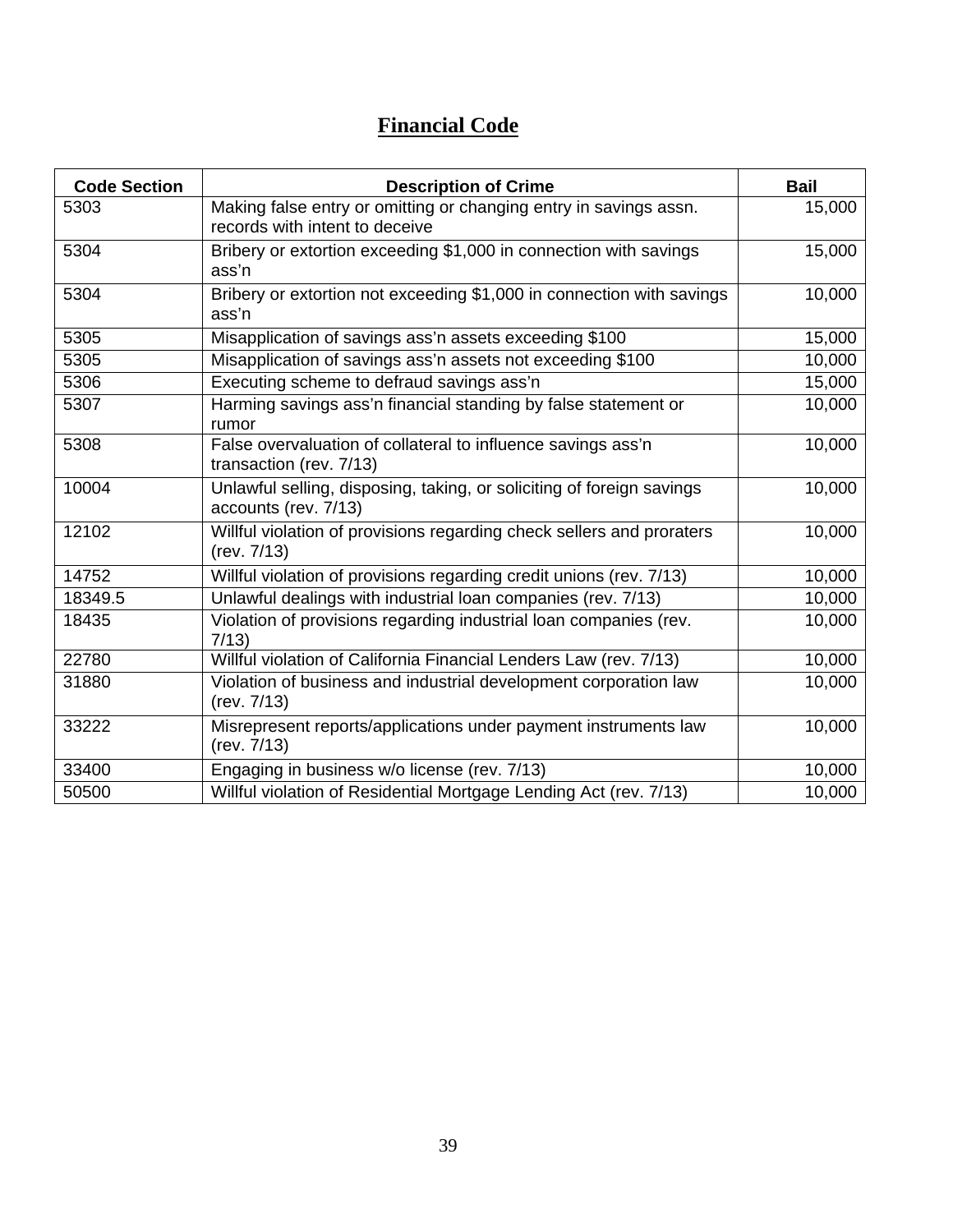# Financial Code

| Code Section | Description of Crime | Bail |
|---|---|---|
| 5303 | Making false entry or omitting or changing entry in savings assn. records with intent to deceive | 15,000 |
| 5304 | Bribery or extortion exceeding $1,000 in connection with savings ass'n | 15,000 |
| 5304 | Bribery or extortion not exceeding $1,000 in connection with savings ass'n | 10,000 |
| 5305 | Misapplication of savings ass'n assets exceeding $100 | 15,000 |
| 5305 | Misapplication of savings ass'n assets not exceeding $100 | 10,000 |
| 5306 | Executing scheme to defraud savings ass'n | 15,000 |
| 5307 | Harming savings ass'n financial standing by false statement or rumor | 10,000 |
| 5308 | False overvaluation of collateral to influence savings ass'n transaction (rev. 7/13) | 10,000 |
| 10004 | Unlawful selling, disposing, taking, or soliciting of foreign savings accounts (rev. 7/13) | 10,000 |
| 12102 | Willful violation of provisions regarding check sellers and proraters (rev. 7/13) | 10,000 |
| 14752 | Willful violation of provisions regarding credit unions (rev. 7/13) | 10,000 |
| 18349.5 | Unlawful dealings with industrial loan companies (rev. 7/13) | 10,000 |
| 18435 | Violation of provisions regarding industrial loan companies (rev. 7/13) | 10,000 |
| 22780 | Willful violation of California Financial Lenders Law (rev. 7/13) | 10,000 |
| 31880 | Violation of business and industrial development corporation law (rev. 7/13) | 10,000 |
| 33222 | Misrepresent reports/applications under payment instruments law (rev. 7/13) | 10,000 |
| 33400 | Engaging in business w/o license (rev. 7/13) | 10,000 |
| 50500 | Willful violation of Residential Mortgage Lending Act (rev. 7/13) | 10,000 |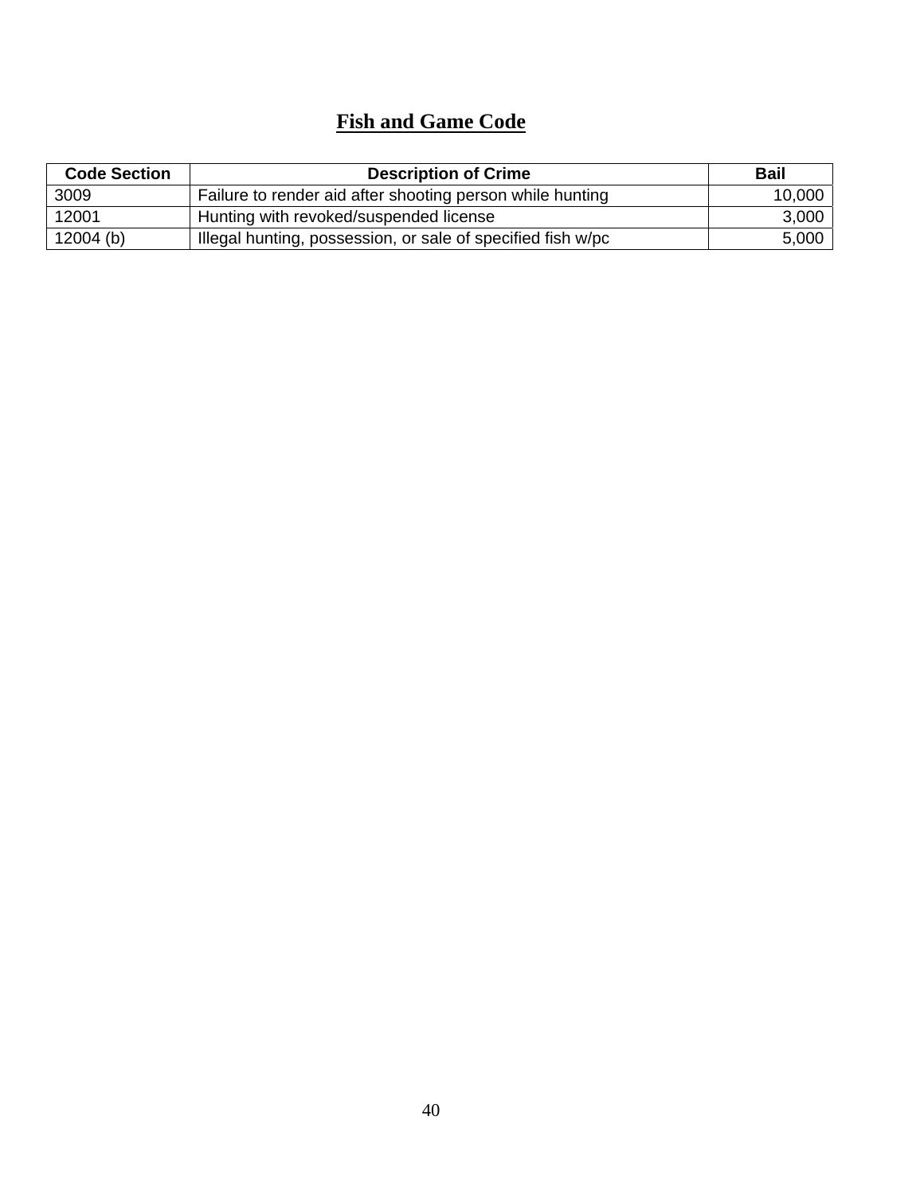# Fish and Game Code

| Code Section | Description of Crime | Bail |
|---|---|---|
| 3009 | Failure to render aid after shooting person while hunting | 10,000 |
| 12001 | Hunting with revoked/suspended license | 3,000 |
| 12004 (b) | Illegal hunting, possession, or sale of specified fish w/pc | 5,000 |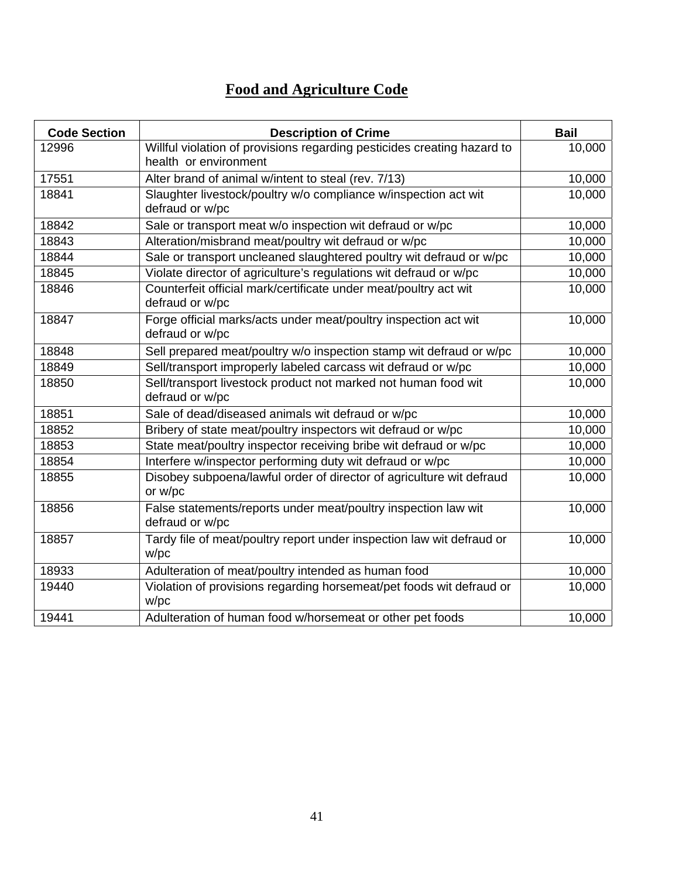# Food and Agriculture Code

| Code Section | Description of Crime | Bail |
|---|---|---|
| 12996 | Willful violation of provisions regarding pesticides creating hazard to health or environment | 10,000 |
| 17551 | Alter brand of animal w/intent to steal (rev. 7/13) | 10,000 |
| 18841 | Slaughter livestock/poultry w/o compliance w/inspection act wit defraud or w/pc | 10,000 |
| 18842 | Sale or transport meat w/o inspection wit defraud or w/pc | 10,000 |
| 18843 | Alteration/misbrand meat/poultry wit defraud or w/pc | 10,000 |
| 18844 | Sale or transport uncleaned slaughtered poultry wit defraud or w/pc | 10,000 |
| 18845 | Violate director of agriculture's regulations wit defraud or w/pc | 10,000 |
| 18846 | Counterfeit official mark/certificate under meat/poultry act wit defraud or w/pc | 10,000 |
| 18847 | Forge official marks/acts under meat/poultry inspection act wit defraud or w/pc | 10,000 |
| 18848 | Sell prepared meat/poultry w/o inspection stamp wit defraud or w/pc | 10,000 |
| 18849 | Sell/transport improperly labeled carcass wit defraud or w/pc | 10,000 |
| 18850 | Sell/transport livestock product not marked not human food wit defraud or w/pc | 10,000 |
| 18851 | Sale of dead/diseased animals wit defraud or w/pc | 10,000 |
| 18852 | Bribery of state meat/poultry inspectors wit defraud or w/pc | 10,000 |
| 18853 | State meat/poultry inspector receiving bribe wit defraud or w/pc | 10,000 |
| 18854 | Interfere w/inspector performing duty wit defraud or w/pc | 10,000 |
| 18855 | Disobey subpoena/lawful order of director of agriculture wit defraud or w/pc | 10,000 |
| 18856 | False statements/reports under meat/poultry inspection law wit defraud or w/pc | 10,000 |
| 18857 | Tardy file of meat/poultry report under inspection law wit defraud or w/pc | 10,000 |
| 18933 | Adulteration of meat/poultry intended as human food | 10,000 |
| 19440 | Violation of provisions regarding horsemeat/pet foods wit defraud or w/pc | 10,000 |
| 19441 | Adulteration of human food w/horsemeat or other pet foods | 10,000 |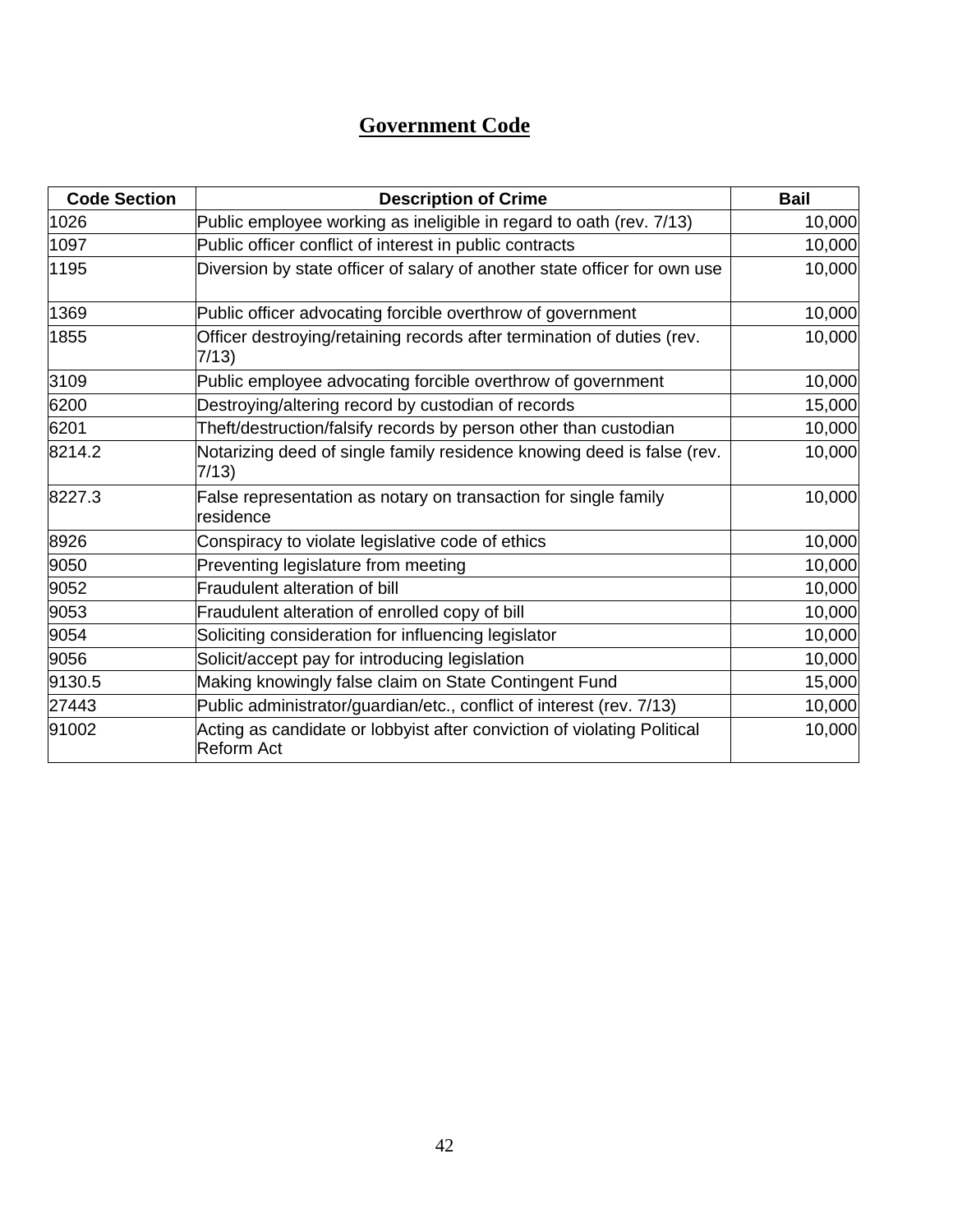## Government Code

| Code Section | Description of Crime | Bail |
|---|---|---|
| 1026 | Public employee working as ineligible in regard to oath (rev. 7/13) | 10,000 |
| 1097 | Public officer conflict of interest in public contracts | 10,000 |
| 1195 | Diversion by state officer of salary of another state officer for own use | 10,000 |
| 1369 | Public officer advocating forcible overthrow of government | 10,000 |
| 1855 | Officer destroying/retaining records after termination of duties (rev. 7/13) | 10,000 |
| 3109 | Public employee advocating forcible overthrow of government | 10,000 |
| 6200 | Destroying/altering record by custodian of records | 15,000 |
| 6201 | Theft/destruction/falsify records by person other than custodian | 10,000 |
| 8214.2 | Notarizing deed of single family residence knowing deed is false (rev. 7/13) | 10,000 |
| 8227.3 | False representation as notary on transaction for single family residence | 10,000 |
| 8926 | Conspiracy to violate legislative code of ethics | 10,000 |
| 9050 | Preventing legislature from meeting | 10,000 |
| 9052 | Fraudulent alteration of bill | 10,000 |
| 9053 | Fraudulent alteration of enrolled copy of bill | 10,000 |
| 9054 | Soliciting consideration for influencing legislator | 10,000 |
| 9056 | Solicit/accept pay for introducing legislation | 10,000 |
| 9130.5 | Making knowingly false claim on State Contingent Fund | 15,000 |
| 27443 | Public administrator/guardian/etc., conflict of interest (rev. 7/13) | 10,000 |
| 91002 | Acting as candidate or lobbyist after conviction of violating Political Reform Act | 10,000 |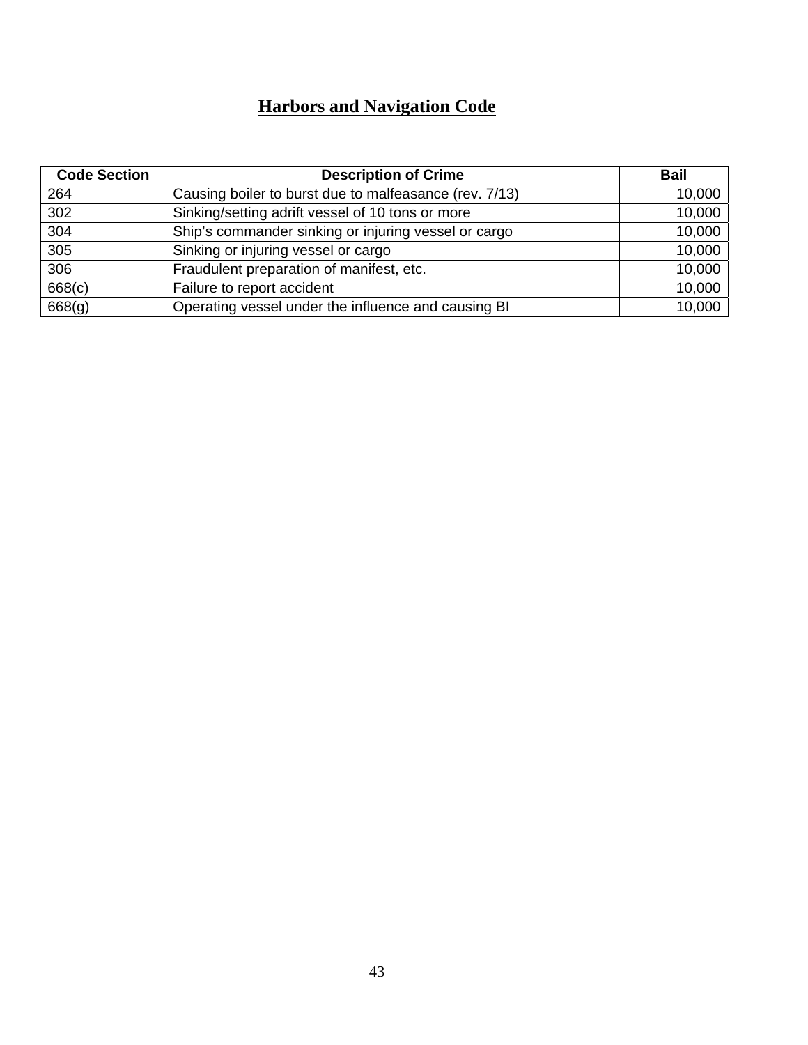# Harbors and Navigation Code

| Code Section | Description of Crime | Bail |
|---|---|---|
| 264 | Causing boiler to burst due to malfeasance (rev. 7/13) | 10,000 |
| 302 | Sinking/setting adrift vessel of 10 tons or more | 10,000 |
| 304 | Ship's commander sinking or injuring vessel or cargo | 10,000 |
| 305 | Sinking or injuring vessel or cargo | 10,000 |
| 306 | Fraudulent preparation of manifest, etc. | 10,000 |
| 668(c) | Failure to report accident | 10,000 |
| 668(g) | Operating vessel under the influence and causing BI | 10,000 |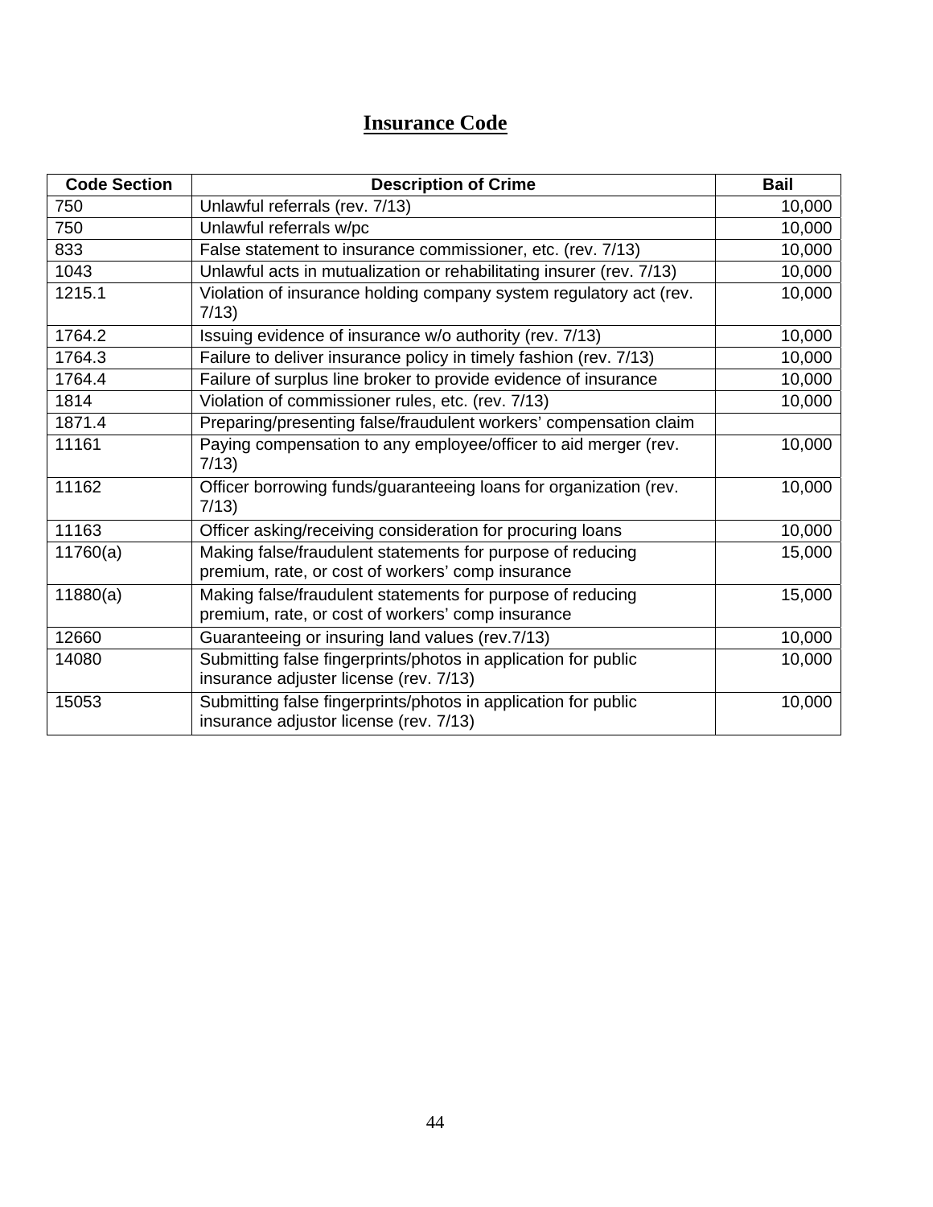# Insurance Code

| Code Section | Description of Crime | Bail |
|---|---|---|
| 750 | Unlawful referrals (rev. 7/13) | 10,000 |
| 750 | Unlawful referrals w/pc | 10,000 |
| 833 | False statement to insurance commissioner, etc. (rev. 7/13) | 10,000 |
| 1043 | Unlawful acts in mutualization or rehabilitating insurer (rev. 7/13) | 10,000 |
| 1215.1 | Violation of insurance holding company system regulatory act (rev. 7/13) | 10,000 |
| 1764.2 | Issuing evidence of insurance w/o authority (rev. 7/13) | 10,000 |
| 1764.3 | Failure to deliver insurance policy in timely fashion (rev. 7/13) | 10,000 |
| 1764.4 | Failure of surplus line broker to provide evidence of insurance | 10,000 |
| 1814 | Violation of commissioner rules, etc. (rev. 7/13) | 10,000 |
| 1871.4 | Preparing/presenting false/fraudulent workers' compensation claim | |
| 11161 | Paying compensation to any employee/officer to aid merger (rev. 7/13) | 10,000 |
| 11162 | Officer borrowing funds/guaranteeing loans for organization (rev. 7/13) | 10,000 |
| 11163 | Officer asking/receiving consideration for procuring loans | 10,000 |
| 11760(a) | Making false/fraudulent statements for purpose of reducing premium, rate, or cost of workers' comp insurance | 15,000 |
| 11880(a) | Making false/fraudulent statements for purpose of reducing premium, rate, or cost of workers' comp insurance | 15,000 |
| 12660 | Guaranteeing or insuring land values (rev.7/13) | 10,000 |
| 14080 | Submitting false fingerprints/photos in application for public insurance adjuster license (rev. 7/13) | 10,000 |
| 15053 | Submitting false fingerprints/photos in application for public insurance adjustor license (rev. 7/13) | 10,000 |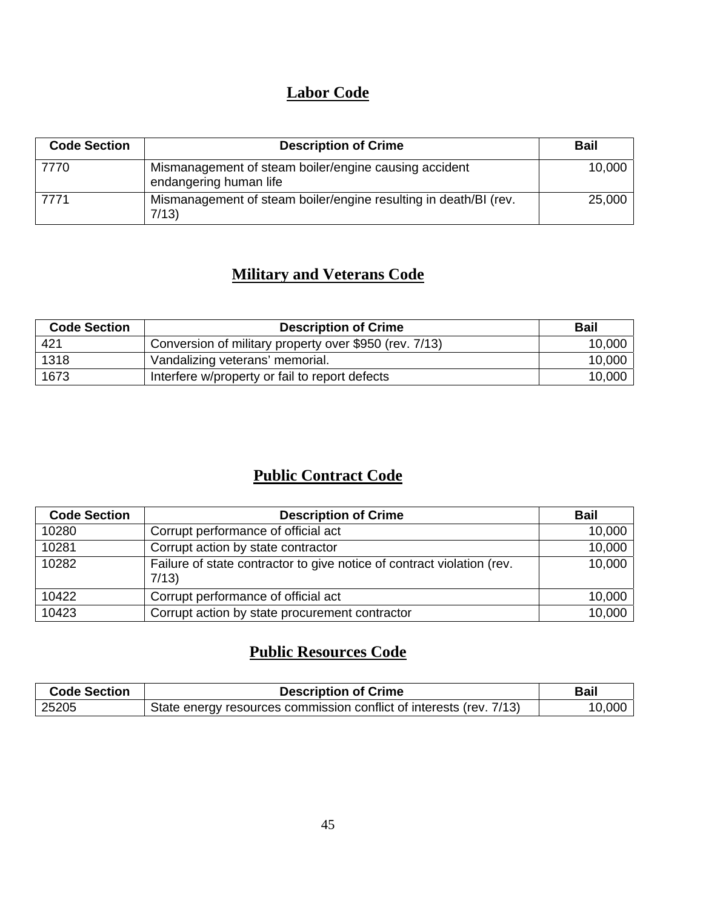## Labor Code

| Code Section | Description of Crime | Bail |
|---|---|---|
| 7770 | Mismanagement of steam boiler/engine causing accident endangering human life | 10,000 |
| 7771 | Mismanagement of steam boiler/engine resulting in death/BI (rev. 7/13) | 25,000 |

## Military and Veterans Code

| Code Section | Description of Crime | Bail |
|---|---|---|
| 421 | Conversion of military property over $950 (rev. 7/13) | 10,000 |
| 1318 | Vandalizing veterans' memorial. | 10,000 |
| 1673 | Interfere w/property or fail to report defects | 10,000 |

## Public Contract Code

| Code Section | Description of Crime | Bail |
|---|---|---|
| 10280 | Corrupt performance of official act | 10,000 |
| 10281 | Corrupt action by state contractor | 10,000 |
| 10282 | Failure of state contractor to give notice of contract violation (rev. 7/13) | 10,000 |
| 10422 | Corrupt performance of official act | 10,000 |
| 10423 | Corrupt action by state procurement contractor | 10,000 |

## Public Resources Code

| Code Section | Description of Crime | Bail |
|---|---|---|
| 25205 | State energy resources commission conflict of interests (rev. 7/13) | 10,000 |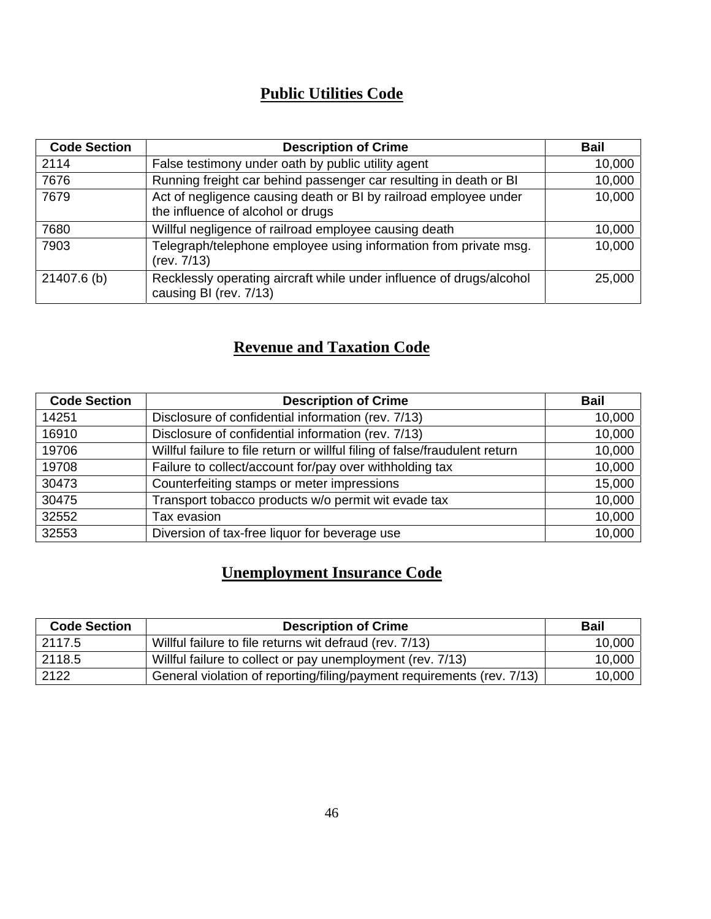## Public Utilities Code

| Code Section | Description of Crime | Bail |
|---|---|---|
| 2114 | False testimony under oath by public utility agent | 10,000 |
| 7676 | Running freight car behind passenger car resulting in death or BI | 10,000 |
| 7679 | Act of negligence causing death or BI by railroad employee under the influence of alcohol or drugs | 10,000 |
| 7680 | Willful negligence of railroad employee causing death | 10,000 |
| 7903 | Telegraph/telephone employee using information from private msg. (rev. 7/13) | 10,000 |
| 21407.6 (b) | Recklessly operating aircraft while under influence of drugs/alcohol causing BI (rev. 7/13) | 25,000 |

## Revenue and Taxation Code

| Code Section | Description of Crime | Bail |
|---|---|---|
| 14251 | Disclosure of confidential information (rev. 7/13) | 10,000 |
| 16910 | Disclosure of confidential information (rev. 7/13) | 10,000 |
| 19706 | Willful failure to file return or willful filing of false/fraudulent return | 10,000 |
| 19708 | Failure to collect/account for/pay over withholding tax | 10,000 |
| 30473 | Counterfeiting stamps or meter impressions | 15,000 |
| 30475 | Transport tobacco products w/o permit wit evade tax | 10,000 |
| 32552 | Tax evasion | 10,000 |
| 32553 | Diversion of tax-free liquor for beverage use | 10,000 |

## Unemployment Insurance Code

| Code Section | Description of Crime | Bail |
|---|---|---|
| 2117.5 | Willful failure to file returns wit defraud (rev. 7/13) | 10,000 |
| 2118.5 | Willful failure to collect or pay unemployment (rev. 7/13) | 10,000 |
| 2122 | General violation of reporting/filing/payment requirements (rev. 7/13) | 10,000 |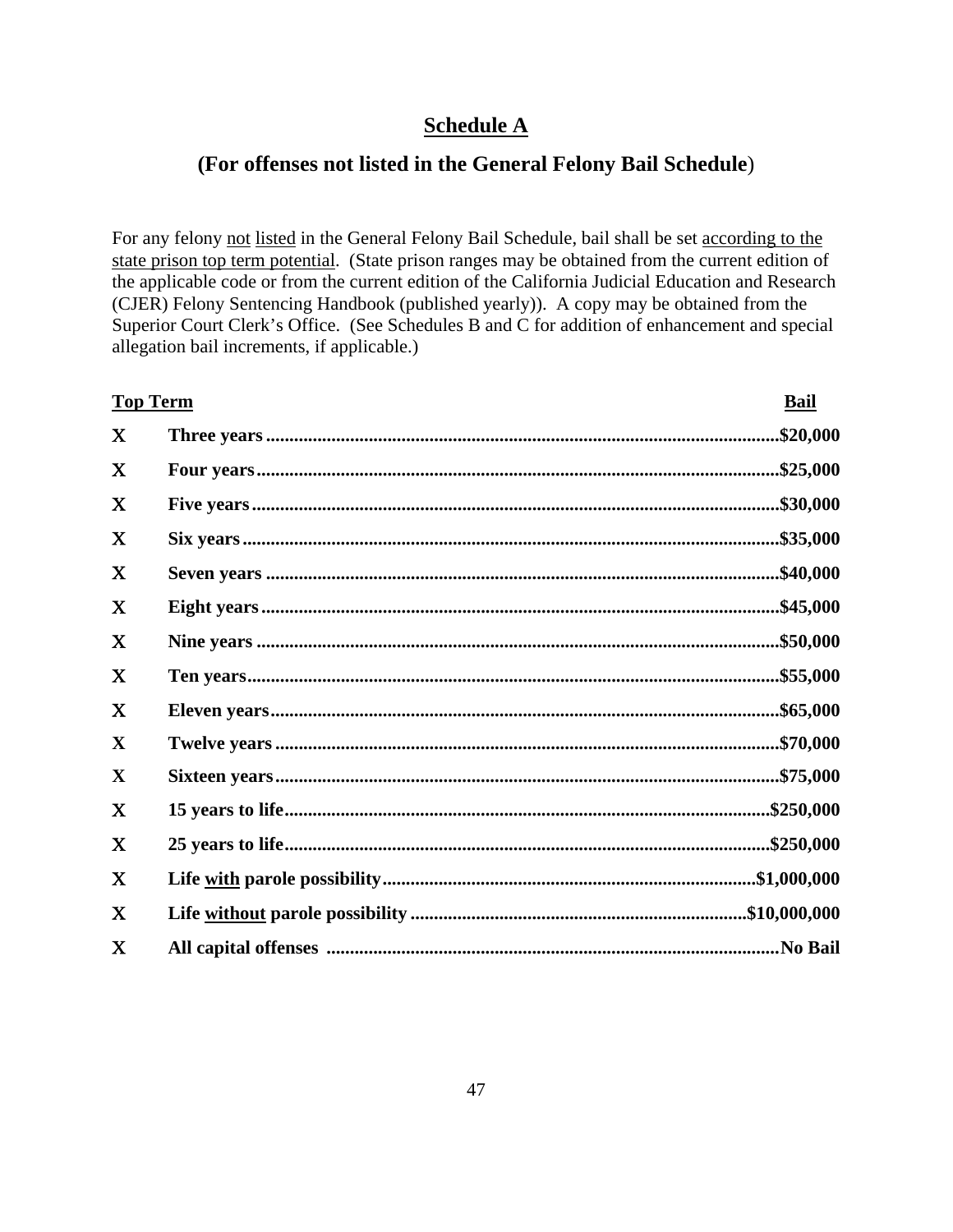## Schedule A

### (For offenses not listed in the General Felony Bail Schedule)

For any felony not listed in the General Felony Bail Schedule, bail shall be set according to the state prison top term potential. (State prison ranges may be obtained from the current edition of the applicable code or from the current edition of the California Judicial Education and Research (CJER) Felony Sentencing Handbook (published yearly)). A copy may be obtained from the Superior Court Clerk's Office. (See Schedules B and C for addition of enhancement and special allegation bail increments, if applicable.)

| Top Term | Bail |
|---|---|
| **Three years** | **$20,000** |
| **Four years** | **$25,000** |
| **Five years** | **$30,000** |
| **Six years** | **$35,000** |
| **Seven years** | **$40,000** |
| **Eight years** | **$45,000** |
| **Nine years** | **$50,000** |
| **Ten years** | **$55,000** |
| **Eleven years** | **$65,000** |
| **Twelve years** | **$70,000** |
| **Sixteen years** | **$75,000** |
| **15 years to life** | **$250,000** |
| **25 years to life** | **$250,000** |
| **Life with parole possibility** | **$1,000,000** |
| **Life without parole possibility** | **$10,000,000** |
| **All capital offenses** | **No Bail** |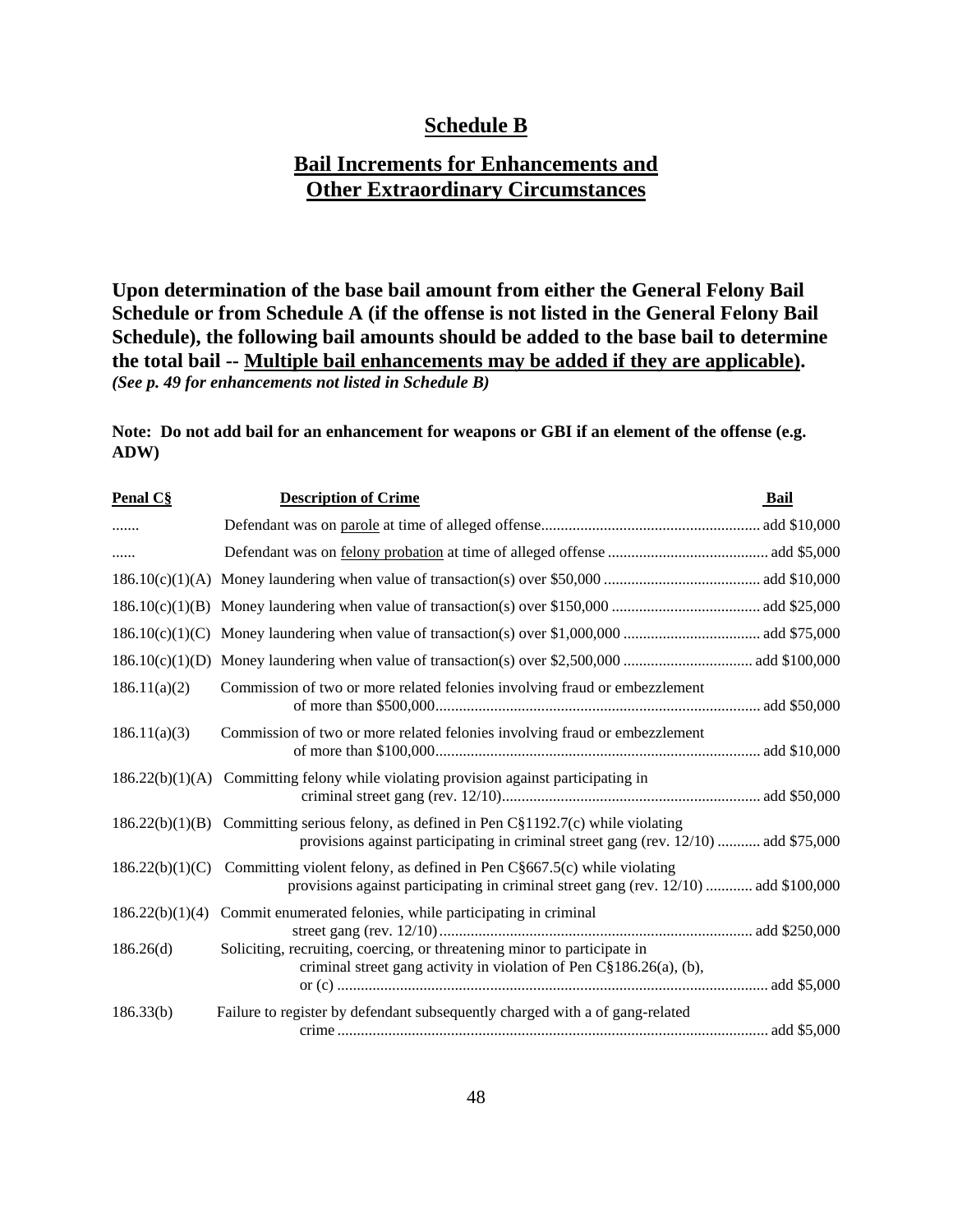# Schedule B

## Bail Increments for Enhancements and Other Extraordinary Circumstances

**Upon determination of the base bail amount from either the General Felony Bail Schedule or from Schedule A (if the offense is not listed in the General Felony Bail Schedule), the following bail amounts should be added to the base bail to determine the total bail -- Multiple bail enhancements may be added if they are applicable).**
***(See p. 49 for enhancements not listed in Schedule B)***

**Note: Do not add bail for an enhancement for weapons or GBI if an element of the offense (e.g. ADW)**

| Penal C§ | Description of Crime | Bail |
|---|---|---|
| ....... | Defendant was on parole at time of alleged offense | add $10,000 |
| ...... | Defendant was on felony probation at time of alleged offense | add $5,000 |
| 186.10(c)(1)(A) | Money laundering when value of transaction(s) over $50,000 | add $10,000 |
| 186.10(c)(1)(B) | Money laundering when value of transaction(s) over $150,000 | add $25,000 |
| 186.10(c)(1)(C) | Money laundering when value of transaction(s) over $1,000,000 | add $75,000 |
| 186.10(c)(1)(D) | Money laundering when value of transaction(s) over $2,500,000 | add $100,000 |
| 186.11(a)(2) | Commission of two or more related felonies involving fraud or embezzlement of more than $500,000 | add $50,000 |
| 186.11(a)(3) | Commission of two or more related felonies involving fraud or embezzlement of more than $100,000 | add $10,000 |
| 186.22(b)(1)(A) | Committing felony while violating provision against participating in criminal street gang (rev. 12/10) | add $50,000 |
| 186.22(b)(1)(B) | Committing serious felony, as defined in Pen C§1192.7(c) while violating provisions against participating in criminal street gang (rev. 12/10) | add $75,000 |
| 186.22(b)(1)(C) | Committing violent felony, as defined in Pen C§667.5(c) while violating provisions against participating in criminal street gang (rev. 12/10) | add $100,000 |
| 186.22(b)(1)(4) | Commit enumerated felonies, while participating in criminal street gang (rev. 12/10) | add $250,000 |
| 186.26(d) | Soliciting, recruiting, coercing, or threatening minor to participate in criminal street gang activity in violation of Pen C§186.26(a), (b), or (c) | add $5,000 |
| 186.33(b) | Failure to register by defendant subsequently charged with a of gang-related crime | add $5,000 |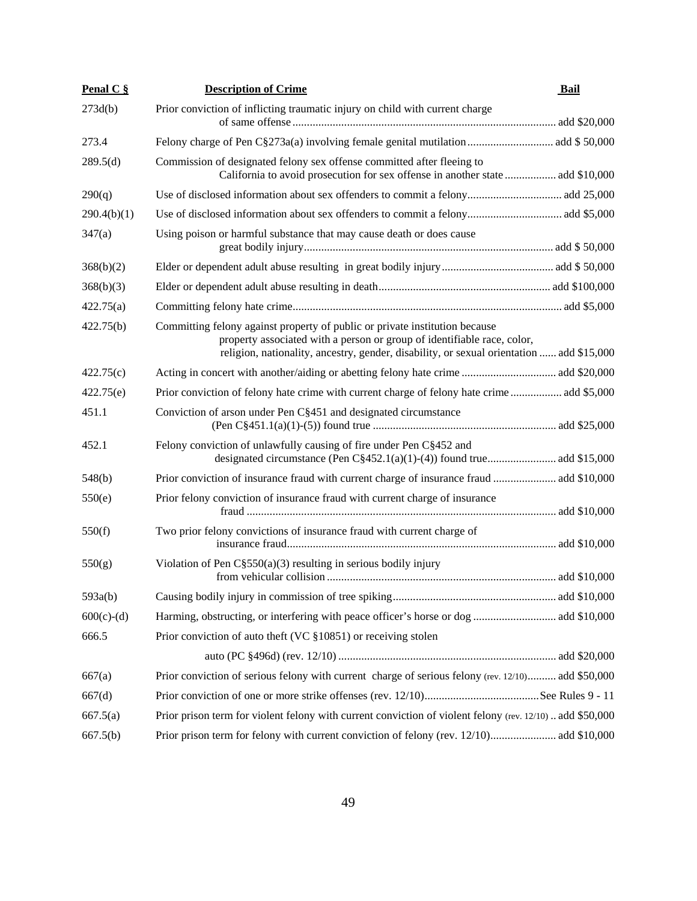| Penal C § | Description of Crime | Bail |
|---|---|---|
| 273d(b) | Prior conviction of inflicting traumatic injury on child with current charge of same offense | add $20,000 |
| 273.4 | Felony charge of Pen C§273a(a) involving female genital mutilation | add $ 50,000 |
| 289.5(d) | Commission of designated felony sex offense committed after fleeing to California to avoid prosecution for sex offense in another state | add $10,000 |
| 290(q) | Use of disclosed information about sex offenders to commit a felony | add 25,000 |
| 290.4(b)(1) | Use of disclosed information about sex offenders to commit a felony | add $5,000 |
| 347(a) | Using poison or harmful substance that may cause death or does cause great bodily injury | add $ 50,000 |
| 368(b)(2) | Elder or dependent adult abuse resulting in great bodily injury | add $ 50,000 |
| 368(b)(3) | Elder or dependent adult abuse resulting in death | add $100,000 |
| 422.75(a) | Committing felony hate crime | add $5,000 |
| 422.75(b) | Committing felony against property of public or private institution because property associated with a person or group of identifiable race, color, religion, nationality, ancestry, gender, disability, or sexual orientation | add $15,000 |
| 422.75(c) | Acting in concert with another/aiding or abetting felony hate crime | add $20,000 |
| 422.75(e) | Prior conviction of felony hate crime with current charge of felony hate crime | add $5,000 |
| 451.1 | Conviction of arson under Pen C§451 and designated circumstance (Pen C§451.1(a)(1)-(5)) found true | add $25,000 |
| 452.1 | Felony conviction of unlawfully causing of fire under Pen C§452 and designated circumstance (Pen C§452.1(a)(1)-(4)) found true | add $15,000 |
| 548(b) | Prior conviction of insurance fraud with current charge of insurance fraud | add $10,000 |
| 550(e) | Prior felony conviction of insurance fraud with current charge of insurance fraud | add $10,000 |
| 550(f) | Two prior felony convictions of insurance fraud with current charge of insurance fraud | add $10,000 |
| 550(g) | Violation of Pen C§550(a)(3) resulting in serious bodily injury from vehicular collision | add $10,000 |
| 593a(b) | Causing bodily injury in commission of tree spiking | add $10,000 |
| 600(c)-(d) | Harming, obstructing, or interfering with peace officer's horse or dog | add $10,000 |
| 666.5 | Prior conviction of auto theft (VC §10851) or receiving stolen auto (PC §496d) (rev. 12/10) | add $20,000 |
| 667(a) | Prior conviction of serious felony with current charge of serious felony (rev. 12/10) | add $50,000 |
| 667(d) | Prior conviction of one or more strike offenses (rev. 12/10) | See Rules 9 - 11 |
| 667.5(a) | Prior prison term for violent felony with current conviction of violent felony (rev. 12/10) | add $50,000 |
| 667.5(b) | Prior prison term for felony with current conviction of felony (rev. 12/10) | add $10,000 |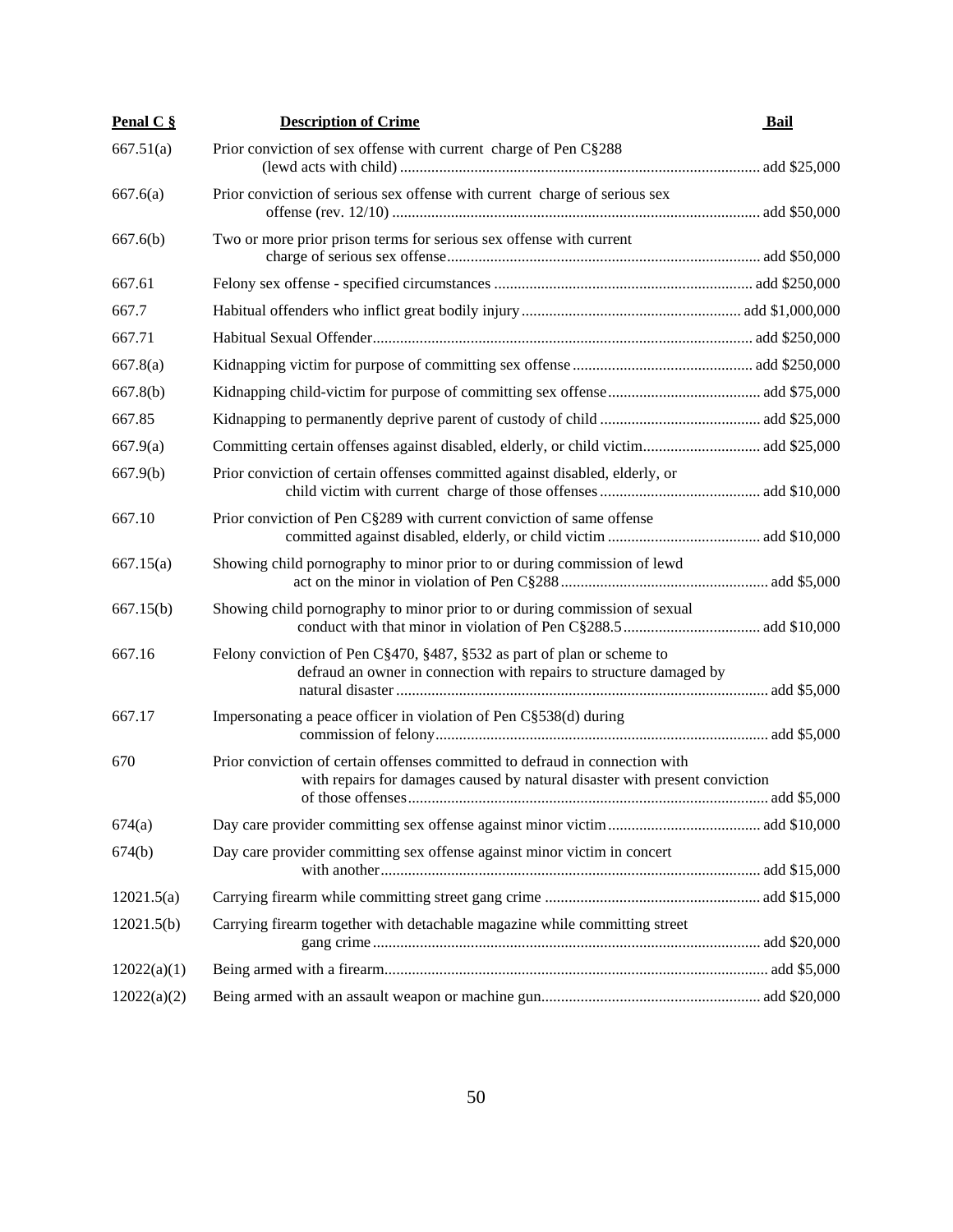| Penal C § | Description of Crime | Bail |
|---|---|---|
| 667.51(a) | Prior conviction of sex offense with current charge of Pen C§288 (lewd acts with child) | add $25,000 |
| 667.6(a) | Prior conviction of serious sex offense with current charge of serious sex offense (rev. 12/10) | add $50,000 |
| 667.6(b) | Two or more prior prison terms for serious sex offense with current charge of serious sex offense | add $50,000 |
| 667.61 | Felony sex offense - specified circumstances | add $250,000 |
| 667.7 | Habitual offenders who inflict great bodily injury | add $1,000,000 |
| 667.71 | Habitual Sexual Offender | add $250,000 |
| 667.8(a) | Kidnapping victim for purpose of committing sex offense | add $250,000 |
| 667.8(b) | Kidnapping child-victim for purpose of committing sex offense | add $75,000 |
| 667.85 | Kidnapping to permanently deprive parent of custody of child | add $25,000 |
| 667.9(a) | Committing certain offenses against disabled, elderly, or child victim | add $25,000 |
| 667.9(b) | Prior conviction of certain offenses committed against disabled, elderly, or child victim with current charge of those offenses | add $10,000 |
| 667.10 | Prior conviction of Pen C§289 with current conviction of same offense committed against disabled, elderly, or child victim | add $10,000 |
| 667.15(a) | Showing child pornography to minor prior to or during commission of lewd act on the minor in violation of Pen C§288 | add $5,000 |
| 667.15(b) | Showing child pornography to minor prior to or during commission of sexual conduct with that minor in violation of Pen C§288.5 | add $10,000 |
| 667.16 | Felony conviction of Pen C§470, §487, §532 as part of plan or scheme to defraud an owner in connection with repairs to structure damaged by natural disaster | add $5,000 |
| 667.17 | Impersonating a peace officer in violation of Pen C§538(d) during commission of felony | add $5,000 |
| 670 | Prior conviction of certain offenses committed to defraud in connection with with repairs for damages caused by natural disaster with present conviction of those offenses | add $5,000 |
| 674(a) | Day care provider committing sex offense against minor victim | add $10,000 |
| 674(b) | Day care provider committing sex offense against minor victim in concert with another | add $15,000 |
| 12021.5(a) | Carrying firearm while committing street gang crime | add $15,000 |
| 12021.5(b) | Carrying firearm together with detachable magazine while committing street gang crime | add $20,000 |
| 12022(a)(1) | Being armed with a firearm | add $5,000 |
| 12022(a)(2) | Being armed with an assault weapon or machine gun | add $20,000 |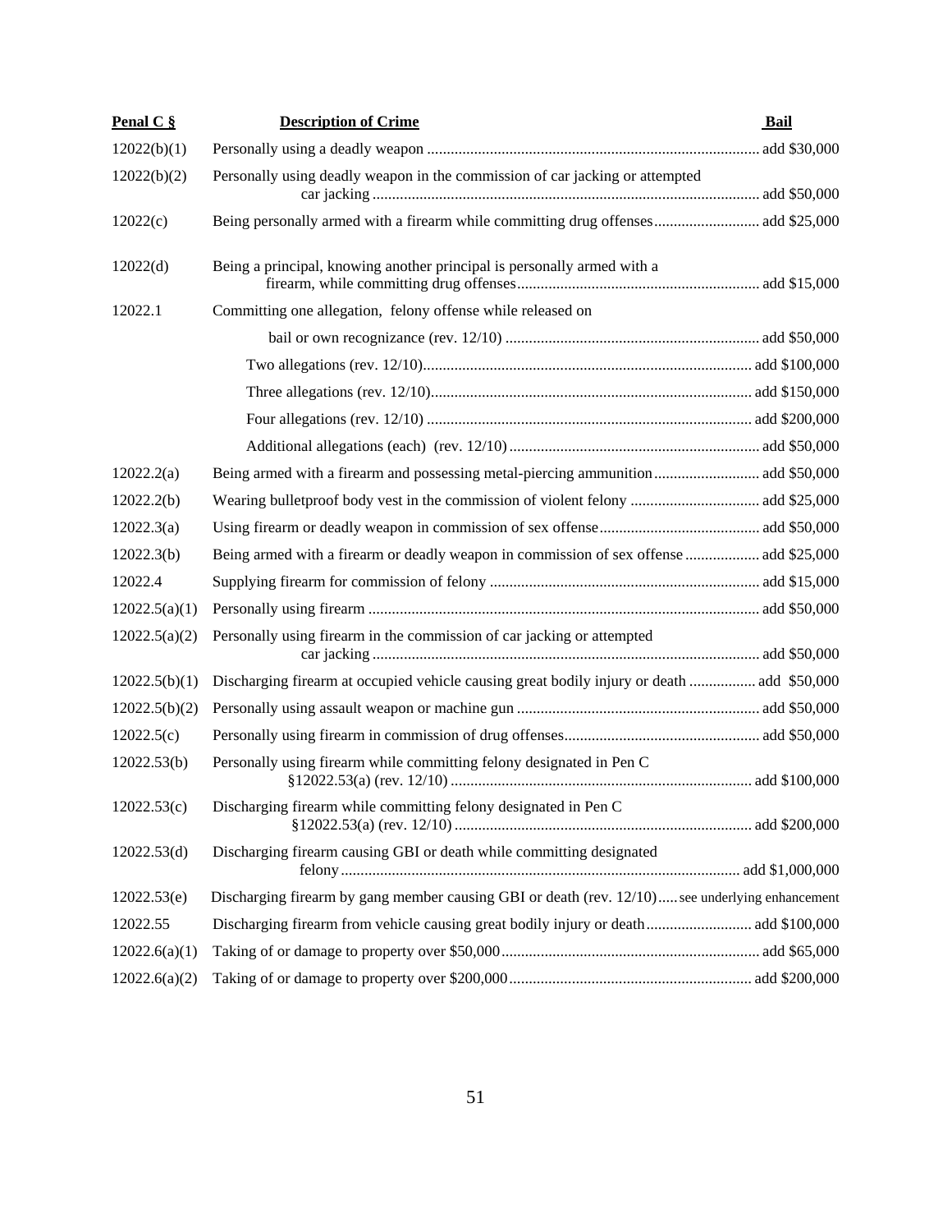| Penal C § | Description of Crime | Bail |
|---|---|---|
| 12022(b)(1) | Personally using a deadly weapon | add $30,000 |
| 12022(b)(2) | Personally using deadly weapon in the commission of car jacking or attempted car jacking | add $50,000 |
| 12022(c) | Being personally armed with a firearm while committing drug offenses | add $25,000 |
| 12022(d) | Being a principal, knowing another principal is personally armed with a firearm, while committing drug offenses | add $15,000 |
| 12022.1 | Committing one allegation, felony offense while released on bail or own recognizance (rev. 12/10) | add $50,000 |
| | Two allegations (rev. 12/10) | add $100,000 |
| | Three allegations (rev. 12/10) | add $150,000 |
| | Four allegations (rev. 12/10) | add $200,000 |
| | Additional allegations (each) (rev. 12/10) | add $50,000 |
| 12022.2(a) | Being armed with a firearm and possessing metal-piercing ammunition | add $50,000 |
| 12022.2(b) | Wearing bulletproof body vest in the commission of violent felony | add $25,000 |
| 12022.3(a) | Using firearm or deadly weapon in commission of sex offense | add $50,000 |
| 12022.3(b) | Being armed with a firearm or deadly weapon in commission of sex offense | add $25,000 |
| 12022.4 | Supplying firearm for commission of felony | add $15,000 |
| 12022.5(a)(1) | Personally using firearm | add $50,000 |
| 12022.5(a)(2) | Personally using firearm in the commission of car jacking or attempted car jacking | add $50,000 |
| 12022.5(b)(1) | Discharging firearm at occupied vehicle causing great bodily injury or death | add $50,000 |
| 12022.5(b)(2) | Personally using assault weapon or machine gun | add $50,000 |
| 12022.5(c) | Personally using firearm in commission of drug offenses | add $50,000 |
| 12022.53(b) | Personally using firearm while committing felony designated in Pen C §12022.53(a) (rev. 12/10) | add $100,000 |
| 12022.53(c) | Discharging firearm while committing felony designated in Pen C §12022.53(a) (rev. 12/10) | add $200,000 |
| 12022.53(d) | Discharging firearm causing GBI or death while committing designated felony | add $1,000,000 |
| 12022.53(e) | Discharging firearm by gang member causing GBI or death (rev. 12/10) | see underlying enhancement |
| 12022.55 | Discharging firearm from vehicle causing great bodily injury or death | add $100,000 |
| 12022.6(a)(1) | Taking of or damage to property over $50,000 | add $65,000 |
| 12022.6(a)(2) | Taking of or damage to property over $200,000 | add $200,000 |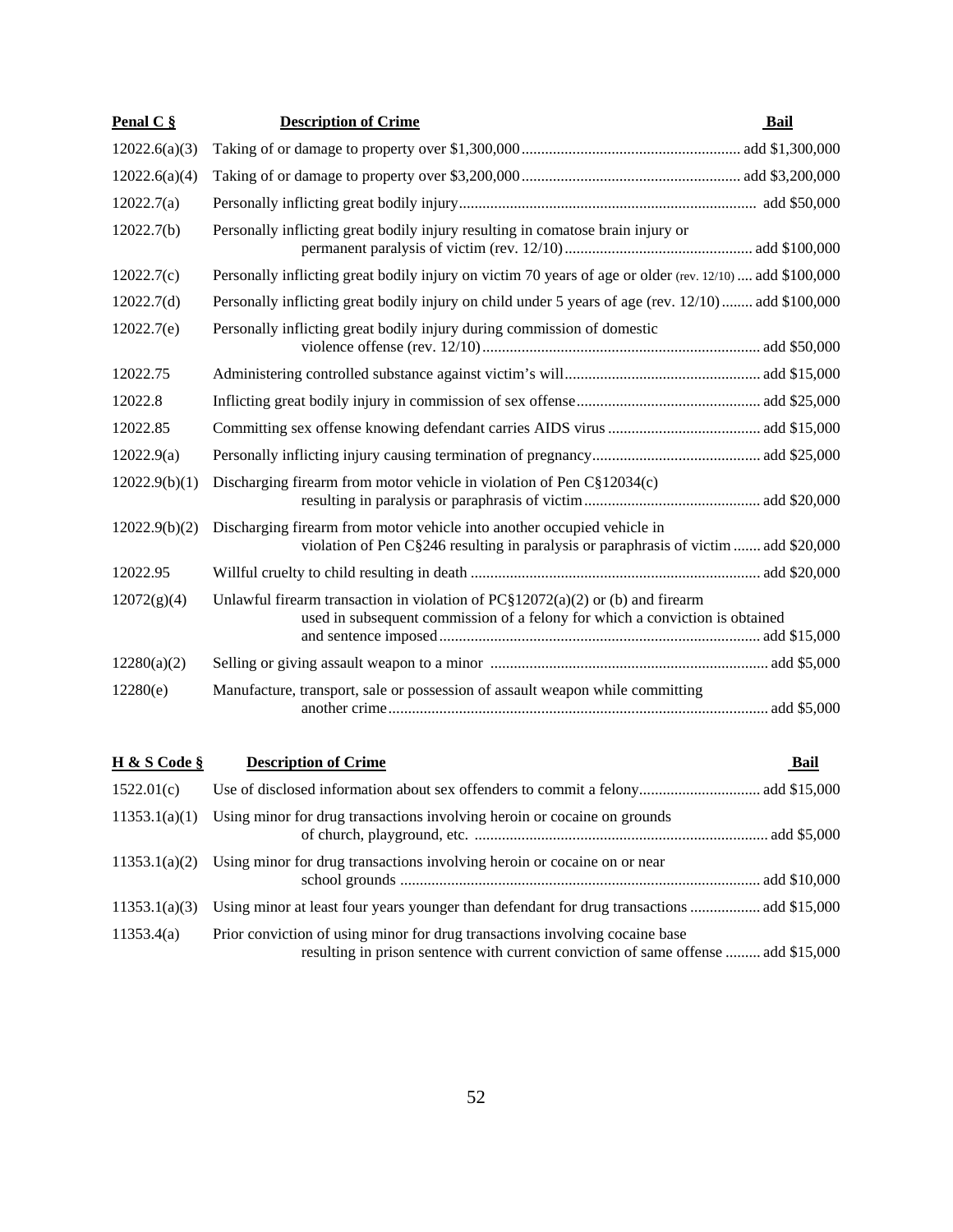| Penal C § | Description of Crime | Bail |
|---|---|---|
| 12022.6(a)(3) | Taking of or damage to property over $1,300,000 | add $1,300,000 |
| 12022.6(a)(4) | Taking of or damage to property over $3,200,000 | add $3,200,000 |
| 12022.7(a) | Personally inflicting great bodily injury | add $50,000 |
| 12022.7(b) | Personally inflicting great bodily injury resulting in comatose brain injury or permanent paralysis of victim (rev. 12/10) | add $100,000 |
| 12022.7(c) | Personally inflicting great bodily injury on victim 70 years of age or older (rev. 12/10) | add $100,000 |
| 12022.7(d) | Personally inflicting great bodily injury on child under 5 years of age (rev. 12/10) | add $100,000 |
| 12022.7(e) | Personally inflicting great bodily injury during commission of domestic violence offense (rev. 12/10) | add $50,000 |
| 12022.75 | Administering controlled substance against victim's will | add $15,000 |
| 12022.8 | Inflicting great bodily injury in commission of sex offense | add $25,000 |
| 12022.85 | Committing sex offense knowing defendant carries AIDS virus | add $15,000 |
| 12022.9(a) | Personally inflicting injury causing termination of pregnancy | add $25,000 |
| 12022.9(b)(1) | Discharging firearm from motor vehicle in violation of Pen C§12034(c) resulting in paralysis or paraphrasis of victim | add $20,000 |
| 12022.9(b)(2) | Discharging firearm from motor vehicle into another occupied vehicle in violation of Pen C§246 resulting in paralysis or paraphrasis of victim | add $20,000 |
| 12022.95 | Willful cruelty to child resulting in death | add $20,000 |
| 12072(g)(4) | Unlawful firearm transaction in violation of PC§12072(a)(2) or (b) and firearm used in subsequent commission of a felony for which a conviction is obtained and sentence imposed | add $15,000 |
| 12280(a)(2) | Selling or giving assault weapon to a minor | add $5,000 |
| 12280(e) | Manufacture, transport, sale or possession of assault weapon while committing another crime | add $5,000 |

| H & S Code § | Description of Crime | Bail |
|---|---|---|
| 1522.01(c) | Use of disclosed information about sex offenders to commit a felony | add $15,000 |
| 11353.1(a)(1) | Using minor for drug transactions involving heroin or cocaine on grounds of church, playground, etc. | add $5,000 |
| 11353.1(a)(2) | Using minor for drug transactions involving heroin or cocaine on or near school grounds | add $10,000 |
| 11353.1(a)(3) | Using minor at least four years younger than defendant for drug transactions | add $15,000 |
| 11353.4(a) | Prior conviction of using minor for drug transactions involving cocaine base resulting in prison sentence with current conviction of same offense | add $15,000 |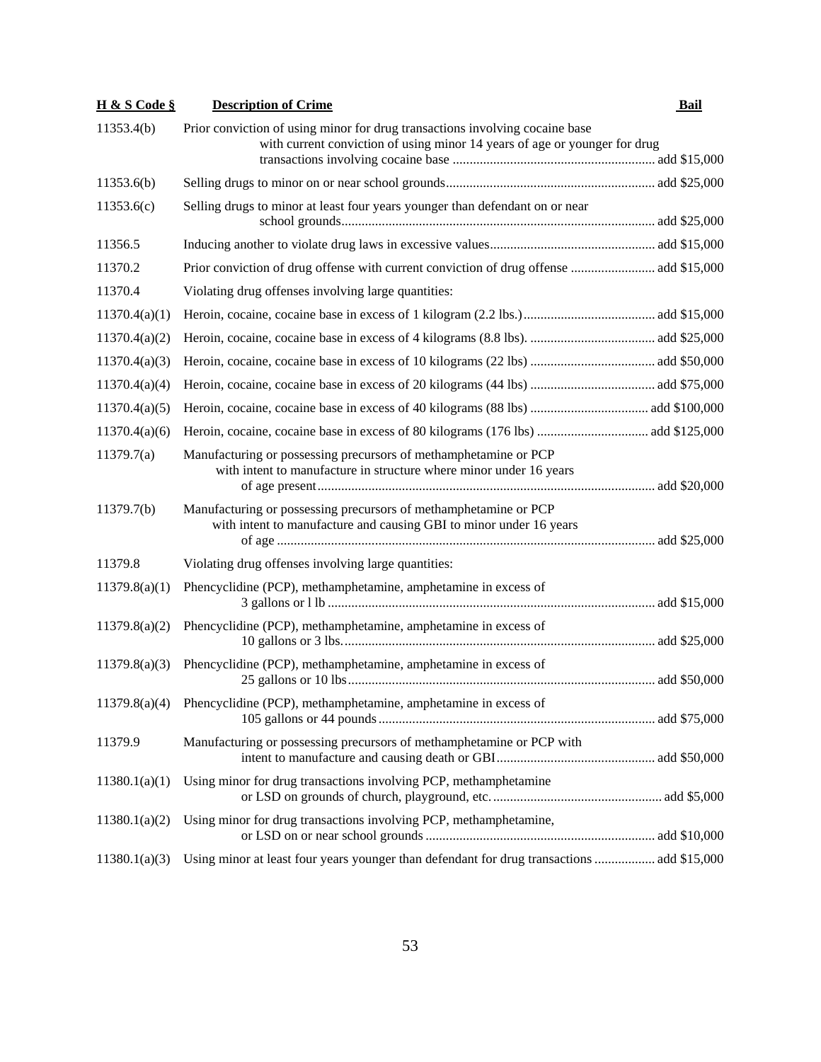| H & S Code § | Description of Crime | Bail |
|---|---|---|
| 11353.4(b) | Prior conviction of using minor for drug transactions involving cocaine base with current conviction of using minor 14 years of age or younger for drug transactions involving cocaine base | add $15,000 |
| 11353.6(b) | Selling drugs to minor on or near school grounds | add $25,000 |
| 11353.6(c) | Selling drugs to minor at least four years younger than defendant on or near school grounds | add $25,000 |
| 11356.5 | Inducing another to violate drug laws in excessive values | add $15,000 |
| 11370.2 | Prior conviction of drug offense with current conviction of drug offense | add $15,000 |
| 11370.4 | Violating drug offenses involving large quantities: | |
| 11370.4(a)(1) | Heroin, cocaine, cocaine base in excess of 1 kilogram (2.2 lbs.) | add $15,000 |
| 11370.4(a)(2) | Heroin, cocaine, cocaine base in excess of 4 kilograms (8.8 lbs). | add $25,000 |
| 11370.4(a)(3) | Heroin, cocaine, cocaine base in excess of 10 kilograms (22 lbs) | add $50,000 |
| 11370.4(a)(4) | Heroin, cocaine, cocaine base in excess of 20 kilograms (44 lbs) | add $75,000 |
| 11370.4(a)(5) | Heroin, cocaine, cocaine base in excess of 40 kilograms (88 lbs) | add $100,000 |
| 11370.4(a)(6) | Heroin, cocaine, cocaine base in excess of 80 kilograms (176 lbs) | add $125,000 |
| 11379.7(a) | Manufacturing or possessing precursors of methamphetamine or PCP with intent to manufacture in structure where minor under 16 years of age present | add $20,000 |
| 11379.7(b) | Manufacturing or possessing precursors of methamphetamine or PCP with intent to manufacture and causing GBI to minor under 16 years of age | add $25,000 |
| 11379.8 | Violating drug offenses involving large quantities: | |
| 11379.8(a)(1) | Phencyclidine (PCP), methamphetamine, amphetamine in excess of 3 gallons or l lb | add $15,000 |
| 11379.8(a)(2) | Phencyclidine (PCP), methamphetamine, amphetamine in excess of 10 gallons or 3 lbs. | add $25,000 |
| 11379.8(a)(3) | Phencyclidine (PCP), methamphetamine, amphetamine in excess of 25 gallons or 10 lbs | add $50,000 |
| 11379.8(a)(4) | Phencyclidine (PCP), methamphetamine, amphetamine in excess of 105 gallons or 44 pounds | add $75,000 |
| 11379.9 | Manufacturing or possessing precursors of methamphetamine or PCP with intent to manufacture and causing death or GBI | add $50,000 |
| 11380.1(a)(1) | Using minor for drug transactions involving PCP, methamphetamine or LSD on grounds of church, playground, etc. | add $5,000 |
| 11380.1(a)(2) | Using minor for drug transactions involving PCP, methamphetamine, or LSD on or near school grounds | add $10,000 |
| 11380.1(a)(3) | Using minor at least four years younger than defendant for drug transactions | add $15,000 |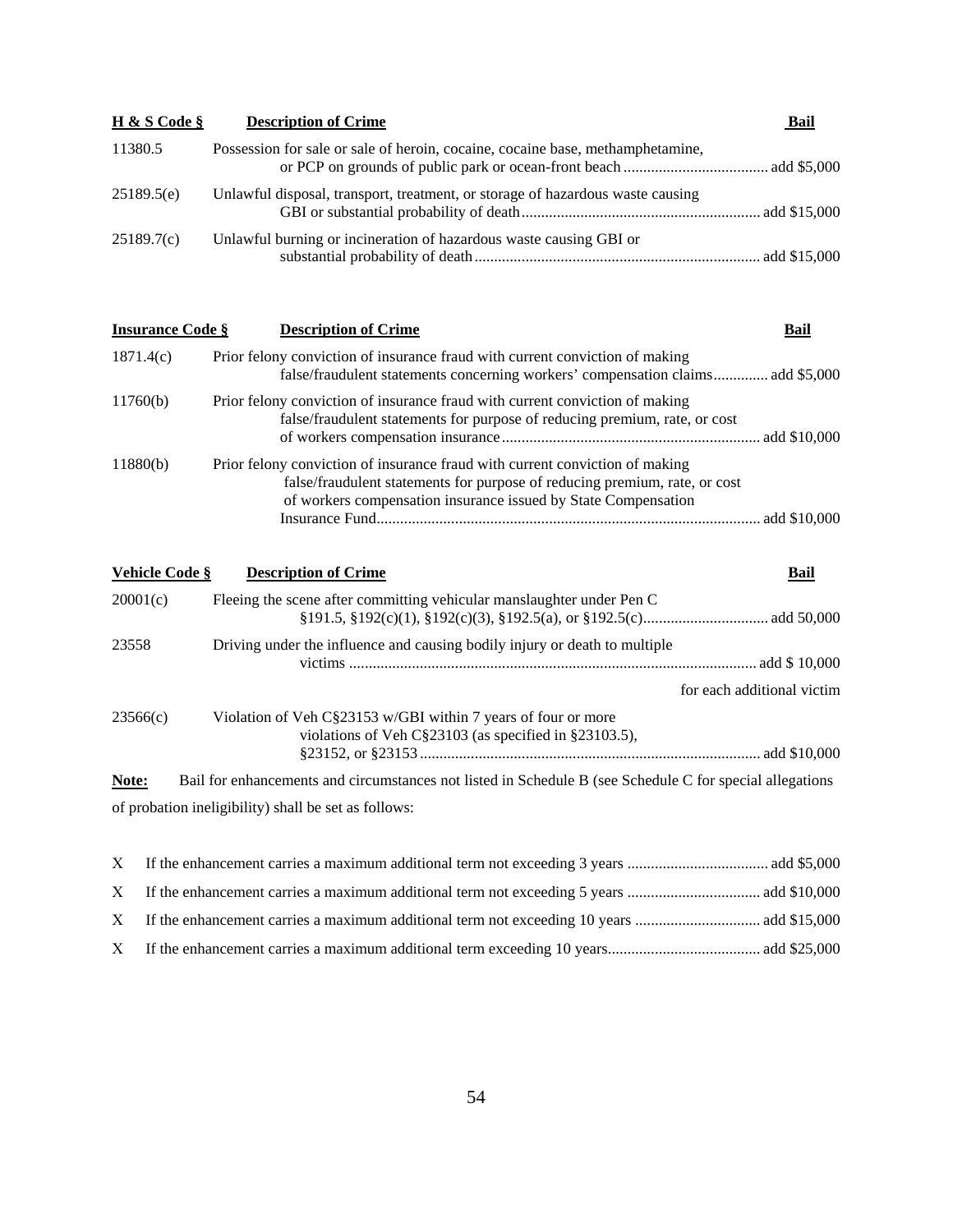| H & S Code § | Description of Crime | Bail |
|---|---|---|
| 11380.5 | Possession for sale or sale of heroin, cocaine, cocaine base, methamphetamine, or PCP on grounds of public park or ocean-front beach | add $5,000 |
| 25189.5(e) | Unlawful disposal, transport, treatment, or storage of hazardous waste causing GBI or substantial probability of death | add $15,000 |
| 25189.7(c) | Unlawful burning or incineration of hazardous waste causing GBI or substantial probability of death | add $15,000 |

| Insurance Code § | Description of Crime | Bail |
|---|---|---|
| 1871.4(c) | Prior felony conviction of insurance fraud with current conviction of making false/fraudulent statements concerning workers' compensation claims | add $5,000 |
| 11760(b) | Prior felony conviction of insurance fraud with current conviction of making false/fraudulent statements for purpose of reducing premium, rate, or cost of workers compensation insurance | add $10,000 |
| 11880(b) | Prior felony conviction of insurance fraud with current conviction of making false/fraudulent statements for purpose of reducing premium, rate, or cost of workers compensation insurance issued by State Compensation Insurance Fund | add $10,000 |

| Vehicle Code § | Description of Crime | Bail |
|---|---|---|
| 20001(c) | Fleeing the scene after committing vehicular manslaughter under Pen C §191.5, §192(c)(1), §192(c)(3), §192.5(a), or §192.5(c) | add 50,000 |
| 23558 | Driving under the influence and causing bodily injury or death to multiple victims | add $ 10,000 for each additional victim |
| 23566(c) | Violation of Veh C§23153 w/GBI within 7 years of four or more violations of Veh C§23103 (as specified in §23103.5), §23152, or §23153 | add $10,000 |

**Note:** Bail for enhancements and circumstances not listed in Schedule B (see Schedule C for special allegations of probation ineligibility) shall be set as follows:

- X If the enhancement carries a maximum additional term not exceeding 3 years .................................... add $5,000
- X If the enhancement carries a maximum additional term not exceeding 5 years .................................. add $10,000
- X If the enhancement carries a maximum additional term not exceeding 10 years ................................ add $15,000
- X If the enhancement carries a maximum additional term exceeding 10 years....................................... add $25,000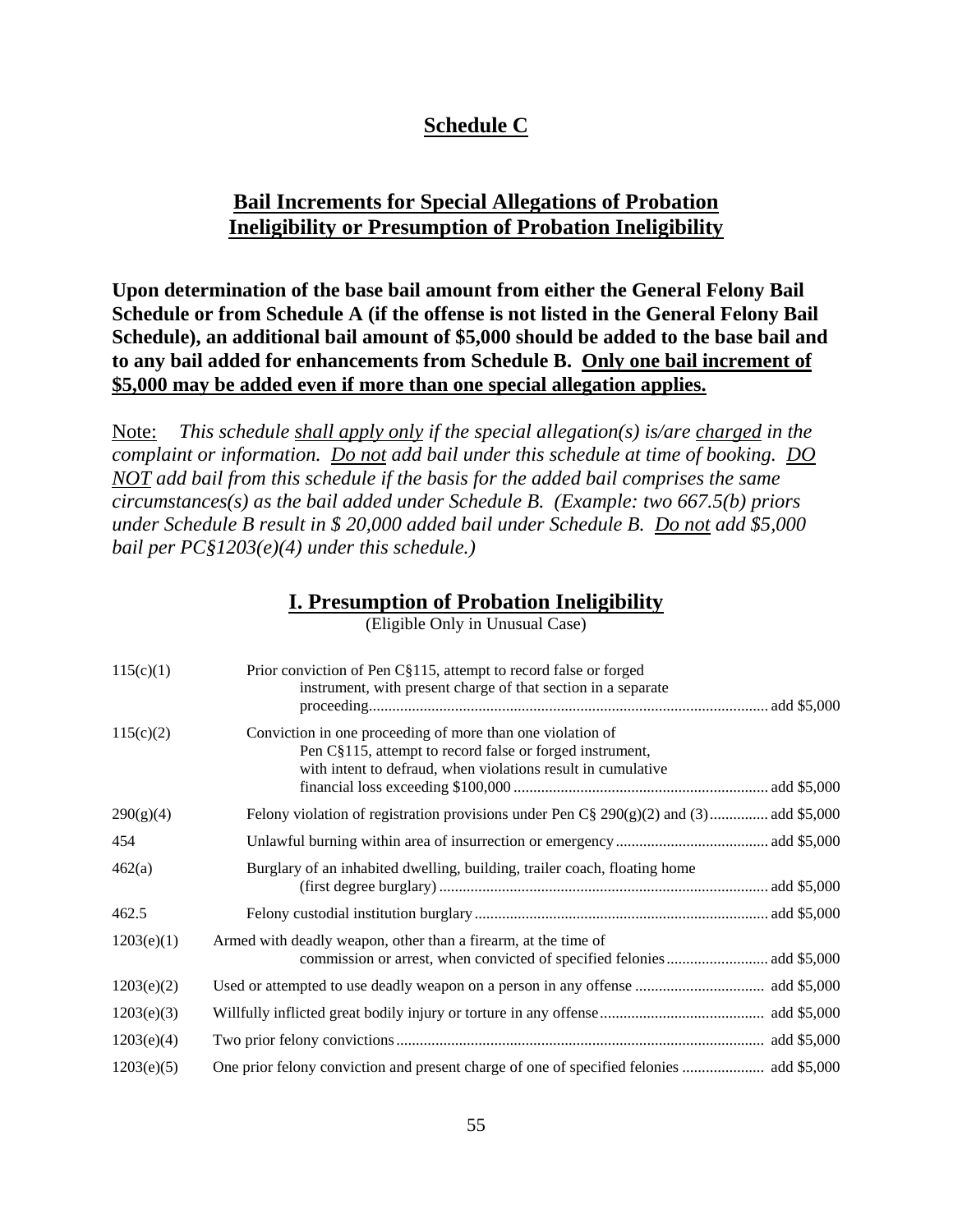# Schedule C

## Bail Increments for Special Allegations of Probation Ineligibility or Presumption of Probation Ineligibility

**Upon determination of the base bail amount from either the General Felony Bail Schedule or from Schedule A (if the offense is not listed in the General Felony Bail Schedule), an additional bail amount of $5,000 should be added to the base bail and to any bail added for enhancements from Schedule B. <u>Only one bail increment of $5,000 may be added even if more than one special allegation applies.</u>**

<u>Note:</u> *This schedule <u>shall apply only</u> if the special allegation(s) is/are <u>charged</u> in the complaint or information. <u>Do not</u> add bail under this schedule at time of booking. <u>DO NOT</u> add bail from this schedule if the basis for the added bail comprises the same circumstances(s) as the bail added under Schedule B. (Example: two 667.5(b) priors under Schedule B result in $ 20,000 added bail under Schedule B. <u>Do not</u> add $5,000 bail per PC§1203(e)(4) under this schedule.)*

## I. Presumption of Probation Ineligibility

(Eligible Only in Unusual Case)

| Section | Description | Amount |
|---|---|---|
| 115(c)(1) | Prior conviction of Pen C§115, attempt to record false or forged instrument, with present charge of that section in a separate proceeding | add $5,000 |
| 115(c)(2) | Conviction in one proceeding of more than one violation of Pen C§115, attempt to record false or forged instrument, with intent to defraud, when violations result in cumulative financial loss exceeding $100,000 | add $5,000 |
| 290(g)(4) | Felony violation of registration provisions under Pen C§ 290(g)(2) and (3) | add $5,000 |
| 454 | Unlawful burning within area of insurrection or emergency | add $5,000 |
| 462(a) | Burglary of an inhabited dwelling, building, trailer coach, floating home (first degree burglary) | add $5,000 |
| 462.5 | Felony custodial institution burglary | add $5,000 |
| 1203(e)(1) | Armed with deadly weapon, other than a firearm, at the time of commission or arrest, when convicted of specified felonies | add $5,000 |
| 1203(e)(2) | Used or attempted to use deadly weapon on a person in any offense | add $5,000 |
| 1203(e)(3) | Willfully inflicted great bodily injury or torture in any offense | add $5,000 |
| 1203(e)(4) | Two prior felony convictions | add $5,000 |
| 1203(e)(5) | One prior felony conviction and present charge of one of specified felonies | add $5,000 |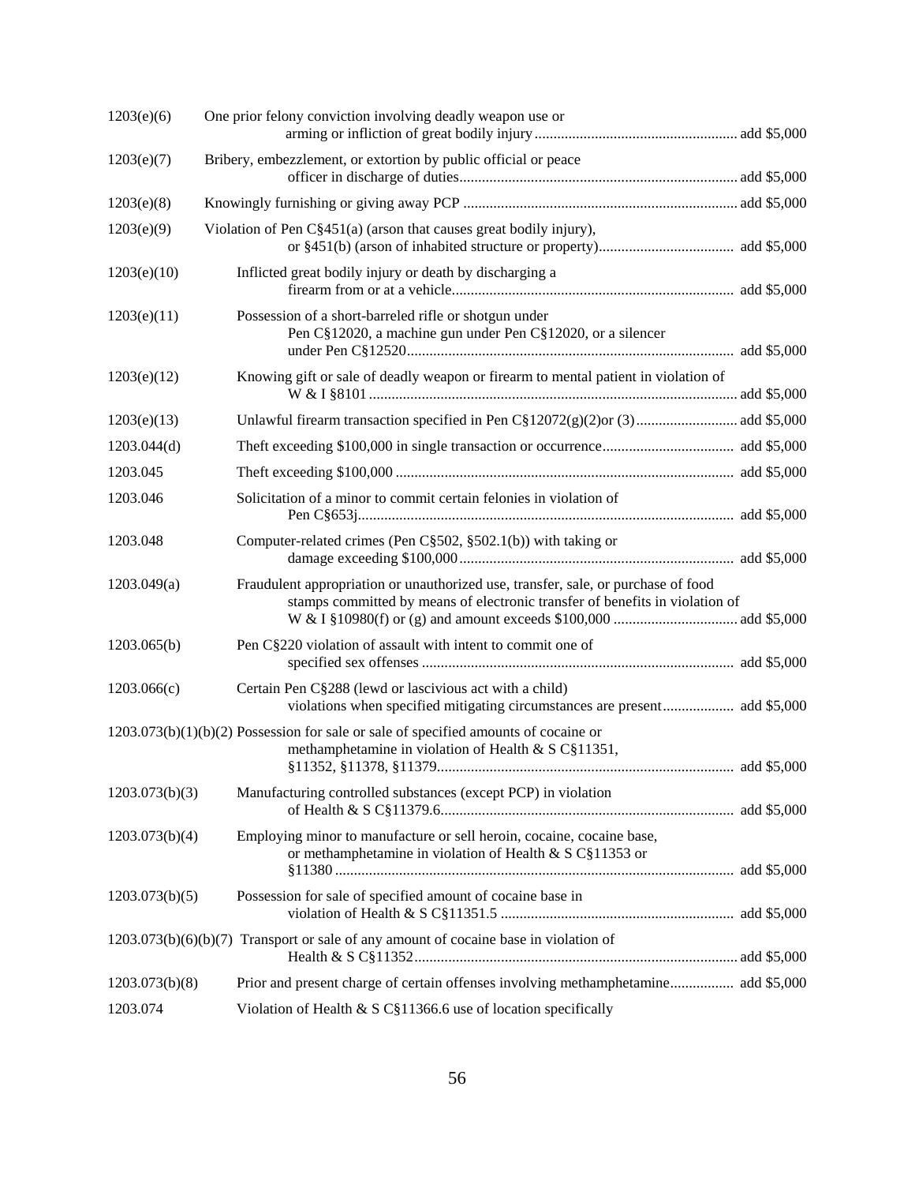| | | |
|---|---|---|
| 1203(e)(6) | One prior felony conviction involving deadly weapon use or arming or infliction of great bodily injury | add $5,000 |
| 1203(e)(7) | Bribery, embezzlement, or extortion by public official or peace officer in discharge of duties | add $5,000 |
| 1203(e)(8) | Knowingly furnishing or giving away PCP | add $5,000 |
| 1203(e)(9) | Violation of Pen C§451(a) (arson that causes great bodily injury), or §451(b) (arson of inhabited structure or property) | add $5,000 |
| 1203(e)(10) | Inflicted great bodily injury or death by discharging a firearm from or at a vehicle | add $5,000 |
| 1203(e)(11) | Possession of a short-barreled rifle or shotgun under Pen C§12020, a machine gun under Pen C§12020, or a silencer under Pen C§12520 | add $5,000 |
| 1203(e)(12) | Knowing gift or sale of deadly weapon or firearm to mental patient in violation of W & I §8101 | add $5,000 |
| 1203(e)(13) | Unlawful firearm transaction specified in Pen C§12072(g)(2)or (3) | add $5,000 |
| 1203.044(d) | Theft exceeding $100,000 in single transaction or occurrence | add $5,000 |
| 1203.045 | Theft exceeding $100,000 | add $5,000 |
| 1203.046 | Solicitation of a minor to commit certain felonies in violation of Pen C§653j | add $5,000 |
| 1203.048 | Computer-related crimes (Pen C§502, §502.1(b)) with taking or damage exceeding $100,000 | add $5,000 |
| 1203.049(a) | Fraudulent appropriation or unauthorized use, transfer, sale, or purchase of food stamps committed by means of electronic transfer of benefits in violation of W & I §10980(f) or (g) and amount exceeds $100,000 | add $5,000 |
| 1203.065(b) | Pen C§220 violation of assault with intent to commit one of specified sex offenses | add $5,000 |
| 1203.066(c) | Certain Pen C§288 (lewd or lascivious act with a child) violations when specified mitigating circumstances are present | add $5,000 |
| 1203.073(b)(1)(b)(2) | Possession for sale or sale of specified amounts of cocaine or methamphetamine in violation of Health & S C§11351, §11352, §11378, §11379 | add $5,000 |
| 1203.073(b)(3) | Manufacturing controlled substances (except PCP) in violation of Health & S C§11379.6 | add $5,000 |
| 1203.073(b)(4) | Employing minor to manufacture or sell heroin, cocaine, cocaine base, or methamphetamine in violation of Health & S C§11353 or §11380 | add $5,000 |
| 1203.073(b)(5) | Possession for sale of specified amount of cocaine base in violation of Health & S C§11351.5 | add $5,000 |
| 1203.073(b)(6)(b)(7) | Transport or sale of any amount of cocaine base in violation of Health & S C§11352 | add $5,000 |
| 1203.073(b)(8) | Prior and present charge of certain offenses involving methamphetamine | add $5,000 |
| 1203.074 | Violation of Health & S C§11366.6 use of location specifically | |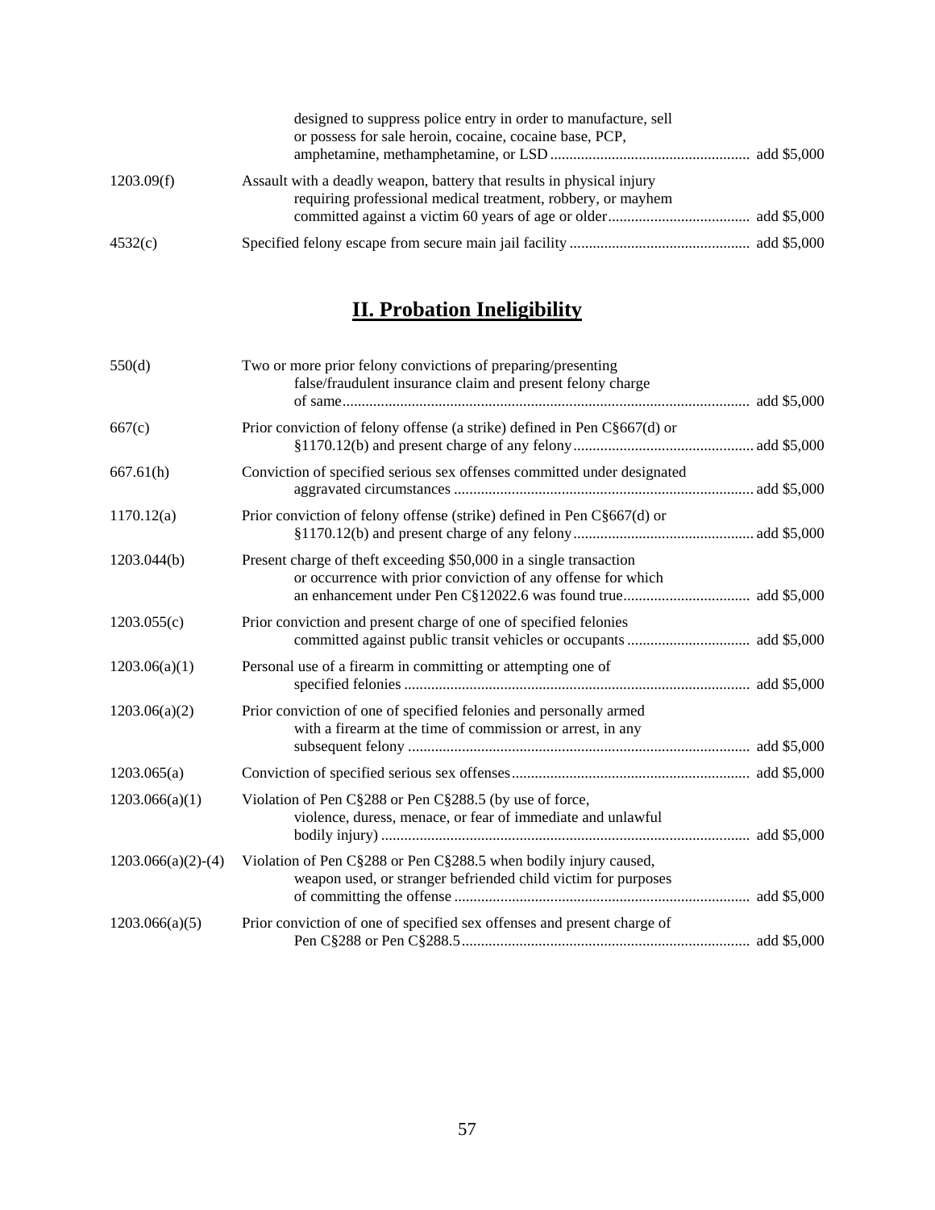| | | |
|---|---|---|
| | designed to suppress police entry in order to manufacture, sell or possess for sale heroin, cocaine, cocaine base, PCP, amphetamine, methamphetamine, or LSD | add $5,000 |
| 1203.09(f) | Assault with a deadly weapon, battery that results in physical injury requiring professional medical treatment, robbery, or mayhem committed against a victim 60 years of age or older | add $5,000 |
| 4532(c) | Specified felony escape from secure main jail facility | add $5,000 |

## II. Probation Ineligibility

| | | |
|---|---|---|
| 550(d) | Two or more prior felony convictions of preparing/presenting false/fraudulent insurance claim and present felony charge of same | add $5,000 |
| 667(c) | Prior conviction of felony offense (a strike) defined in Pen C§667(d) or §1170.12(b) and present charge of any felony | add $5,000 |
| 667.61(h) | Conviction of specified serious sex offenses committed under designated aggravated circumstances | add $5,000 |
| 1170.12(a) | Prior conviction of felony offense (strike) defined in Pen C§667(d) or §1170.12(b) and present charge of any felony | add $5,000 |
| 1203.044(b) | Present charge of theft exceeding $50,000 in a single transaction or occurrence with prior conviction of any offense for which an enhancement under Pen C§12022.6 was found true | add $5,000 |
| 1203.055(c) | Prior conviction and present charge of one of specified felonies committed against public transit vehicles or occupants | add $5,000 |
| 1203.06(a)(1) | Personal use of a firearm in committing or attempting one of specified felonies | add $5,000 |
| 1203.06(a)(2) | Prior conviction of one of specified felonies and personally armed with a firearm at the time of commission or arrest, in any subsequent felony | add $5,000 |
| 1203.065(a) | Conviction of specified serious sex offenses | add $5,000 |
| 1203.066(a)(1) | Violation of Pen C§288 or Pen C§288.5 (by use of force, violence, duress, menace, or fear of immediate and unlawful bodily injury) | add $5,000 |
| 1203.066(a)(2)-(4) | Violation of Pen C§288 or Pen C§288.5 when bodily injury caused, weapon used, or stranger befriended child victim for purposes of committing the offense | add $5,000 |
| 1203.066(a)(5) | Prior conviction of one of specified sex offenses and present charge of Pen C§288 or Pen C§288.5 | add $5,000 |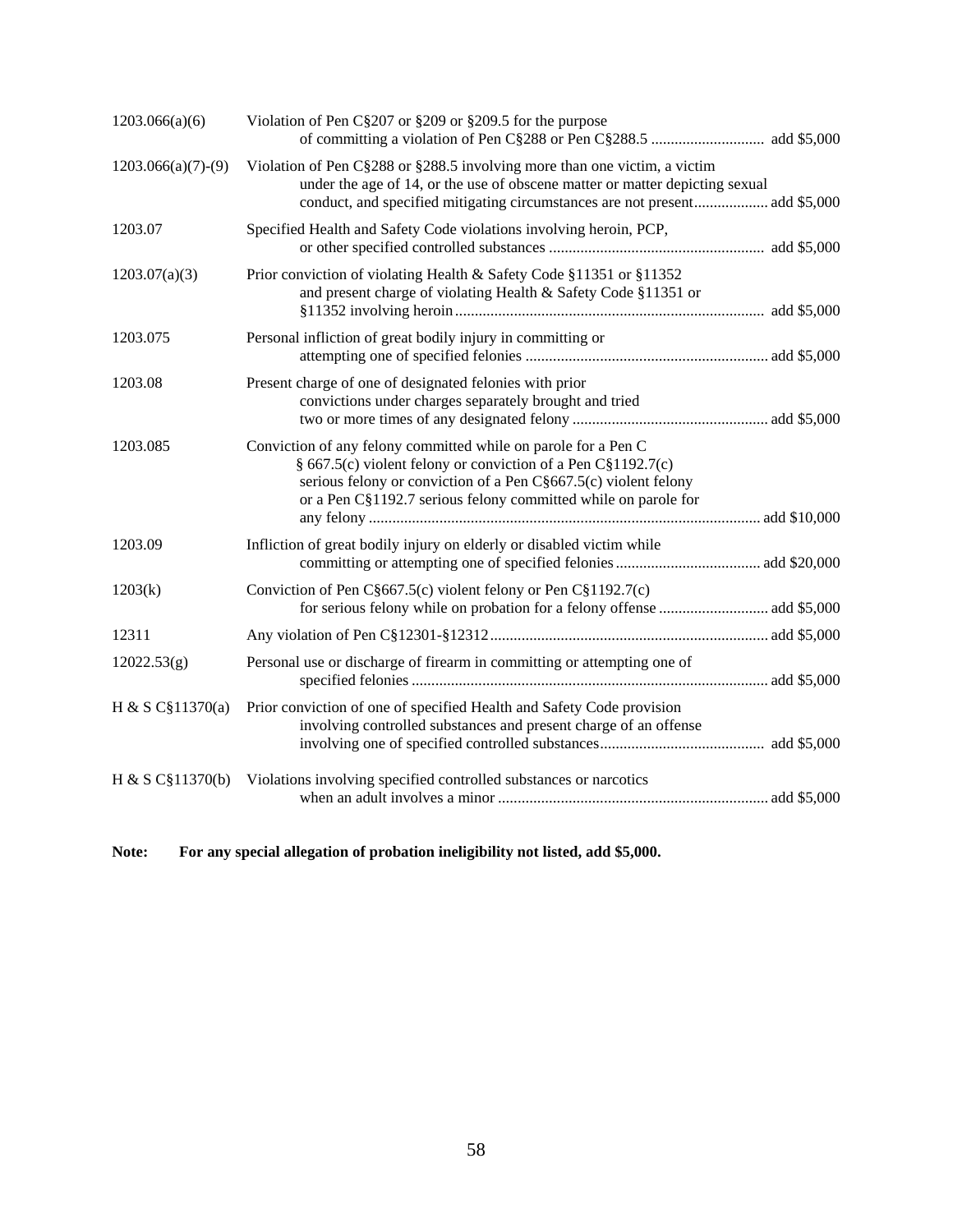| | |
|---|---|
| 1203.066(a)(6) | Violation of Pen C§207 or §209 or §209.5 for the purpose of committing a violation of Pen C§288 or Pen C§288.5 ............................ add $5,000 |
| 1203.066(a)(7)-(9) | Violation of Pen C§288 or §288.5 involving more than one victim, a victim under the age of 14, or the use of obscene matter or matter depicting sexual conduct, and specified mitigating circumstances are not present.................. add $5,000 |
| 1203.07 | Specified Health and Safety Code violations involving heroin, PCP, or other specified controlled substances ...................................................... add $5,000 |
| 1203.07(a)(3) | Prior conviction of violating Health & Safety Code §11351 or §11352 and present charge of violating Health & Safety Code §11351 or §11352 involving heroin.............................................................................. add $5,000 |
| 1203.075 | Personal infliction of great bodily injury in committing or attempting one of specified felonies ............................................................. add $5,000 |
| 1203.08 | Present charge of one of designated felonies with prior convictions under charges separately brought and tried two or more times of any designated felony ................................................. add $5,000 |
| 1203.085 | Conviction of any felony committed while on parole for a Pen C § 667.5(c) violent felony or conviction of a Pen C§1192.7(c) serious felony or conviction of a Pen C§667.5(c) violent felony or a Pen C§1192.7 serious felony committed while on parole for any felony ................................................................................................. add $10,000 |
| 1203.09 | Infliction of great bodily injury on elderly or disabled victim while committing or attempting one of specified felonies .................................... add $20,000 |
| 1203(k) | Conviction of Pen C§667.5(c) violent felony or Pen C§1192.7(c) for serious felony while on probation for a felony offense ........................... add $5,000 |
| 12311 | Any violation of Pen C§12301-§12312...................................................................... add $5,000 |
| 12022.53(g) | Personal use or discharge of firearm in committing or attempting one of specified felonies .......................................................................................... add $5,000 |
| H & S C§11370(a) | Prior conviction of one of specified Health and Safety Code provision involving controlled substances and present charge of an offense involving one of specified controlled substances......................................... add $5,000 |
| H & S C§11370(b) | Violations involving specified controlled substances or narcotics when an adult involves a minor .................................................................... add $5,000 |

**Note: For any special allegation of probation ineligibility not listed, add $5,000.**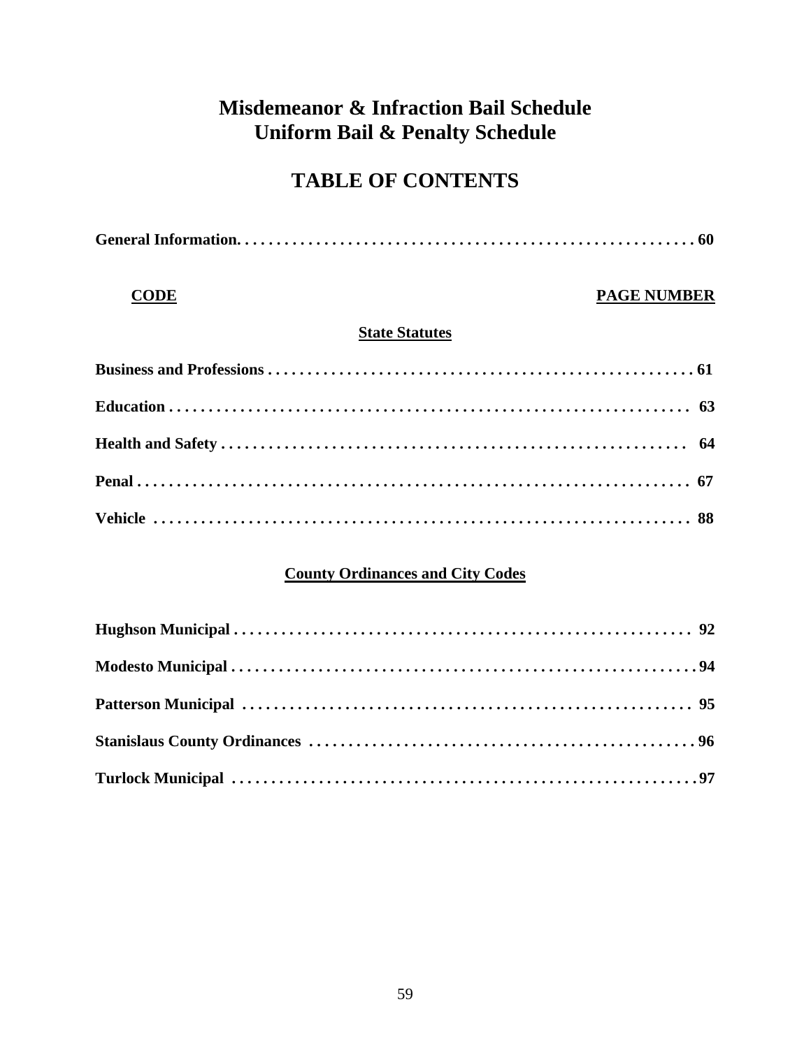# Misdemeanor & Infraction Bail Schedule
# Uniform Bail & Penalty Schedule

## TABLE OF CONTENTS

**General Information. . . . . . . . . . . . . . . . . . . . . . . . . . . . . . . . . . . . . . . . . . . . . . . . . . . . . . . . . 60**

| CODE | PAGE NUMBER |
|---|---|
| **State Statutes** | |
| Business and Professions | 61 |
| Education | 63 |
| Health and Safety | 64 |
| Penal | 67 |
| Vehicle | 88 |
| **County Ordinances and City Codes** | |
| Hughson Municipal | 92 |
| Modesto Municipal | 94 |
| Patterson Municipal | 95 |
| Stanislaus County Ordinances | 96 |
| Turlock Municipal | 97 |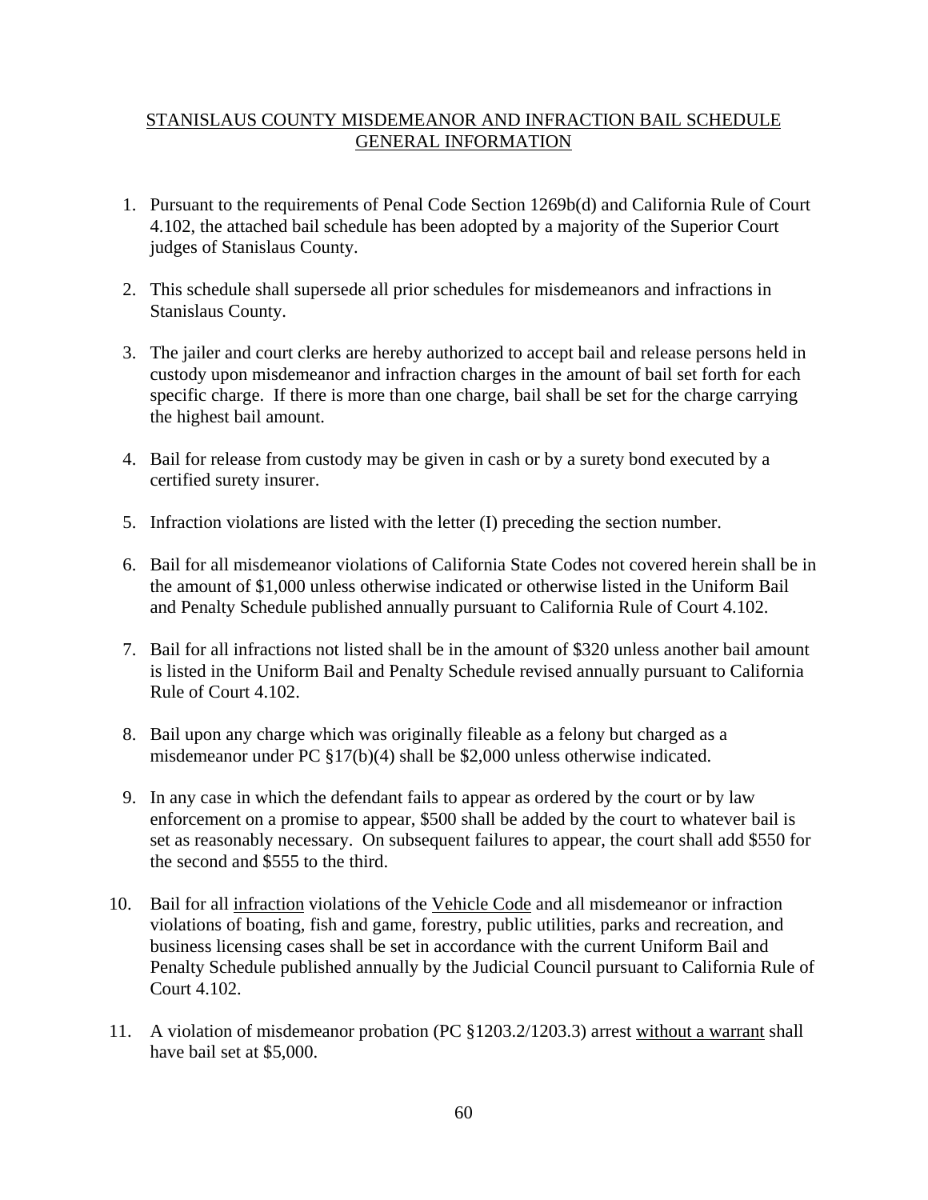# STANISLAUS COUNTY MISDEMEANOR AND INFRACTION BAIL SCHEDULE GENERAL INFORMATION

1. Pursuant to the requirements of Penal Code Section 1269b(d) and California Rule of Court 4.102, the attached bail schedule has been adopted by a majority of the Superior Court judges of Stanislaus County.

2. This schedule shall supersede all prior schedules for misdemeanors and infractions in Stanislaus County.

3. The jailer and court clerks are hereby authorized to accept bail and release persons held in custody upon misdemeanor and infraction charges in the amount of bail set forth for each specific charge. If there is more than one charge, bail shall be set for the charge carrying the highest bail amount.

4. Bail for release from custody may be given in cash or by a surety bond executed by a certified surety insurer.

5. Infraction violations are listed with the letter (I) preceding the section number.

6. Bail for all misdemeanor violations of California State Codes not covered herein shall be in the amount of $1,000 unless otherwise indicated or otherwise listed in the Uniform Bail and Penalty Schedule published annually pursuant to California Rule of Court 4.102.

7. Bail for all infractions not listed shall be in the amount of $320 unless another bail amount is listed in the Uniform Bail and Penalty Schedule revised annually pursuant to California Rule of Court 4.102.

8. Bail upon any charge which was originally fileable as a felony but charged as a misdemeanor under PC §17(b)(4) shall be $2,000 unless otherwise indicated.

9. In any case in which the defendant fails to appear as ordered by the court or by law enforcement on a promise to appear, $500 shall be added by the court to whatever bail is set as reasonably necessary. On subsequent failures to appear, the court shall add $550 for the second and $555 to the third.

10. Bail for all infraction violations of the Vehicle Code and all misdemeanor or infraction violations of boating, fish and game, forestry, public utilities, parks and recreation, and business licensing cases shall be set in accordance with the current Uniform Bail and Penalty Schedule published annually by the Judicial Council pursuant to California Rule of Court 4.102.

11. A violation of misdemeanor probation (PC §1203.2/1203.3) arrest without a warrant shall have bail set at $5,000.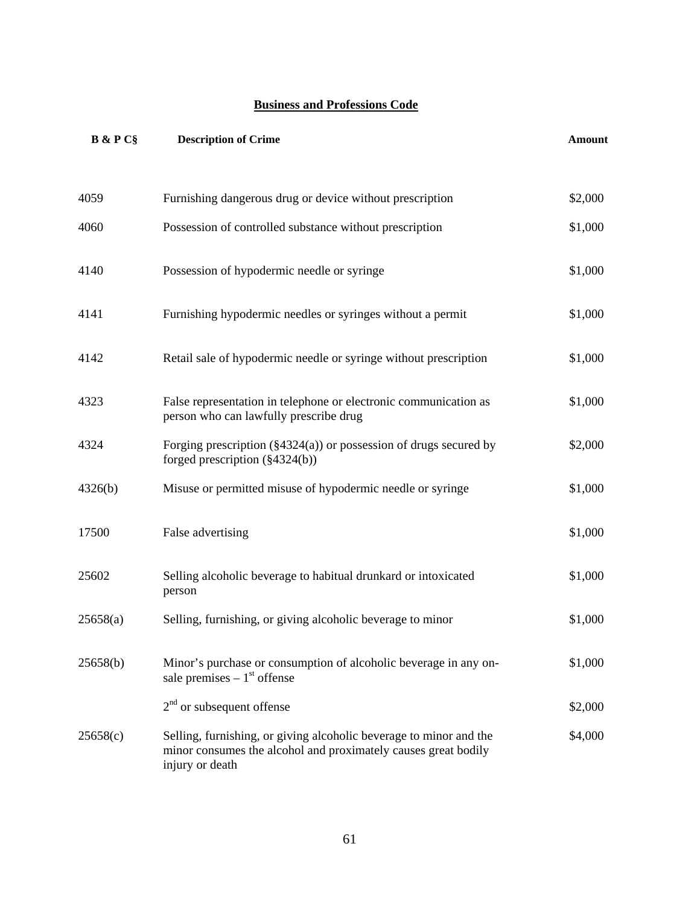# Business and Professions Code

| B & P C§ | Description of Crime | Amount |
|---|---|---|
| 4059 | Furnishing dangerous drug or device without prescription | $2,000 |
| 4060 | Possession of controlled substance without prescription | $1,000 |
| 4140 | Possession of hypodermic needle or syringe | $1,000 |
| 4141 | Furnishing hypodermic needles or syringes without a permit | $1,000 |
| 4142 | Retail sale of hypodermic needle or syringe without prescription | $1,000 |
| 4323 | False representation in telephone or electronic communication as person who can lawfully prescribe drug | $1,000 |
| 4324 | Forging prescription (§4324(a)) or possession of drugs secured by forged prescription (§4324(b)) | $2,000 |
| 4326(b) | Misuse or permitted misuse of hypodermic needle or syringe | $1,000 |
| 17500 | False advertising | $1,000 |
| 25602 | Selling alcoholic beverage to habitual drunkard or intoxicated person | $1,000 |
| 25658(a) | Selling, furnishing, or giving alcoholic beverage to minor | $1,000 |
| 25658(b) | Minor's purchase or consumption of alcoholic beverage in any on-sale premises – 1st offense | $1,000 |
| | 2nd or subsequent offense | $2,000 |
| 25658(c) | Selling, furnishing, or giving alcoholic beverage to minor and the minor consumes the alcohol and proximately causes great bodily injury or death | $4,000 |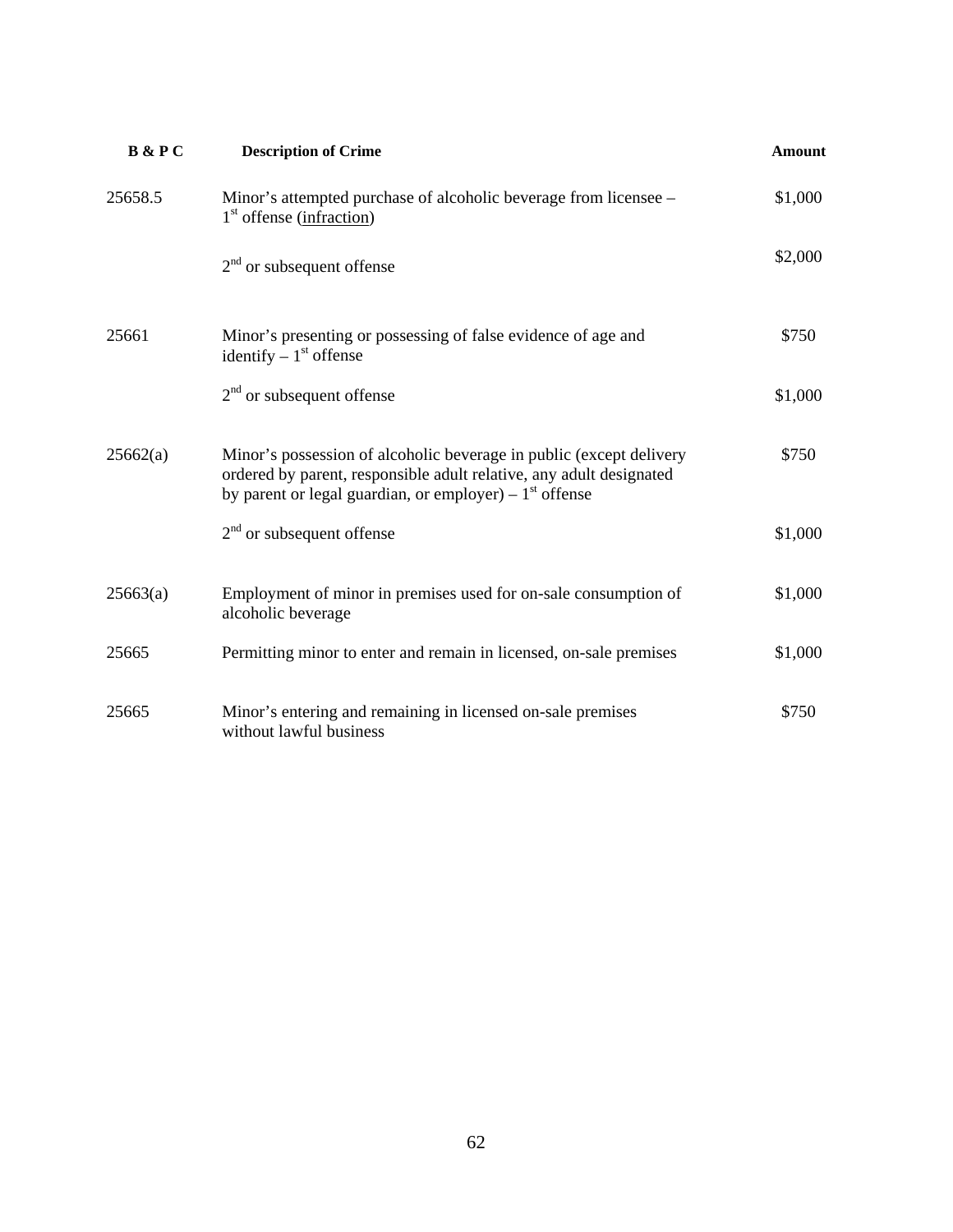| B & P C | Description of Crime | Amount |
|---|---|---|
| 25658.5 | Minor's attempted purchase of alcoholic beverage from licensee – 1st offense (infraction) | $1,000 |
| | 2nd or subsequent offense | $2,000 |
| 25661 | Minor's presenting or possessing of false evidence of age and identify – 1st offense | $750 |
| | 2nd or subsequent offense | $1,000 |
| 25662(a) | Minor's possession of alcoholic beverage in public (except delivery ordered by parent, responsible adult relative, any adult designated by parent or legal guardian, or employer) – 1st offense | $750 |
| | 2nd or subsequent offense | $1,000 |
| 25663(a) | Employment of minor in premises used for on-sale consumption of alcoholic beverage | $1,000 |
| 25665 | Permitting minor to enter and remain in licensed, on-sale premises | $1,000 |
| 25665 | Minor's entering and remaining in licensed on-sale premises without lawful business | $750 |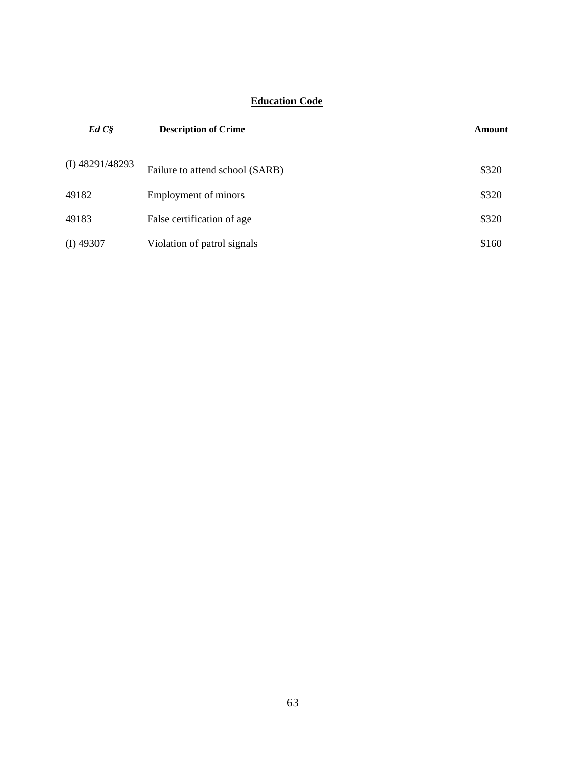## Education Code

| *Ed C§* | **Description of Crime** | **Amount** |
|---|---|---|
| (I) 48291/48293 | Failure to attend school (SARB) | $320 |
| 49182 | Employment of minors | $320 |
| 49183 | False certification of age | $320 |
| (I) 49307 | Violation of patrol signals | $160 |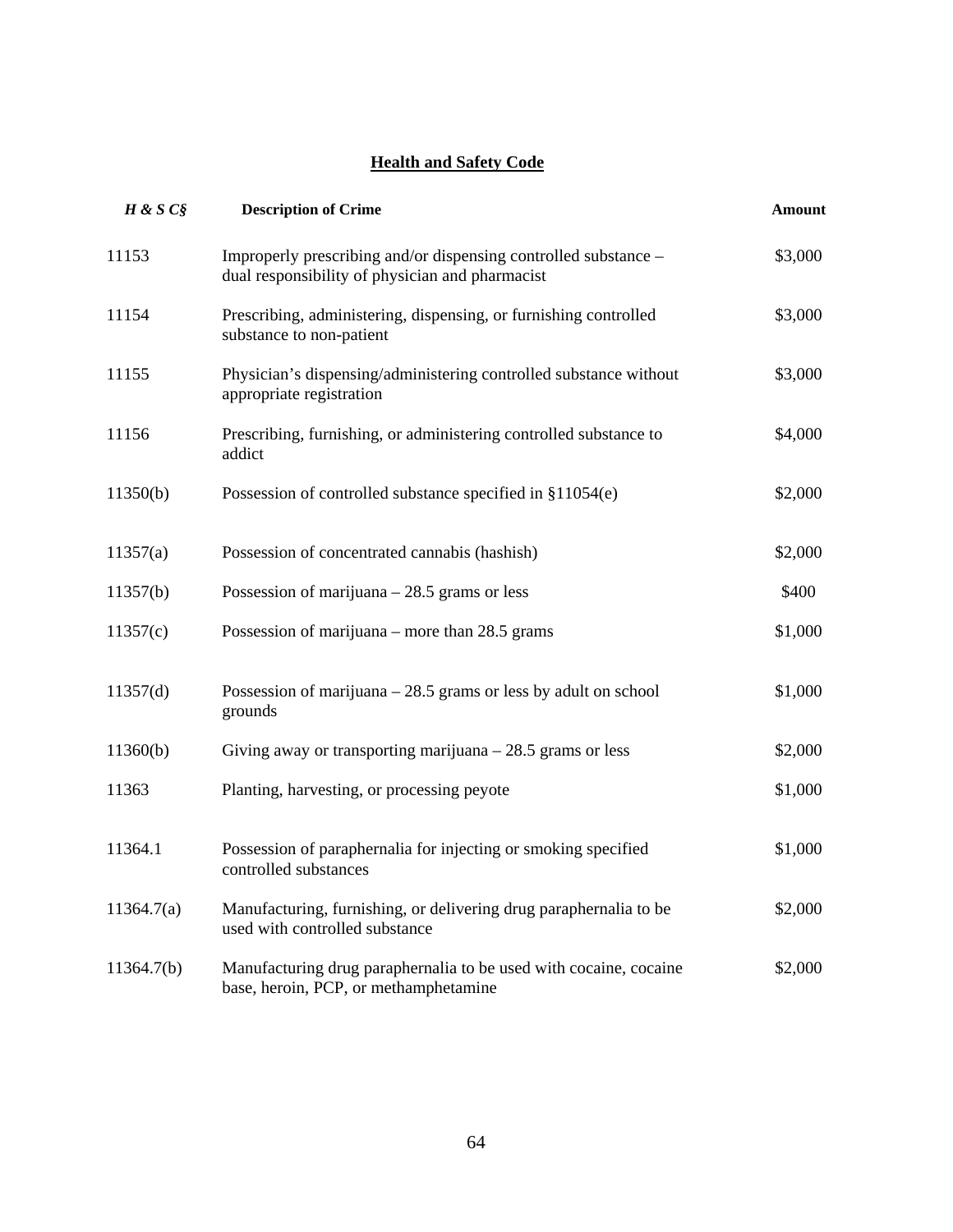## Health and Safety Code

| *H & S C§* | **Description of Crime** | **Amount** |
|---|---|---|
| 11153 | Improperly prescribing and/or dispensing controlled substance – dual responsibility of physician and pharmacist | $3,000 |
| 11154 | Prescribing, administering, dispensing, or furnishing controlled substance to non-patient | $3,000 |
| 11155 | Physician's dispensing/administering controlled substance without appropriate registration | $3,000 |
| 11156 | Prescribing, furnishing, or administering controlled substance to addict | $4,000 |
| 11350(b) | Possession of controlled substance specified in §11054(e) | $2,000 |
| 11357(a) | Possession of concentrated cannabis (hashish) | $2,000 |
| 11357(b) | Possession of marijuana – 28.5 grams or less | $400 |
| 11357(c) | Possession of marijuana – more than 28.5 grams | $1,000 |
| 11357(d) | Possession of marijuana – 28.5 grams or less by adult on school grounds | $1,000 |
| 11360(b) | Giving away or transporting marijuana – 28.5 grams or less | $2,000 |
| 11363 | Planting, harvesting, or processing peyote | $1,000 |
| 11364.1 | Possession of paraphernalia for injecting or smoking specified controlled substances | $1,000 |
| 11364.7(a) | Manufacturing, furnishing, or delivering drug paraphernalia to be used with controlled substance | $2,000 |
| 11364.7(b) | Manufacturing drug paraphernalia to be used with cocaine, cocaine base, heroin, PCP, or methamphetamine | $2,000 |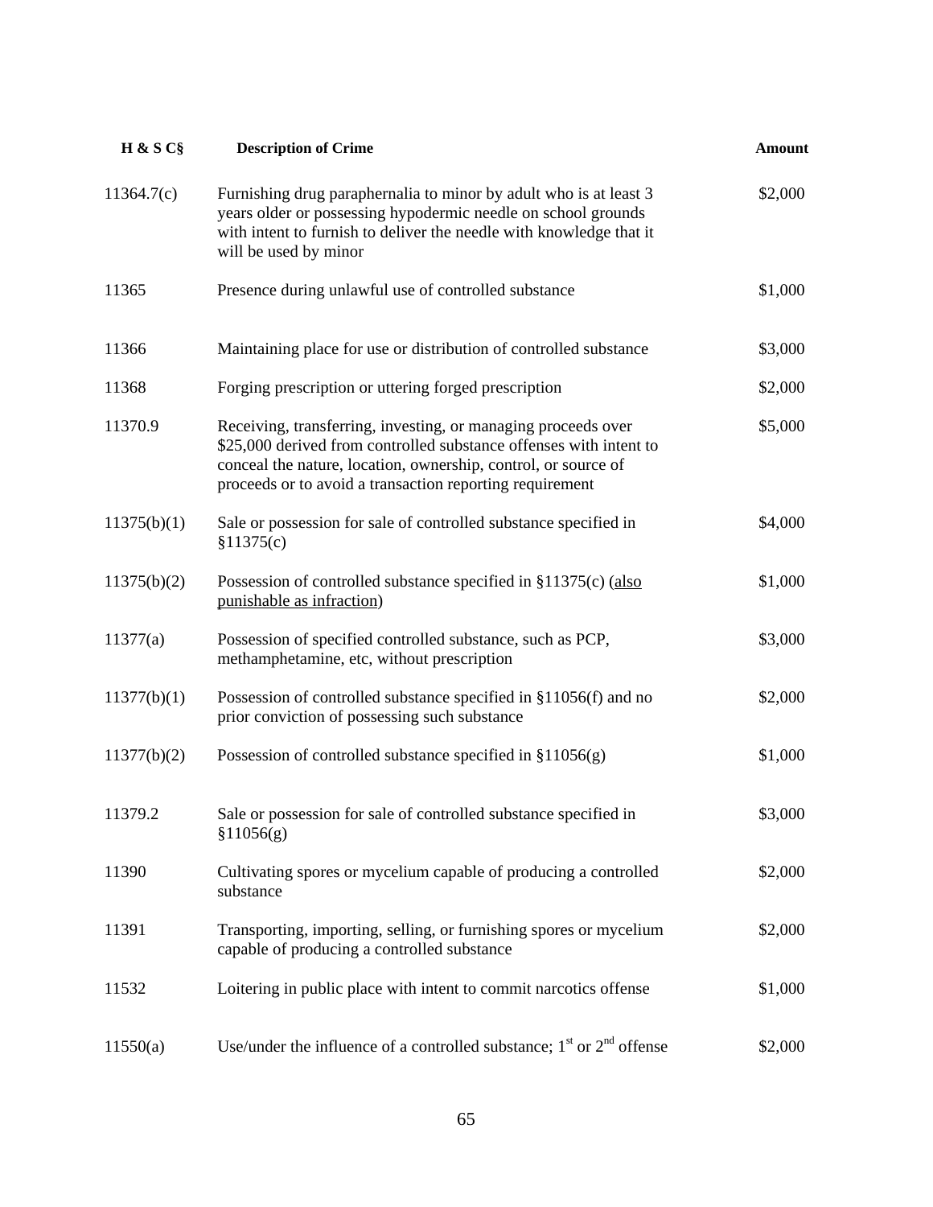| H & S C§ | Description of Crime | Amount |
|---|---|---|
| 11364.7(c) | Furnishing drug paraphernalia to minor by adult who is at least 3 years older or possessing hypodermic needle on school grounds with intent to furnish to deliver the needle with knowledge that it will be used by minor | $2,000 |
| 11365 | Presence during unlawful use of controlled substance | $1,000 |
| 11366 | Maintaining place for use or distribution of controlled substance | $3,000 |
| 11368 | Forging prescription or uttering forged prescription | $2,000 |
| 11370.9 | Receiving, transferring, investing, or managing proceeds over $25,000 derived from controlled substance offenses with intent to conceal the nature, location, ownership, control, or source of proceeds or to avoid a transaction reporting requirement | $5,000 |
| 11375(b)(1) | Sale or possession for sale of controlled substance specified in §11375(c) | $4,000 |
| 11375(b)(2) | Possession of controlled substance specified in §11375(c) (<u>also punishable as infraction</u>) | $1,000 |
| 11377(a) | Possession of specified controlled substance, such as PCP, methamphetamine, etc, without prescription | $3,000 |
| 11377(b)(1) | Possession of controlled substance specified in §11056(f) and no prior conviction of possessing such substance | $2,000 |
| 11377(b)(2) | Possession of controlled substance specified in §11056(g) | $1,000 |
| 11379.2 | Sale or possession for sale of controlled substance specified in §11056(g) | $3,000 |
| 11390 | Cultivating spores or mycelium capable of producing a controlled substance | $2,000 |
| 11391 | Transporting, importing, selling, or furnishing spores or mycelium capable of producing a controlled substance | $2,000 |
| 11532 | Loitering in public place with intent to commit narcotics offense | $1,000 |
| 11550(a) | Use/under the influence of a controlled substance; 1st or 2nd offense | $2,000 |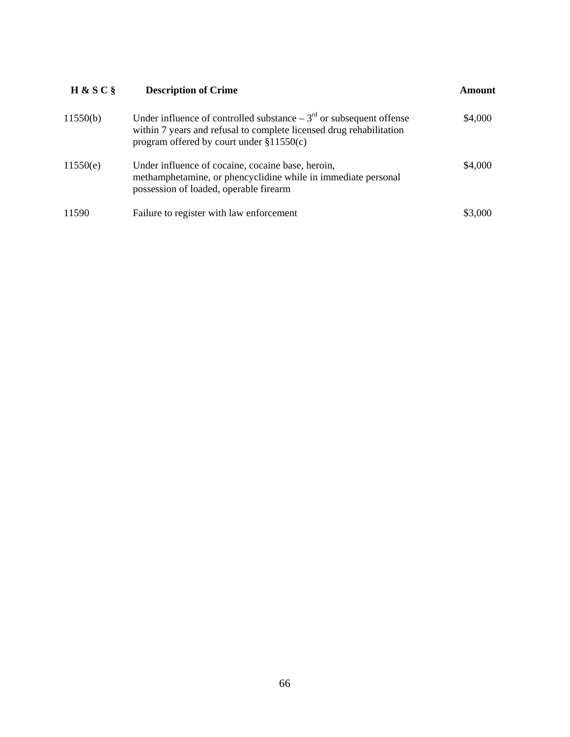| H & S C § | Description of Crime | Amount |
| --- | --- | --- |
| 11550(b) | Under influence of controlled substance – 3rd or subsequent offense within 7 years and refusal to complete licensed drug rehabilitation program offered by court under §11550(c) | $4,000 |
| 11550(e) | Under influence of cocaine, cocaine base, heroin, methamphetamine, or phencyclidine while in immediate personal possession of loaded, operable firearm | $4,000 |
| 11590 | Failure to register with law enforcement | $3,000 |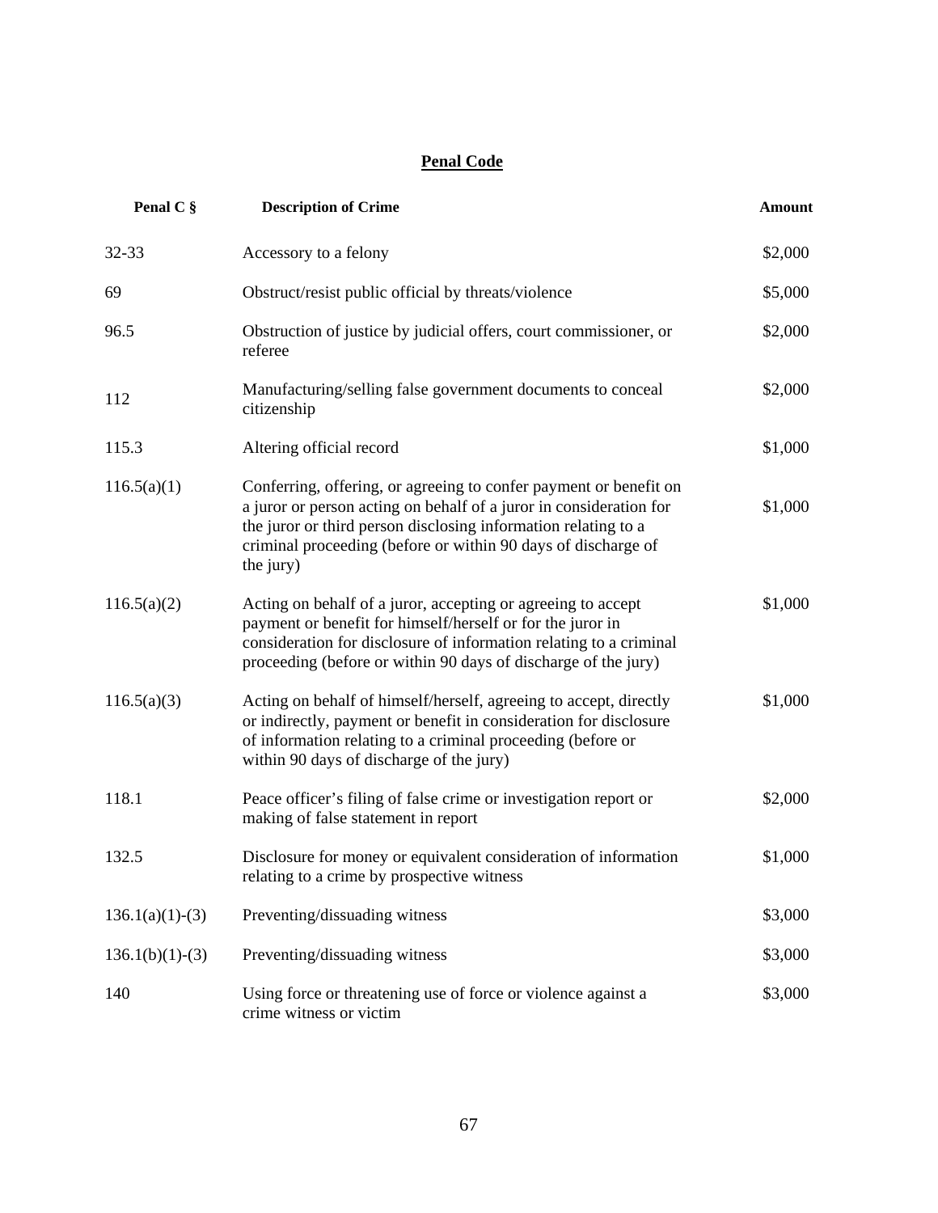## Penal Code

| Penal C § | Description of Crime | Amount |
|---|---|---|
| 32-33 | Accessory to a felony | $2,000 |
| 69 | Obstruct/resist public official by threats/violence | $5,000 |
| 96.5 | Obstruction of justice by judicial offers, court commissioner, or referee | $2,000 |
| 112 | Manufacturing/selling false government documents to conceal citizenship | $2,000 |
| 115.3 | Altering official record | $1,000 |
| 116.5(a)(1) | Conferring, offering, or agreeing to confer payment or benefit on a juror or person acting on behalf of a juror in consideration for the juror or third person disclosing information relating to a criminal proceeding (before or within 90 days of discharge of the jury) | $1,000 |
| 116.5(a)(2) | Acting on behalf of a juror, accepting or agreeing to accept payment or benefit for himself/herself or for the juror in consideration for disclosure of information relating to a criminal proceeding (before or within 90 days of discharge of the jury) | $1,000 |
| 116.5(a)(3) | Acting on behalf of himself/herself, agreeing to accept, directly or indirectly, payment or benefit in consideration for disclosure of information relating to a criminal proceeding (before or within 90 days of discharge of the jury) | $1,000 |
| 118.1 | Peace officer's filing of false crime or investigation report or making of false statement in report | $2,000 |
| 132.5 | Disclosure for money or equivalent consideration of information relating to a crime by prospective witness | $1,000 |
| 136.1(a)(1)-(3) | Preventing/dissuading witness | $3,000 |
| 136.1(b)(1)-(3) | Preventing/dissuading witness | $3,000 |
| 140 | Using force or threatening use of force or violence against a crime witness or victim | $3,000 |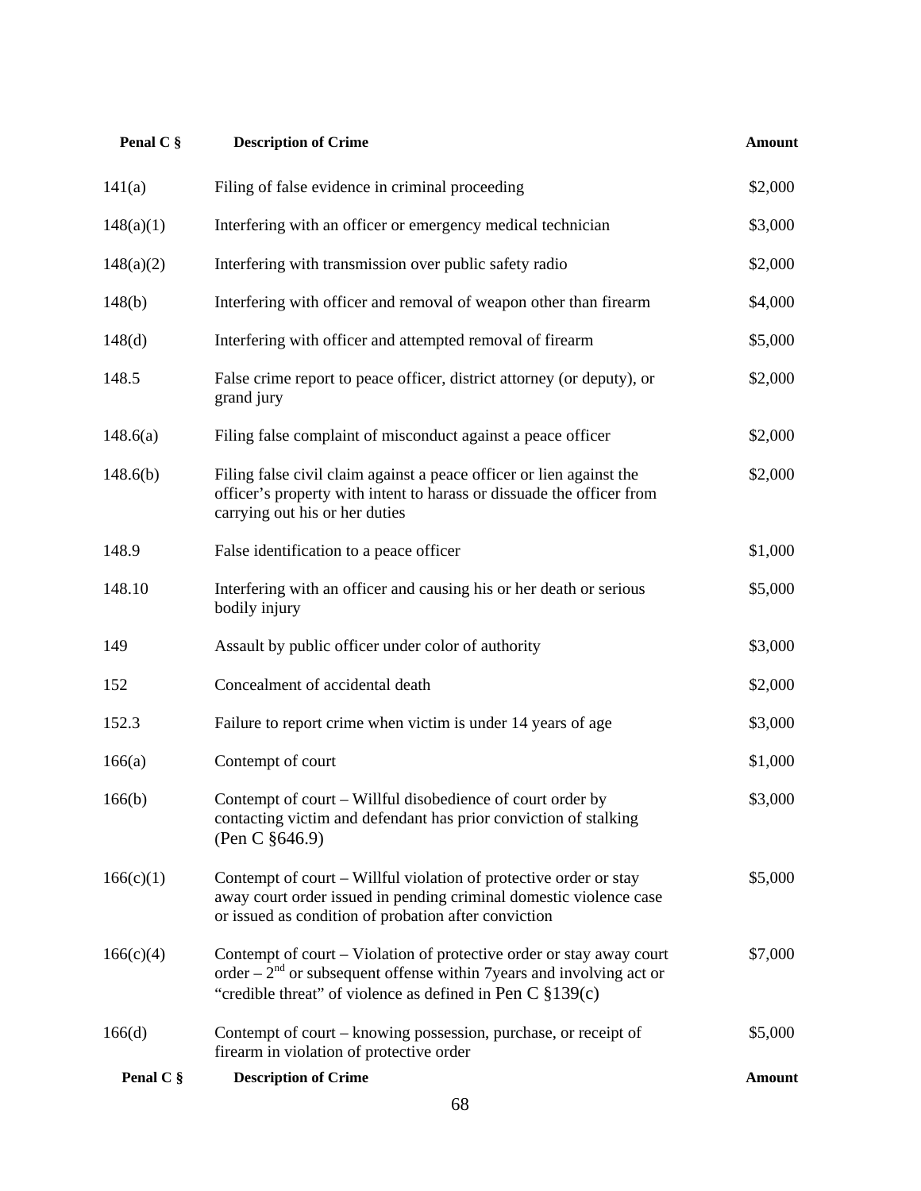| Penal C § | Description of Crime | Amount |
|---|---|---|
| 141(a) | Filing of false evidence in criminal proceeding | $2,000 |
| 148(a)(1) | Interfering with an officer or emergency medical technician | $3,000 |
| 148(a)(2) | Interfering with transmission over public safety radio | $2,000 |
| 148(b) | Interfering with officer and removal of weapon other than firearm | $4,000 |
| 148(d) | Interfering with officer and attempted removal of firearm | $5,000 |
| 148.5 | False crime report to peace officer, district attorney (or deputy), or grand jury | $2,000 |
| 148.6(a) | Filing false complaint of misconduct against a peace officer | $2,000 |
| 148.6(b) | Filing false civil claim against a peace officer or lien against the officer's property with intent to harass or dissuade the officer from carrying out his or her duties | $2,000 |
| 148.9 | False identification to a peace officer | $1,000 |
| 148.10 | Interfering with an officer and causing his or her death or serious bodily injury | $5,000 |
| 149 | Assault by public officer under color of authority | $3,000 |
| 152 | Concealment of accidental death | $2,000 |
| 152.3 | Failure to report crime when victim is under 14 years of age | $3,000 |
| 166(a) | Contempt of court | $1,000 |
| 166(b) | Contempt of court – Willful disobedience of court order by contacting victim and defendant has prior conviction of stalking (Pen C §646.9) | $3,000 |
| 166(c)(1) | Contempt of court – Willful violation of protective order or stay away court order issued in pending criminal domestic violence case or issued as condition of probation after conviction | $5,000 |
| 166(c)(4) | Contempt of court – Violation of protective order or stay away court order – 2nd or subsequent offense within 7years and involving act or "credible threat" of violence as defined in Pen C §139(c) | $7,000 |
| 166(d) | Contempt of court – knowing possession, purchase, or receipt of firearm in violation of protective order | $5,000 |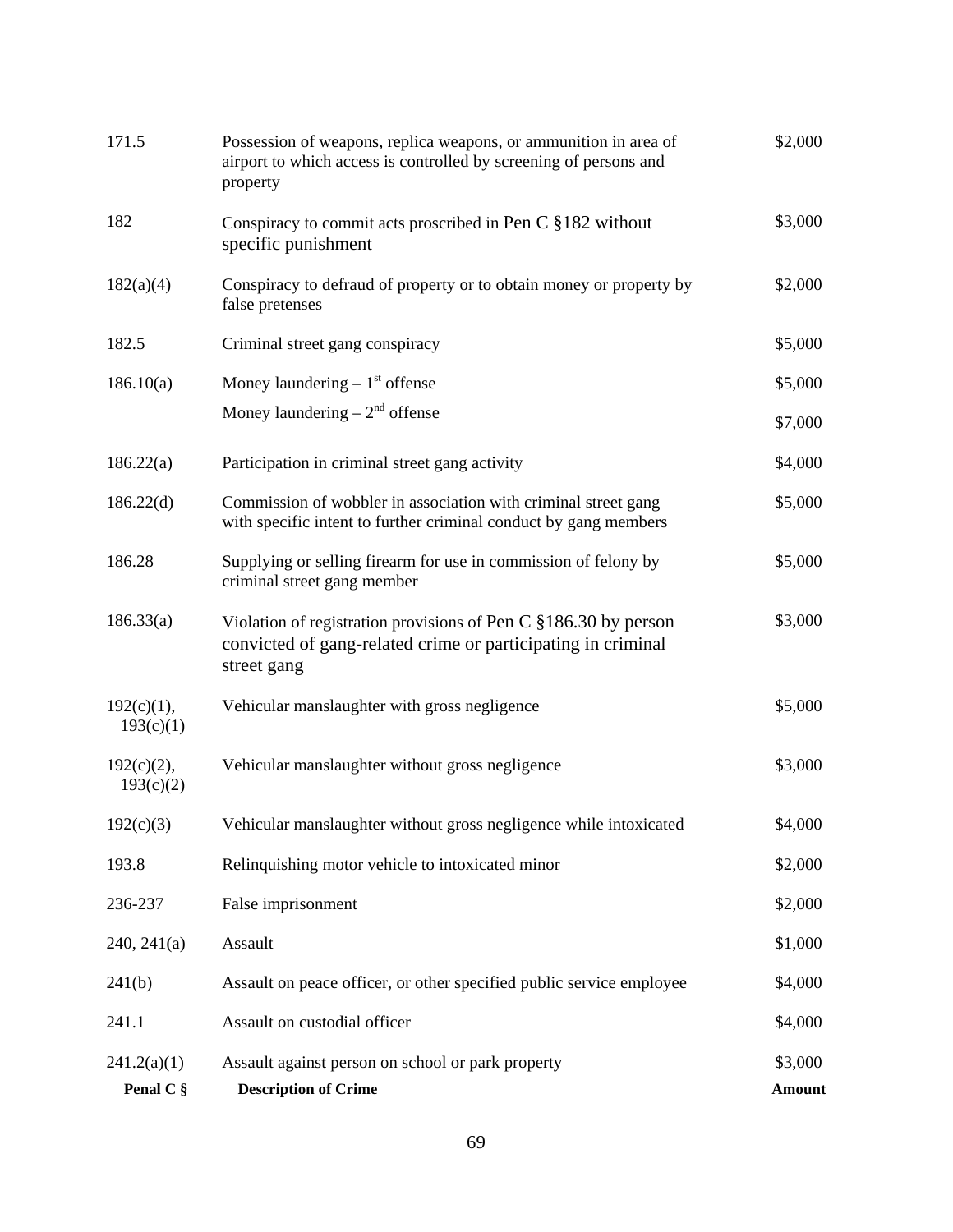| Penal C § | Description of Crime | Amount |
|---|---|---|
| 171.5 | Possession of weapons, replica weapons, or ammunition in area of airport to which access is controlled by screening of persons and property | $2,000 |
| 182 | Conspiracy to commit acts proscribed in Pen C §182 without specific punishment | $3,000 |
| 182(a)(4) | Conspiracy to defraud of property or to obtain money or property by false pretenses | $2,000 |
| 182.5 | Criminal street gang conspiracy | $5,000 |
| 186.10(a) | Money laundering – 1st offense | $5,000 |
| | Money laundering – 2nd offense | $7,000 |
| 186.22(a) | Participation in criminal street gang activity | $4,000 |
| 186.22(d) | Commission of wobbler in association with criminal street gang with specific intent to further criminal conduct by gang members | $5,000 |
| 186.28 | Supplying or selling firearm for use in commission of felony by criminal street gang member | $5,000 |
| 186.33(a) | Violation of registration provisions of Pen C §186.30 by person convicted of gang-related crime or participating in criminal street gang | $3,000 |
| 192(c)(1), 193(c)(1) | Vehicular manslaughter with gross negligence | $5,000 |
| 192(c)(2), 193(c)(2) | Vehicular manslaughter without gross negligence | $3,000 |
| 192(c)(3) | Vehicular manslaughter without gross negligence while intoxicated | $4,000 |
| 193.8 | Relinquishing motor vehicle to intoxicated minor | $2,000 |
| 236-237 | False imprisonment | $2,000 |
| 240, 241(a) | Assault | $1,000 |
| 241(b) | Assault on peace officer, or other specified public service employee | $4,000 |
| 241.1 | Assault on custodial officer | $4,000 |
| 241.2(a)(1) | Assault against person on school or park property | $3,000 |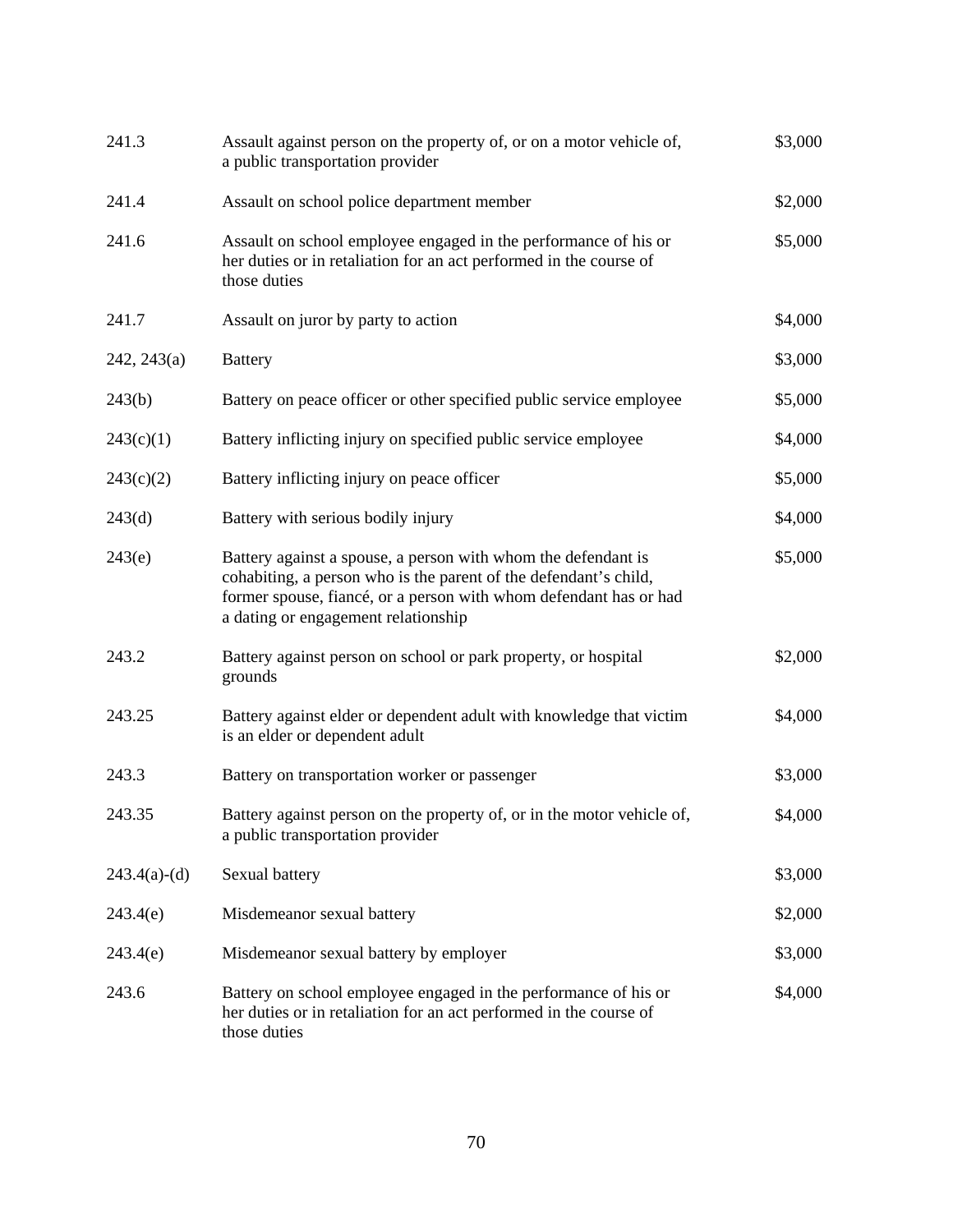| | | |
|---|---|---|
| 241.3 | Assault against person on the property of, or on a motor vehicle of, a public transportation provider | $3,000 |
| 241.4 | Assault on school police department member | $2,000 |
| 241.6 | Assault on school employee engaged in the performance of his or her duties or in retaliation for an act performed in the course of those duties | $5,000 |
| 241.7 | Assault on juror by party to action | $4,000 |
| 242, 243(a) | Battery | $3,000 |
| 243(b) | Battery on peace officer or other specified public service employee | $5,000 |
| 243(c)(1) | Battery inflicting injury on specified public service employee | $4,000 |
| 243(c)(2) | Battery inflicting injury on peace officer | $5,000 |
| 243(d) | Battery with serious bodily injury | $4,000 |
| 243(e) | Battery against a spouse, a person with whom the defendant is cohabiting, a person who is the parent of the defendant's child, former spouse, fiancé, or a person with whom defendant has or had a dating or engagement relationship | $5,000 |
| 243.2 | Battery against person on school or park property, or hospital grounds | $2,000 |
| 243.25 | Battery against elder or dependent adult with knowledge that victim is an elder or dependent adult | $4,000 |
| 243.3 | Battery on transportation worker or passenger | $3,000 |
| 243.35 | Battery against person on the property of, or in the motor vehicle of, a public transportation provider | $4,000 |
| 243.4(a)-(d) | Sexual battery | $3,000 |
| 243.4(e) | Misdemeanor sexual battery | $2,000 |
| 243.4(e) | Misdemeanor sexual battery by employer | $3,000 |
| 243.6 | Battery on school employee engaged in the performance of his or her duties or in retaliation for an act performed in the course of those duties | $4,000 |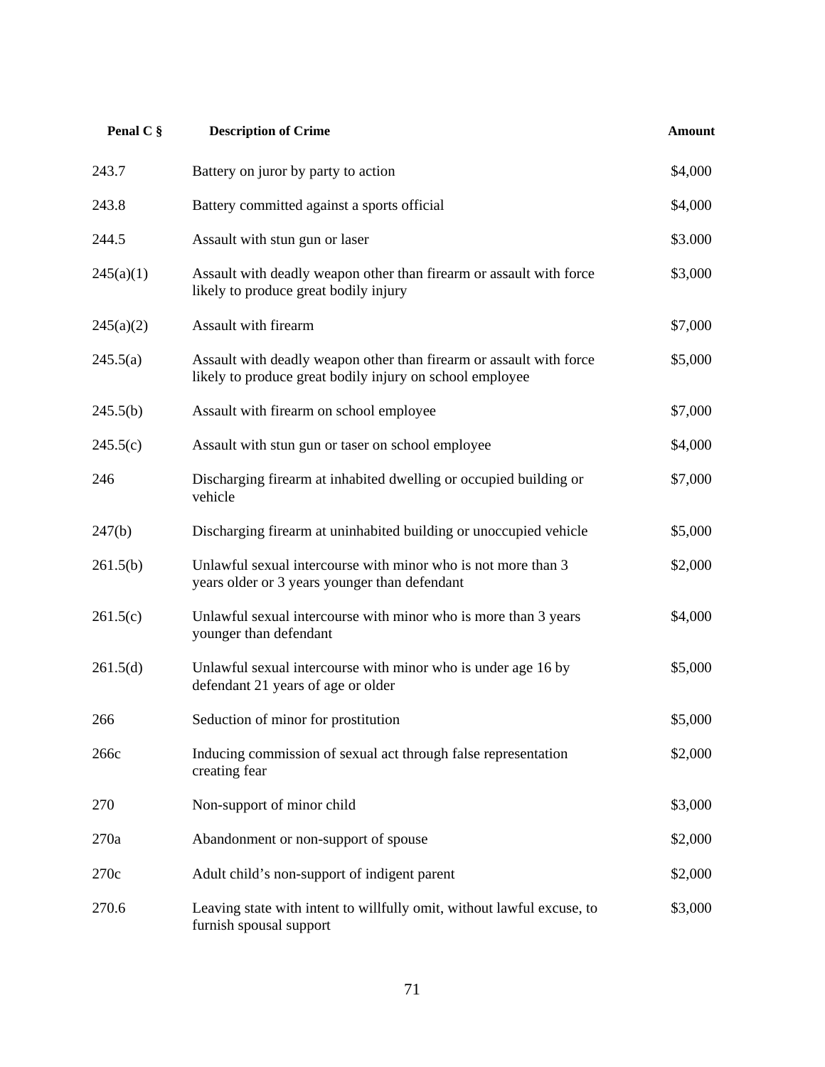| Penal C § | Description of Crime | Amount |
|---|---|---|
| 243.7 | Battery on juror by party to action | $4,000 |
| 243.8 | Battery committed against a sports official | $4,000 |
| 244.5 | Assault with stun gun or laser | $3.000 |
| 245(a)(1) | Assault with deadly weapon other than firearm or assault with force likely to produce great bodily injury | $3,000 |
| 245(a)(2) | Assault with firearm | $7,000 |
| 245.5(a) | Assault with deadly weapon other than firearm or assault with force likely to produce great bodily injury on school employee | $5,000 |
| 245.5(b) | Assault with firearm on school employee | $7,000 |
| 245.5(c) | Assault with stun gun or taser on school employee | $4,000 |
| 246 | Discharging firearm at inhabited dwelling or occupied building or vehicle | $7,000 |
| 247(b) | Discharging firearm at uninhabited building or unoccupied vehicle | $5,000 |
| 261.5(b) | Unlawful sexual intercourse with minor who is not more than 3 years older or 3 years younger than defendant | $2,000 |
| 261.5(c) | Unlawful sexual intercourse with minor who is more than 3 years younger than defendant | $4,000 |
| 261.5(d) | Unlawful sexual intercourse with minor who is under age 16 by defendant 21 years of age or older | $5,000 |
| 266 | Seduction of minor for prostitution | $5,000 |
| 266c | Inducing commission of sexual act through false representation creating fear | $2,000 |
| 270 | Non-support of minor child | $3,000 |
| 270a | Abandonment or non-support of spouse | $2,000 |
| 270c | Adult child's non-support of indigent parent | $2,000 |
| 270.6 | Leaving state with intent to willfully omit, without lawful excuse, to furnish spousal support | $3,000 |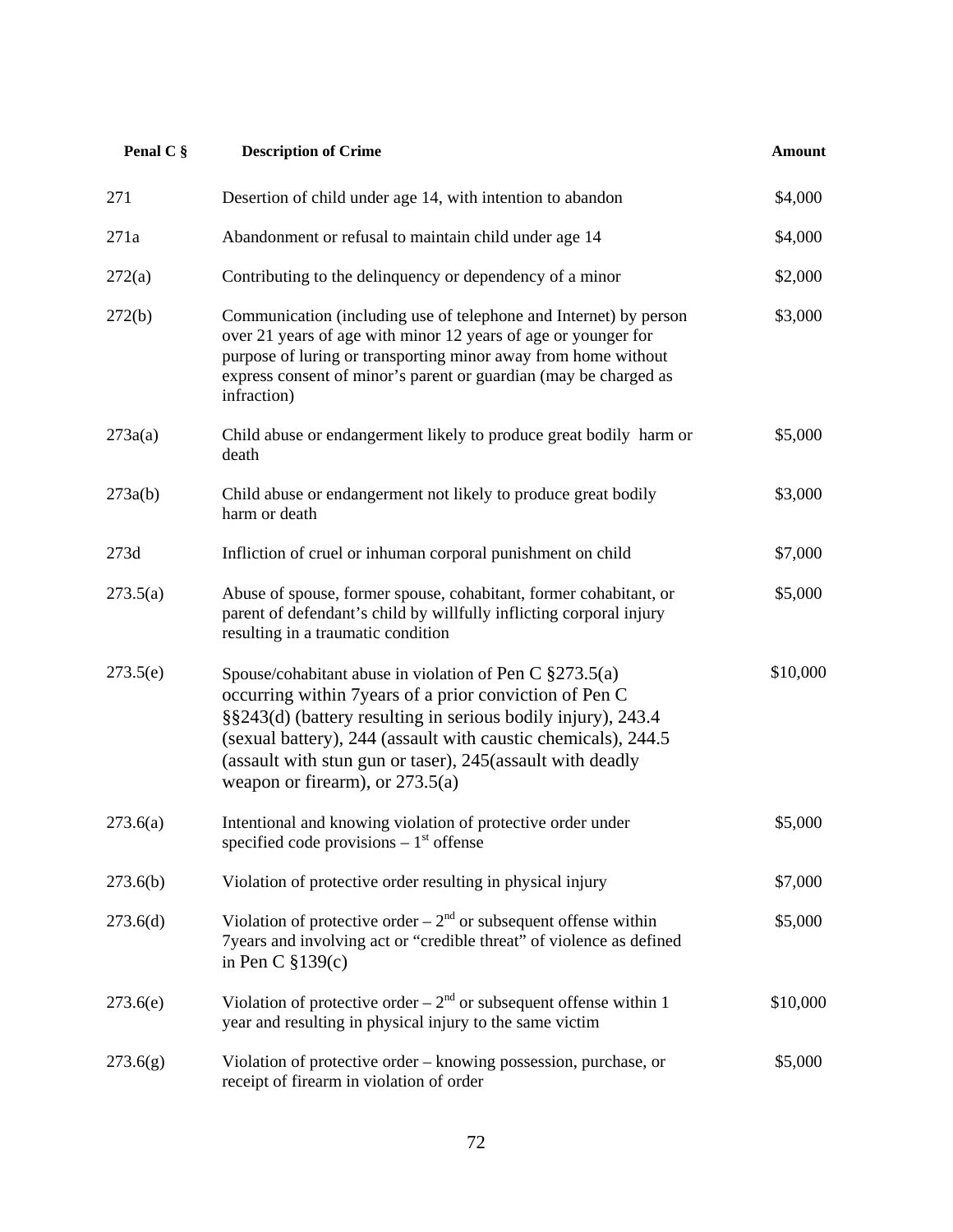| Penal C § | Description of Crime | Amount |
|---|---|---|
| 271 | Desertion of child under age 14, with intention to abandon | $4,000 |
| 271a | Abandonment or refusal to maintain child under age 14 | $4,000 |
| 272(a) | Contributing to the delinquency or dependency of a minor | $2,000 |
| 272(b) | Communication (including use of telephone and Internet) by person over 21 years of age with minor 12 years of age or younger for purpose of luring or transporting minor away from home without express consent of minor's parent or guardian (may be charged as infraction) | $3,000 |
| 273a(a) | Child abuse or endangerment likely to produce great bodily harm or death | $5,000 |
| 273a(b) | Child abuse or endangerment not likely to produce great bodily harm or death | $3,000 |
| 273d | Infliction of cruel or inhuman corporal punishment on child | $7,000 |
| 273.5(a) | Abuse of spouse, former spouse, cohabitant, former cohabitant, or parent of defendant's child by willfully inflicting corporal injury resulting in a traumatic condition | $5,000 |
| 273.5(e) | Spouse/cohabitant abuse in violation of Pen C §273.5(a) occurring within 7years of a prior conviction of Pen C §§243(d) (battery resulting in serious bodily injury), 243.4 (sexual battery), 244 (assault with caustic chemicals), 244.5 (assault with stun gun or taser), 245(assault with deadly weapon or firearm), or 273.5(a) | $10,000 |
| 273.6(a) | Intentional and knowing violation of protective order under specified code provisions – 1st offense | $5,000 |
| 273.6(b) | Violation of protective order resulting in physical injury | $7,000 |
| 273.6(d) | Violation of protective order – 2nd or subsequent offense within 7years and involving act or "credible threat" of violence as defined in Pen C §139(c) | $5,000 |
| 273.6(e) | Violation of protective order – 2nd or subsequent offense within 1 year and resulting in physical injury to the same victim | $10,000 |
| 273.6(g) | Violation of protective order – knowing possession, purchase, or receipt of firearm in violation of order | $5,000 |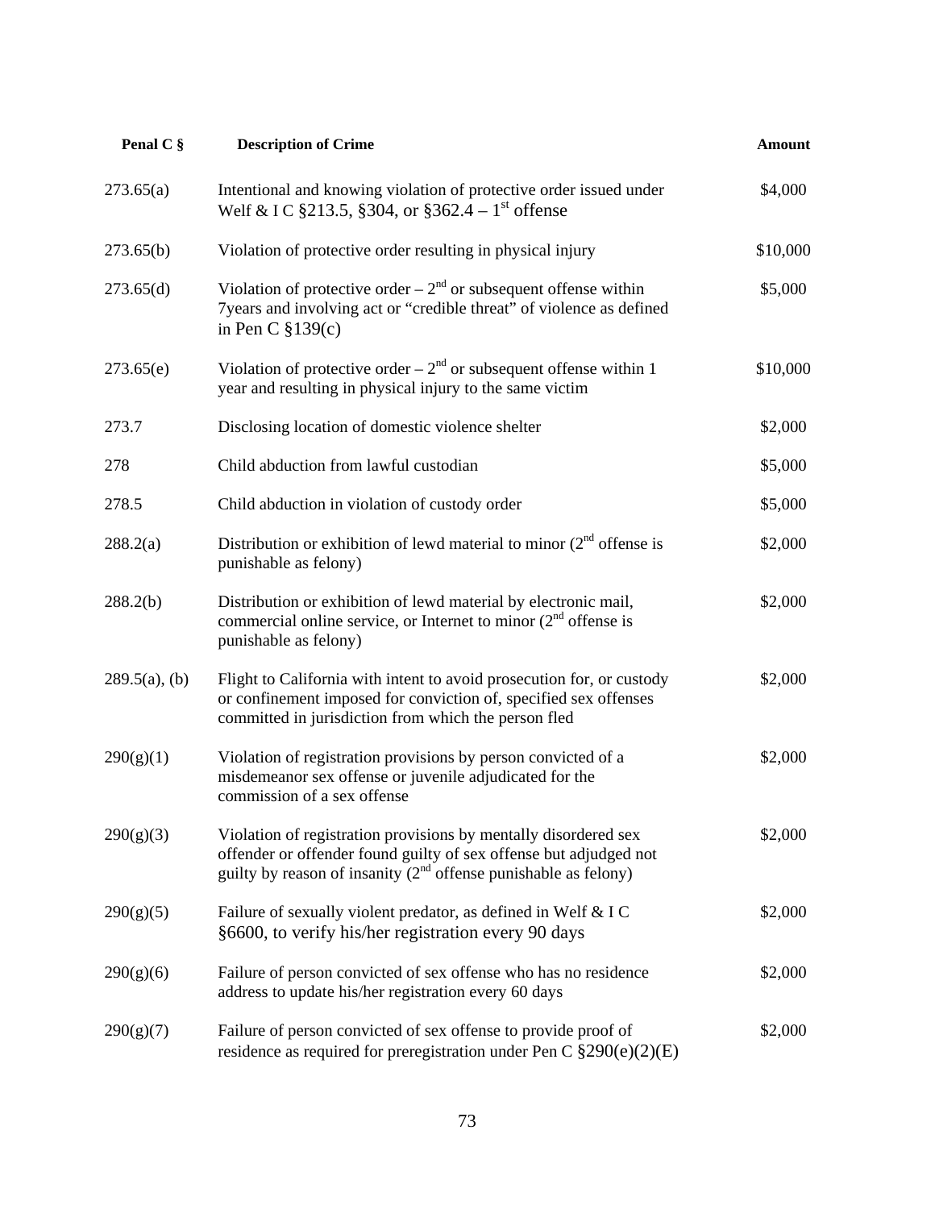| Penal C § | Description of Crime | Amount |
|---|---|---|
| 273.65(a) | Intentional and knowing violation of protective order issued under Welf & I C §213.5, §304, or §362.4 – 1st offense | \$4,000 |
| 273.65(b) | Violation of protective order resulting in physical injury | \$10,000 |
| 273.65(d) | Violation of protective order – 2nd or subsequent offense within 7years and involving act or "credible threat" of violence as defined in Pen C §139(c) | \$5,000 |
| 273.65(e) | Violation of protective order – 2nd or subsequent offense within 1 year and resulting in physical injury to the same victim | \$10,000 |
| 273.7 | Disclosing location of domestic violence shelter | \$2,000 |
| 278 | Child abduction from lawful custodian | \$5,000 |
| 278.5 | Child abduction in violation of custody order | \$5,000 |
| 288.2(a) | Distribution or exhibition of lewd material to minor (2nd offense is punishable as felony) | \$2,000 |
| 288.2(b) | Distribution or exhibition of lewd material by electronic mail, commercial online service, or Internet to minor (2nd offense is punishable as felony) | \$2,000 |
| 289.5(a), (b) | Flight to California with intent to avoid prosecution for, or custody or confinement imposed for conviction of, specified sex offenses committed in jurisdiction from which the person fled | \$2,000 |
| 290(g)(1) | Violation of registration provisions by person convicted of a misdemeanor sex offense or juvenile adjudicated for the commission of a sex offense | \$2,000 |
| 290(g)(3) | Violation of registration provisions by mentally disordered sex offender or offender found guilty of sex offense but adjudged not guilty by reason of insanity (2nd offense punishable as felony) | \$2,000 |
| 290(g)(5) | Failure of sexually violent predator, as defined in Welf & I C §6600, to verify his/her registration every 90 days | \$2,000 |
| 290(g)(6) | Failure of person convicted of sex offense who has no residence address to update his/her registration every 60 days | \$2,000 |
| 290(g)(7) | Failure of person convicted of sex offense to provide proof of residence as required for preregistration under Pen C §290(e)(2)(E) | \$2,000 |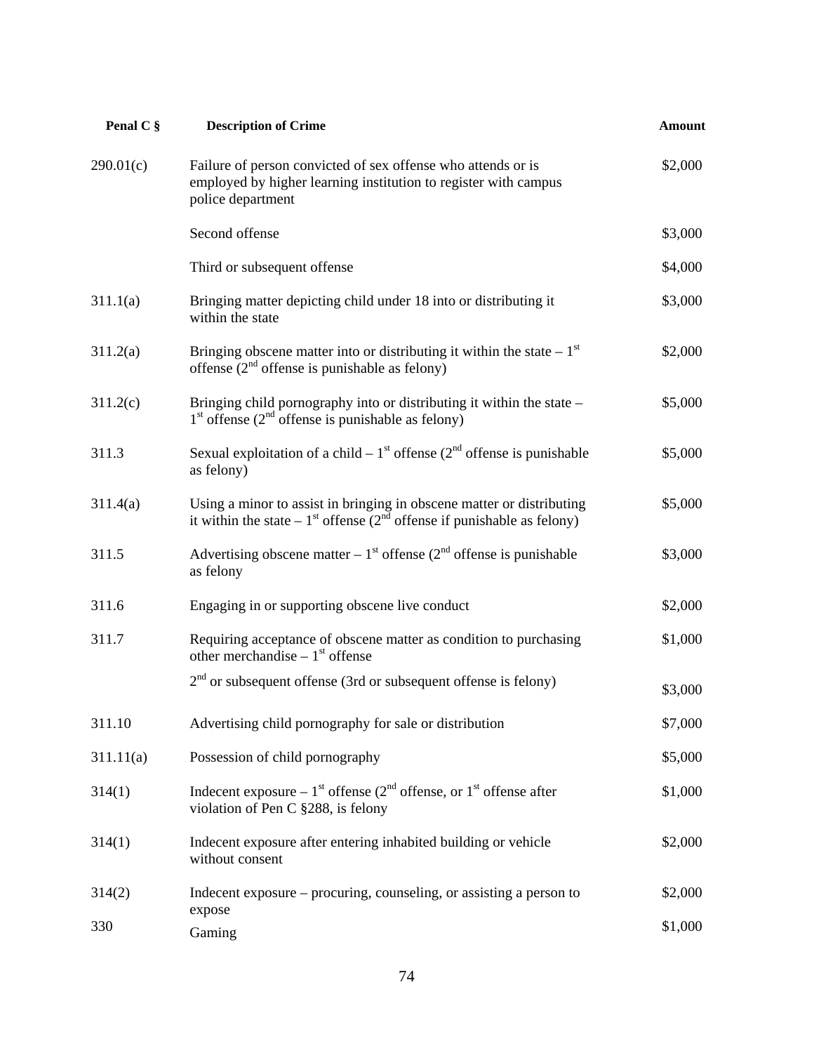| Penal C § | Description of Crime | Amount |
|---|---|---|
| 290.01(c) | Failure of person convicted of sex offense who attends or is employed by higher learning institution to register with campus police department | $2,000 |
| | Second offense | $3,000 |
| | Third or subsequent offense | $4,000 |
| 311.1(a) | Bringing matter depicting child under 18 into or distributing it within the state | $3,000 |
| 311.2(a) | Bringing obscene matter into or distributing it within the state – 1st offense (2nd offense is punishable as felony) | $2,000 |
| 311.2(c) | Bringing child pornography into or distributing it within the state – 1st offense (2nd offense is punishable as felony) | $5,000 |
| 311.3 | Sexual exploitation of a child – 1st offense (2nd offense is punishable as felony) | $5,000 |
| 311.4(a) | Using a minor to assist in bringing in obscene matter or distributing it within the state – 1st offense (2nd offense if punishable as felony) | $5,000 |
| 311.5 | Advertising obscene matter – 1st offense (2nd offense is punishable as felony | $3,000 |
| 311.6 | Engaging in or supporting obscene live conduct | $2,000 |
| 311.7 | Requiring acceptance of obscene matter as condition to purchasing other merchandise – 1st offense | $1,000 |
| | 2nd or subsequent offense (3rd or subsequent offense is felony) | $3,000 |
| 311.10 | Advertising child pornography for sale or distribution | $7,000 |
| 311.11(a) | Possession of child pornography | $5,000 |
| 314(1) | Indecent exposure – 1st offense (2nd offense, or 1st offense after violation of Pen C §288, is felony | $1,000 |
| 314(1) | Indecent exposure after entering inhabited building or vehicle without consent | $2,000 |
| 314(2) | Indecent exposure – procuring, counseling, or assisting a person to expose | $2,000 |
| 330 | Gaming | $1,000 |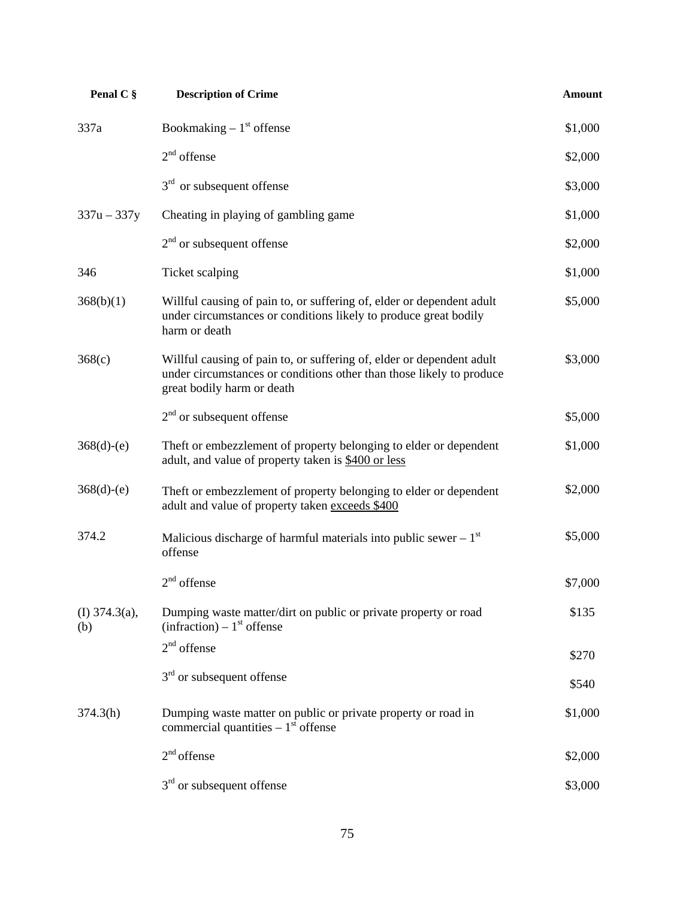| Penal C § | Description of Crime | Amount |
|---|---|---|
| 337a | Bookmaking – 1st offense | $1,000 |
| | 2nd offense | $2,000 |
| | 3rd or subsequent offense | $3,000 |
| 337u – 337y | Cheating in playing of gambling game | $1,000 |
| | 2nd or subsequent offense | $2,000 |
| 346 | Ticket scalping | $1,000 |
| 368(b)(1) | Willful causing of pain to, or suffering of, elder or dependent adult under circumstances or conditions likely to produce great bodily harm or death | $5,000 |
| 368(c) | Willful causing of pain to, or suffering of, elder or dependent adult under circumstances or conditions other than those likely to produce great bodily harm or death | $3,000 |
| | 2nd or subsequent offense | $5,000 |
| 368(d)-(e) | Theft or embezzlement of property belonging to elder or dependent adult, and value of property taken is <u>$400 or less</u> | $1,000 |
| 368(d)-(e) | Theft or embezzlement of property belonging to elder or dependent adult and value of property taken <u>exceeds $400</u> | $2,000 |
| 374.2 | Malicious discharge of harmful materials into public sewer – 1st offense | $5,000 |
| | 2nd offense | $7,000 |
| (I) 374.3(a), (b) | Dumping waste matter/dirt on public or private property or road (infraction) – 1st offense | $135 |
| | 2nd offense | $270 |
| | 3rd or subsequent offense | $540 |
| 374.3(h) | Dumping waste matter on public or private property or road in commercial quantities – 1st offense | $1,000 |
| | 2nd offense | $2,000 |
| | 3rd or subsequent offense | $3,000 |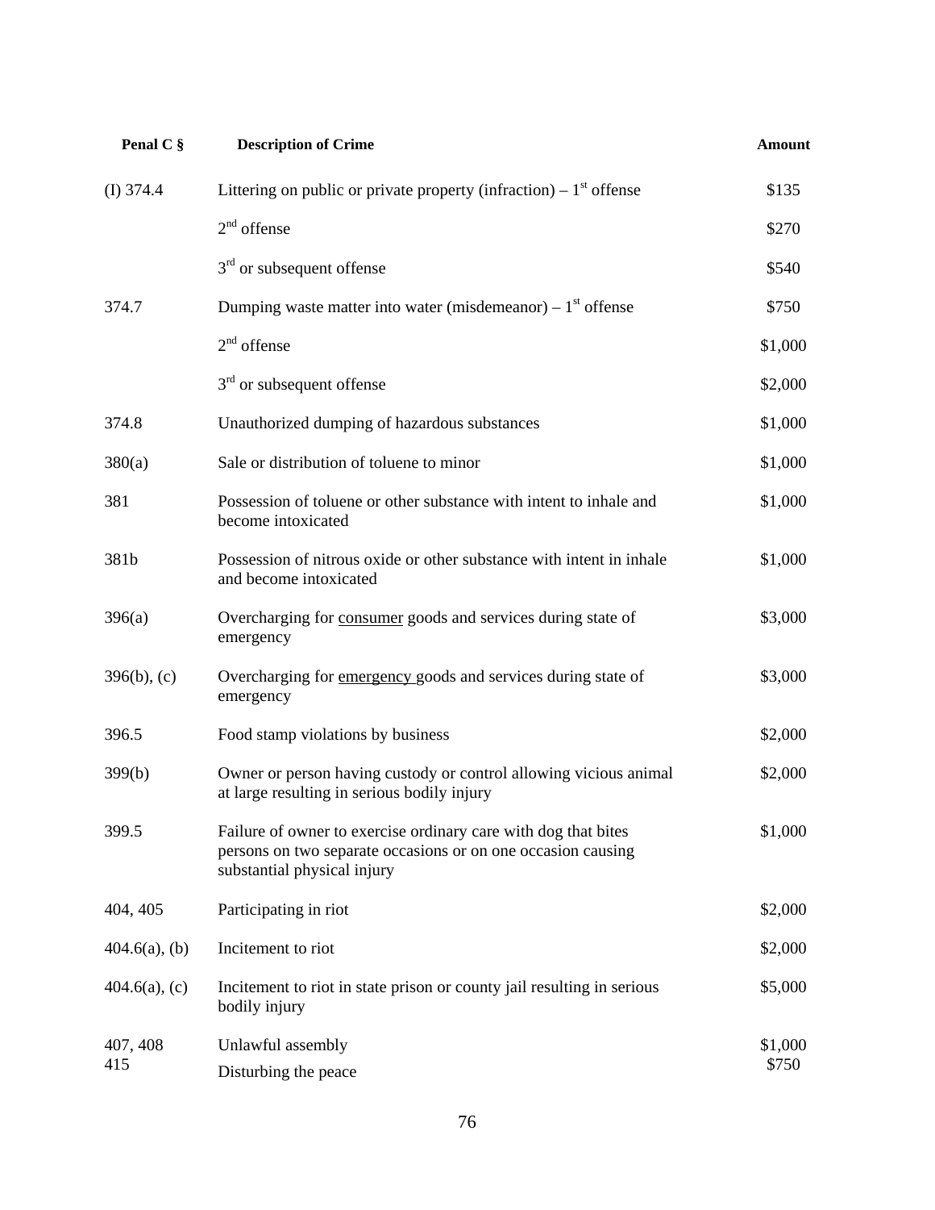| Penal C § | Description of Crime | Amount |
|---|---|---|
| (I) 374.4 | Littering on public or private property (infraction) – 1st offense | $135 |
| | 2nd offense | $270 |
| | 3rd or subsequent offense | $540 |
| 374.7 | Dumping waste matter into water (misdemeanor) – 1st offense | $750 |
| | 2nd offense | $1,000 |
| | 3rd or subsequent offense | $2,000 |
| 374.8 | Unauthorized dumping of hazardous substances | $1,000 |
| 380(a) | Sale or distribution of toluene to minor | $1,000 |
| 381 | Possession of toluene or other substance with intent to inhale and become intoxicated | $1,000 |
| 381b | Possession of nitrous oxide or other substance with intent in inhale and become intoxicated | $1,000 |
| 396(a) | Overcharging for <u>consumer</u> goods and services during state of emergency | $3,000 |
| 396(b), (c) | Overcharging for <u>emergency</u> goods and services during state of emergency | $3,000 |
| 396.5 | Food stamp violations by business | $2,000 |
| 399(b) | Owner or person having custody or control allowing vicious animal at large resulting in serious bodily injury | $2,000 |
| 399.5 | Failure of owner to exercise ordinary care with dog that bites persons on two separate occasions or on one occasion causing substantial physical injury | $1,000 |
| 404, 405 | Participating in riot | $2,000 |
| 404.6(a), (b) | Incitement to riot | $2,000 |
| 404.6(a), (c) | Incitement to riot in state prison or county jail resulting in serious bodily injury | $5,000 |
| 407, 408 | Unlawful assembly | $1,000 |
| 415 | Disturbing the peace | $750 |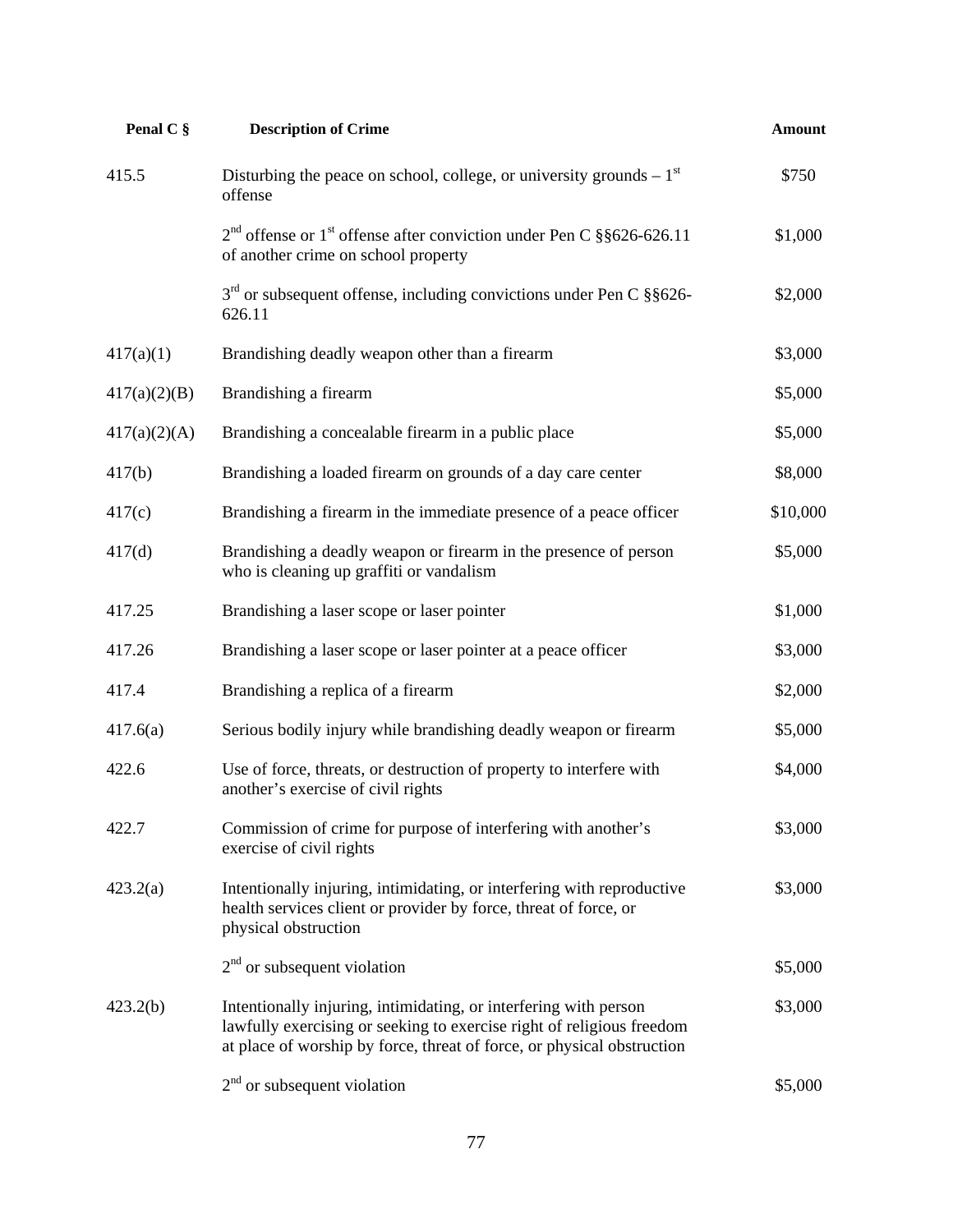| Penal C § | Description of Crime | Amount |
|---|---|---|
| 415.5 | Disturbing the peace on school, college, or university grounds – 1st offense | $750 |
| | 2nd offense or 1st offense after conviction under Pen C §§626-626.11 of another crime on school property | $1,000 |
| | 3rd or subsequent offense, including convictions under Pen C §§626-626.11 | $2,000 |
| 417(a)(1) | Brandishing deadly weapon other than a firearm | $3,000 |
| 417(a)(2)(B) | Brandishing a firearm | $5,000 |
| 417(a)(2)(A) | Brandishing a concealable firearm in a public place | $5,000 |
| 417(b) | Brandishing a loaded firearm on grounds of a day care center | $8,000 |
| 417(c) | Brandishing a firearm in the immediate presence of a peace officer | $10,000 |
| 417(d) | Brandishing a deadly weapon or firearm in the presence of person who is cleaning up graffiti or vandalism | $5,000 |
| 417.25 | Brandishing a laser scope or laser pointer | $1,000 |
| 417.26 | Brandishing a laser scope or laser pointer at a peace officer | $3,000 |
| 417.4 | Brandishing a replica of a firearm | $2,000 |
| 417.6(a) | Serious bodily injury while brandishing deadly weapon or firearm | $5,000 |
| 422.6 | Use of force, threats, or destruction of property to interfere with another's exercise of civil rights | $4,000 |
| 422.7 | Commission of crime for purpose of interfering with another's exercise of civil rights | $3,000 |
| 423.2(a) | Intentionally injuring, intimidating, or interfering with reproductive health services client or provider by force, threat of force, or physical obstruction | $3,000 |
| | 2nd or subsequent violation | $5,000 |
| 423.2(b) | Intentionally injuring, intimidating, or interfering with person lawfully exercising or seeking to exercise right of religious freedom at place of worship by force, threat of force, or physical obstruction | $3,000 |
| | 2nd or subsequent violation | $5,000 |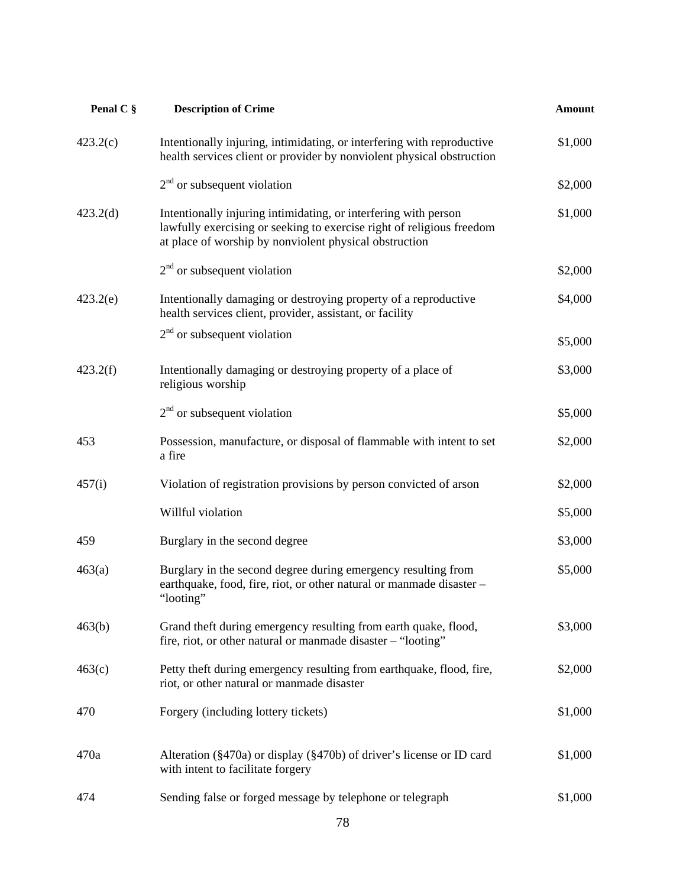| Penal C § | Description of Crime | Amount |
|---|---|---|
| 423.2(c) | Intentionally injuring, intimidating, or interfering with reproductive health services client or provider by nonviolent physical obstruction | $1,000 |
| | 2nd or subsequent violation | $2,000 |
| 423.2(d) | Intentionally injuring intimidating, or interfering with person lawfully exercising or seeking to exercise right of religious freedom at place of worship by nonviolent physical obstruction | $1,000 |
| | 2nd or subsequent violation | $2,000 |
| 423.2(e) | Intentionally damaging or destroying property of a reproductive health services client, provider, assistant, or facility | $4,000 |
| | 2nd or subsequent violation | $5,000 |
| 423.2(f) | Intentionally damaging or destroying property of a place of religious worship | $3,000 |
| | 2nd or subsequent violation | $5,000 |
| 453 | Possession, manufacture, or disposal of flammable with intent to set a fire | $2,000 |
| 457(i) | Violation of registration provisions by person convicted of arson | $2,000 |
| | Willful violation | $5,000 |
| 459 | Burglary in the second degree | $3,000 |
| 463(a) | Burglary in the second degree during emergency resulting from earthquake, food, fire, riot, or other natural or manmade disaster – "looting" | $5,000 |
| 463(b) | Grand theft during emergency resulting from earth quake, flood, fire, riot, or other natural or manmade disaster – "looting" | $3,000 |
| 463(c) | Petty theft during emergency resulting from earthquake, flood, fire, riot, or other natural or manmade disaster | $2,000 |
| 470 | Forgery (including lottery tickets) | $1,000 |
| 470a | Alteration (§470a) or display (§470b) of driver's license or ID card with intent to facilitate forgery | $1,000 |
| 474 | Sending false or forged message by telephone or telegraph | $1,000 |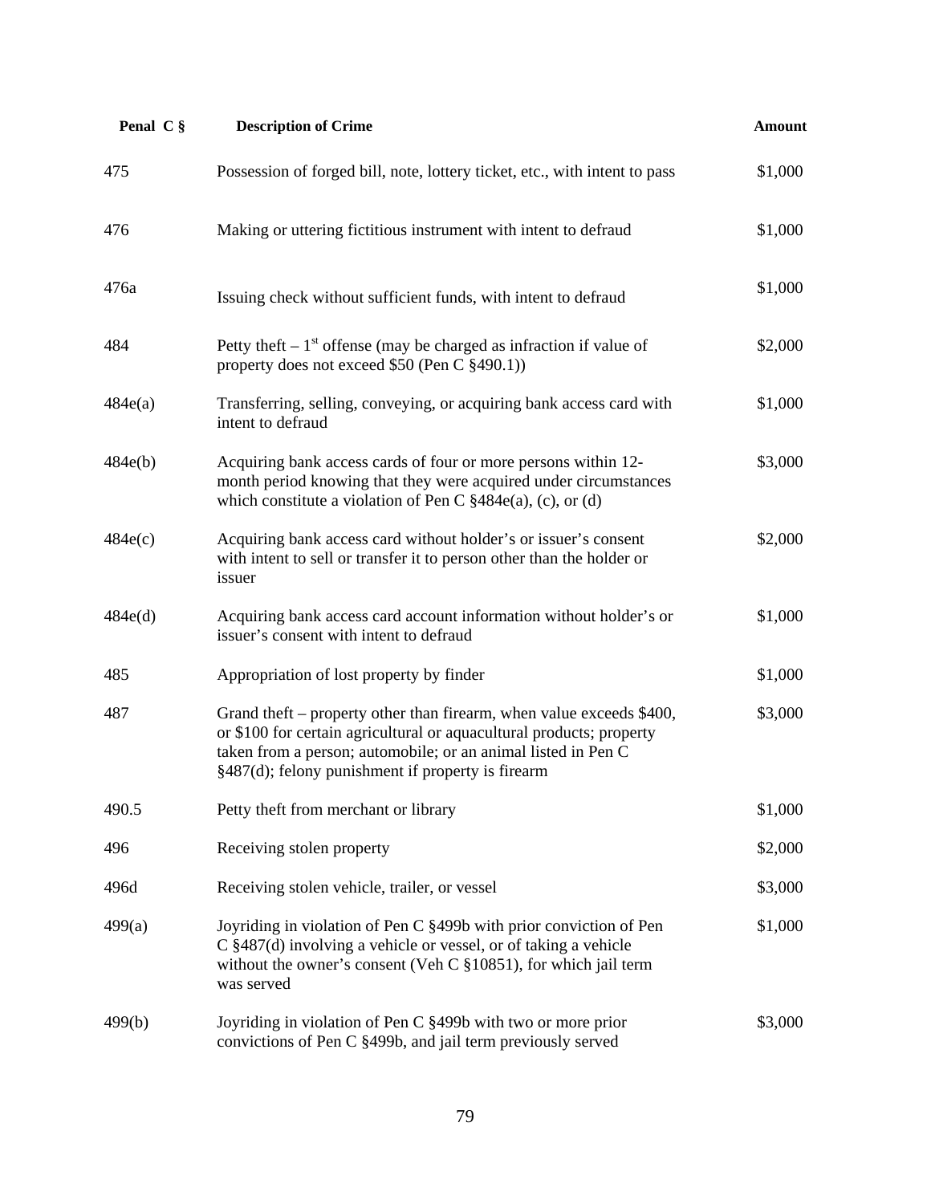| Penal C § | Description of Crime | Amount |
|---|---|---|
| 475 | Possession of forged bill, note, lottery ticket, etc., with intent to pass | $1,000 |
| 476 | Making or uttering fictitious instrument with intent to defraud | $1,000 |
| 476a | Issuing check without sufficient funds, with intent to defraud | $1,000 |
| 484 | Petty theft – 1st offense (may be charged as infraction if value of property does not exceed $50 (Pen C §490.1)) | $2,000 |
| 484e(a) | Transferring, selling, conveying, or acquiring bank access card with intent to defraud | $1,000 |
| 484e(b) | Acquiring bank access cards of four or more persons within 12-month period knowing that they were acquired under circumstances which constitute a violation of Pen C §484e(a), (c), or (d) | $3,000 |
| 484e(c) | Acquiring bank access card without holder's or issuer's consent with intent to sell or transfer it to person other than the holder or issuer | $2,000 |
| 484e(d) | Acquiring bank access card account information without holder's or issuer's consent with intent to defraud | $1,000 |
| 485 | Appropriation of lost property by finder | $1,000 |
| 487 | Grand theft – property other than firearm, when value exceeds $400, or $100 for certain agricultural or aquacultural products; property taken from a person; automobile; or an animal listed in Pen C §487(d); felony punishment if property is firearm | $3,000 |
| 490.5 | Petty theft from merchant or library | $1,000 |
| 496 | Receiving stolen property | $2,000 |
| 496d | Receiving stolen vehicle, trailer, or vessel | $3,000 |
| 499(a) | Joyriding in violation of Pen C §499b with prior conviction of Pen C §487(d) involving a vehicle or vessel, or of taking a vehicle without the owner's consent (Veh C §10851), for which jail term was served | $1,000 |
| 499(b) | Joyriding in violation of Pen C §499b with two or more prior convictions of Pen C §499b, and jail term previously served | $3,000 |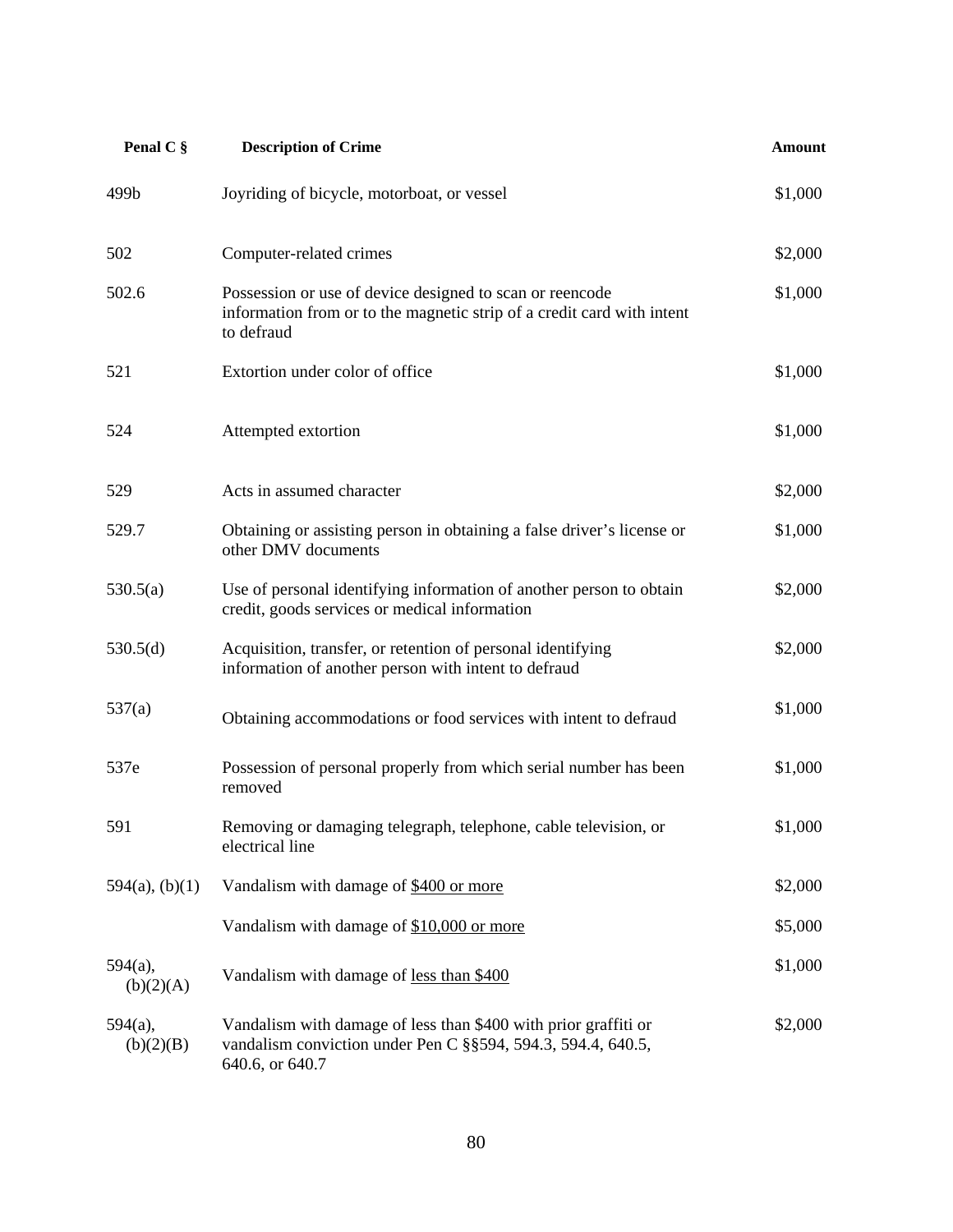| Penal C § | Description of Crime | Amount |
|---|---|---|
| 499b | Joyriding of bicycle, motorboat, or vessel | $1,000 |
| 502 | Computer-related crimes | $2,000 |
| 502.6 | Possession or use of device designed to scan or reencode information from or to the magnetic strip of a credit card with intent to defraud | $1,000 |
| 521 | Extortion under color of office | $1,000 |
| 524 | Attempted extortion | $1,000 |
| 529 | Acts in assumed character | $2,000 |
| 529.7 | Obtaining or assisting person in obtaining a false driver's license or other DMV documents | $1,000 |
| 530.5(a) | Use of personal identifying information of another person to obtain credit, goods services or medical information | $2,000 |
| 530.5(d) | Acquisition, transfer, or retention of personal identifying information of another person with intent to defraud | $2,000 |
| 537(a) | Obtaining accommodations or food services with intent to defraud | $1,000 |
| 537e | Possession of personal properly from which serial number has been removed | $1,000 |
| 591 | Removing or damaging telegraph, telephone, cable television, or electrical line | $1,000 |
| 594(a), (b)(1) | Vandalism with damage of <u>$400 or more</u> | $2,000 |
| | Vandalism with damage of <u>$10,000 or more</u> | $5,000 |
| 594(a), (b)(2)(A) | Vandalism with damage of <u>less than $400</u> | $1,000 |
| 594(a), (b)(2)(B) | Vandalism with damage of less than $400 with prior graffiti or vandalism conviction under Pen C §§594, 594.3, 594.4, 640.5, 640.6, or 640.7 | $2,000 |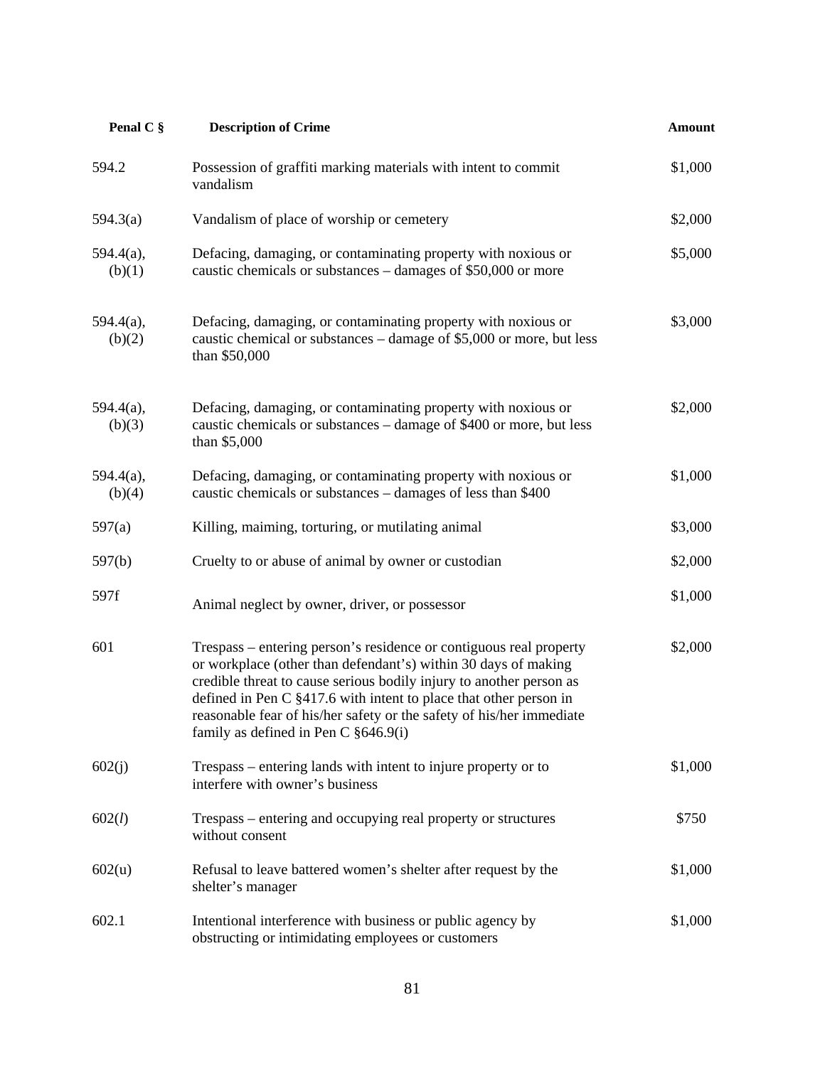| Penal C § | Description of Crime | Amount |
|---|---|---|
| 594.2 | Possession of graffiti marking materials with intent to commit vandalism | $1,000 |
| 594.3(a) | Vandalism of place of worship or cemetery | $2,000 |
| 594.4(a), (b)(1) | Defacing, damaging, or contaminating property with noxious or caustic chemicals or substances – damages of $50,000 or more | $5,000 |
| 594.4(a), (b)(2) | Defacing, damaging, or contaminating property with noxious or caustic chemical or substances – damage of $5,000 or more, but less than $50,000 | $3,000 |
| 594.4(a), (b)(3) | Defacing, damaging, or contaminating property with noxious or caustic chemicals or substances – damage of $400 or more, but less than $5,000 | $2,000 |
| 594.4(a), (b)(4) | Defacing, damaging, or contaminating property with noxious or caustic chemicals or substances – damages of less than $400 | $1,000 |
| 597(a) | Killing, maiming, torturing, or mutilating animal | $3,000 |
| 597(b) | Cruelty to or abuse of animal by owner or custodian | $2,000 |
| 597f | Animal neglect by owner, driver, or possessor | $1,000 |
| 601 | Trespass – entering person's residence or contiguous real property or workplace (other than defendant's) within 30 days of making credible threat to cause serious bodily injury to another person as defined in Pen C §417.6 with intent to place that other person in reasonable fear of his/her safety or the safety of his/her immediate family as defined in Pen C §646.9(i) | $2,000 |
| 602(j) | Trespass – entering lands with intent to injure property or to interfere with owner's business | $1,000 |
| 602(*l*) | Trespass – entering and occupying real property or structures without consent | $750 |
| 602(u) | Refusal to leave battered women's shelter after request by the shelter's manager | $1,000 |
| 602.1 | Intentional interference with business or public agency by obstructing or intimidating employees or customers | $1,000 |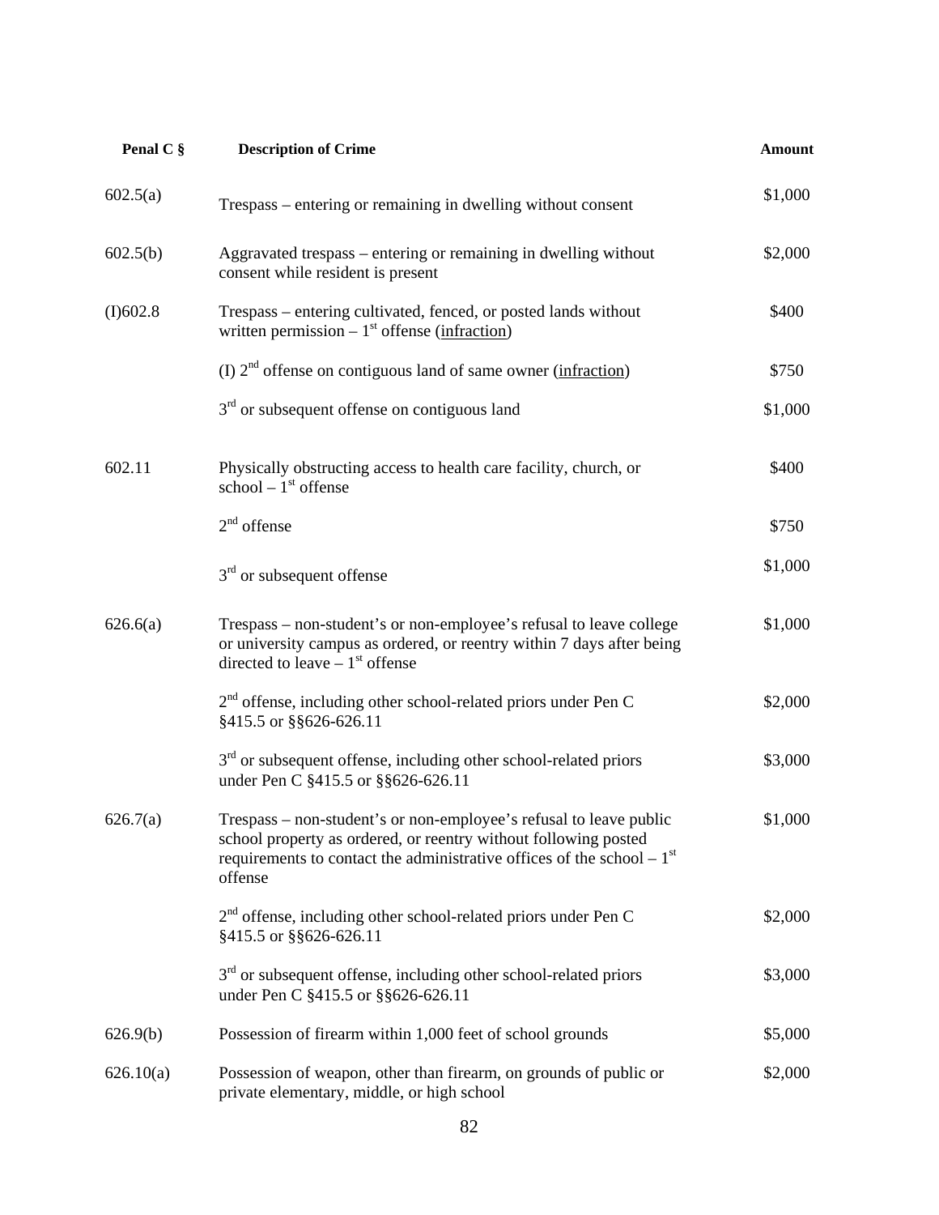| Penal C § | Description of Crime | Amount |
|---|---|---|
| 602.5(a) | Trespass – entering or remaining in dwelling without consent | \$1,000 |
| 602.5(b) | Aggravated trespass – entering or remaining in dwelling without consent while resident is present | \$2,000 |
| (I)602.8 | Trespass – entering cultivated, fenced, or posted lands without written permission – 1st offense (<u>infraction</u>) | \$400 |
| | (I) 2nd offense on contiguous land of same owner (<u>infraction</u>) | \$750 |
| | 3rd or subsequent offense on contiguous land | \$1,000 |
| 602.11 | Physically obstructing access to health care facility, church, or school – 1st offense | \$400 |
| | 2nd offense | \$750 |
| | 3rd or subsequent offense | \$1,000 |
| 626.6(a) | Trespass – non-student's or non-employee's refusal to leave college or university campus as ordered, or reentry within 7 days after being directed to leave – 1st offense | \$1,000 |
| | 2nd offense, including other school-related priors under Pen C §415.5 or §§626-626.11 | \$2,000 |
| | 3rd or subsequent offense, including other school-related priors under Pen C §415.5 or §§626-626.11 | \$3,000 |
| 626.7(a) | Trespass – non-student's or non-employee's refusal to leave public school property as ordered, or reentry without following posted requirements to contact the administrative offices of the school – 1st offense | \$1,000 |
| | 2nd offense, including other school-related priors under Pen C §415.5 or §§626-626.11 | \$2,000 |
| | 3rd or subsequent offense, including other school-related priors under Pen C §415.5 or §§626-626.11 | \$3,000 |
| 626.9(b) | Possession of firearm within 1,000 feet of school grounds | \$5,000 |
| 626.10(a) | Possession of weapon, other than firearm, on grounds of public or private elementary, middle, or high school | \$2,000 |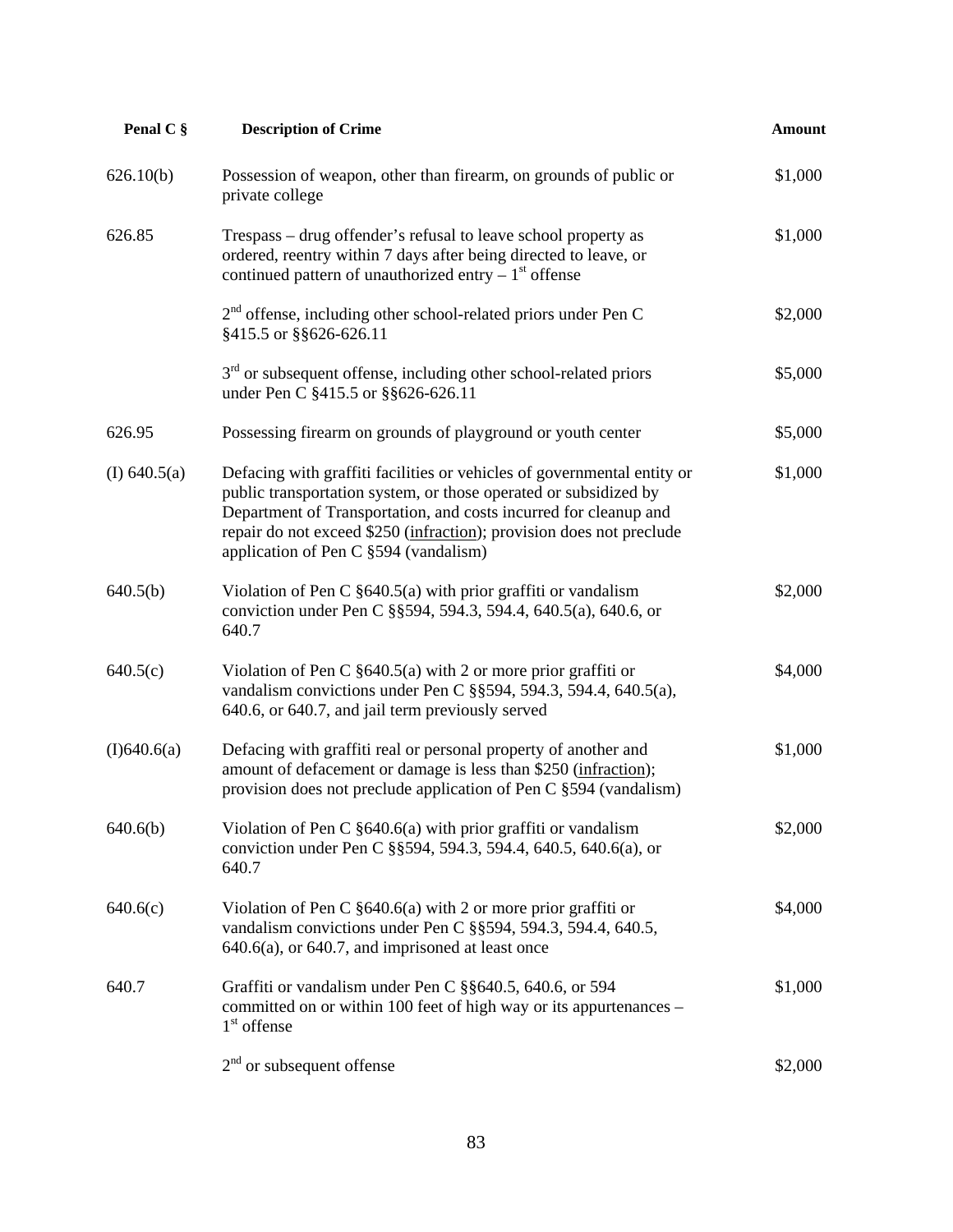| Penal C § | Description of Crime | Amount |
|---|---|---|
| 626.10(b) | Possession of weapon, other than firearm, on grounds of public or private college | $1,000 |
| 626.85 | Trespass – drug offender's refusal to leave school property as ordered, reentry within 7 days after being directed to leave, or continued pattern of unauthorized entry – 1st offense | $1,000 |
| | 2nd offense, including other school-related priors under Pen C §415.5 or §§626-626.11 | $2,000 |
| | 3rd or subsequent offense, including other school-related priors under Pen C §415.5 or §§626-626.11 | $5,000 |
| 626.95 | Possessing firearm on grounds of playground or youth center | $5,000 |
| (I) 640.5(a) | Defacing with graffiti facilities or vehicles of governmental entity or public transportation system, or those operated or subsidized by Department of Transportation, and costs incurred for cleanup and repair do not exceed $250 (infraction); provision does not preclude application of Pen C §594 (vandalism) | $1,000 |
| 640.5(b) | Violation of Pen C §640.5(a) with prior graffiti or vandalism conviction under Pen C §§594, 594.3, 594.4, 640.5(a), 640.6, or 640.7 | $2,000 |
| 640.5(c) | Violation of Pen C §640.5(a) with 2 or more prior graffiti or vandalism convictions under Pen C §§594, 594.3, 594.4, 640.5(a), 640.6, or 640.7, and jail term previously served | $4,000 |
| (I)640.6(a) | Defacing with graffiti real or personal property of another and amount of defacement or damage is less than $250 (infraction); provision does not preclude application of Pen C §594 (vandalism) | $1,000 |
| 640.6(b) | Violation of Pen C §640.6(a) with prior graffiti or vandalism conviction under Pen C §§594, 594.3, 594.4, 640.5, 640.6(a), or 640.7 | $2,000 |
| 640.6(c) | Violation of Pen C §640.6(a) with 2 or more prior graffiti or vandalism convictions under Pen C §§594, 594.3, 594.4, 640.5, 640.6(a), or 640.7, and imprisoned at least once | $4,000 |
| 640.7 | Graffiti or vandalism under Pen C §§640.5, 640.6, or 594 committed on or within 100 feet of high way or its appurtenances – 1st offense | $1,000 |
| | 2nd or subsequent offense | $2,000 |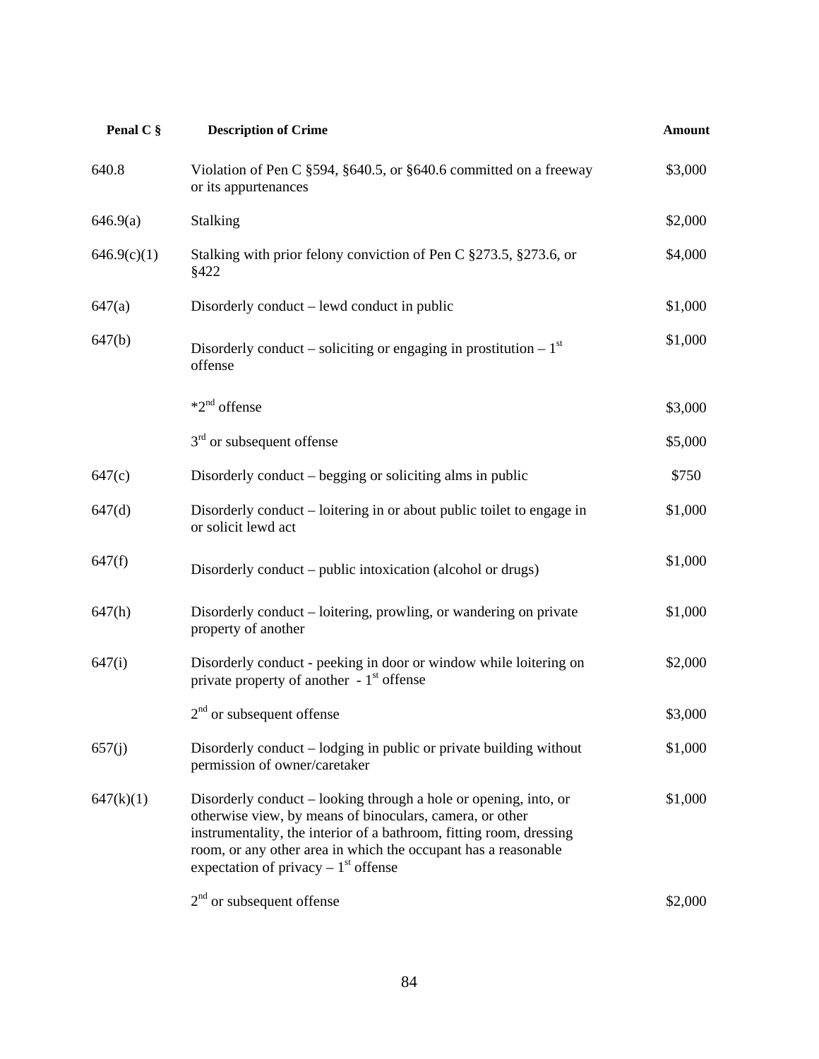| Penal C § | Description of Crime | Amount |
|---|---|---|
| 640.8 | Violation of Pen C §594, §640.5, or §640.6 committed on a freeway or its appurtenances | $3,000 |
| 646.9(a) | Stalking | $2,000 |
| 646.9(c)(1) | Stalking with prior felony conviction of Pen C §273.5, §273.6, or §422 | $4,000 |
| 647(a) | Disorderly conduct – lewd conduct in public | $1,000 |
| 647(b) | Disorderly conduct – soliciting or engaging in prostitution – 1st offense | $1,000 |
| | *2nd offense | $3,000 |
| | 3rd or subsequent offense | $5,000 |
| 647(c) | Disorderly conduct – begging or soliciting alms in public | $750 |
| 647(d) | Disorderly conduct – loitering in or about public toilet to engage in or solicit lewd act | $1,000 |
| 647(f) | Disorderly conduct – public intoxication (alcohol or drugs) | $1,000 |
| 647(h) | Disorderly conduct – loitering, prowling, or wandering on private property of another | $1,000 |
| 647(i) | Disorderly conduct - peeking in door or window while loitering on private property of another - 1st offense | $2,000 |
| | 2nd or subsequent offense | $3,000 |
| 657(j) | Disorderly conduct – lodging in public or private building without permission of owner/caretaker | $1,000 |
| 647(k)(1) | Disorderly conduct – looking through a hole or opening, into, or otherwise view, by means of binoculars, camera, or other instrumentality, the interior of a bathroom, fitting room, dressing room, or any other area in which the occupant has a reasonable expectation of privacy – 1st offense | $1,000 |
| | 2nd or subsequent offense | $2,000 |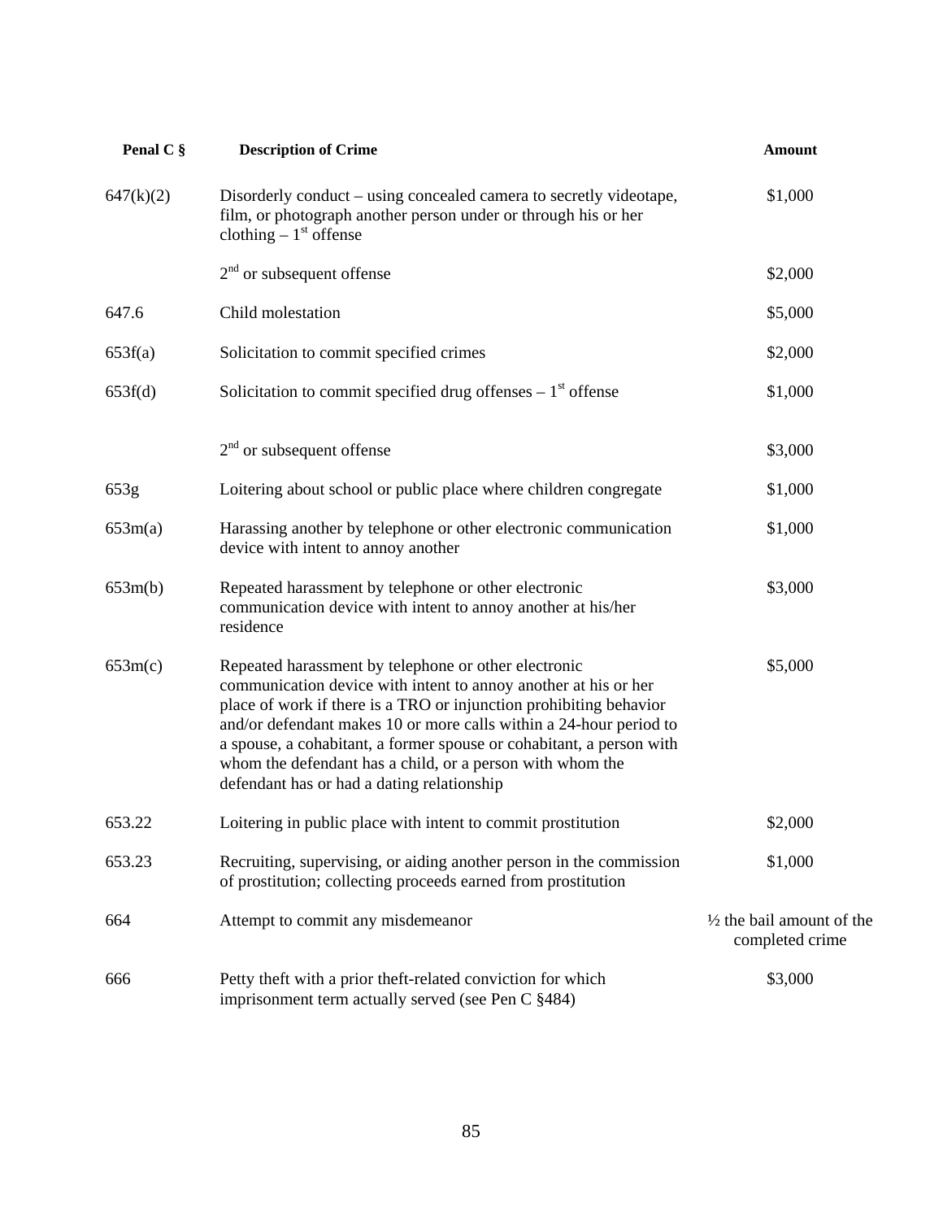| Penal C § | Description of Crime | Amount |
|---|---|---|
| 647(k)(2) | Disorderly conduct – using concealed camera to secretly videotape, film, or photograph another person under or through his or her clothing – 1st offense | $1,000 |
| | 2nd or subsequent offense | $2,000 |
| 647.6 | Child molestation | $5,000 |
| 653f(a) | Solicitation to commit specified crimes | $2,000 |
| 653f(d) | Solicitation to commit specified drug offenses – 1st offense | $1,000 |
| | 2nd or subsequent offense | $3,000 |
| 653g | Loitering about school or public place where children congregate | $1,000 |
| 653m(a) | Harassing another by telephone or other electronic communication device with intent to annoy another | $1,000 |
| 653m(b) | Repeated harassment by telephone or other electronic communication device with intent to annoy another at his/her residence | $3,000 |
| 653m(c) | Repeated harassment by telephone or other electronic communication device with intent to annoy another at his or her place of work if there is a TRO or injunction prohibiting behavior and/or defendant makes 10 or more calls within a 24-hour period to a spouse, a cohabitant, a former spouse or cohabitant, a person with whom the defendant has a child, or a person with whom the defendant has or had a dating relationship | $5,000 |
| 653.22 | Loitering in public place with intent to commit prostitution | $2,000 |
| 653.23 | Recruiting, supervising, or aiding another person in the commission of prostitution; collecting proceeds earned from prostitution | $1,000 |
| 664 | Attempt to commit any misdemeanor | ½ the bail amount of the completed crime |
| 666 | Petty theft with a prior theft-related conviction for which imprisonment term actually served (see Pen C §484) | $3,000 |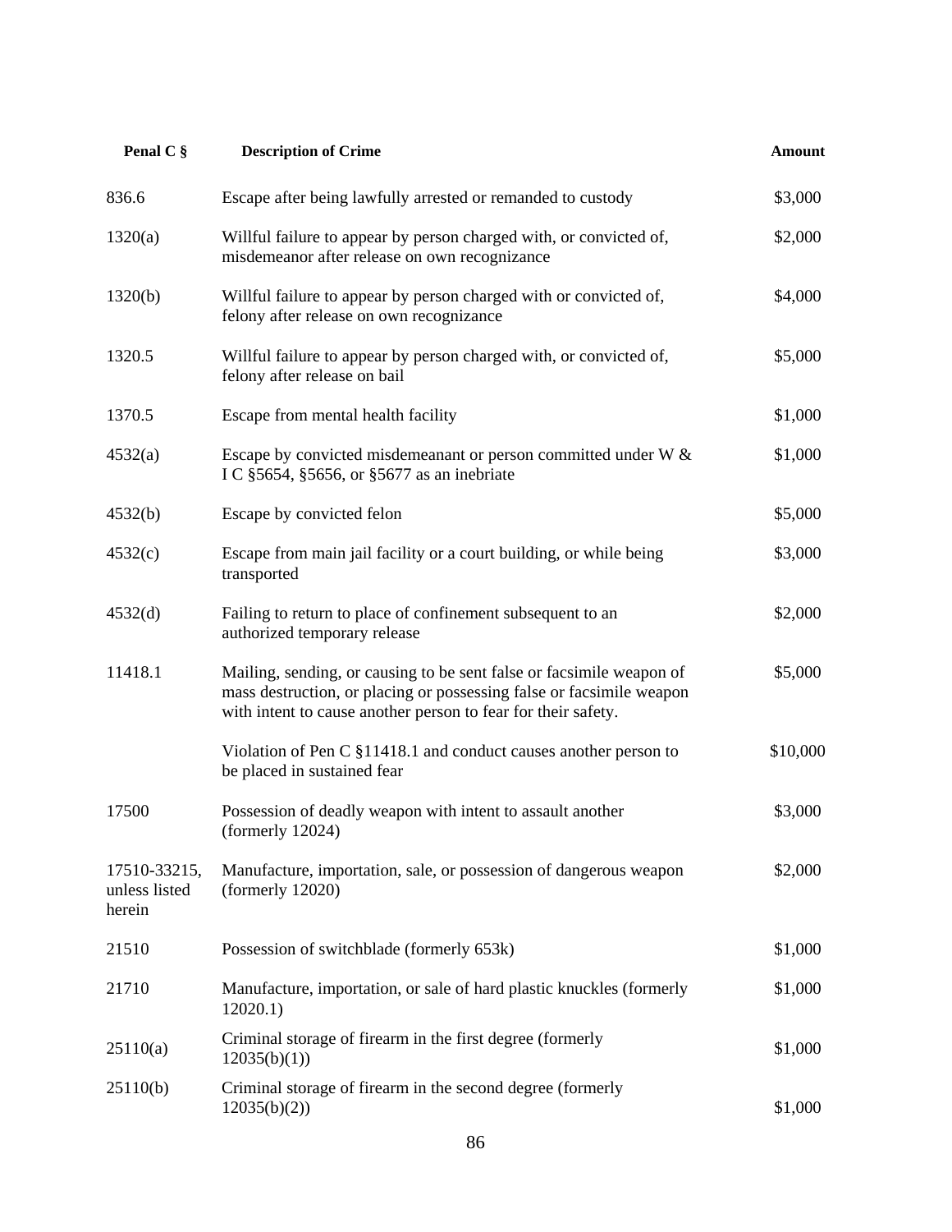| Penal C § | Description of Crime | Amount |
|---|---|---|
| 836.6 | Escape after being lawfully arrested or remanded to custody | $3,000 |
| 1320(a) | Willful failure to appear by person charged with, or convicted of, misdemeanor after release on own recognizance | $2,000 |
| 1320(b) | Willful failure to appear by person charged with or convicted of, felony after release on own recognizance | $4,000 |
| 1320.5 | Willful failure to appear by person charged with, or convicted of, felony after release on bail | $5,000 |
| 1370.5 | Escape from mental health facility | $1,000 |
| 4532(a) | Escape by convicted misdemeanant or person committed under W & I C §5654, §5656, or §5677 as an inebriate | $1,000 |
| 4532(b) | Escape by convicted felon | $5,000 |
| 4532(c) | Escape from main jail facility or a court building, or while being transported | $3,000 |
| 4532(d) | Failing to return to place of confinement subsequent to an authorized temporary release | $2,000 |
| 11418.1 | Mailing, sending, or causing to be sent false or facsimile weapon of mass destruction, or placing or possessing false or facsimile weapon with intent to cause another person to fear for their safety. | $5,000 |
| | Violation of Pen C §11418.1 and conduct causes another person to be placed in sustained fear | $10,000 |
| 17500 | Possession of deadly weapon with intent to assault another (formerly 12024) | $3,000 |
| 17510-33215, unless listed herein | Manufacture, importation, sale, or possession of dangerous weapon (formerly 12020) | $2,000 |
| 21510 | Possession of switchblade (formerly 653k) | $1,000 |
| 21710 | Manufacture, importation, or sale of hard plastic knuckles (formerly 12020.1) | $1,000 |
| 25110(a) | Criminal storage of firearm in the first degree (formerly 12035(b)(1)) | $1,000 |
| 25110(b) | Criminal storage of firearm in the second degree (formerly 12035(b)(2)) | $1,000 |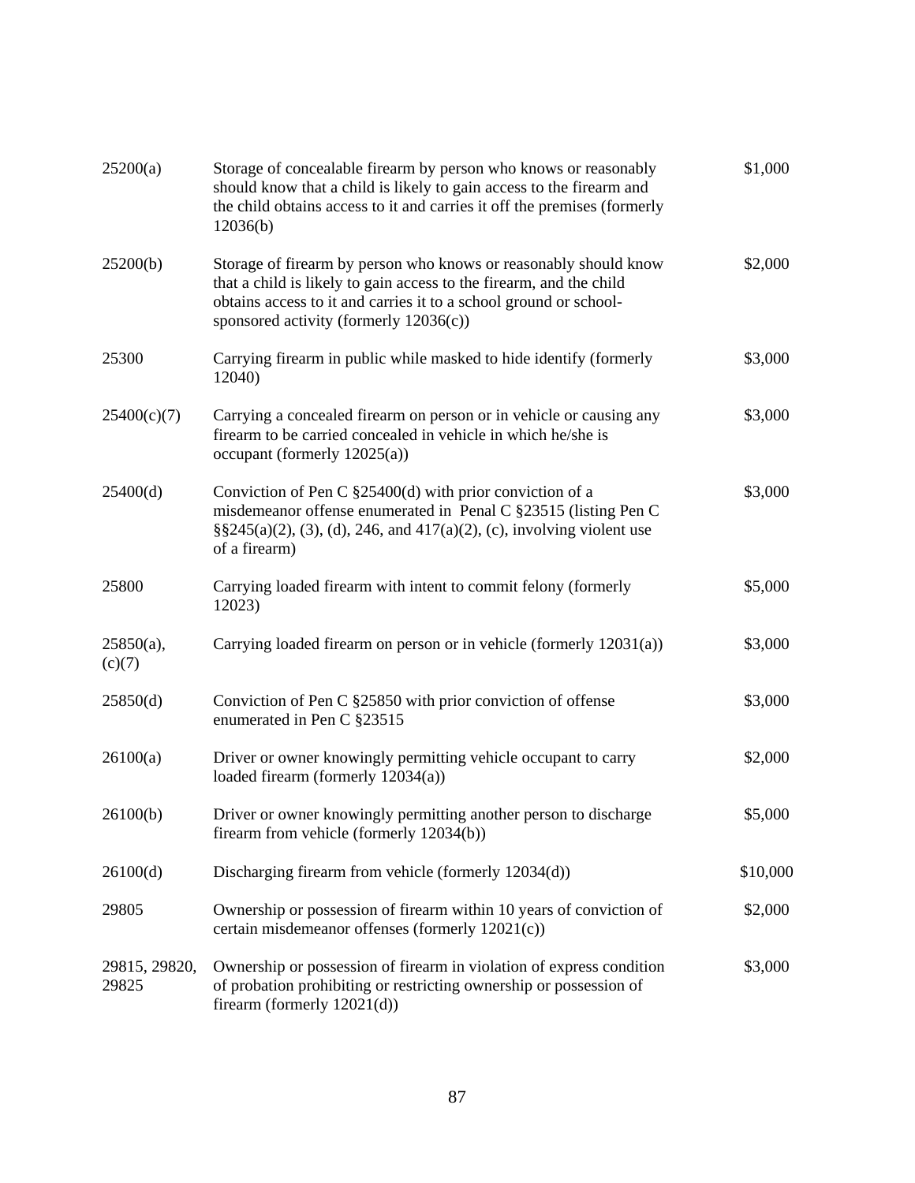| | | |
|---|---|---|
| 25200(a) | Storage of concealable firearm by person who knows or reasonably should know that a child is likely to gain access to the firearm and the child obtains access to it and carries it off the premises (formerly 12036(b) | $1,000 |
| 25200(b) | Storage of firearm by person who knows or reasonably should know that a child is likely to gain access to the firearm, and the child obtains access to it and carries it to a school ground or school-sponsored activity (formerly 12036(c)) | $2,000 |
| 25300 | Carrying firearm in public while masked to hide identify (formerly 12040) | $3,000 |
| 25400(c)(7) | Carrying a concealed firearm on person or in vehicle or causing any firearm to be carried concealed in vehicle in which he/she is occupant (formerly 12025(a)) | $3,000 |
| 25400(d) | Conviction of Pen C §25400(d) with prior conviction of a misdemeanor offense enumerated in Penal C §23515 (listing Pen C §§245(a)(2), (3), (d), 246, and 417(a)(2), (c), involving violent use of a firearm) | $3,000 |
| 25800 | Carrying loaded firearm with intent to commit felony (formerly 12023) | $5,000 |
| 25850(a), (c)(7) | Carrying loaded firearm on person or in vehicle (formerly 12031(a)) | $3,000 |
| 25850(d) | Conviction of Pen C §25850 with prior conviction of offense enumerated in Pen C §23515 | $3,000 |
| 26100(a) | Driver or owner knowingly permitting vehicle occupant to carry loaded firearm (formerly 12034(a)) | $2,000 |
| 26100(b) | Driver or owner knowingly permitting another person to discharge firearm from vehicle (formerly 12034(b)) | $5,000 |
| 26100(d) | Discharging firearm from vehicle (formerly 12034(d)) | $10,000 |
| 29805 | Ownership or possession of firearm within 10 years of conviction of certain misdemeanor offenses (formerly 12021(c)) | $2,000 |
| 29815, 29820, 29825 | Ownership or possession of firearm in violation of express condition of probation prohibiting or restricting ownership or possession of firearm (formerly 12021(d)) | $3,000 |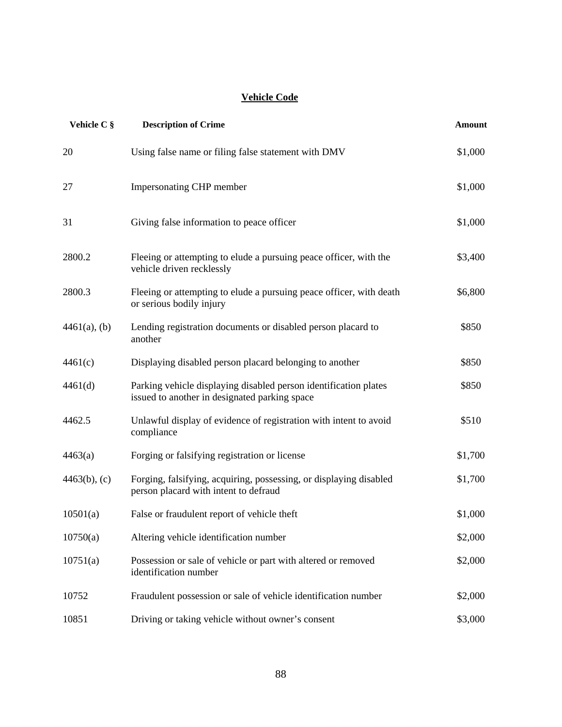## Vehicle Code

| Vehicle C § | Description of Crime | Amount |
|---|---|---|
| 20 | Using false name or filing false statement with DMV | $1,000 |
| 27 | Impersonating CHP member | $1,000 |
| 31 | Giving false information to peace officer | $1,000 |
| 2800.2 | Fleeing or attempting to elude a pursuing peace officer, with the vehicle driven recklessly | $3,400 |
| 2800.3 | Fleeing or attempting to elude a pursuing peace officer, with death or serious bodily injury | $6,800 |
| 4461(a), (b) | Lending registration documents or disabled person placard to another | $850 |
| 4461(c) | Displaying disabled person placard belonging to another | $850 |
| 4461(d) | Parking vehicle displaying disabled person identification plates issued to another in designated parking space | $850 |
| 4462.5 | Unlawful display of evidence of registration with intent to avoid compliance | $510 |
| 4463(a) | Forging or falsifying registration or license | $1,700 |
| 4463(b), (c) | Forging, falsifying, acquiring, possessing, or displaying disabled person placard with intent to defraud | $1,700 |
| 10501(a) | False or fraudulent report of vehicle theft | $1,000 |
| 10750(a) | Altering vehicle identification number | $2,000 |
| 10751(a) | Possession or sale of vehicle or part with altered or removed identification number | $2,000 |
| 10752 | Fraudulent possession or sale of vehicle identification number | $2,000 |
| 10851 | Driving or taking vehicle without owner's consent | $3,000 |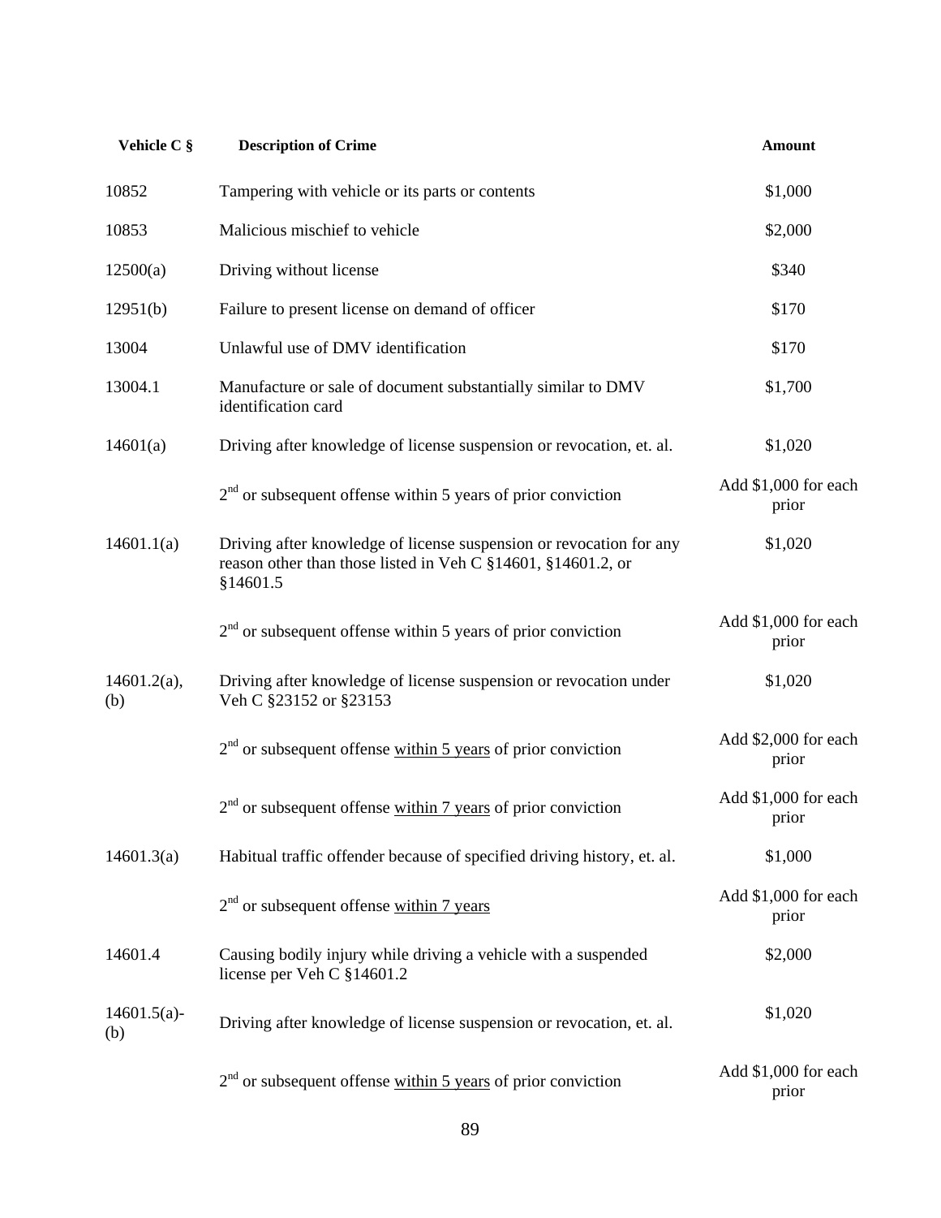| Vehicle C § | Description of Crime | Amount |
|---|---|---|
| 10852 | Tampering with vehicle or its parts or contents | $1,000 |
| 10853 | Malicious mischief to vehicle | $2,000 |
| 12500(a) | Driving without license | $340 |
| 12951(b) | Failure to present license on demand of officer | $170 |
| 13004 | Unlawful use of DMV identification | $170 |
| 13004.1 | Manufacture or sale of document substantially similar to DMV identification card | $1,700 |
| 14601(a) | Driving after knowledge of license suspension or revocation, et. al. | $1,020 |
| | 2nd or subsequent offense within 5 years of prior conviction | Add $1,000 for each prior |
| 14601.1(a) | Driving after knowledge of license suspension or revocation for any reason other than those listed in Veh C §14601, §14601.2, or §14601.5 | $1,020 |
| | 2nd or subsequent offense within 5 years of prior conviction | Add $1,000 for each prior |
| 14601.2(a), (b) | Driving after knowledge of license suspension or revocation under Veh C §23152 or §23153 | $1,020 |
| | 2nd or subsequent offense <u>within 5 years</u> of prior conviction | Add $2,000 for each prior |
| | 2nd or subsequent offense <u>within 7 years</u> of prior conviction | Add $1,000 for each prior |
| 14601.3(a) | Habitual traffic offender because of specified driving history, et. al. | $1,000 |
| | 2nd or subsequent offense <u>within 7 years</u> | Add $1,000 for each prior |
| 14601.4 | Causing bodily injury while driving a vehicle with a suspended license per Veh C §14601.2 | $2,000 |
| 14601.5(a)-(b) | Driving after knowledge of license suspension or revocation, et. al. | $1,020 |
| | 2nd or subsequent offense <u>within 5 years</u> of prior conviction | Add $1,000 for each prior |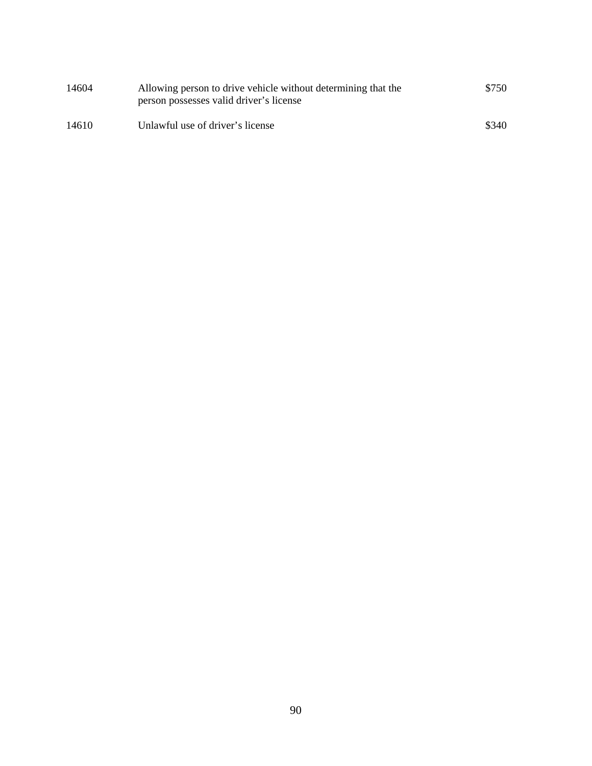| | | |
|---|---|---|
| 14604 | Allowing person to drive vehicle without determining that the person possesses valid driver's license | $750 |
| 14610 | Unlawful use of driver's license | $340 |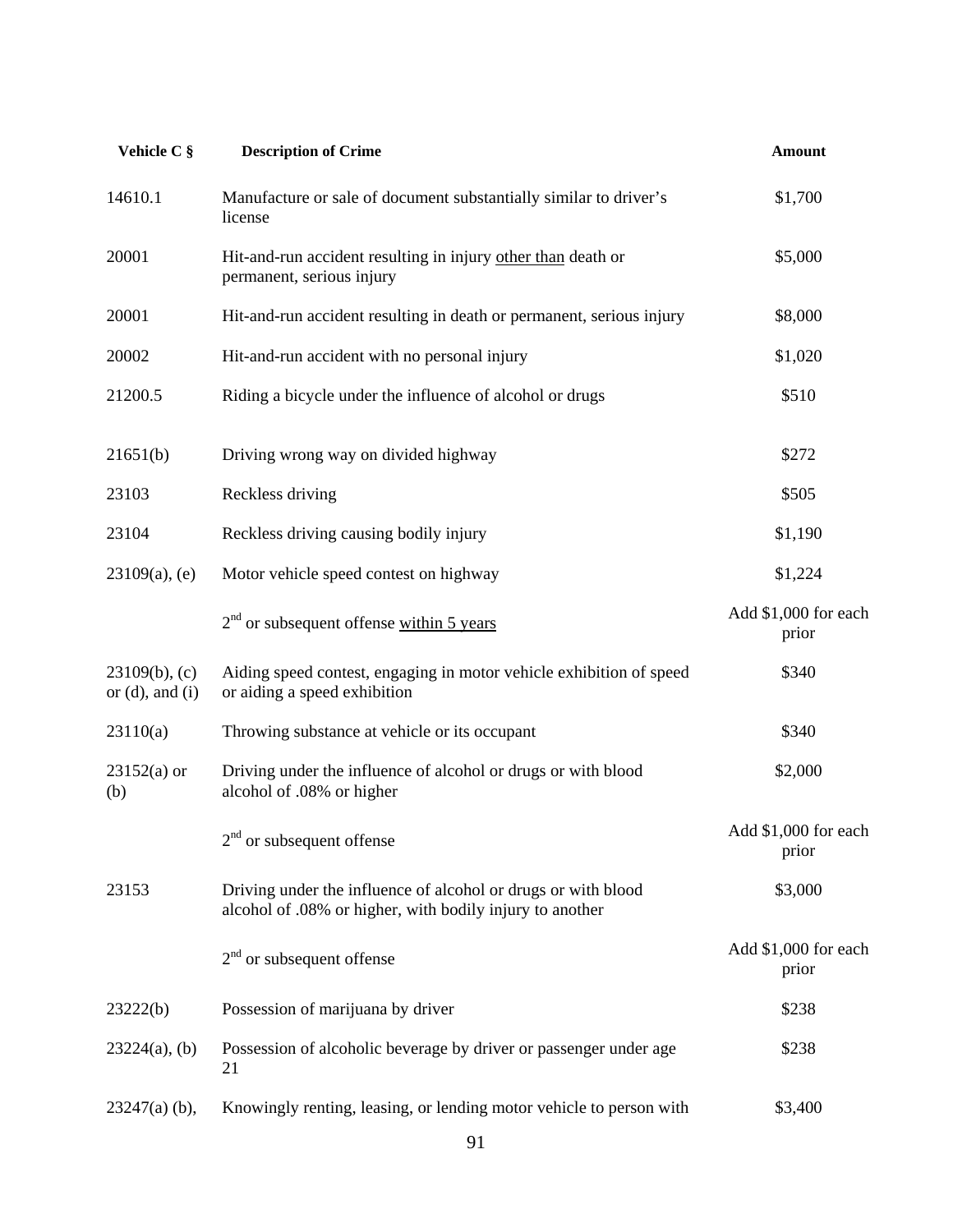| Vehicle C § | Description of Crime | Amount |
|---|---|---|
| 14610.1 | Manufacture or sale of document substantially similar to driver's license | $1,700 |
| 20001 | Hit-and-run accident resulting in injury other than death or permanent, serious injury | $5,000 |
| 20001 | Hit-and-run accident resulting in death or permanent, serious injury | $8,000 |
| 20002 | Hit-and-run accident with no personal injury | $1,020 |
| 21200.5 | Riding a bicycle under the influence of alcohol or drugs | $510 |
| 21651(b) | Driving wrong way on divided highway | $272 |
| 23103 | Reckless driving | $505 |
| 23104 | Reckless driving causing bodily injury | $1,190 |
| 23109(a), (e) | Motor vehicle speed contest on highway | $1,224 |
| | 2nd or subsequent offense within 5 years | Add $1,000 for each prior |
| 23109(b), (c) or (d), and (i) | Aiding speed contest, engaging in motor vehicle exhibition of speed or aiding a speed exhibition | $340 |
| 23110(a) | Throwing substance at vehicle or its occupant | $340 |
| 23152(a) or (b) | Driving under the influence of alcohol or drugs or with blood alcohol of .08% or higher | $2,000 |
| | 2nd or subsequent offense | Add $1,000 for each prior |
| 23153 | Driving under the influence of alcohol or drugs or with blood alcohol of .08% or higher, with bodily injury to another | $3,000 |
| | 2nd or subsequent offense | Add $1,000 for each prior |
| 23222(b) | Possession of marijuana by driver | $238 |
| 23224(a), (b) | Possession of alcoholic beverage by driver or passenger under age 21 | $238 |
| 23247(a) (b), | Knowingly renting, leasing, or lending motor vehicle to person with | $3,400 |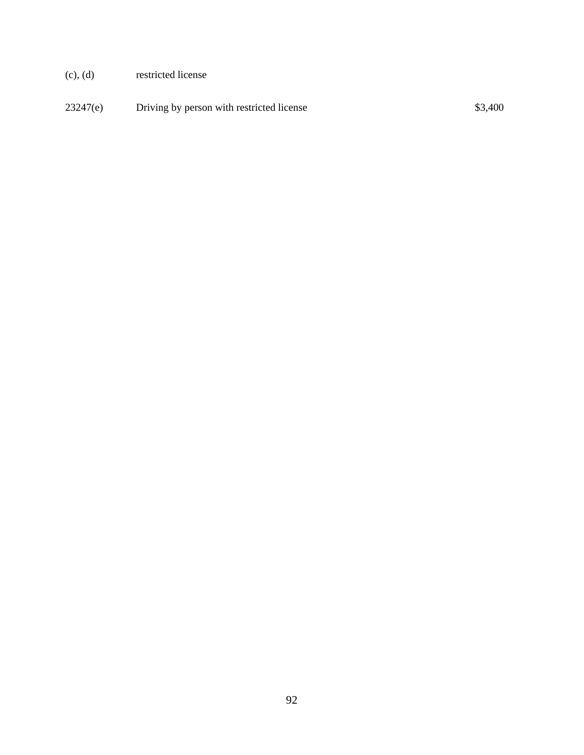| | | |
|---|---|---|
| (c), (d) | restricted license | |
| 23247(e) | Driving by person with restricted license | $3,400 |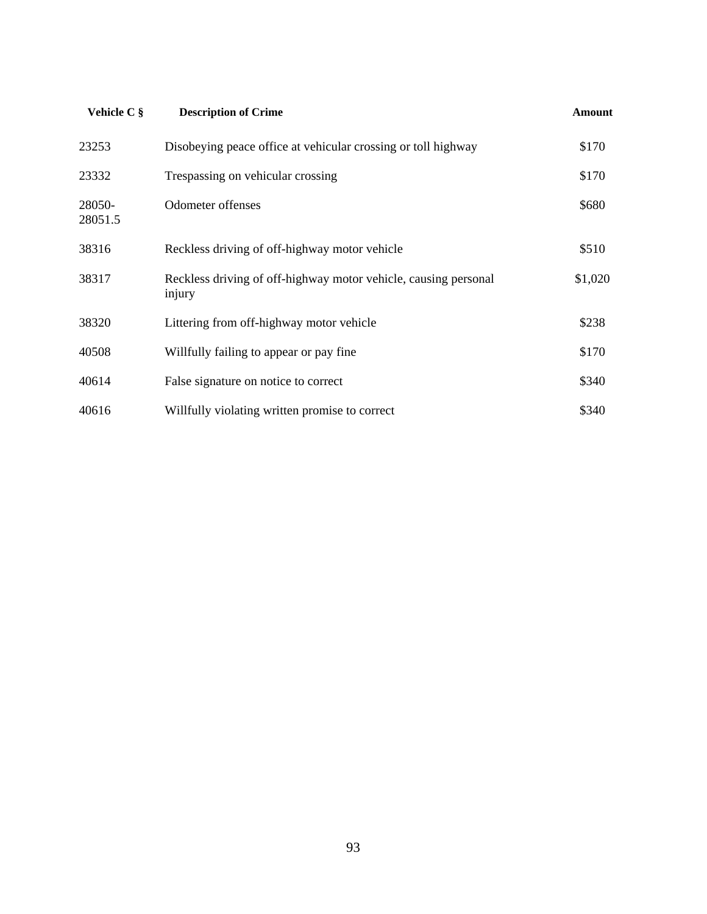| Vehicle C § | Description of Crime | Amount |
|---|---|---|
| 23253 | Disobeying peace office at vehicular crossing or toll highway | $170 |
| 23332 | Trespassing on vehicular crossing | $170 |
| 28050-28051.5 | Odometer offenses | $680 |
| 38316 | Reckless driving of off-highway motor vehicle | $510 |
| 38317 | Reckless driving of off-highway motor vehicle, causing personal injury | $1,020 |
| 38320 | Littering from off-highway motor vehicle | $238 |
| 40508 | Willfully failing to appear or pay fine | $170 |
| 40614 | False signature on notice to correct | $340 |
| 40616 | Willfully violating written promise to correct | $340 |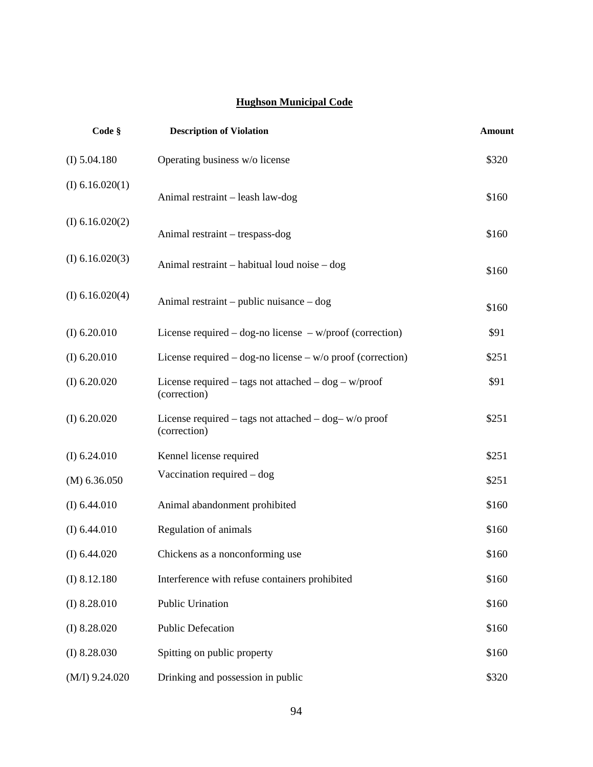**Hughson Municipal Code**

| Code § | Description of Violation | Amount |
|---|---|---|
| (I) 5.04.180 | Operating business w/o license | $320 |
| (I) 6.16.020(1) | Animal restraint – leash law-dog | $160 |
| (I) 6.16.020(2) | Animal restraint – trespass-dog | $160 |
| (I) 6.16.020(3) | Animal restraint – habitual loud noise – dog | $160 |
| (I) 6.16.020(4) | Animal restraint – public nuisance – dog | $160 |
| (I) 6.20.010 | License required – dog-no license – w/proof (correction) | $91 |
| (I) 6.20.010 | License required – dog-no license – w/o proof (correction) | $251 |
| (I) 6.20.020 | License required – tags not attached – dog – w/proof (correction) | $91 |
| (I) 6.20.020 | License required – tags not attached – dog– w/o proof (correction) | $251 |
| (I) 6.24.010 | Kennel license required | $251 |
| (M) 6.36.050 | Vaccination required – dog | $251 |
| (I) 6.44.010 | Animal abandonment prohibited | $160 |
| (I) 6.44.010 | Regulation of animals | $160 |
| (I) 6.44.020 | Chickens as a nonconforming use | $160 |
| (I) 8.12.180 | Interference with refuse containers prohibited | $160 |
| (I) 8.28.010 | Public Urination | $160 |
| (I) 8.28.020 | Public Defecation | $160 |
| (I) 8.28.030 | Spitting on public property | $160 |
| (M/I) 9.24.020 | Drinking and possession in public | $320 |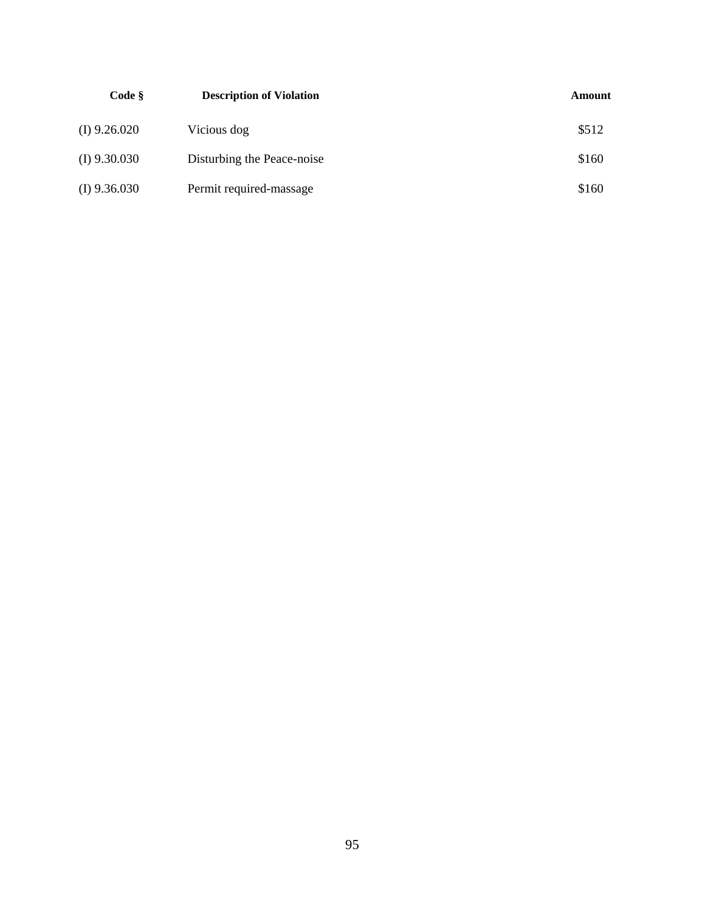| Code § | Description of Violation | Amount |
|---|---|---|
| (I) 9.26.020 | Vicious dog | $512 |
| (I) 9.30.030 | Disturbing the Peace-noise | $160 |
| (I) 9.36.030 | Permit required-massage | $160 |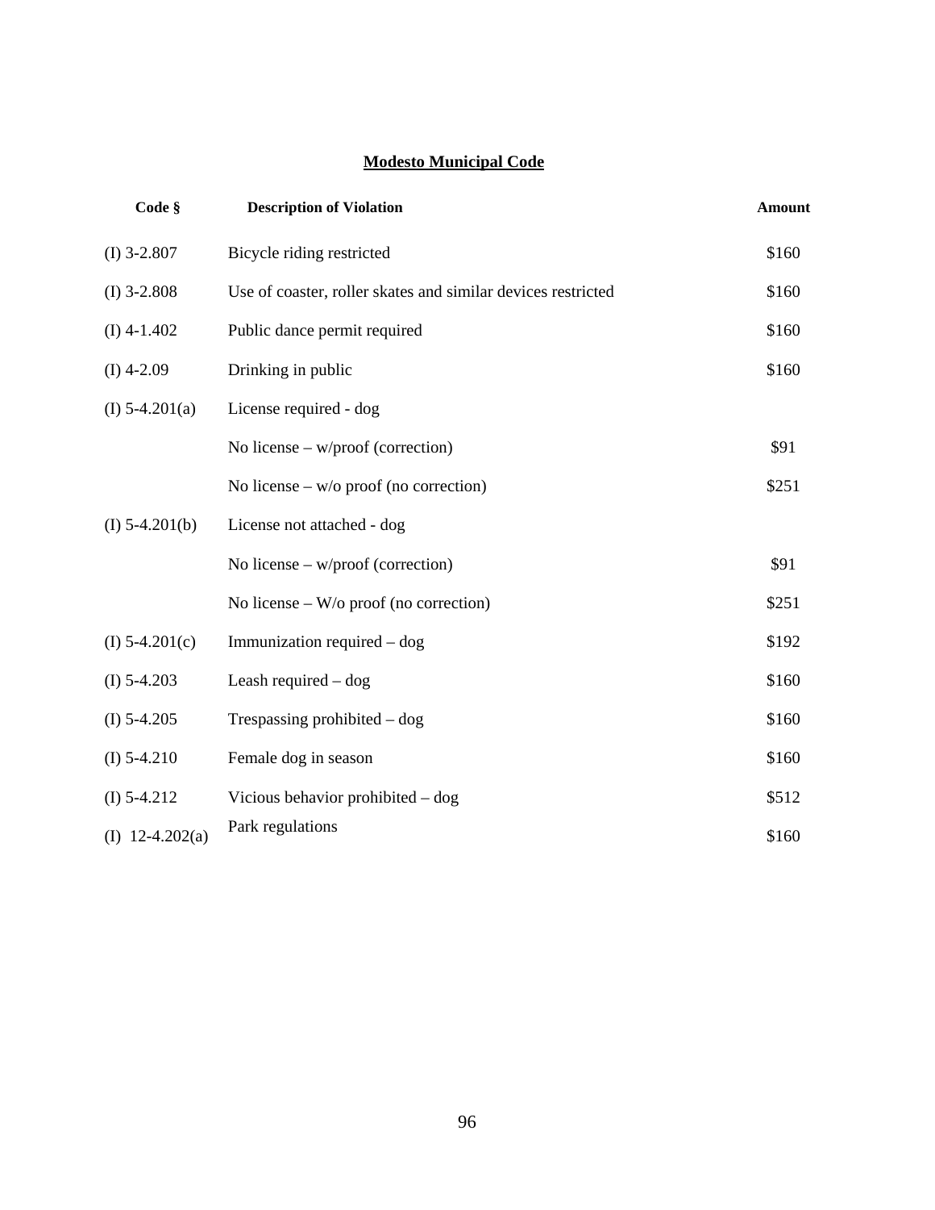# **Modesto Municipal Code**

| Code § | Description of Violation | Amount |
|---|---|---|
| (I) 3-2.807 | Bicycle riding restricted | $160 |
| (I) 3-2.808 | Use of coaster, roller skates and similar devices restricted | $160 |
| (I) 4-1.402 | Public dance permit required | $160 |
| (I) 4-2.09 | Drinking in public | $160 |
| (I) 5-4.201(a) | License required - dog | |
| | No license – w/proof (correction) | $91 |
| | No license – w/o proof (no correction) | $251 |
| (I) 5-4.201(b) | License not attached - dog | |
| | No license – w/proof (correction) | $91 |
| | No license – W/o proof (no correction) | $251 |
| (I) 5-4.201(c) | Immunization required – dog | $192 |
| (I) 5-4.203 | Leash required – dog | $160 |
| (I) 5-4.205 | Trespassing prohibited – dog | $160 |
| (I) 5-4.210 | Female dog in season | $160 |
| (I) 5-4.212 | Vicious behavior prohibited – dog | $512 |
| (I) 12-4.202(a) | Park regulations | $160 |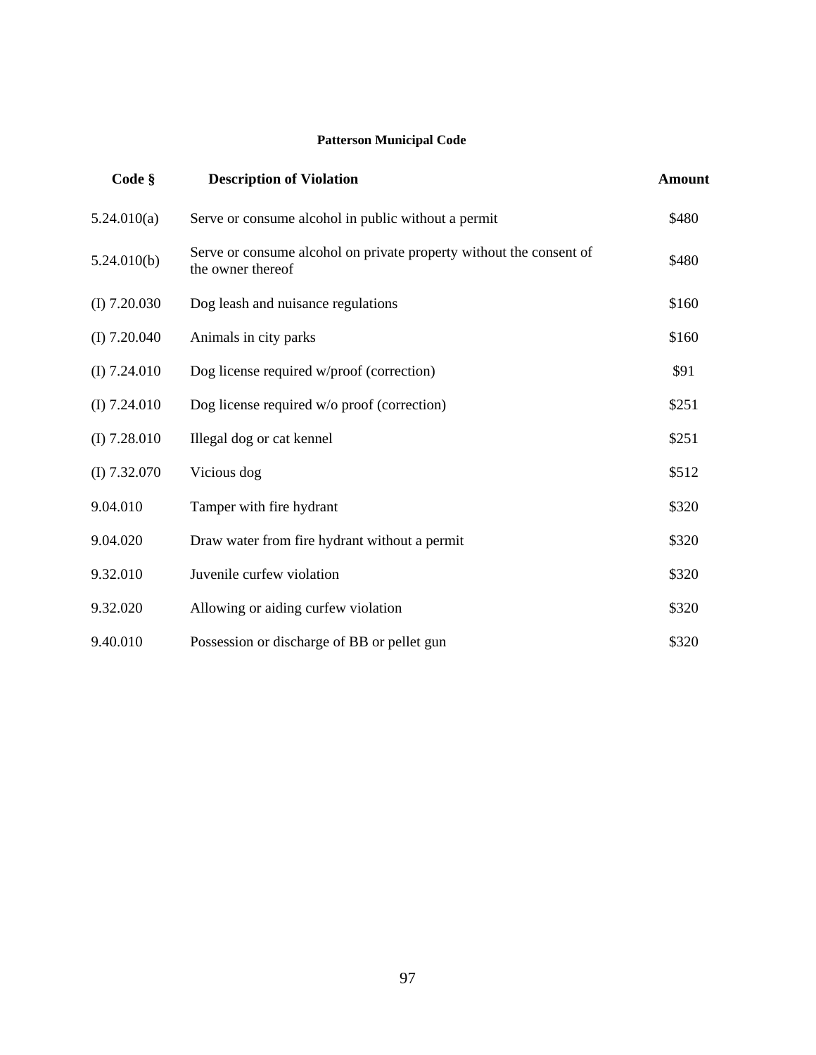**Patterson Municipal Code**

| Code § | Description of Violation | Amount |
|---|---|---|
| 5.24.010(a) | Serve or consume alcohol in public without a permit | $480 |
| 5.24.010(b) | Serve or consume alcohol on private property without the consent of the owner thereof | $480 |
| (I) 7.20.030 | Dog leash and nuisance regulations | $160 |
| (I) 7.20.040 | Animals in city parks | $160 |
| (I) 7.24.010 | Dog license required w/proof (correction) | $91 |
| (I) 7.24.010 | Dog license required w/o proof (correction) | $251 |
| (I) 7.28.010 | Illegal dog or cat kennel | $251 |
| (I) 7.32.070 | Vicious dog | $512 |
| 9.04.010 | Tamper with fire hydrant | $320 |
| 9.04.020 | Draw water from fire hydrant without a permit | $320 |
| 9.32.010 | Juvenile curfew violation | $320 |
| 9.32.020 | Allowing or aiding curfew violation | $320 |
| 9.40.010 | Possession or discharge of BB or pellet gun | $320 |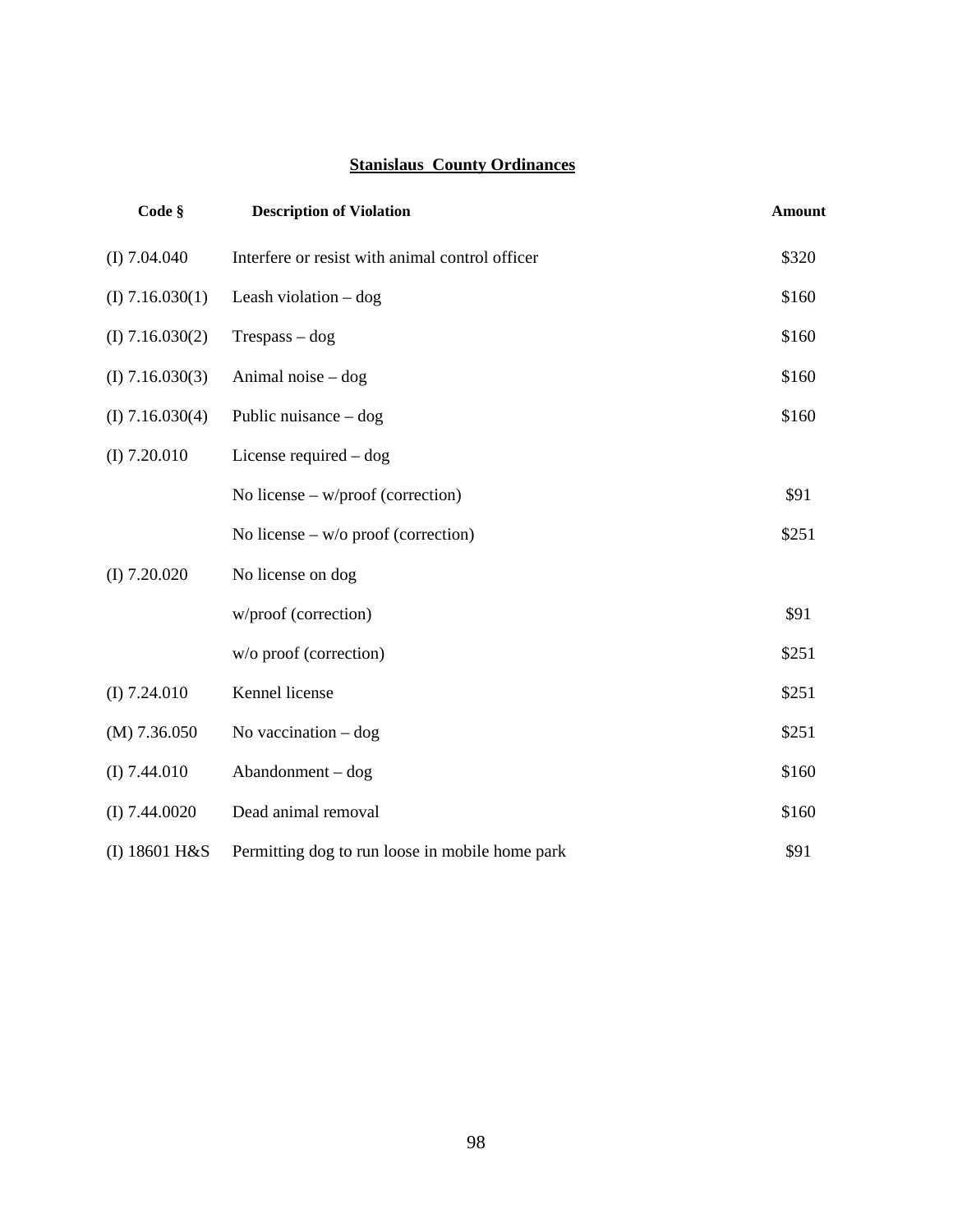# Stanislaus County Ordinances

| Code § | Description of Violation | Amount |
|---|---|---|
| (I) 7.04.040 | Interfere or resist with animal control officer | $320 |
| (I) 7.16.030(1) | Leash violation – dog | $160 |
| (I) 7.16.030(2) | Trespass – dog | $160 |
| (I) 7.16.030(3) | Animal noise – dog | $160 |
| (I) 7.16.030(4) | Public nuisance – dog | $160 |
| (I) 7.20.010 | License required – dog | |
| | No license – w/proof (correction) | $91 |
| | No license – w/o proof (correction) | $251 |
| (I) 7.20.020 | No license on dog | |
| | w/proof (correction) | $91 |
| | w/o proof (correction) | $251 |
| (I) 7.24.010 | Kennel license | $251 |
| (M) 7.36.050 | No vaccination – dog | $251 |
| (I) 7.44.010 | Abandonment – dog | $160 |
| (I) 7.44.0020 | Dead animal removal | $160 |
| (I) 18601 H&S | Permitting dog to run loose in mobile home park | $91 |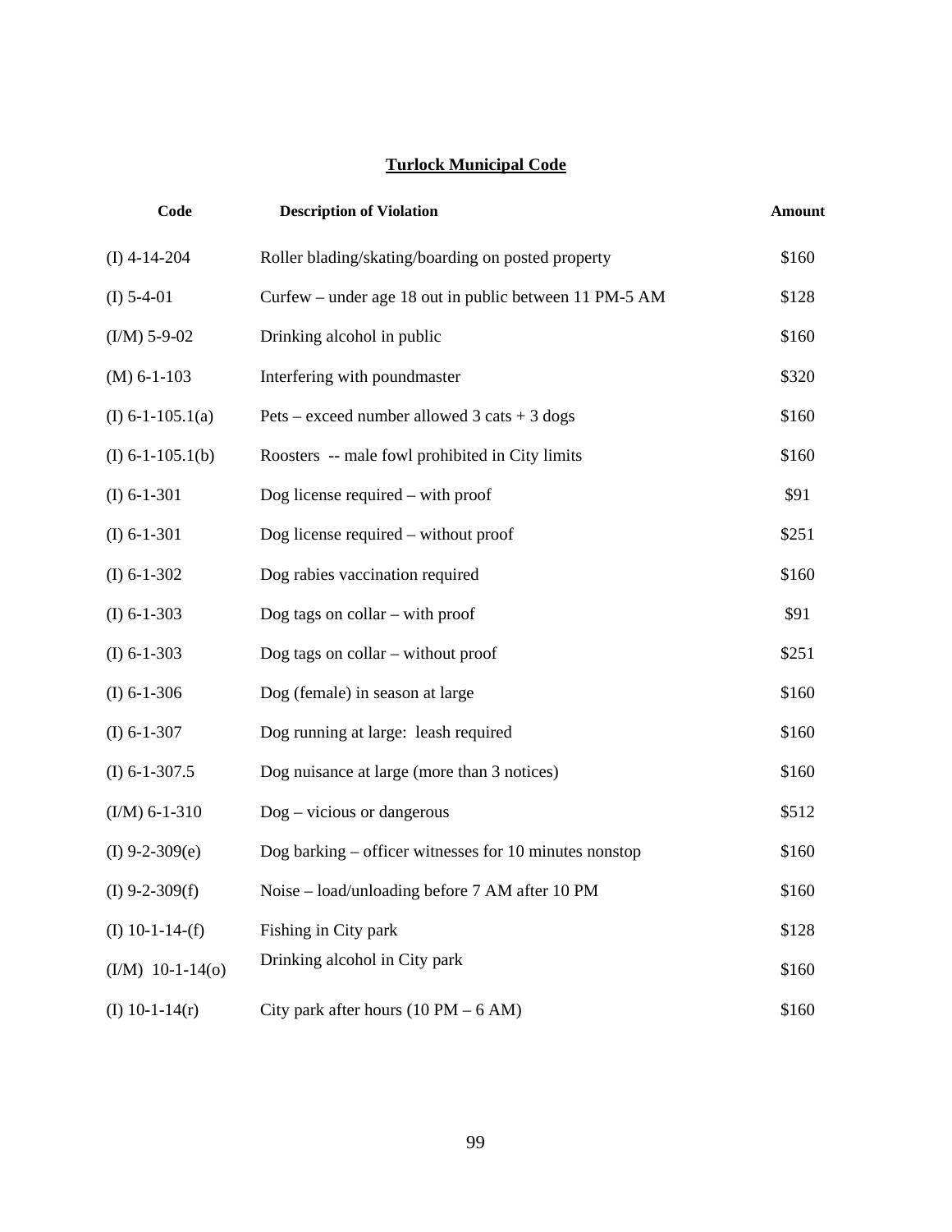# Turlock Municipal Code

| Code | Description of Violation | Amount |
|---|---|---|
| (I) 4-14-204 | Roller blading/skating/boarding on posted property | $160 |
| (I) 5-4-01 | Curfew – under age 18 out in public between 11 PM-5 AM | $128 |
| (I/M) 5-9-02 | Drinking alcohol in public | $160 |
| (M) 6-1-103 | Interfering with poundmaster | $320 |
| (I) 6-1-105.1(a) | Pets – exceed number allowed 3 cats + 3 dogs | $160 |
| (I) 6-1-105.1(b) | Roosters -- male fowl prohibited in City limits | $160 |
| (I) 6-1-301 | Dog license required – with proof | $91 |
| (I) 6-1-301 | Dog license required – without proof | $251 |
| (I) 6-1-302 | Dog rabies vaccination required | $160 |
| (I) 6-1-303 | Dog tags on collar – with proof | $91 |
| (I) 6-1-303 | Dog tags on collar – without proof | $251 |
| (I) 6-1-306 | Dog (female) in season at large | $160 |
| (I) 6-1-307 | Dog running at large: leash required | $160 |
| (I) 6-1-307.5 | Dog nuisance at large (more than 3 notices) | $160 |
| (I/M) 6-1-310 | Dog – vicious or dangerous | $512 |
| (I) 9-2-309(e) | Dog barking – officer witnesses for 10 minutes nonstop | $160 |
| (I) 9-2-309(f) | Noise – load/unloading before 7 AM after 10 PM | $160 |
| (I) 10-1-14-(f) | Fishing in City park | $128 |
| (I/M) 10-1-14(o) | Drinking alcohol in City park | $160 |
| (I) 10-1-14(r) | City park after hours (10 PM – 6 AM) | $160 |